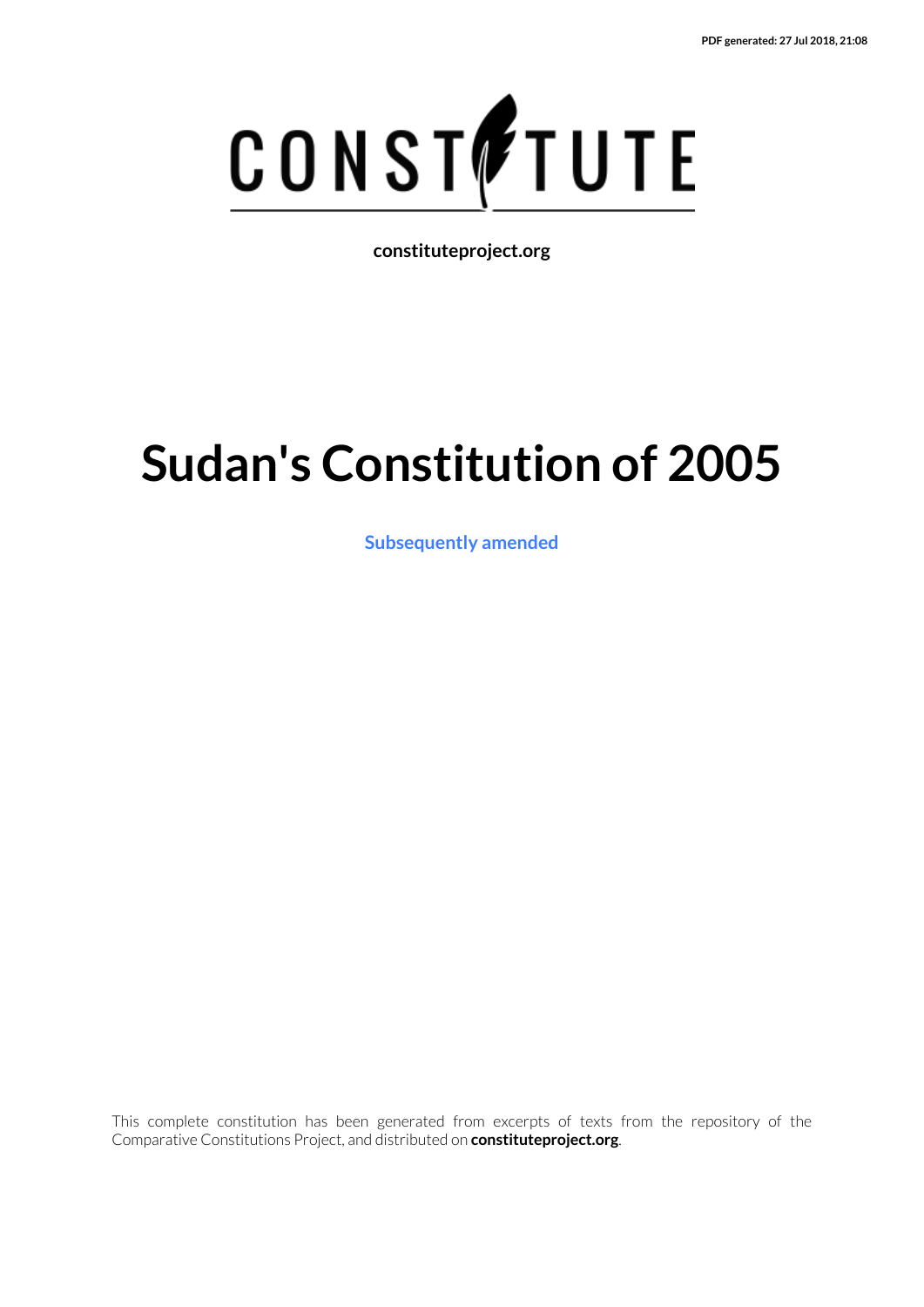PDF generated: 27 Jul 2018, 21:08

CONSTITUTE

**constituteproject.org**

# Sudan's Constitution of 2005

**Subsequently amended**

This complete constitution has been generated from excerpts of texts from the repository of the Comparative Constitutions Project, and distributed on **constituteproject.org**.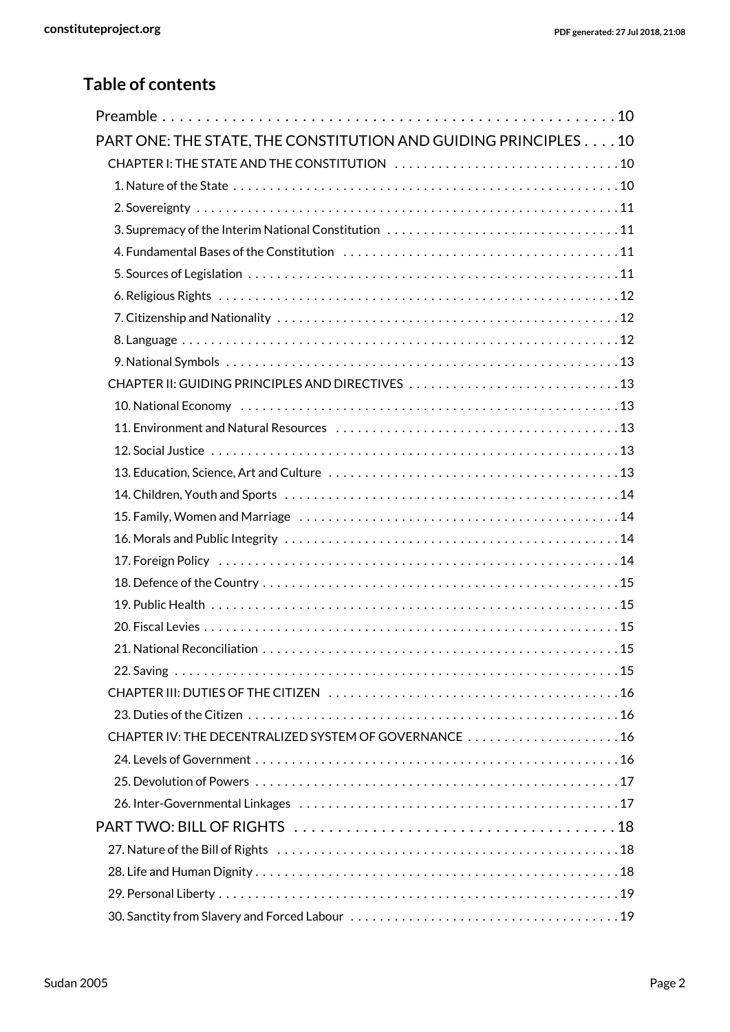## Table of contents

- Preamble . . . 10
- PART ONE: THE STATE, THE CONSTITUTION AND GUIDING PRINCIPLES . . . 10
  - CHAPTER I: THE STATE AND THE CONSTITUTION . . . 10
    - 1. Nature of the State . . . 10
    - 2. Sovereignty . . . 11
    - 3. Supremacy of the Interim National Constitution . . . 11
    - 4. Fundamental Bases of the Constitution . . . 11
    - 5. Sources of Legislation . . . 11
    - 6. Religious Rights . . . 12
    - 7. Citizenship and Nationality . . . 12
    - 8. Language . . . 12
    - 9. National Symbols . . . 13
  - CHAPTER II: GUIDING PRINCIPLES AND DIRECTIVES . . . 13
    - 10. National Economy . . . 13
    - 11. Environment and Natural Resources . . . 13
    - 12. Social Justice . . . 13
    - 13. Education, Science, Art and Culture . . . 13
    - 14. Children, Youth and Sports . . . 14
    - 15. Family, Women and Marriage . . . 14
    - 16. Morals and Public Integrity . . . 14
    - 17. Foreign Policy . . . 14
    - 18. Defence of the Country . . . 15
    - 19. Public Health . . . 15
    - 20. Fiscal Levies . . . 15
    - 21. National Reconciliation . . . 15
    - 22. Saving . . . 15
  - CHAPTER III: DUTIES OF THE CITIZEN . . . 16
    - 23. Duties of the Citizen . . . 16
  - CHAPTER IV: THE DECENTRALIZED SYSTEM OF GOVERNANCE . . . 16
    - 24. Levels of Government . . . 16
    - 25. Devolution of Powers . . . 17
    - 26. Inter-Governmental Linkages . . . 17
- PART TWO: BILL OF RIGHTS . . . 18
  - 27. Nature of the Bill of Rights . . . 18
  - 28. Life and Human Dignity . . . 18
  - 29. Personal Liberty . . . 19
  - 30. Sanctity from Slavery and Forced Labour . . . 19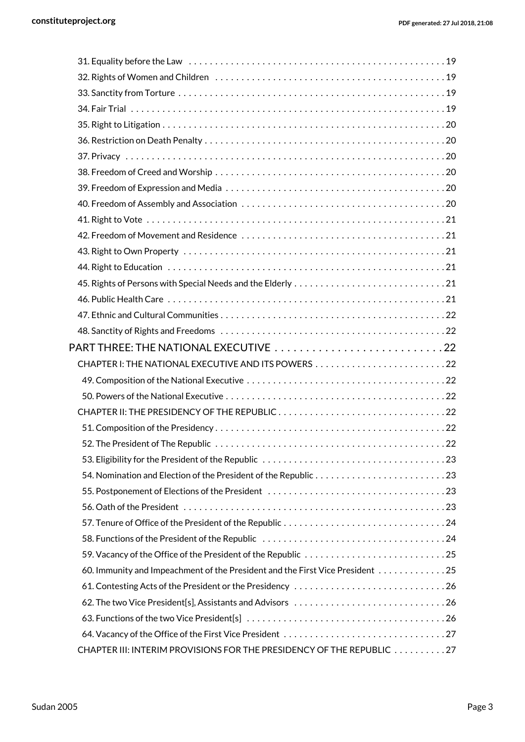31. Equality before the Law . . . . . . . . . . . . . . . . . . . . . . . . . . . . . . . . . . . . . . . . . . . . . . . . 19
32. Rights of Women and Children . . . . . . . . . . . . . . . . . . . . . . . . . . . . . . . . . . . . . . . . . . . 19
33. Sanctity from Torture . . . . . . . . . . . . . . . . . . . . . . . . . . . . . . . . . . . . . . . . . . . . . . . . . . 19
34. Fair Trial . . . . . . . . . . . . . . . . . . . . . . . . . . . . . . . . . . . . . . . . . . . . . . . . . . . . . . . . . . . 19
35. Right to Litigation . . . . . . . . . . . . . . . . . . . . . . . . . . . . . . . . . . . . . . . . . . . . . . . . . . . . 20
36. Restriction on Death Penalty . . . . . . . . . . . . . . . . . . . . . . . . . . . . . . . . . . . . . . . . . . . . 20
37. Privacy . . . . . . . . . . . . . . . . . . . . . . . . . . . . . . . . . . . . . . . . . . . . . . . . . . . . . . . . . . . . 20
38. Freedom of Creed and Worship . . . . . . . . . . . . . . . . . . . . . . . . . . . . . . . . . . . . . . . . . . . 20
39. Freedom of Expression and Media . . . . . . . . . . . . . . . . . . . . . . . . . . . . . . . . . . . . . . . . . 20
40. Freedom of Assembly and Association . . . . . . . . . . . . . . . . . . . . . . . . . . . . . . . . . . . . . 20
41. Right to Vote . . . . . . . . . . . . . . . . . . . . . . . . . . . . . . . . . . . . . . . . . . . . . . . . . . . . . . . . 21
42. Freedom of Movement and Residence . . . . . . . . . . . . . . . . . . . . . . . . . . . . . . . . . . . . . 21
43. Right to Own Property . . . . . . . . . . . . . . . . . . . . . . . . . . . . . . . . . . . . . . . . . . . . . . . . . 21
44. Right to Education . . . . . . . . . . . . . . . . . . . . . . . . . . . . . . . . . . . . . . . . . . . . . . . . . . . . 21
45. Rights of Persons with Special Needs and the Elderly . . . . . . . . . . . . . . . . . . . . . . . . . . . . 21
46. Public Health Care . . . . . . . . . . . . . . . . . . . . . . . . . . . . . . . . . . . . . . . . . . . . . . . . . . . . 21
47. Ethnic and Cultural Communities . . . . . . . . . . . . . . . . . . . . . . . . . . . . . . . . . . . . . . . . . . 22
48. Sanctity of Rights and Freedoms . . . . . . . . . . . . . . . . . . . . . . . . . . . . . . . . . . . . . . . . . . 22

PART THREE: THE NATIONAL EXECUTIVE . . . . . . . . . . . . . . . . . . . . . . . . . . . . 22

CHAPTER I: THE NATIONAL EXECUTIVE AND ITS POWERS . . . . . . . . . . . . . . . . . . . . . . . . . 22
49. Composition of the National Executive . . . . . . . . . . . . . . . . . . . . . . . . . . . . . . . . . . . . . 22
50. Powers of the National Executive . . . . . . . . . . . . . . . . . . . . . . . . . . . . . . . . . . . . . . . . . 22

CHAPTER II: THE PRESIDENCY OF THE REPUBLIC . . . . . . . . . . . . . . . . . . . . . . . . . . . . . . . 22
51. Composition of the Presidency . . . . . . . . . . . . . . . . . . . . . . . . . . . . . . . . . . . . . . . . . . . 22
52. The President of The Republic . . . . . . . . . . . . . . . . . . . . . . . . . . . . . . . . . . . . . . . . . . . 22
53. Eligibility for the President of the Republic . . . . . . . . . . . . . . . . . . . . . . . . . . . . . . . . . . 23
54. Nomination and Election of the President of the Republic . . . . . . . . . . . . . . . . . . . . . . . . 23
55. Postponement of Elections of the President . . . . . . . . . . . . . . . . . . . . . . . . . . . . . . . . . 23
56. Oath of the President . . . . . . . . . . . . . . . . . . . . . . . . . . . . . . . . . . . . . . . . . . . . . . . . . 23
57. Tenure of Office of the President of the Republic . . . . . . . . . . . . . . . . . . . . . . . . . . . . . . 24
58. Functions of the President of the Republic . . . . . . . . . . . . . . . . . . . . . . . . . . . . . . . . . . 24
59. Vacancy of the Office of the President of the Republic . . . . . . . . . . . . . . . . . . . . . . . . . . 25
60. Immunity and Impeachment of the President and the First Vice President . . . . . . . . . . . . 25
61. Contesting Acts of the President or the Presidency . . . . . . . . . . . . . . . . . . . . . . . . . . . . 26
62. The two Vice President[s], Assistants and Advisors . . . . . . . . . . . . . . . . . . . . . . . . . . . . 26
63. Functions of the two Vice President[s] . . . . . . . . . . . . . . . . . . . . . . . . . . . . . . . . . . . . . 26
64. Vacancy of the Office of the First Vice President . . . . . . . . . . . . . . . . . . . . . . . . . . . . . . 27

CHAPTER III: INTERIM PROVISIONS FOR THE PRESIDENCY OF THE REPUBLIC . . . . . . . . . . 27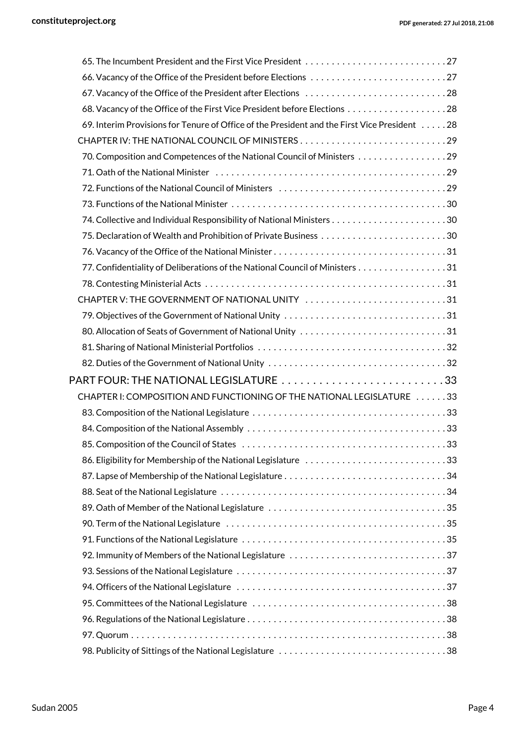65. The Incumbent President and the First Vice President . . . . . . . . . . . . . . . . . . . . . . . . . . . 27

66. Vacancy of the Office of the President before Elections . . . . . . . . . . . . . . . . . . . . . . . . . . 27

67. Vacancy of the Office of the President after Elections . . . . . . . . . . . . . . . . . . . . . . . . . . . 28

68. Vacancy of the Office of the First Vice President before Elections . . . . . . . . . . . . . . . . . . . 28

69. Interim Provisions for Tenure of Office of the President and the First Vice President . . . . . 28

CHAPTER IV: THE NATIONAL COUNCIL OF MINISTERS . . . . . . . . . . . . . . . . . . . . . . . . . . . . 29

70. Composition and Competences of the National Council of Ministers . . . . . . . . . . . . . . . . . 29

71. Oath of the National Minister . . . . . . . . . . . . . . . . . . . . . . . . . . . . . . . . . . . . . . . . . . . . 29

72. Functions of the National Council of Ministers . . . . . . . . . . . . . . . . . . . . . . . . . . . . . . . . 29

73. Functions of the National Minister . . . . . . . . . . . . . . . . . . . . . . . . . . . . . . . . . . . . . . . . 30

74. Collective and Individual Responsibility of National Ministers . . . . . . . . . . . . . . . . . . . . . . 30

75. Declaration of Wealth and Prohibition of Private Business . . . . . . . . . . . . . . . . . . . . . . . . 30

76. Vacancy of the Office of the National Minister . . . . . . . . . . . . . . . . . . . . . . . . . . . . . . . . . 31

77. Confidentiality of Deliberations of the National Council of Ministers . . . . . . . . . . . . . . . . . 31

78. Contesting Ministerial Acts . . . . . . . . . . . . . . . . . . . . . . . . . . . . . . . . . . . . . . . . . . . . . . 31

CHAPTER V: THE GOVERNMENT OF NATIONAL UNITY . . . . . . . . . . . . . . . . . . . . . . . . . . . 31

79. Objectives of the Government of National Unity . . . . . . . . . . . . . . . . . . . . . . . . . . . . . . . 31

80. Allocation of Seats of Government of National Unity . . . . . . . . . . . . . . . . . . . . . . . . . . . . 31

81. Sharing of National Ministerial Portfolios . . . . . . . . . . . . . . . . . . . . . . . . . . . . . . . . . . . . 32

82. Duties of the Government of National Unity . . . . . . . . . . . . . . . . . . . . . . . . . . . . . . . . . . 32

PART FOUR: THE NATIONAL LEGISLATURE . . . . . . . . . . . . . . . . . . . . . . . . . . 33

CHAPTER I: COMPOSITION AND FUNCTIONING OF THE NATIONAL LEGISLATURE . . . . . . 33

83. Composition of the National Legislature . . . . . . . . . . . . . . . . . . . . . . . . . . . . . . . . . . . . . 33

84. Composition of the National Assembly . . . . . . . . . . . . . . . . . . . . . . . . . . . . . . . . . . . . . . 33

85. Composition of the Council of States . . . . . . . . . . . . . . . . . . . . . . . . . . . . . . . . . . . . . . . 33

86. Eligibility for Membership of the National Legislature . . . . . . . . . . . . . . . . . . . . . . . . . . . 33

87. Lapse of Membership of the National Legislature . . . . . . . . . . . . . . . . . . . . . . . . . . . . . . . 34

88. Seat of the National Legislature . . . . . . . . . . . . . . . . . . . . . . . . . . . . . . . . . . . . . . . . . . . 34

89. Oath of Member of the National Legislature . . . . . . . . . . . . . . . . . . . . . . . . . . . . . . . . . . 35

90. Term of the National Legislature . . . . . . . . . . . . . . . . . . . . . . . . . . . . . . . . . . . . . . . . . . 35

91. Functions of the National Legislature . . . . . . . . . . . . . . . . . . . . . . . . . . . . . . . . . . . . . . . 35

92. Immunity of Members of the National Legislature . . . . . . . . . . . . . . . . . . . . . . . . . . . . . . 37

93. Sessions of the National Legislature . . . . . . . . . . . . . . . . . . . . . . . . . . . . . . . . . . . . . . . . 37

94. Officers of the National Legislature . . . . . . . . . . . . . . . . . . . . . . . . . . . . . . . . . . . . . . . . 37

95. Committees of the National Legislature . . . . . . . . . . . . . . . . . . . . . . . . . . . . . . . . . . . . . 38

96. Regulations of the National Legislature . . . . . . . . . . . . . . . . . . . . . . . . . . . . . . . . . . . . . . 38

97. Quorum . . . . . . . . . . . . . . . . . . . . . . . . . . . . . . . . . . . . . . . . . . . . . . . . . . . . . . . . . . . . 38

98. Publicity of Sittings of the National Legislature . . . . . . . . . . . . . . . . . . . . . . . . . . . . . . . . 38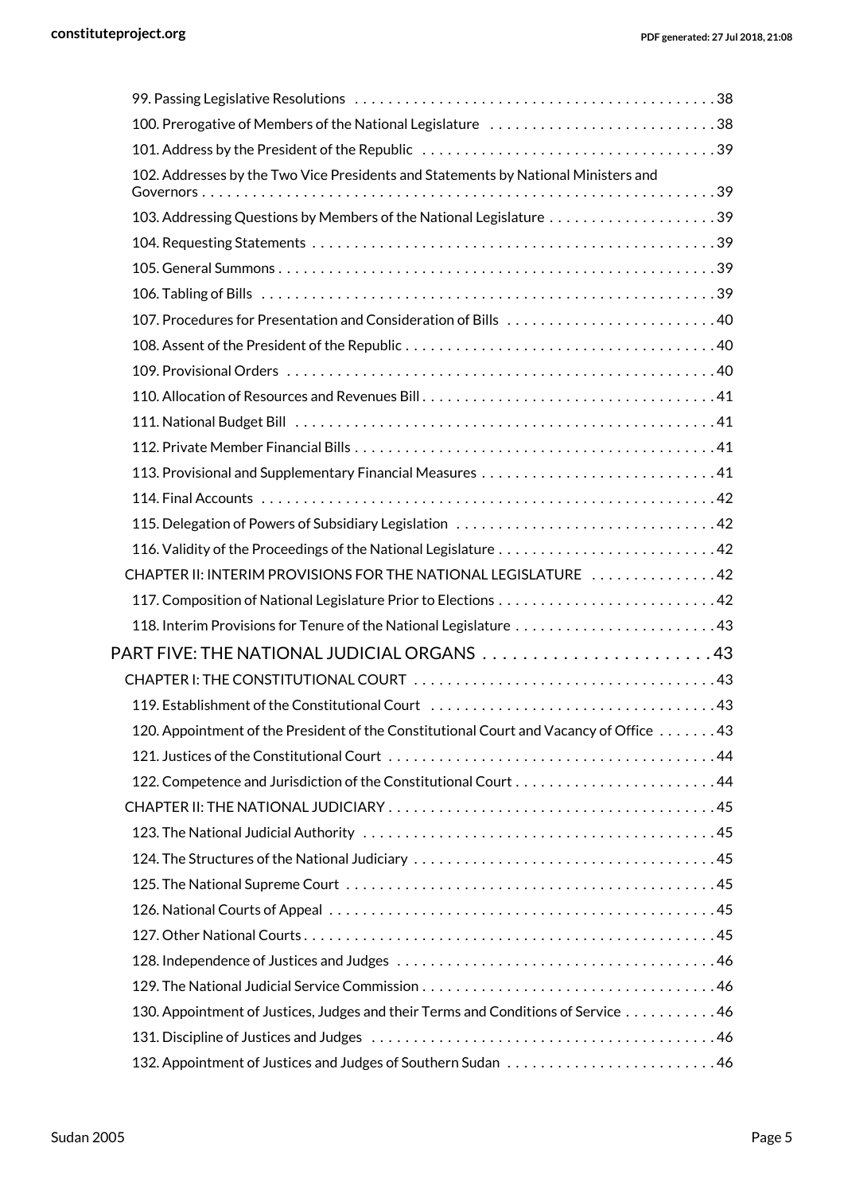99. Passing Legislative Resolutions . . . . . . . . . . 38
100. Prerogative of Members of the National Legislature . . . . . . . . . . 38
101. Address by the President of the Republic . . . . . . . . . . 39
102. Addresses by the Two Vice Presidents and Statements by National Ministers and Governors . . . . . . . . . . 39
103. Addressing Questions by Members of the National Legislature . . . . . . . . . . 39
104. Requesting Statements . . . . . . . . . . 39
105. General Summons . . . . . . . . . . 39
106. Tabling of Bills . . . . . . . . . . 39
107. Procedures for Presentation and Consideration of Bills . . . . . . . . . . 40
108. Assent of the President of the Republic . . . . . . . . . . 40
109. Provisional Orders . . . . . . . . . . 40
110. Allocation of Resources and Revenues Bill . . . . . . . . . . 41
111. National Budget Bill . . . . . . . . . . 41
112. Private Member Financial Bills . . . . . . . . . . 41
113. Provisional and Supplementary Financial Measures . . . . . . . . . . 41
114. Final Accounts . . . . . . . . . . 42
115. Delegation of Powers of Subsidiary Legislation . . . . . . . . . . 42
116. Validity of the Proceedings of the National Legislature . . . . . . . . . . 42
CHAPTER II: INTERIM PROVISIONS FOR THE NATIONAL LEGISLATURE . . . . . . . . . . 42
117. Composition of National Legislature Prior to Elections . . . . . . . . . . 42
118. Interim Provisions for Tenure of the National Legislature . . . . . . . . . . 43

PART FIVE: THE NATIONAL JUDICIAL ORGANS . . . . . . . . . . 43

CHAPTER I: THE CONSTITUTIONAL COURT . . . . . . . . . . 43
119. Establishment of the Constitutional Court . . . . . . . . . . 43
120. Appointment of the President of the Constitutional Court and Vacancy of Office . . . . . . . . . . 43
121. Justices of the Constitutional Court . . . . . . . . . . 44
122. Competence and Jurisdiction of the Constitutional Court . . . . . . . . . . 44
CHAPTER II: THE NATIONAL JUDICIARY . . . . . . . . . . 45
123. The National Judicial Authority . . . . . . . . . . 45
124. The Structures of the National Judiciary . . . . . . . . . . 45
125. The National Supreme Court . . . . . . . . . . 45
126. National Courts of Appeal . . . . . . . . . . 45
127. Other National Courts . . . . . . . . . . 45
128. Independence of Justices and Judges . . . . . . . . . . 46
129. The National Judicial Service Commission . . . . . . . . . . 46
130. Appointment of Justices, Judges and their Terms and Conditions of Service . . . . . . . . . . 46
131. Discipline of Justices and Judges . . . . . . . . . . 46
132. Appointment of Justices and Judges of Southern Sudan . . . . . . . . . . 46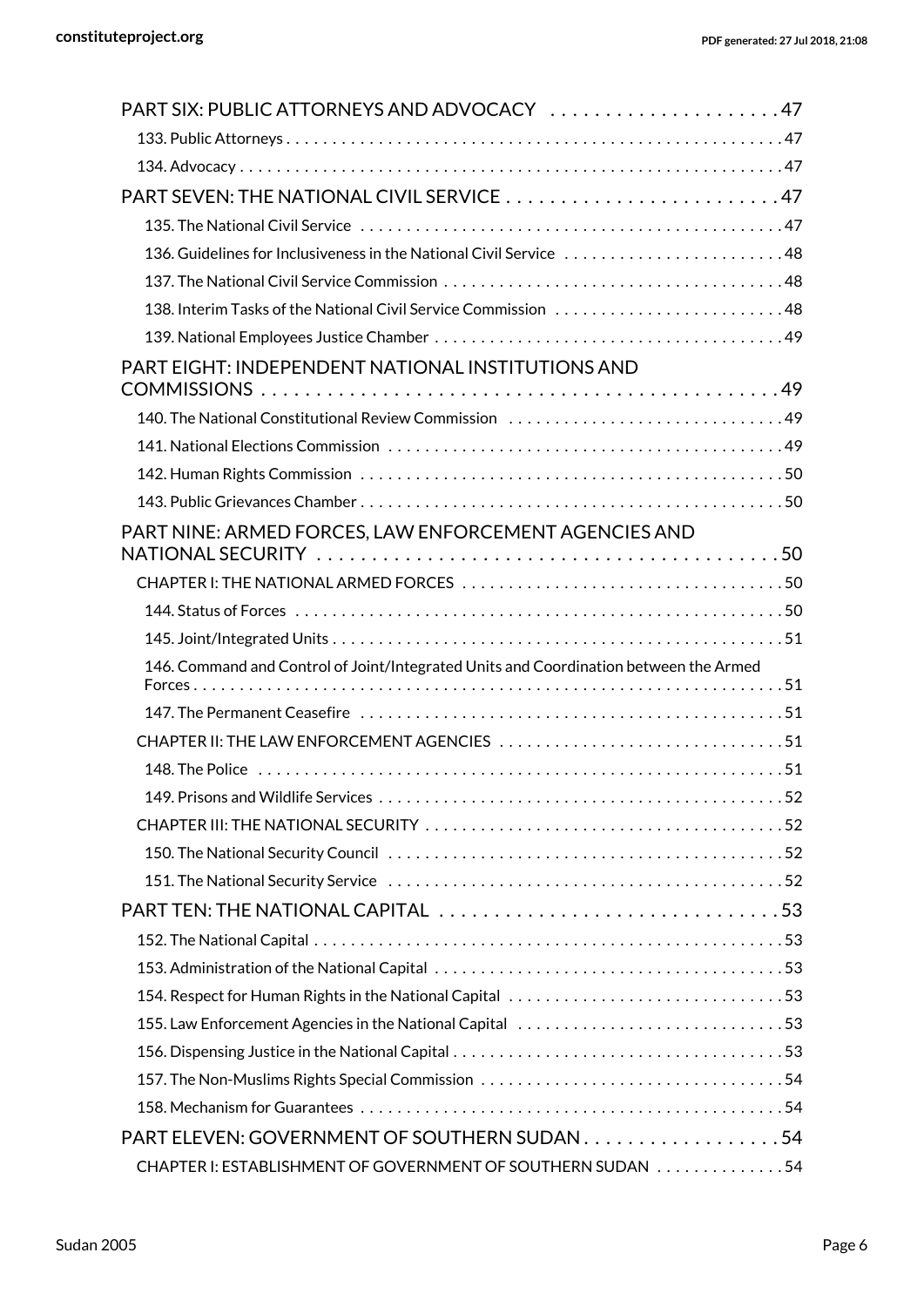PART SIX: PUBLIC ATTORNEYS AND ADVOCACY . . . . . . . . . . . . . . . . . . . . . 47

133. Public Attorneys . . . . . . . . . . . . . . . . . . . . . . . . . . . . . . . . . . . . . . . . . . . . . . . . . . . . . 47

134. Advocacy . . . . . . . . . . . . . . . . . . . . . . . . . . . . . . . . . . . . . . . . . . . . . . . . . . . . . . . . . . 47

PART SEVEN: THE NATIONAL CIVIL SERVICE . . . . . . . . . . . . . . . . . . . . . . . . . 47

135. The National Civil Service . . . . . . . . . . . . . . . . . . . . . . . . . . . . . . . . . . . . . . . . . . . . . 47

136. Guidelines for Inclusiveness in the National Civil Service . . . . . . . . . . . . . . . . . . . . . . . . 48

137. The National Civil Service Commission . . . . . . . . . . . . . . . . . . . . . . . . . . . . . . . . . . . . 48

138. Interim Tasks of the National Civil Service Commission . . . . . . . . . . . . . . . . . . . . . . . . . 48

139. National Employees Justice Chamber . . . . . . . . . . . . . . . . . . . . . . . . . . . . . . . . . . . . . 49

PART EIGHT: INDEPENDENT NATIONAL INSTITUTIONS AND COMMISSIONS . . . . . . . . . . . . . . . . . . . . . . . . . . . . . . . . . . . . . . . . . . . . . . . . . 49

140. The National Constitutional Review Commission . . . . . . . . . . . . . . . . . . . . . . . . . . . . . 49

141. National Elections Commission . . . . . . . . . . . . . . . . . . . . . . . . . . . . . . . . . . . . . . . . . . 49

142. Human Rights Commission . . . . . . . . . . . . . . . . . . . . . . . . . . . . . . . . . . . . . . . . . . . . . 50

143. Public Grievances Chamber . . . . . . . . . . . . . . . . . . . . . . . . . . . . . . . . . . . . . . . . . . . . . 50

PART NINE: ARMED FORCES, LAW ENFORCEMENT AGENCIES AND NATIONAL SECURITY . . . . . . . . . . . . . . . . . . . . . . . . . . . . . . . . . . . . . . . . . . 50

CHAPTER I: THE NATIONAL ARMED FORCES . . . . . . . . . . . . . . . . . . . . . . . . . . . . . . . . . . 50

144. Status of Forces . . . . . . . . . . . . . . . . . . . . . . . . . . . . . . . . . . . . . . . . . . . . . . . . . . . . 50

145. Joint/Integrated Units . . . . . . . . . . . . . . . . . . . . . . . . . . . . . . . . . . . . . . . . . . . . . . . . 51

146. Command and Control of Joint/Integrated Units and Coordination between the Armed Forces . . . . . . . . . . . . . . . . . . . . . . . . . . . . . . . . . . . . . . . . . . . . . . . . . . . . . . . . . . . . 51

147. The Permanent Ceasefire . . . . . . . . . . . . . . . . . . . . . . . . . . . . . . . . . . . . . . . . . . . . . 51

CHAPTER II: THE LAW ENFORCEMENT AGENCIES . . . . . . . . . . . . . . . . . . . . . . . . . . . . . . . 51

148. The Police . . . . . . . . . . . . . . . . . . . . . . . . . . . . . . . . . . . . . . . . . . . . . . . . . . . . . . . . 51

149. Prisons and Wildlife Services . . . . . . . . . . . . . . . . . . . . . . . . . . . . . . . . . . . . . . . . . . . 52

CHAPTER III: THE NATIONAL SECURITY . . . . . . . . . . . . . . . . . . . . . . . . . . . . . . . . . . . . . 52

150. The National Security Council . . . . . . . . . . . . . . . . . . . . . . . . . . . . . . . . . . . . . . . . . . 52

151. The National Security Service . . . . . . . . . . . . . . . . . . . . . . . . . . . . . . . . . . . . . . . . . . 52

PART TEN: THE NATIONAL CAPITAL . . . . . . . . . . . . . . . . . . . . . . . . . . . . . . . 53

152. The National Capital . . . . . . . . . . . . . . . . . . . . . . . . . . . . . . . . . . . . . . . . . . . . . . . . . 53

153. Administration of the National Capital . . . . . . . . . . . . . . . . . . . . . . . . . . . . . . . . . . . . 53

154. Respect for Human Rights in the National Capital . . . . . . . . . . . . . . . . . . . . . . . . . . . . . 53

155. Law Enforcement Agencies in the National Capital . . . . . . . . . . . . . . . . . . . . . . . . . . . . 53

156. Dispensing Justice in the National Capital . . . . . . . . . . . . . . . . . . . . . . . . . . . . . . . . . . 53

157. The Non-Muslims Rights Special Commission . . . . . . . . . . . . . . . . . . . . . . . . . . . . . . . . 54

158. Mechanism for Guarantees . . . . . . . . . . . . . . . . . . . . . . . . . . . . . . . . . . . . . . . . . . . . 54

PART ELEVEN: GOVERNMENT OF SOUTHERN SUDAN . . . . . . . . . . . . . . . . . . 54

CHAPTER I: ESTABLISHMENT OF GOVERNMENT OF SOUTHERN SUDAN . . . . . . . . . . . . . . 54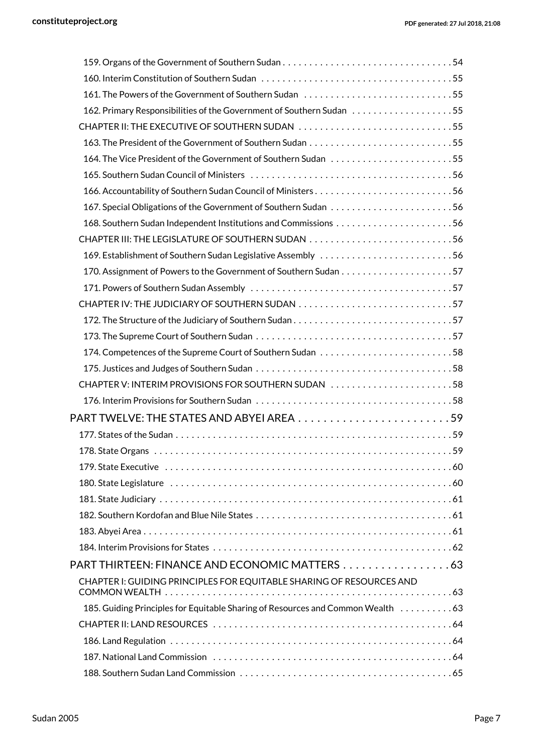159. Organs of the Government of Southern Sudan . . . . . . . . . . . . . . . . . . . . . . . . . . . . . . . . 54
160. Interim Constitution of Southern Sudan . . . . . . . . . . . . . . . . . . . . . . . . . . . . . . . . . . . . 55
161. The Powers of the Government of Southern Sudan . . . . . . . . . . . . . . . . . . . . . . . . . . . . 55
162. Primary Responsibilities of the Government of Southern Sudan . . . . . . . . . . . . . . . . . . . 55
CHAPTER II: THE EXECUTIVE OF SOUTHERN SUDAN . . . . . . . . . . . . . . . . . . . . . . . . . . . . . 55
163. The President of the Government of Southern Sudan . . . . . . . . . . . . . . . . . . . . . . . . . . . 55
164. The Vice President of the Government of Southern Sudan . . . . . . . . . . . . . . . . . . . . . . . 55
165. Southern Sudan Council of Ministers . . . . . . . . . . . . . . . . . . . . . . . . . . . . . . . . . . . . . . 56
166. Accountability of Southern Sudan Council of Ministers . . . . . . . . . . . . . . . . . . . . . . . . . . 56
167. Special Obligations of the Government of Southern Sudan . . . . . . . . . . . . . . . . . . . . . . . 56
168. Southern Sudan Independent Institutions and Commissions . . . . . . . . . . . . . . . . . . . . . . 56
CHAPTER III: THE LEGISLATURE OF SOUTHERN SUDAN . . . . . . . . . . . . . . . . . . . . . . . . . . . 56
169. Establishment of Southern Sudan Legislative Assembly . . . . . . . . . . . . . . . . . . . . . . . . . 56
170. Assignment of Powers to the Government of Southern Sudan . . . . . . . . . . . . . . . . . . . . . 57
171. Powers of Southern Sudan Assembly . . . . . . . . . . . . . . . . . . . . . . . . . . . . . . . . . . . . . . 57
CHAPTER IV: THE JUDICIARY OF SOUTHERN SUDAN . . . . . . . . . . . . . . . . . . . . . . . . . . . . . 57
172. The Structure of the Judiciary of Southern Sudan . . . . . . . . . . . . . . . . . . . . . . . . . . . . . . 57
173. The Supreme Court of Southern Sudan . . . . . . . . . . . . . . . . . . . . . . . . . . . . . . . . . . . . . 57
174. Competences of the Supreme Court of Southern Sudan . . . . . . . . . . . . . . . . . . . . . . . . . 58
175. Justices and Judges of Southern Sudan . . . . . . . . . . . . . . . . . . . . . . . . . . . . . . . . . . . . 58
CHAPTER V: INTERIM PROVISIONS FOR SOUTHERN SUDAN . . . . . . . . . . . . . . . . . . . . . . . 58
176. Interim Provisions for Southern Sudan . . . . . . . . . . . . . . . . . . . . . . . . . . . . . . . . . . . . . 58

## PART TWELVE: THE STATES AND ABYEI AREA . . . . . . . . . . . . . . . . . . . . . . . . . 59

177. States of the Sudan . . . . . . . . . . . . . . . . . . . . . . . . . . . . . . . . . . . . . . . . . . . . . . . . . . . 59
178. State Organs . . . . . . . . . . . . . . . . . . . . . . . . . . . . . . . . . . . . . . . . . . . . . . . . . . . . . . . 59
179. State Executive . . . . . . . . . . . . . . . . . . . . . . . . . . . . . . . . . . . . . . . . . . . . . . . . . . . . . 60
180. State Legislature . . . . . . . . . . . . . . . . . . . . . . . . . . . . . . . . . . . . . . . . . . . . . . . . . . . . 60
181. State Judiciary . . . . . . . . . . . . . . . . . . . . . . . . . . . . . . . . . . . . . . . . . . . . . . . . . . . . . . 61
182. Southern Kordofan and Blue Nile States . . . . . . . . . . . . . . . . . . . . . . . . . . . . . . . . . . . . 61
183. Abyei Area . . . . . . . . . . . . . . . . . . . . . . . . . . . . . . . . . . . . . . . . . . . . . . . . . . . . . . . . . 61
184. Interim Provisions for States . . . . . . . . . . . . . . . . . . . . . . . . . . . . . . . . . . . . . . . . . . . . 62

## PART THIRTEEN: FINANCE AND ECONOMIC MATTERS . . . . . . . . . . . . . . . . . 63

CHAPTER I: GUIDING PRINCIPLES FOR EQUITABLE SHARING OF RESOURCES AND COMMON WEALTH . . . . . . . . . . . . . . . . . . . . . . . . . . . . . . . . . . . . . . . . . . . . . . . . . . . . . . 63
185. Guiding Principles for Equitable Sharing of Resources and Common Wealth . . . . . . . . . . 63
CHAPTER II: LAND RESOURCES . . . . . . . . . . . . . . . . . . . . . . . . . . . . . . . . . . . . . . . . . . . . 64
186. Land Regulation . . . . . . . . . . . . . . . . . . . . . . . . . . . . . . . . . . . . . . . . . . . . . . . . . . . . . 64
187. National Land Commission . . . . . . . . . . . . . . . . . . . . . . . . . . . . . . . . . . . . . . . . . . . . . 64
188. Southern Sudan Land Commission . . . . . . . . . . . . . . . . . . . . . . . . . . . . . . . . . . . . . . . . 65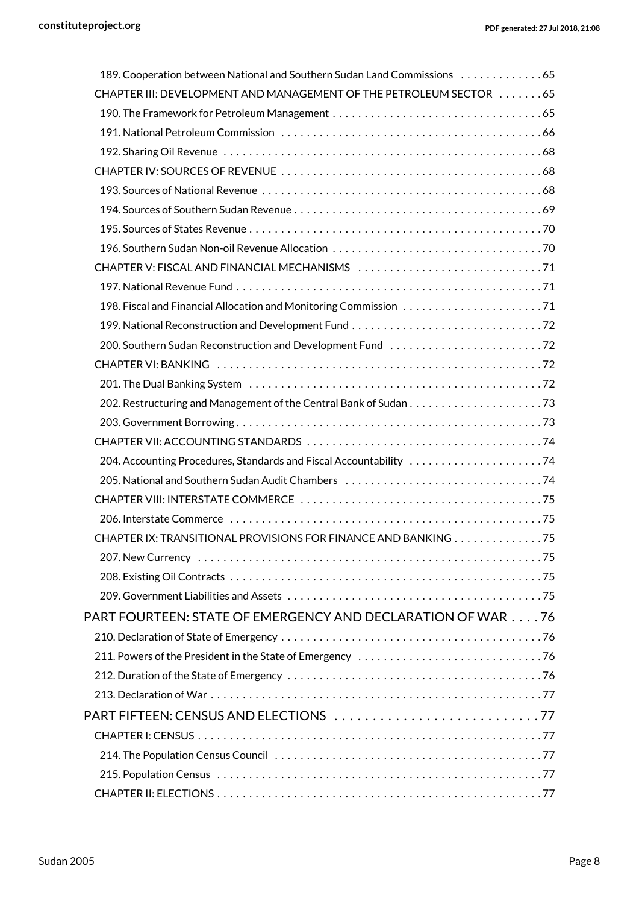189. Cooperation between National and Southern Sudan Land Commissions . . . . . . . . . . . . . 65

CHAPTER III: DEVELOPMENT AND MANAGEMENT OF THE PETROLEUM SECTOR . . . . . . . 65

190. The Framework for Petroleum Management . . . . . . . . . . . . . . . . . . . . . . . . . . . . . . . . . 65

191. National Petroleum Commission . . . . . . . . . . . . . . . . . . . . . . . . . . . . . . . . . . . . . . . . . 66

192. Sharing Oil Revenue . . . . . . . . . . . . . . . . . . . . . . . . . . . . . . . . . . . . . . . . . . . . . . . . . . 68

CHAPTER IV: SOURCES OF REVENUE . . . . . . . . . . . . . . . . . . . . . . . . . . . . . . . . . . . . . . . . 68

193. Sources of National Revenue . . . . . . . . . . . . . . . . . . . . . . . . . . . . . . . . . . . . . . . . . . . . 68

194. Sources of Southern Sudan Revenue . . . . . . . . . . . . . . . . . . . . . . . . . . . . . . . . . . . . . . . 69

195. Sources of States Revenue . . . . . . . . . . . . . . . . . . . . . . . . . . . . . . . . . . . . . . . . . . . . . . 70

196. Southern Sudan Non-oil Revenue Allocation . . . . . . . . . . . . . . . . . . . . . . . . . . . . . . . . . 70

CHAPTER V: FISCAL AND FINANCIAL MECHANISMS . . . . . . . . . . . . . . . . . . . . . . . . . . . . . 71

197. National Revenue Fund . . . . . . . . . . . . . . . . . . . . . . . . . . . . . . . . . . . . . . . . . . . . . . . . 71

198. Fiscal and Financial Allocation and Monitoring Commission . . . . . . . . . . . . . . . . . . . . . . 71

199. National Reconstruction and Development Fund . . . . . . . . . . . . . . . . . . . . . . . . . . . . . . 72

200. Southern Sudan Reconstruction and Development Fund . . . . . . . . . . . . . . . . . . . . . . . . 72

CHAPTER VI: BANKING . . . . . . . . . . . . . . . . . . . . . . . . . . . . . . . . . . . . . . . . . . . . . . . . . . . 72

201. The Dual Banking System . . . . . . . . . . . . . . . . . . . . . . . . . . . . . . . . . . . . . . . . . . . . . . 72

202. Restructuring and Management of the Central Bank of Sudan . . . . . . . . . . . . . . . . . . . . . 73

203. Government Borrowing . . . . . . . . . . . . . . . . . . . . . . . . . . . . . . . . . . . . . . . . . . . . . . . . 73

CHAPTER VII: ACCOUNTING STANDARDS . . . . . . . . . . . . . . . . . . . . . . . . . . . . . . . . . . . . . 74

204. Accounting Procedures, Standards and Fiscal Accountability . . . . . . . . . . . . . . . . . . . . . 74

205. National and Southern Sudan Audit Chambers . . . . . . . . . . . . . . . . . . . . . . . . . . . . . . . 74

CHAPTER VIII: INTERSTATE COMMERCE . . . . . . . . . . . . . . . . . . . . . . . . . . . . . . . . . . . . . . 75

206. Interstate Commerce . . . . . . . . . . . . . . . . . . . . . . . . . . . . . . . . . . . . . . . . . . . . . . . . . 75

CHAPTER IX: TRANSITIONAL PROVISIONS FOR FINANCE AND BANKING . . . . . . . . . . . . . . 75

207. New Currency . . . . . . . . . . . . . . . . . . . . . . . . . . . . . . . . . . . . . . . . . . . . . . . . . . . . . . 75

208. Existing Oil Contracts . . . . . . . . . . . . . . . . . . . . . . . . . . . . . . . . . . . . . . . . . . . . . . . . . 75

209. Government Liabilities and Assets . . . . . . . . . . . . . . . . . . . . . . . . . . . . . . . . . . . . . . . . 75

## PART FOURTEEN: STATE OF EMERGENCY AND DECLARATION OF WAR . . . . 76

210. Declaration of State of Emergency . . . . . . . . . . . . . . . . . . . . . . . . . . . . . . . . . . . . . . . . 76

211. Powers of the President in the State of Emergency . . . . . . . . . . . . . . . . . . . . . . . . . . . . 76

212. Duration of the State of Emergency . . . . . . . . . . . . . . . . . . . . . . . . . . . . . . . . . . . . . . . 76

213. Declaration of War . . . . . . . . . . . . . . . . . . . . . . . . . . . . . . . . . . . . . . . . . . . . . . . . . . . 77

## PART FIFTEEN: CENSUS AND ELECTIONS . . . . . . . . . . . . . . . . . . . . . . . . . . . 77

CHAPTER I: CENSUS . . . . . . . . . . . . . . . . . . . . . . . . . . . . . . . . . . . . . . . . . . . . . . . . . . . . 77

214. The Population Census Council . . . . . . . . . . . . . . . . . . . . . . . . . . . . . . . . . . . . . . . . . . 77

215. Population Census . . . . . . . . . . . . . . . . . . . . . . . . . . . . . . . . . . . . . . . . . . . . . . . . . . . 77

CHAPTER II: ELECTIONS . . . . . . . . . . . . . . . . . . . . . . . . . . . . . . . . . . . . . . . . . . . . . . . . . . 77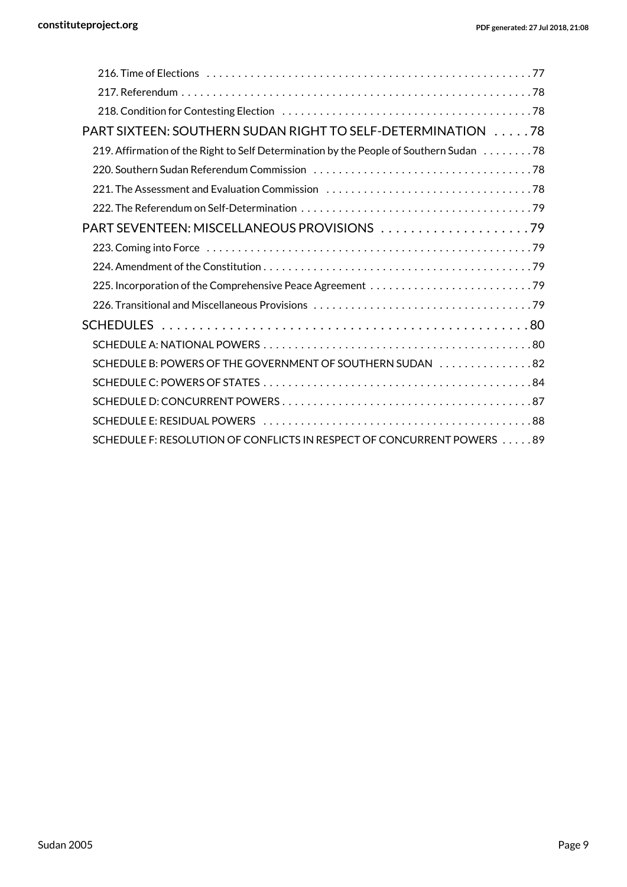216. Time of Elections . . . . . . . . . . . . . . . . . . . . . . . . . . . . . . . . . . . . . . . . . . . . . . . . . . . . 77
217. Referendum . . . . . . . . . . . . . . . . . . . . . . . . . . . . . . . . . . . . . . . . . . . . . . . . . . . . . . . 78
218. Condition for Contesting Election . . . . . . . . . . . . . . . . . . . . . . . . . . . . . . . . . . . . . . . 78

PART SIXTEEN: SOUTHERN SUDAN RIGHT TO SELF-DETERMINATION . . . . . 78

219. Affirmation of the Right to Self Determination by the People of Southern Sudan . . . . . . . . 78
220. Southern Sudan Referendum Commission . . . . . . . . . . . . . . . . . . . . . . . . . . . . . . . . . . 78
221. The Assessment and Evaluation Commission . . . . . . . . . . . . . . . . . . . . . . . . . . . . . . . . 78
222. The Referendum on Self-Determination . . . . . . . . . . . . . . . . . . . . . . . . . . . . . . . . . . . . 79

PART SEVENTEEN: MISCELLANEOUS PROVISIONS . . . . . . . . . . . . . . . . . . . . 79

223. Coming into Force . . . . . . . . . . . . . . . . . . . . . . . . . . . . . . . . . . . . . . . . . . . . . . . . . . . 79
224. Amendment of the Constitution . . . . . . . . . . . . . . . . . . . . . . . . . . . . . . . . . . . . . . . . . . 79
225. Incorporation of the Comprehensive Peace Agreement . . . . . . . . . . . . . . . . . . . . . . . . . . 79
226. Transitional and Miscellaneous Provisions . . . . . . . . . . . . . . . . . . . . . . . . . . . . . . . . . . 79

SCHEDULES . . . . . . . . . . . . . . . . . . . . . . . . . . . . . . . . . . . . . . . . . . . . . . . . . . 80

SCHEDULE A: NATIONAL POWERS . . . . . . . . . . . . . . . . . . . . . . . . . . . . . . . . . . . . . . . . . . 80
SCHEDULE B: POWERS OF THE GOVERNMENT OF SOUTHERN SUDAN . . . . . . . . . . . . . . . 82
SCHEDULE C: POWERS OF STATES . . . . . . . . . . . . . . . . . . . . . . . . . . . . . . . . . . . . . . . . . . 84
SCHEDULE D: CONCURRENT POWERS . . . . . . . . . . . . . . . . . . . . . . . . . . . . . . . . . . . . . . . 87
SCHEDULE E: RESIDUAL POWERS . . . . . . . . . . . . . . . . . . . . . . . . . . . . . . . . . . . . . . . . . . 88
SCHEDULE F: RESOLUTION OF CONFLICTS IN RESPECT OF CONCURRENT POWERS . . . . . 89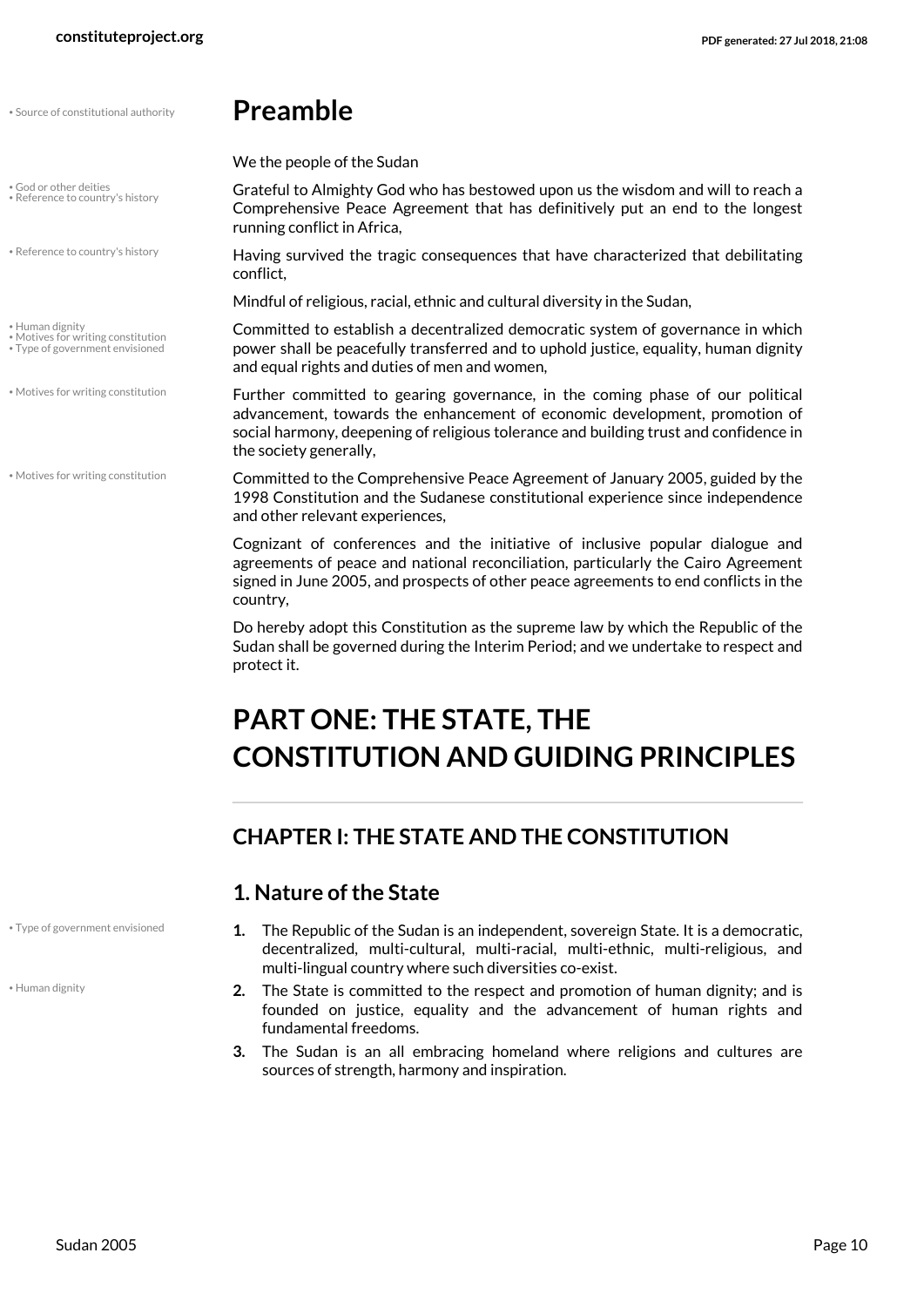# Preamble

We the people of the Sudan

Grateful to Almighty God who has bestowed upon us the wisdom and will to reach a Comprehensive Peace Agreement that has definitively put an end to the longest running conflict in Africa,

Having survived the tragic consequences that have characterized that debilitating conflict,

Mindful of religious, racial, ethnic and cultural diversity in the Sudan,

Committed to establish a decentralized democratic system of governance in which power shall be peacefully transferred and to uphold justice, equality, human dignity and equal rights and duties of men and women,

Further committed to gearing governance, in the coming phase of our political advancement, towards the enhancement of economic development, promotion of social harmony, deepening of religious tolerance and building trust and confidence in the society generally,

Committed to the Comprehensive Peace Agreement of January 2005, guided by the 1998 Constitution and the Sudanese constitutional experience since independence and other relevant experiences,

Cognizant of conferences and the initiative of inclusive popular dialogue and agreements of peace and national reconciliation, particularly the Cairo Agreement signed in June 2005, and prospects of other peace agreements to end conflicts in the country,

Do hereby adopt this Constitution as the supreme law by which the Republic of the Sudan shall be governed during the Interim Period; and we undertake to respect and protect it.

# PART ONE: THE STATE, THE CONSTITUTION AND GUIDING PRINCIPLES

## CHAPTER I: THE STATE AND THE CONSTITUTION

### 1. Nature of the State

1. The Republic of the Sudan is an independent, sovereign State. It is a democratic, decentralized, multi-cultural, multi-racial, multi-ethnic, multi-religious, and multi-lingual country where such diversities co-exist.
2. The State is committed to the respect and promotion of human dignity; and is founded on justice, equality and the advancement of human rights and fundamental freedoms.
3. The Sudan is an all embracing homeland where religions and cultures are sources of strength, harmony and inspiration.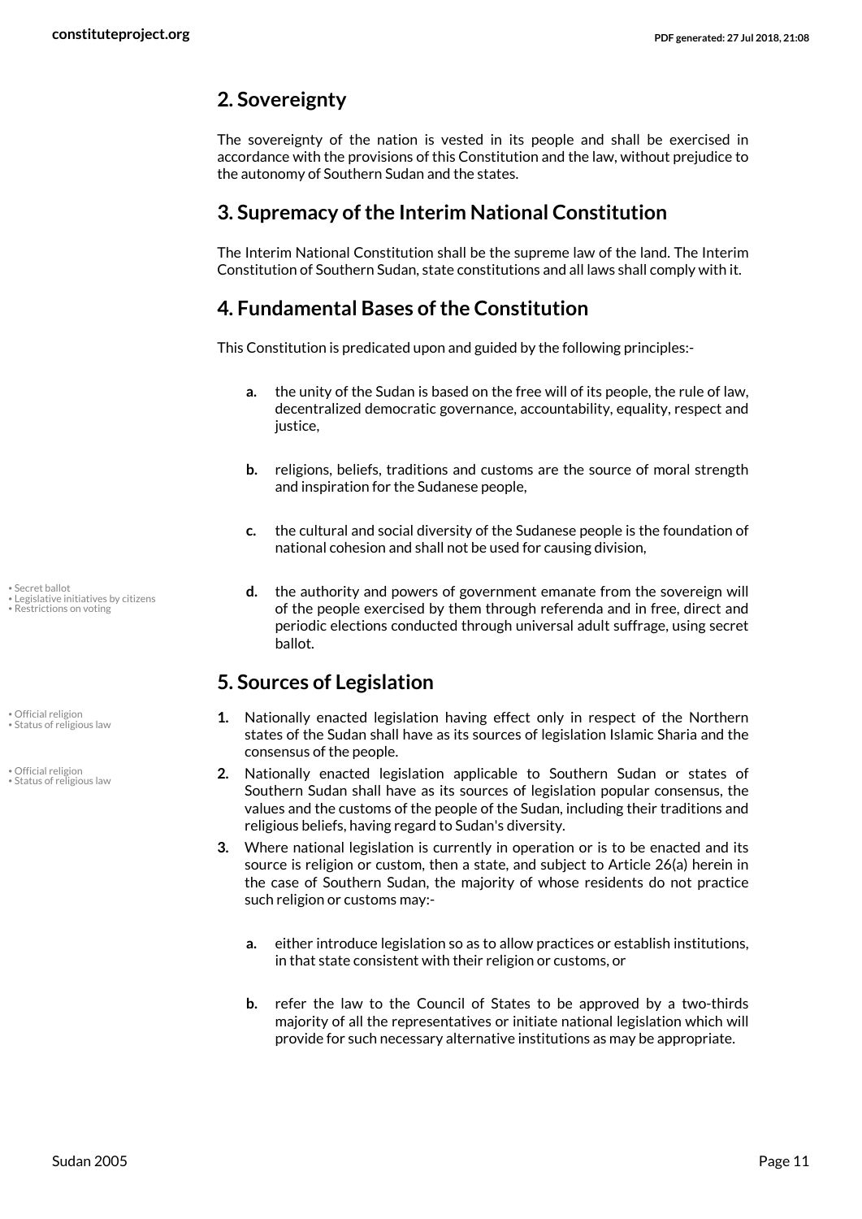## 2. Sovereignty

The sovereignty of the nation is vested in its people and shall be exercised in accordance with the provisions of this Constitution and the law, without prejudice to the autonomy of Southern Sudan and the states.

## 3. Supremacy of the Interim National Constitution

The Interim National Constitution shall be the supreme law of the land. The Interim Constitution of Southern Sudan, state constitutions and all laws shall comply with it.

## 4. Fundamental Bases of the Constitution

This Constitution is predicated upon and guided by the following principles:-

- **a.** the unity of the Sudan is based on the free will of its people, the rule of law, decentralized democratic governance, accountability, equality, respect and justice,
- **b.** religions, beliefs, traditions and customs are the source of moral strength and inspiration for the Sudanese people,
- **c.** the cultural and social diversity of the Sudanese people is the foundation of national cohesion and shall not be used for causing division,
- **d.** the authority and powers of government emanate from the sovereign will of the people exercised by them through referenda and in free, direct and periodic elections conducted through universal adult suffrage, using secret ballot.

## 5. Sources of Legislation

1. Nationally enacted legislation having effect only in respect of the Northern states of the Sudan shall have as its sources of legislation Islamic Sharia and the consensus of the people.
2. Nationally enacted legislation applicable to Southern Sudan or states of Southern Sudan shall have as its sources of legislation popular consensus, the values and the customs of the people of the Sudan, including their traditions and religious beliefs, having regard to Sudan's diversity.
3. Where national legislation is currently in operation or is to be enacted and its source is religion or custom, then a state, and subject to Article 26(a) herein in the case of Southern Sudan, the majority of whose residents do not practice such religion or customs may:-
   - **a.** either introduce legislation so as to allow practices or establish institutions, in that state consistent with their religion or customs, or
   - **b.** refer the law to the Council of States to be approved by a two-thirds majority of all the representatives or initiate national legislation which will provide for such necessary alternative institutions as may be appropriate.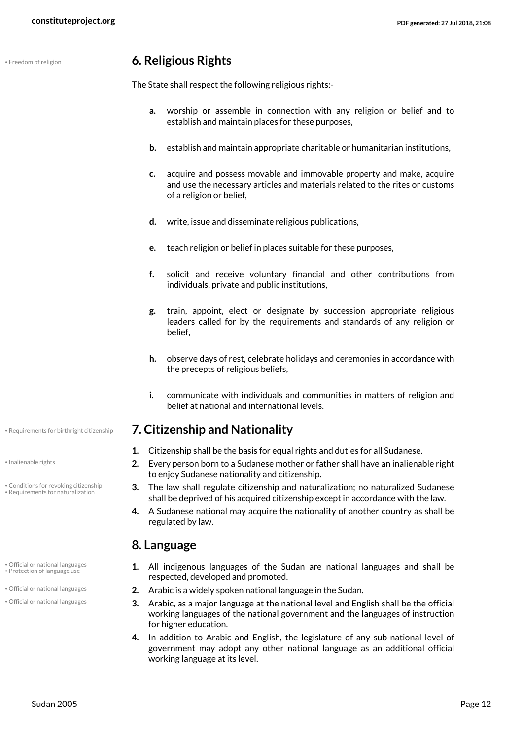## 6. Religious Rights

The State shall respect the following religious rights:-

- **a.** worship or assemble in connection with any religion or belief and to establish and maintain places for these purposes,
- **b.** establish and maintain appropriate charitable or humanitarian institutions,
- **c.** acquire and possess movable and immovable property and make, acquire and use the necessary articles and materials related to the rites or customs of a religion or belief,
- **d.** write, issue and disseminate religious publications,
- **e.** teach religion or belief in places suitable for these purposes,
- **f.** solicit and receive voluntary financial and other contributions from individuals, private and public institutions,
- **g.** train, appoint, elect or designate by succession appropriate religious leaders called for by the requirements and standards of any religion or belief,
- **h.** observe days of rest, celebrate holidays and ceremonies in accordance with the precepts of religious beliefs,
- **i.** communicate with individuals and communities in matters of religion and belief at national and international levels.

## 7. Citizenship and Nationality

1. Citizenship shall be the basis for equal rights and duties for all Sudanese.
2. Every person born to a Sudanese mother or father shall have an inalienable right to enjoy Sudanese nationality and citizenship.
3. The law shall regulate citizenship and naturalization; no naturalized Sudanese shall be deprived of his acquired citizenship except in accordance with the law.
4. A Sudanese national may acquire the nationality of another country as shall be regulated by law.

## 8. Language

1. All indigenous languages of the Sudan are national languages and shall be respected, developed and promoted.
2. Arabic is a widely spoken national language in the Sudan.
3. Arabic, as a major language at the national level and English shall be the official working languages of the national government and the languages of instruction for higher education.
4. In addition to Arabic and English, the legislature of any sub-national level of government may adopt any other national language as an additional official working language at its level.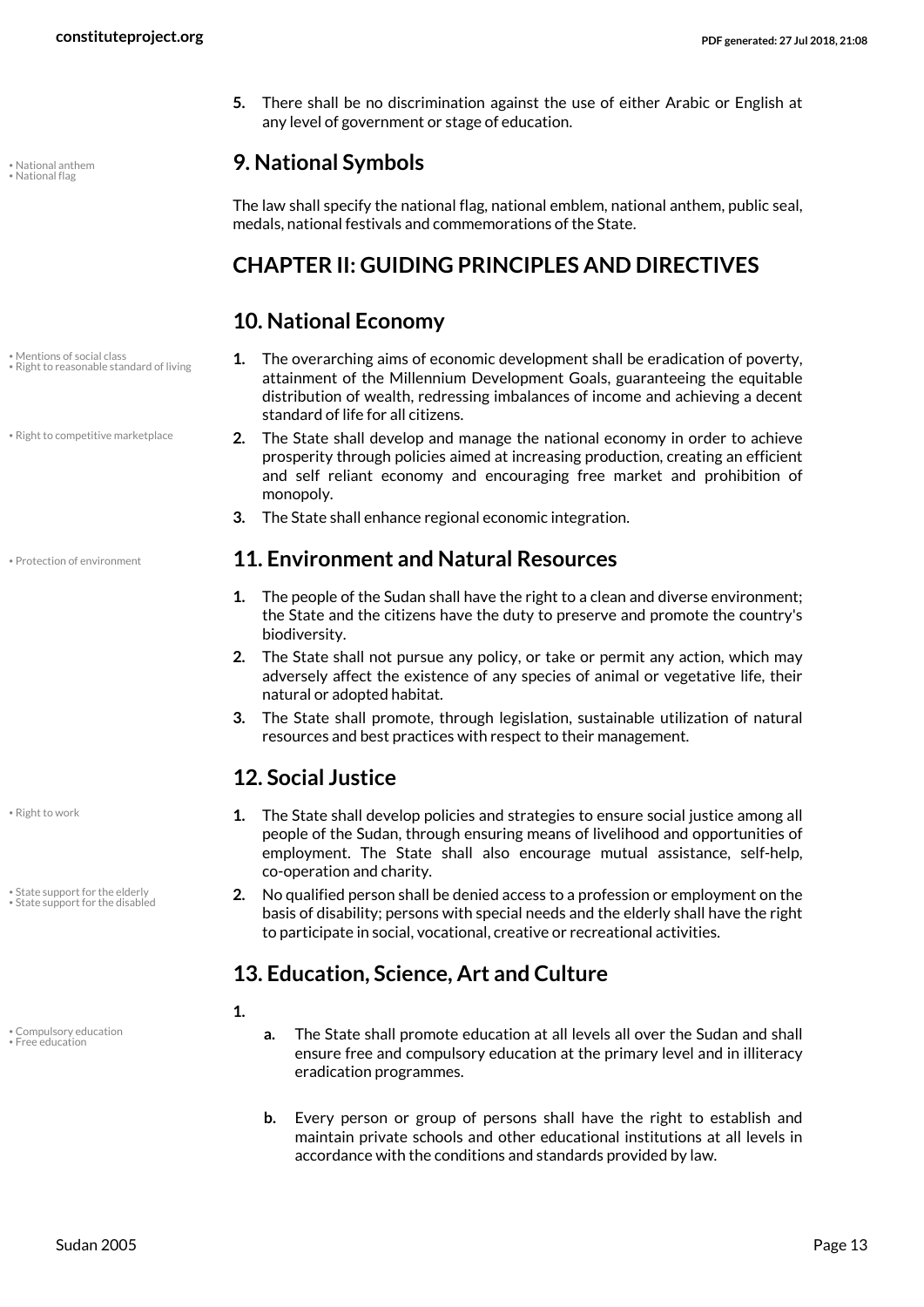5. There shall be no discrimination against the use of either Arabic or English at any level of government or stage of education.

## 9. National Symbols

The law shall specify the national flag, national emblem, national anthem, public seal, medals, national festivals and commemorations of the State.

# CHAPTER II: GUIDING PRINCIPLES AND DIRECTIVES

## 10. National Economy

1. The overarching aims of economic development shall be eradication of poverty, attainment of the Millennium Development Goals, guaranteeing the equitable distribution of wealth, redressing imbalances of income and achieving a decent standard of life for all citizens.
2. The State shall develop and manage the national economy in order to achieve prosperity through policies aimed at increasing production, creating an efficient and self reliant economy and encouraging free market and prohibition of monopoly.
3. The State shall enhance regional economic integration.

## 11. Environment and Natural Resources

1. The people of the Sudan shall have the right to a clean and diverse environment; the State and the citizens have the duty to preserve and promote the country's biodiversity.
2. The State shall not pursue any policy, or take or permit any action, which may adversely affect the existence of any species of animal or vegetative life, their natural or adopted habitat.
3. The State shall promote, through legislation, sustainable utilization of natural resources and best practices with respect to their management.

## 12. Social Justice

1. The State shall develop policies and strategies to ensure social justice among all people of the Sudan, through ensuring means of livelihood and opportunities of employment. The State shall also encourage mutual assistance, self-help, co-operation and charity.
2. No qualified person shall be denied access to a profession or employment on the basis of disability; persons with special needs and the elderly shall have the right to participate in social, vocational, creative or recreational activities.

## 13. Education, Science, Art and Culture

1.
   a. The State shall promote education at all levels all over the Sudan and shall ensure free and compulsory education at the primary level and in illiteracy eradication programmes.

   b. Every person or group of persons shall have the right to establish and maintain private schools and other educational institutions at all levels in accordance with the conditions and standards provided by law.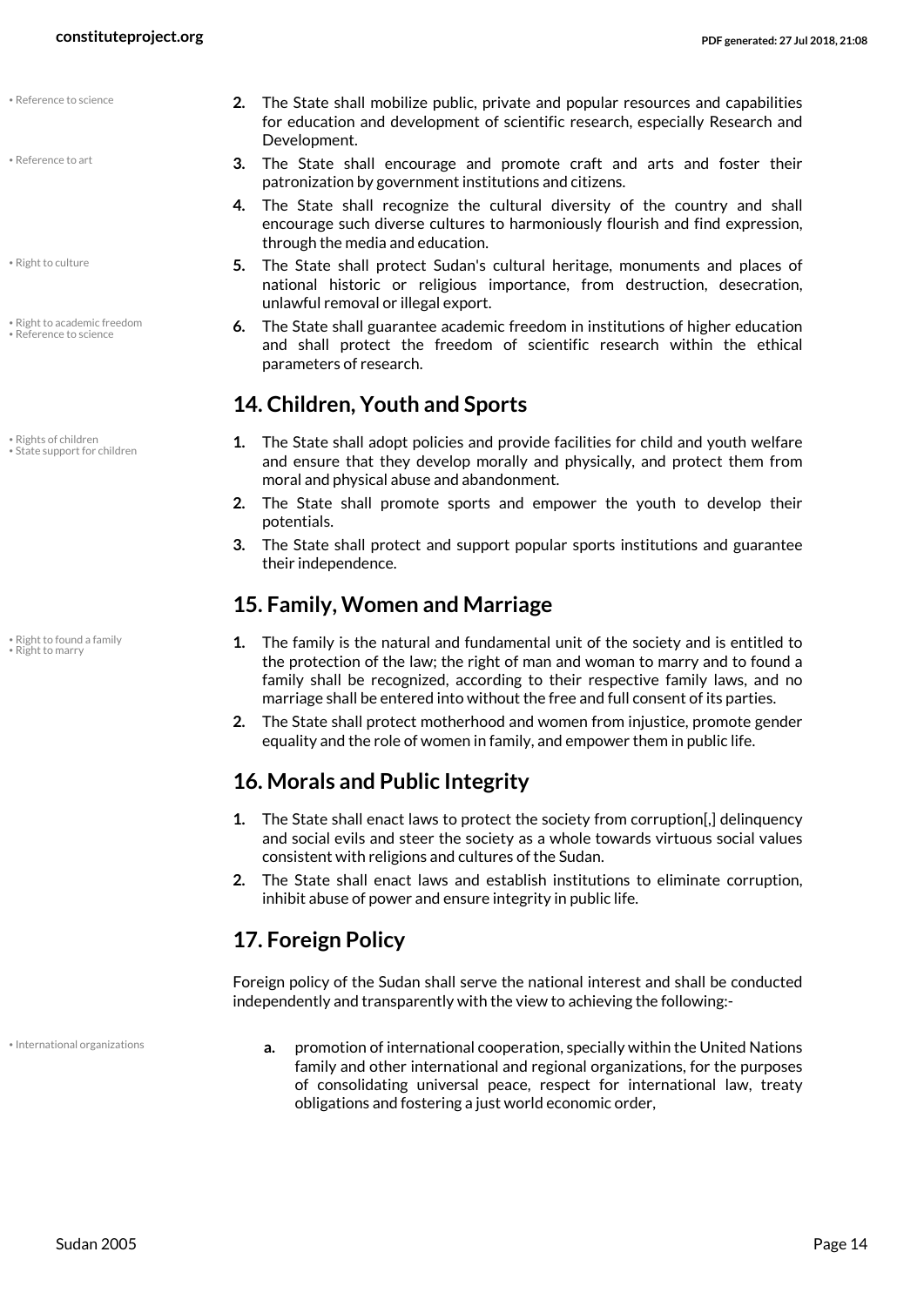2. The State shall mobilize public, private and popular resources and capabilities for education and development of scientific research, especially Research and Development.
3. The State shall encourage and promote craft and arts and foster their patronization by government institutions and citizens.
4. The State shall recognize the cultural diversity of the country and shall encourage such diverse cultures to harmoniously flourish and find expression, through the media and education.
5. The State shall protect Sudan's cultural heritage, monuments and places of national historic or religious importance, from destruction, desecration, unlawful removal or illegal export.
6. The State shall guarantee academic freedom in institutions of higher education and shall protect the freedom of scientific research within the ethical parameters of research.

## 14. Children, Youth and Sports

1. The State shall adopt policies and provide facilities for child and youth welfare and ensure that they develop morally and physically, and protect them from moral and physical abuse and abandonment.
2. The State shall promote sports and empower the youth to develop their potentials.
3. The State shall protect and support popular sports institutions and guarantee their independence.

## 15. Family, Women and Marriage

1. The family is the natural and fundamental unit of the society and is entitled to the protection of the law; the right of man and woman to marry and to found a family shall be recognized, according to their respective family laws, and no marriage shall be entered into without the free and full consent of its parties.
2. The State shall protect motherhood and women from injustice, promote gender equality and the role of women in family, and empower them in public life.

## 16. Morals and Public Integrity

1. The State shall enact laws to protect the society from corruption[,] delinquency and social evils and steer the society as a whole towards virtuous social values consistent with religions and cultures of the Sudan.
2. The State shall enact laws and establish institutions to eliminate corruption, inhibit abuse of power and ensure integrity in public life.

## 17. Foreign Policy

Foreign policy of the Sudan shall serve the national interest and shall be conducted independently and transparently with the view to achieving the following:-

a. promotion of international cooperation, specially within the United Nations family and other international and regional organizations, for the purposes of consolidating universal peace, respect for international law, treaty obligations and fostering a just world economic order,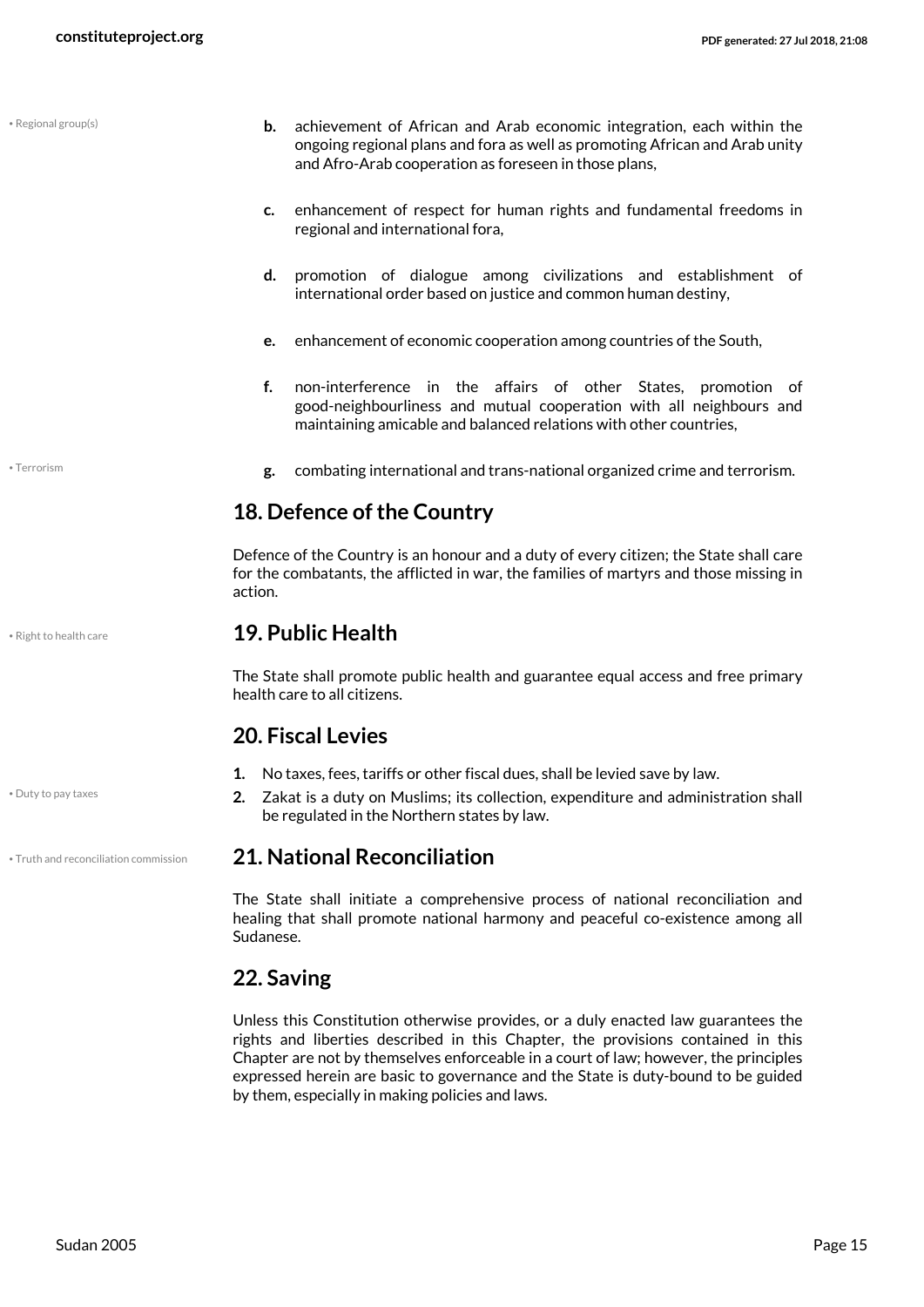- **b.** achievement of African and Arab economic integration, each within the ongoing regional plans and fora as well as promoting African and Arab unity and Afro-Arab cooperation as foreseen in those plans,
- **c.** enhancement of respect for human rights and fundamental freedoms in regional and international fora,
- **d.** promotion of dialogue among civilizations and establishment of international order based on justice and common human destiny,
- **e.** enhancement of economic cooperation among countries of the South,
- **f.** non-interference in the affairs of other States, promotion of good-neighbourliness and mutual cooperation with all neighbours and maintaining amicable and balanced relations with other countries,
- **g.** combating international and trans-national organized crime and terrorism.

## 18. Defence of the Country

Defence of the Country is an honour and a duty of every citizen; the State shall care for the combatants, the afflicted in war, the families of martyrs and those missing in action.

## 19. Public Health

The State shall promote public health and guarantee equal access and free primary health care to all citizens.

## 20. Fiscal Levies

1. No taxes, fees, tariffs or other fiscal dues, shall be levied save by law.
2. Zakat is a duty on Muslims; its collection, expenditure and administration shall be regulated in the Northern states by law.

## 21. National Reconciliation

The State shall initiate a comprehensive process of national reconciliation and healing that shall promote national harmony and peaceful co-existence among all Sudanese.

## 22. Saving

Unless this Constitution otherwise provides, or a duly enacted law guarantees the rights and liberties described in this Chapter, the provisions contained in this Chapter are not by themselves enforceable in a court of law; however, the principles expressed herein are basic to governance and the State is duty-bound to be guided by them, especially in making policies and laws.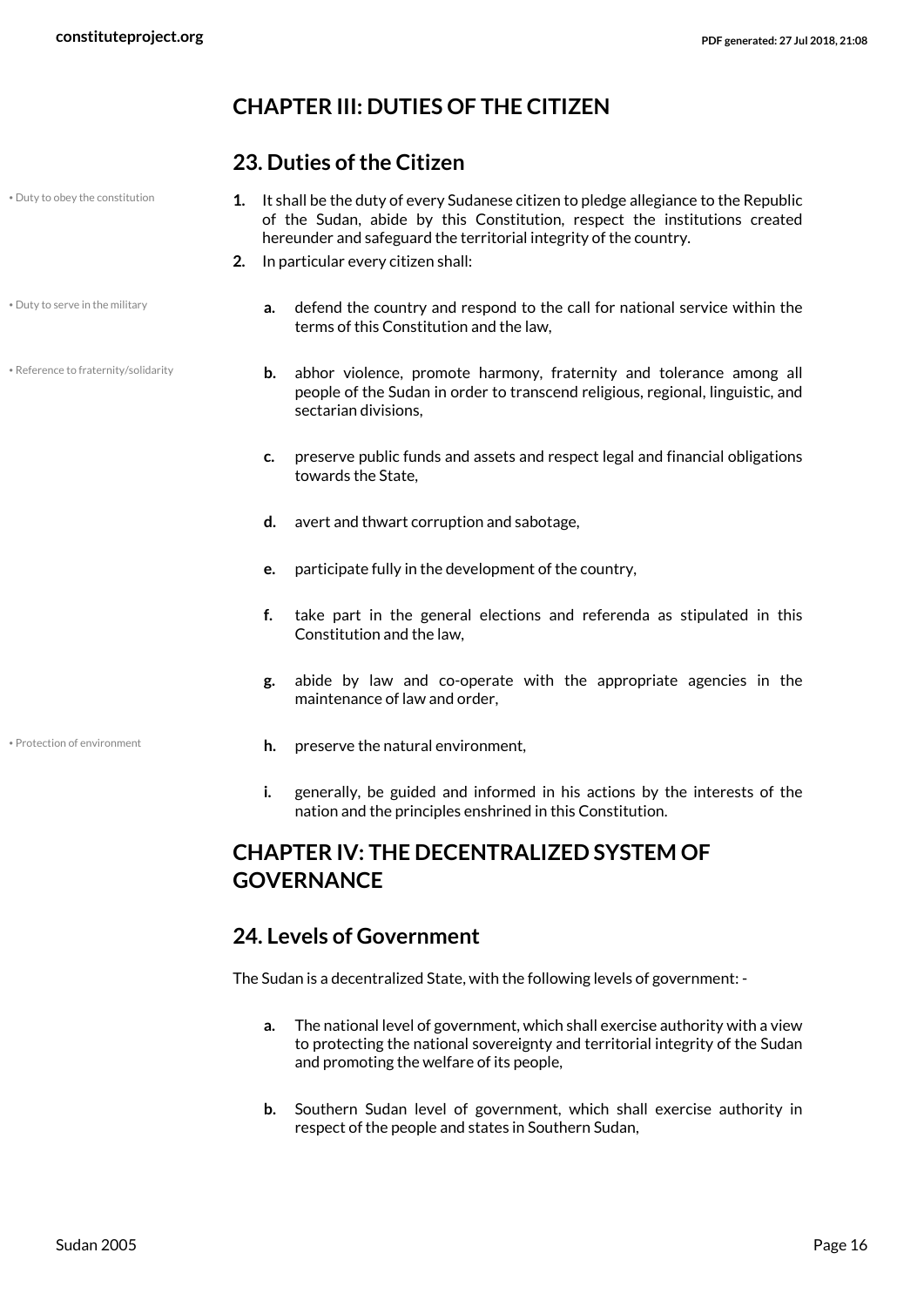## CHAPTER III: DUTIES OF THE CITIZEN

### 23. Duties of the Citizen

• Duty to obey the constitution

1. It shall be the duty of every Sudanese citizen to pledge allegiance to the Republic of the Sudan, abide by this Constitution, respect the institutions created hereunder and safeguard the territorial integrity of the country.
2. In particular every citizen shall:

• Duty to serve in the military

   a. defend the country and respond to the call for national service within the terms of this Constitution and the law,

• Reference to fraternity/solidarity

   b. abhor violence, promote harmony, fraternity and tolerance among all people of the Sudan in order to transcend religious, regional, linguistic, and sectarian divisions,

   c. preserve public funds and assets and respect legal and financial obligations towards the State,

   d. avert and thwart corruption and sabotage,

   e. participate fully in the development of the country,

   f. take part in the general elections and referenda as stipulated in this Constitution and the law,

   g. abide by law and co-operate with the appropriate agencies in the maintenance of law and order,

• Protection of environment

   h. preserve the natural environment,

   i. generally, be guided and informed in his actions by the interests of the nation and the principles enshrined in this Constitution.

## CHAPTER IV: THE DECENTRALIZED SYSTEM OF GOVERNANCE

### 24. Levels of Government

The Sudan is a decentralized State, with the following levels of government: -

   a. The national level of government, which shall exercise authority with a view to protecting the national sovereignty and territorial integrity of the Sudan and promoting the welfare of its people,

   b. Southern Sudan level of government, which shall exercise authority in respect of the people and states in Southern Sudan,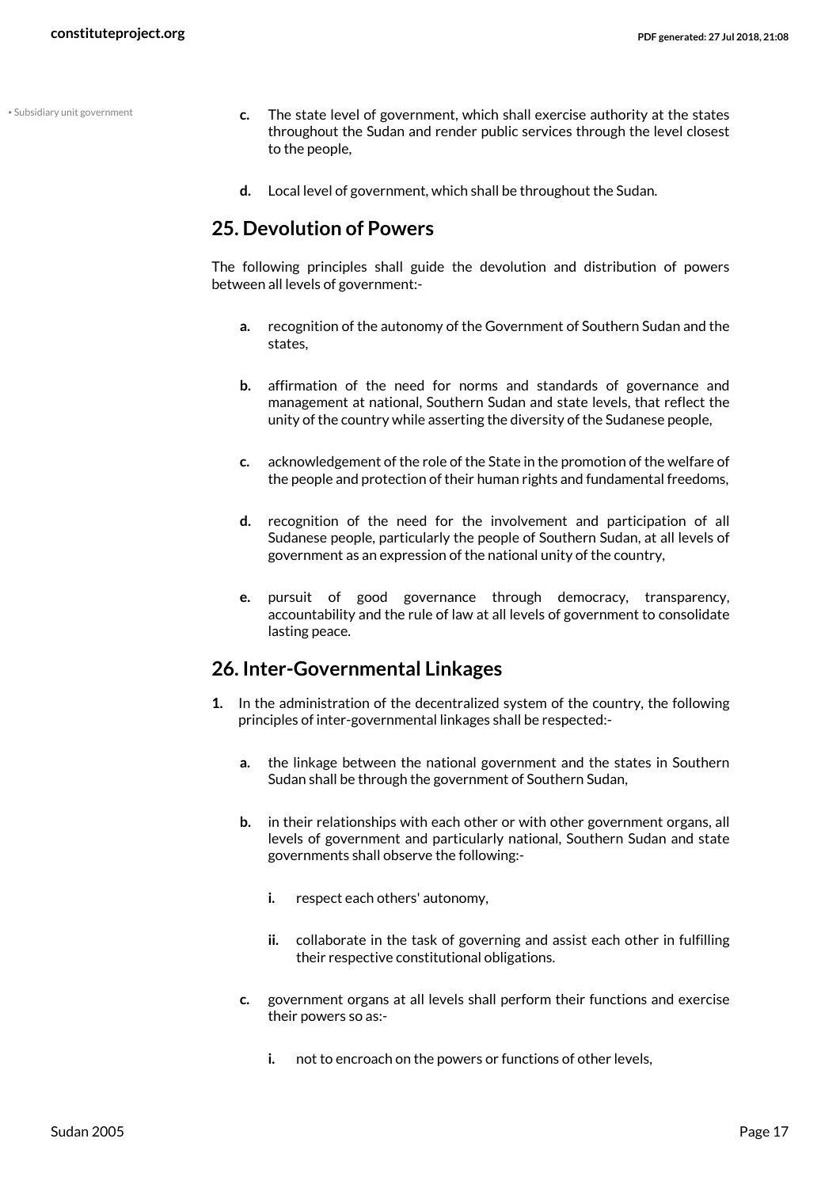- c. The state level of government, which shall exercise authority at the states throughout the Sudan and render public services through the level closest to the people,
- d. Local level of government, which shall be throughout the Sudan.

## 25. Devolution of Powers

The following principles shall guide the devolution and distribution of powers between all levels of government:-

- a. recognition of the autonomy of the Government of Southern Sudan and the states,
- b. affirmation of the need for norms and standards of governance and management at national, Southern Sudan and state levels, that reflect the unity of the country while asserting the diversity of the Sudanese people,
- c. acknowledgement of the role of the State in the promotion of the welfare of the people and protection of their human rights and fundamental freedoms,
- d. recognition of the need for the involvement and participation of all Sudanese people, particularly the people of Southern Sudan, at all levels of government as an expression of the national unity of the country,
- e. pursuit of good governance through democracy, transparency, accountability and the rule of law at all levels of government to consolidate lasting peace.

## 26. Inter-Governmental Linkages

1. In the administration of the decentralized system of the country, the following principles of inter-governmental linkages shall be respected:-
    - a. the linkage between the national government and the states in Southern Sudan shall be through the government of Southern Sudan,
    - b. in their relationships with each other or with other government organs, all levels of government and particularly national, Southern Sudan and state governments shall observe the following:-
        - i. respect each others' autonomy,
        - ii. collaborate in the task of governing and assist each other in fulfilling their respective constitutional obligations.
    - c. government organs at all levels shall perform their functions and exercise their powers so as:-
        - i. not to encroach on the powers or functions of other levels,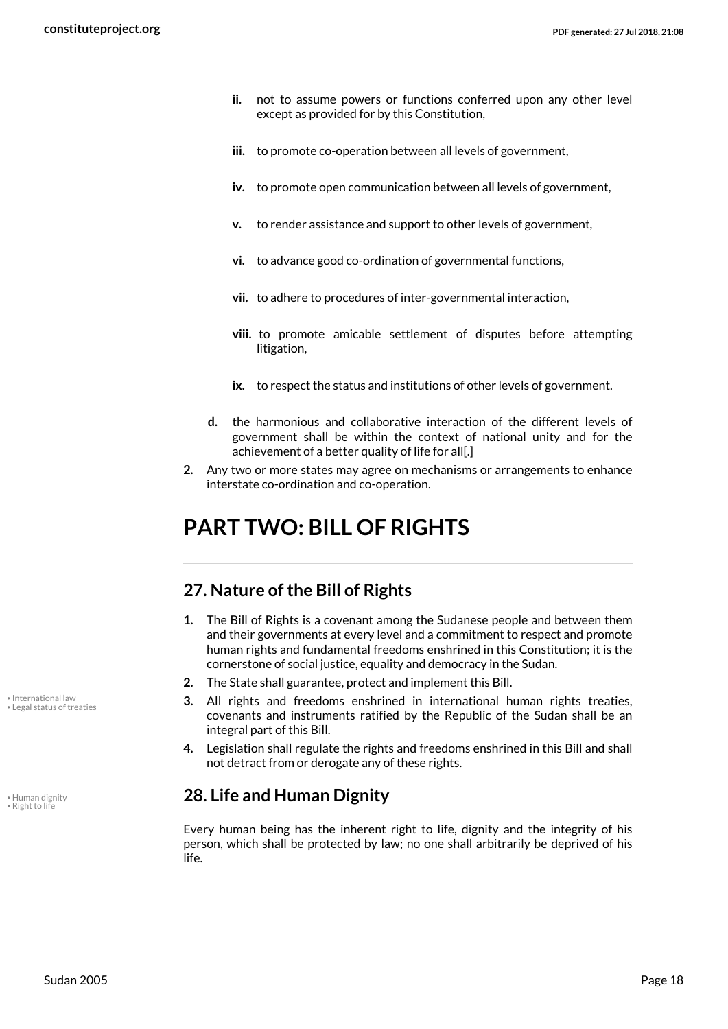ii. not to assume powers or functions conferred upon any other level except as provided for by this Constitution,

iii. to promote co-operation between all levels of government,

iv. to promote open communication between all levels of government,

v. to render assistance and support to other levels of government,

vi. to advance good co-ordination of governmental functions,

vii. to adhere to procedures of inter-governmental interaction,

viii. to promote amicable settlement of disputes before attempting litigation,

ix. to respect the status and institutions of other levels of government.

d. the harmonious and collaborative interaction of the different levels of government shall be within the context of national unity and for the achievement of a better quality of life for all[.]

2. Any two or more states may agree on mechanisms or arrangements to enhance interstate co-ordination and co-operation.

# PART TWO: BILL OF RIGHTS

## 27. Nature of the Bill of Rights

1. The Bill of Rights is a covenant among the Sudanese people and between them and their governments at every level and a commitment to respect and promote human rights and fundamental freedoms enshrined in this Constitution; it is the cornerstone of social justice, equality and democracy in the Sudan.
2. The State shall guarantee, protect and implement this Bill.
3. All rights and freedoms enshrined in international human rights treaties, covenants and instruments ratified by the Republic of the Sudan shall be an integral part of this Bill.
4. Legislation shall regulate the rights and freedoms enshrined in this Bill and shall not detract from or derogate any of these rights.

• International law
• Legal status of treaties

## 28. Life and Human Dignity

• Human dignity
• Right to life

Every human being has the inherent right to life, dignity and the integrity of his person, which shall be protected by law; no one shall arbitrarily be deprived of his life.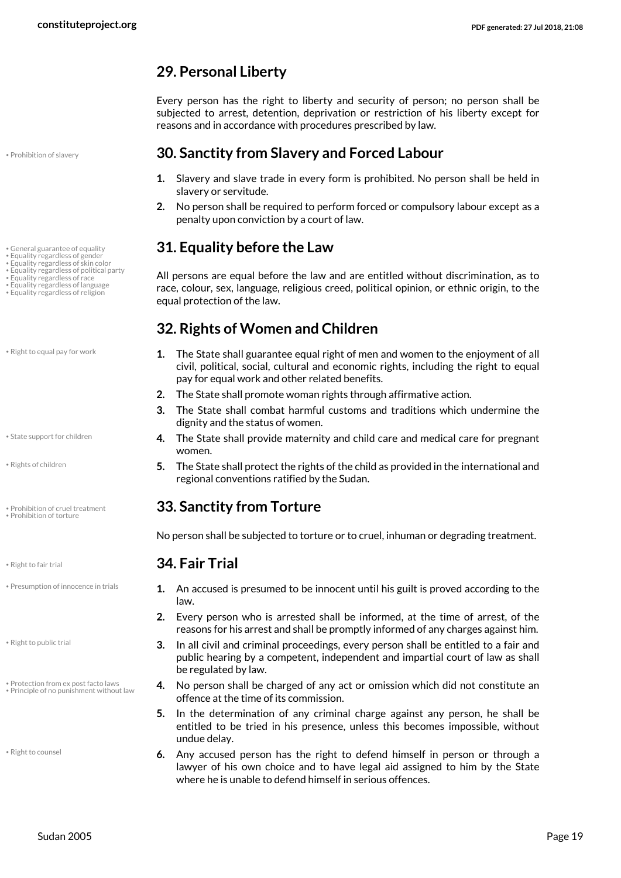## 29. Personal Liberty

Every person has the right to liberty and security of person; no person shall be subjected to arrest, detention, deprivation or restriction of his liberty except for reasons and in accordance with procedures prescribed by law.

## 30. Sanctity from Slavery and Forced Labour

1. Slavery and slave trade in every form is prohibited. No person shall be held in slavery or servitude.
2. No person shall be required to perform forced or compulsory labour except as a penalty upon conviction by a court of law.

## 31. Equality before the Law

All persons are equal before the law and are entitled without discrimination, as to race, colour, sex, language, religious creed, political opinion, or ethnic origin, to the equal protection of the law.

## 32. Rights of Women and Children

1. The State shall guarantee equal right of men and women to the enjoyment of all civil, political, social, cultural and economic rights, including the right to equal pay for equal work and other related benefits.
2. The State shall promote woman rights through affirmative action.
3. The State shall combat harmful customs and traditions which undermine the dignity and the status of women.
4. The State shall provide maternity and child care and medical care for pregnant women.
5. The State shall protect the rights of the child as provided in the international and regional conventions ratified by the Sudan.

## 33. Sanctity from Torture

No person shall be subjected to torture or to cruel, inhuman or degrading treatment.

## 34. Fair Trial

1. An accused is presumed to be innocent until his guilt is proved according to the law.
2. Every person who is arrested shall be informed, at the time of arrest, of the reasons for his arrest and shall be promptly informed of any charges against him.
3. In all civil and criminal proceedings, every person shall be entitled to a fair and public hearing by a competent, independent and impartial court of law as shall be regulated by law.
4. No person shall be charged of any act or omission which did not constitute an offence at the time of its commission.
5. In the determination of any criminal charge against any person, he shall be entitled to be tried in his presence, unless this becomes impossible, without undue delay.
6. Any accused person has the right to defend himself in person or through a lawyer of his own choice and to have legal aid assigned to him by the State where he is unable to defend himself in serious offences.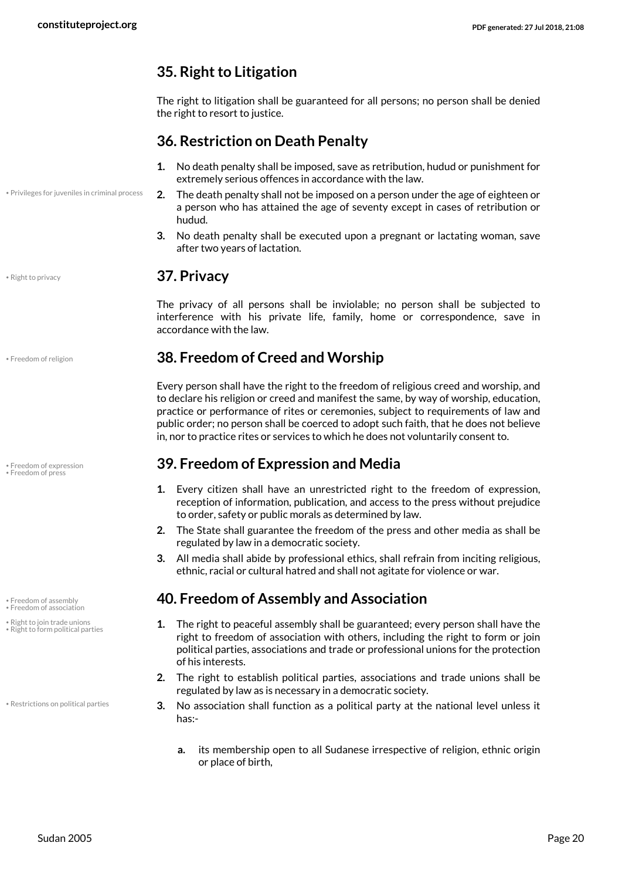## 35. Right to Litigation

The right to litigation shall be guaranteed for all persons; no person shall be denied the right to resort to justice.

## 36. Restriction on Death Penalty

1. No death penalty shall be imposed, save as retribution, hudud or punishment for extremely serious offences in accordance with the law.
2. The death penalty shall not be imposed on a person under the age of eighteen or a person who has attained the age of seventy except in cases of retribution or hudud.
3. No death penalty shall be executed upon a pregnant or lactating woman, save after two years of lactation.

## 37. Privacy

The privacy of all persons shall be inviolable; no person shall be subjected to interference with his private life, family, home or correspondence, save in accordance with the law.

## 38. Freedom of Creed and Worship

Every person shall have the right to the freedom of religious creed and worship, and to declare his religion or creed and manifest the same, by way of worship, education, practice or performance of rites or ceremonies, subject to requirements of law and public order; no person shall be coerced to adopt such faith, that he does not believe in, nor to practice rites or services to which he does not voluntarily consent to.

## 39. Freedom of Expression and Media

1. Every citizen shall have an unrestricted right to the freedom of expression, reception of information, publication, and access to the press without prejudice to order, safety or public morals as determined by law.
2. The State shall guarantee the freedom of the press and other media as shall be regulated by law in a democratic society.
3. All media shall abide by professional ethics, shall refrain from inciting religious, ethnic, racial or cultural hatred and shall not agitate for violence or war.

## 40. Freedom of Assembly and Association

1. The right to peaceful assembly shall be guaranteed; every person shall have the right to freedom of association with others, including the right to form or join political parties, associations and trade or professional unions for the protection of his interests.
2. The right to establish political parties, associations and trade unions shall be regulated by law as is necessary in a democratic society.
3. No association shall function as a political party at the national level unless it has:-

    a. its membership open to all Sudanese irrespective of religion, ethnic origin or place of birth,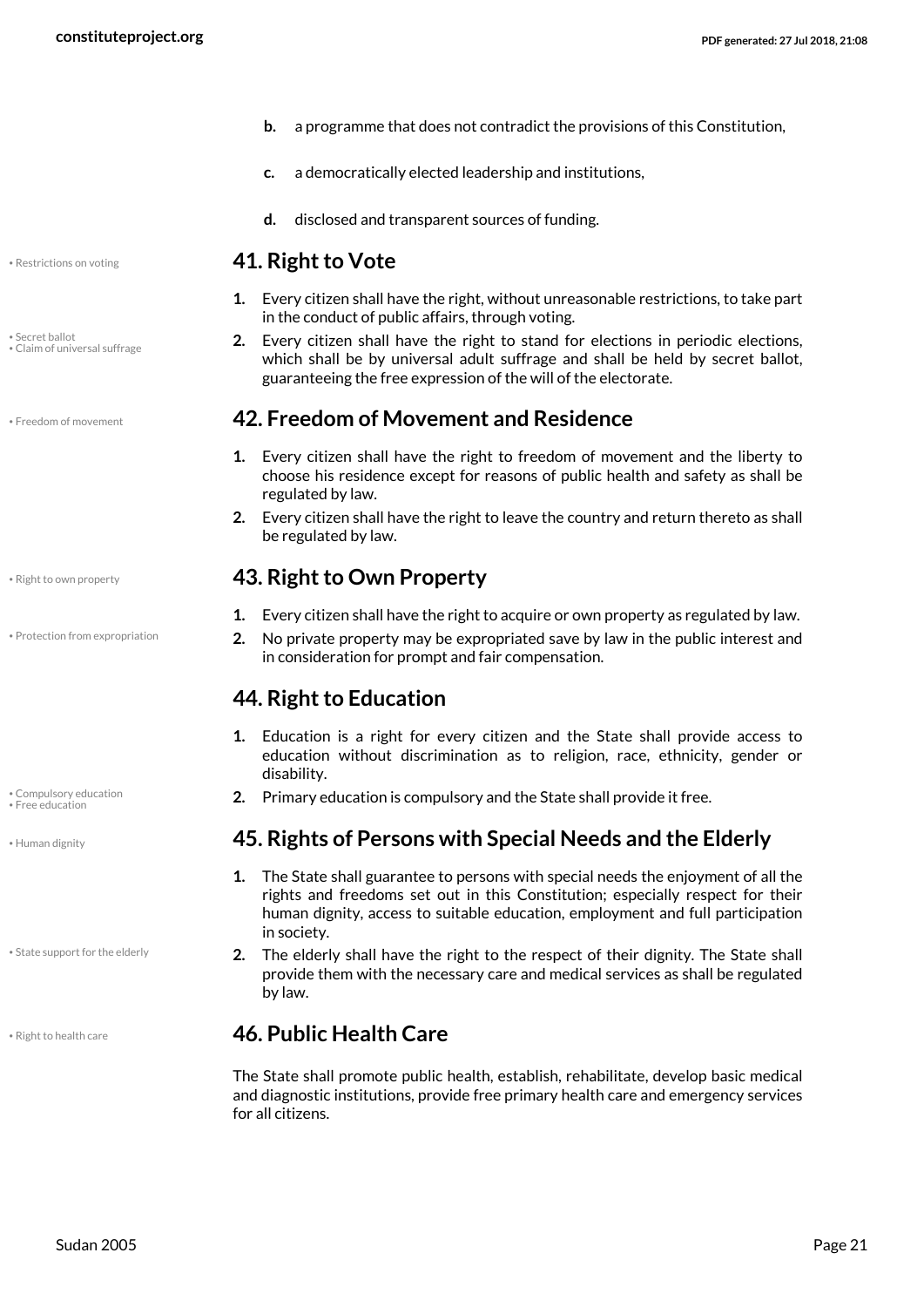b. a programme that does not contradict the provisions of this Constitution,

c. a democratically elected leadership and institutions,

d. disclosed and transparent sources of funding.

## 41. Right to Vote

1. Every citizen shall have the right, without unreasonable restrictions, to take part in the conduct of public affairs, through voting.
2. Every citizen shall have the right to stand for elections in periodic elections, which shall be by universal adult suffrage and shall be held by secret ballot, guaranteeing the free expression of the will of the electorate.

## 42. Freedom of Movement and Residence

1. Every citizen shall have the right to freedom of movement and the liberty to choose his residence except for reasons of public health and safety as shall be regulated by law.
2. Every citizen shall have the right to leave the country and return thereto as shall be regulated by law.

## 43. Right to Own Property

1. Every citizen shall have the right to acquire or own property as regulated by law.
2. No private property may be expropriated save by law in the public interest and in consideration for prompt and fair compensation.

## 44. Right to Education

1. Education is a right for every citizen and the State shall provide access to education without discrimination as to religion, race, ethnicity, gender or disability.
2. Primary education is compulsory and the State shall provide it free.

## 45. Rights of Persons with Special Needs and the Elderly

1. The State shall guarantee to persons with special needs the enjoyment of all the rights and freedoms set out in this Constitution; especially respect for their human dignity, access to suitable education, employment and full participation in society.
2. The elderly shall have the right to the respect of their dignity. The State shall provide them with the necessary care and medical services as shall be regulated by law.

## 46. Public Health Care

The State shall promote public health, establish, rehabilitate, develop basic medical and diagnostic institutions, provide free primary health care and emergency services for all citizens.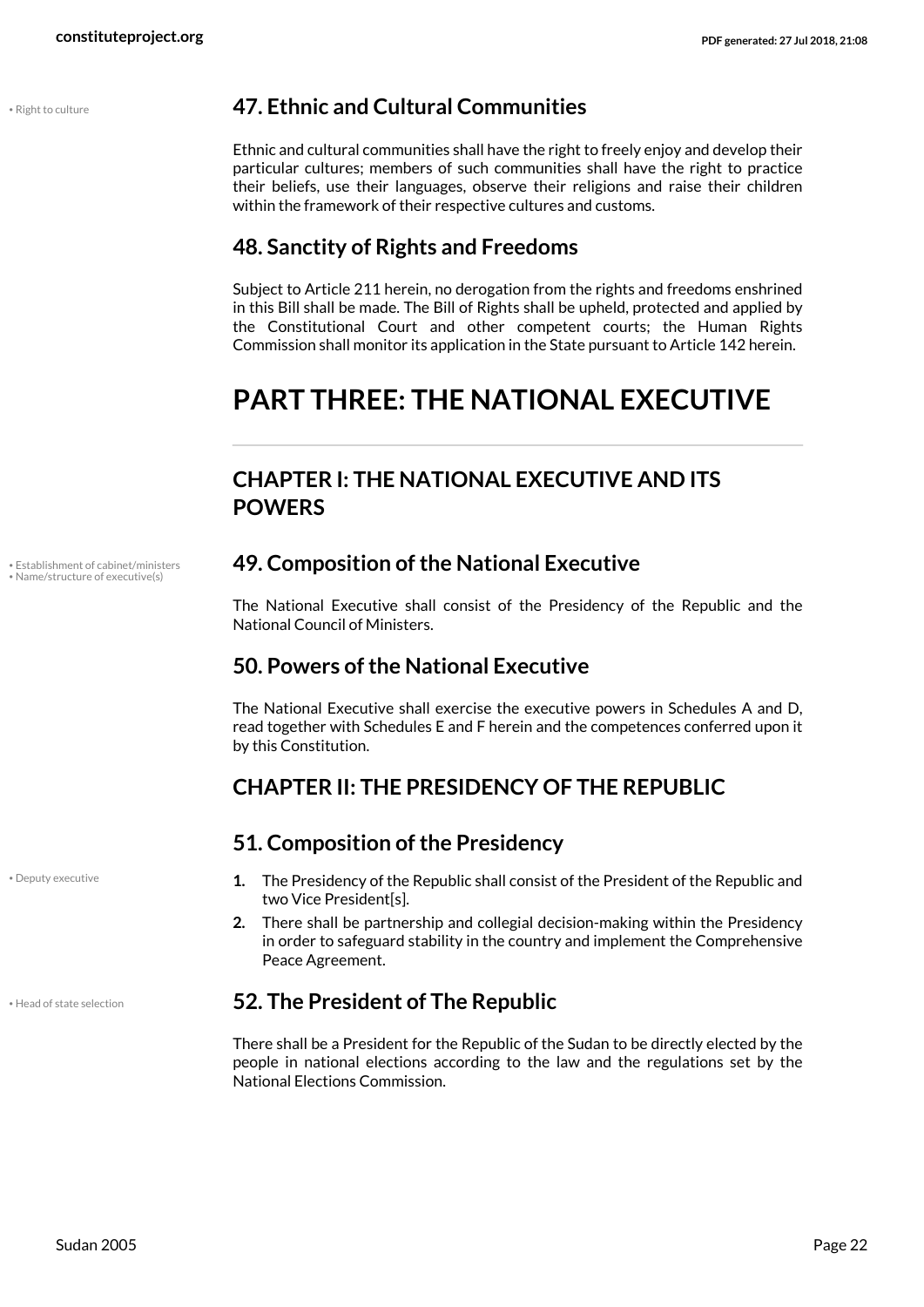## 47. Ethnic and Cultural Communities

Ethnic and cultural communities shall have the right to freely enjoy and develop their particular cultures; members of such communities shall have the right to practice their beliefs, use their languages, observe their religions and raise their children within the framework of their respective cultures and customs.

## 48. Sanctity of Rights and Freedoms

Subject to Article 211 herein, no derogation from the rights and freedoms enshrined in this Bill shall be made. The Bill of Rights shall be upheld, protected and applied by the Constitutional Court and other competent courts; the Human Rights Commission shall monitor its application in the State pursuant to Article 142 herein.

# PART THREE: THE NATIONAL EXECUTIVE

## CHAPTER I: THE NATIONAL EXECUTIVE AND ITS POWERS

## 49. Composition of the National Executive

The National Executive shall consist of the Presidency of the Republic and the National Council of Ministers.

## 50. Powers of the National Executive

The National Executive shall exercise the executive powers in Schedules A and D, read together with Schedules E and F herein and the competences conferred upon it by this Constitution.

## CHAPTER II: THE PRESIDENCY OF THE REPUBLIC

## 51. Composition of the Presidency

1. The Presidency of the Republic shall consist of the President of the Republic and two Vice President[s].
2. There shall be partnership and collegial decision-making within the Presidency in order to safeguard stability in the country and implement the Comprehensive Peace Agreement.

## 52. The President of The Republic

There shall be a President for the Republic of the Sudan to be directly elected by the people in national elections according to the law and the regulations set by the National Elections Commission.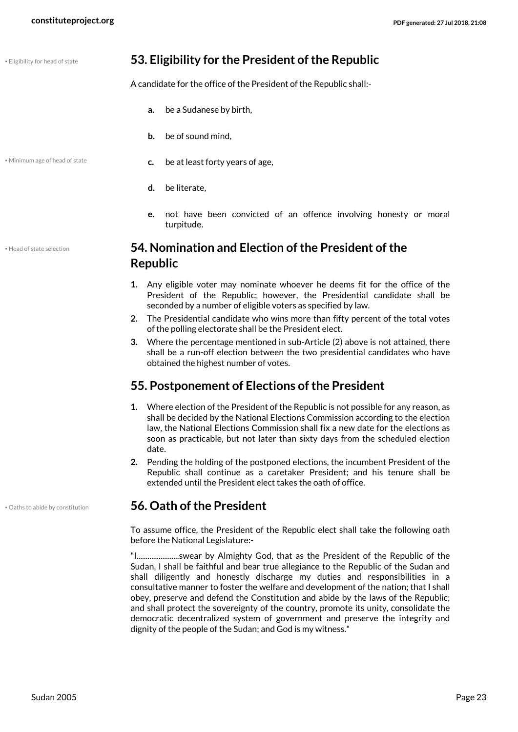## 53. Eligibility for the President of the Republic

A candidate for the office of the President of the Republic shall:-

- **a.** be a Sudanese by birth,
- **b.** be of sound mind,
- **c.** be at least forty years of age,
- **d.** be literate,
- **e.** not have been convicted of an offence involving honesty or moral turpitude.

## 54. Nomination and Election of the President of the Republic

1. Any eligible voter may nominate whoever he deems fit for the office of the President of the Republic; however, the Presidential candidate shall be seconded by a number of eligible voters as specified by law.
2. The Presidential candidate who wins more than fifty percent of the total votes of the polling electorate shall be the President elect.
3. Where the percentage mentioned in sub-Article (2) above is not attained, there shall be a run-off election between the two presidential candidates who have obtained the highest number of votes.

## 55. Postponement of Elections of the President

1. Where election of the President of the Republic is not possible for any reason, as shall be decided by the National Elections Commission according to the election law, the National Elections Commission shall fix a new date for the elections as soon as practicable, but not later than sixty days from the scheduled election date.
2. Pending the holding of the postponed elections, the incumbent President of the Republic shall continue as a caretaker President; and his tenure shall be extended until the President elect takes the oath of office.

## 56. Oath of the President

To assume office, the President of the Republic elect shall take the following oath before the National Legislature:-

"I.......................swear by Almighty God, that as the President of the Republic of the Sudan, I shall be faithful and bear true allegiance to the Republic of the Sudan and shall diligently and honestly discharge my duties and responsibilities in a consultative manner to foster the welfare and development of the nation; that I shall obey, preserve and defend the Constitution and abide by the laws of the Republic; and shall protect the sovereignty of the country, promote its unity, consolidate the democratic decentralized system of government and preserve the integrity and dignity of the people of the Sudan; and God is my witness."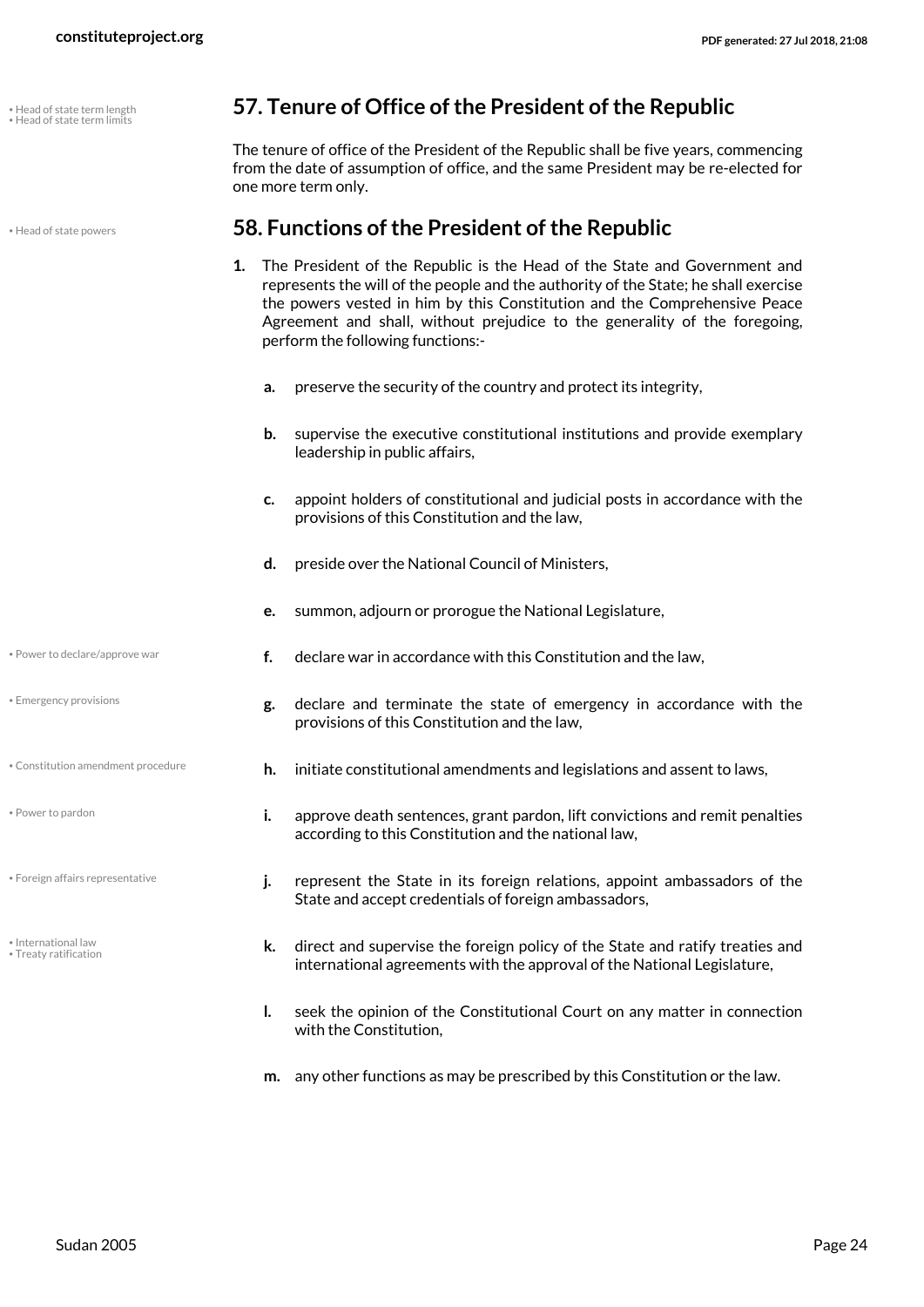## 57. Tenure of Office of the President of the Republic

The tenure of office of the President of the Republic shall be five years, commencing from the date of assumption of office, and the same President may be re-elected for one more term only.

## 58. Functions of the President of the Republic

**1.** The President of the Republic is the Head of the State and Government and represents the will of the people and the authority of the State; he shall exercise the powers vested in him by this Constitution and the Comprehensive Peace Agreement and shall, without prejudice to the generality of the foregoing, perform the following functions:-

- **a.** preserve the security of the country and protect its integrity,
- **b.** supervise the executive constitutional institutions and provide exemplary leadership in public affairs,
- **c.** appoint holders of constitutional and judicial posts in accordance with the provisions of this Constitution and the law,
- **d.** preside over the National Council of Ministers,
- **e.** summon, adjourn or prorogue the National Legislature,
- **f.** declare war in accordance with this Constitution and the law,
- **g.** declare and terminate the state of emergency in accordance with the provisions of this Constitution and the law,
- **h.** initiate constitutional amendments and legislations and assent to laws,
- **i.** approve death sentences, grant pardon, lift convictions and remit penalties according to this Constitution and the national law,
- **j.** represent the State in its foreign relations, appoint ambassadors of the State and accept credentials of foreign ambassadors,
- **k.** direct and supervise the foreign policy of the State and ratify treaties and international agreements with the approval of the National Legislature,
- **l.** seek the opinion of the Constitutional Court on any matter in connection with the Constitution,
- **m.** any other functions as may be prescribed by this Constitution or the law.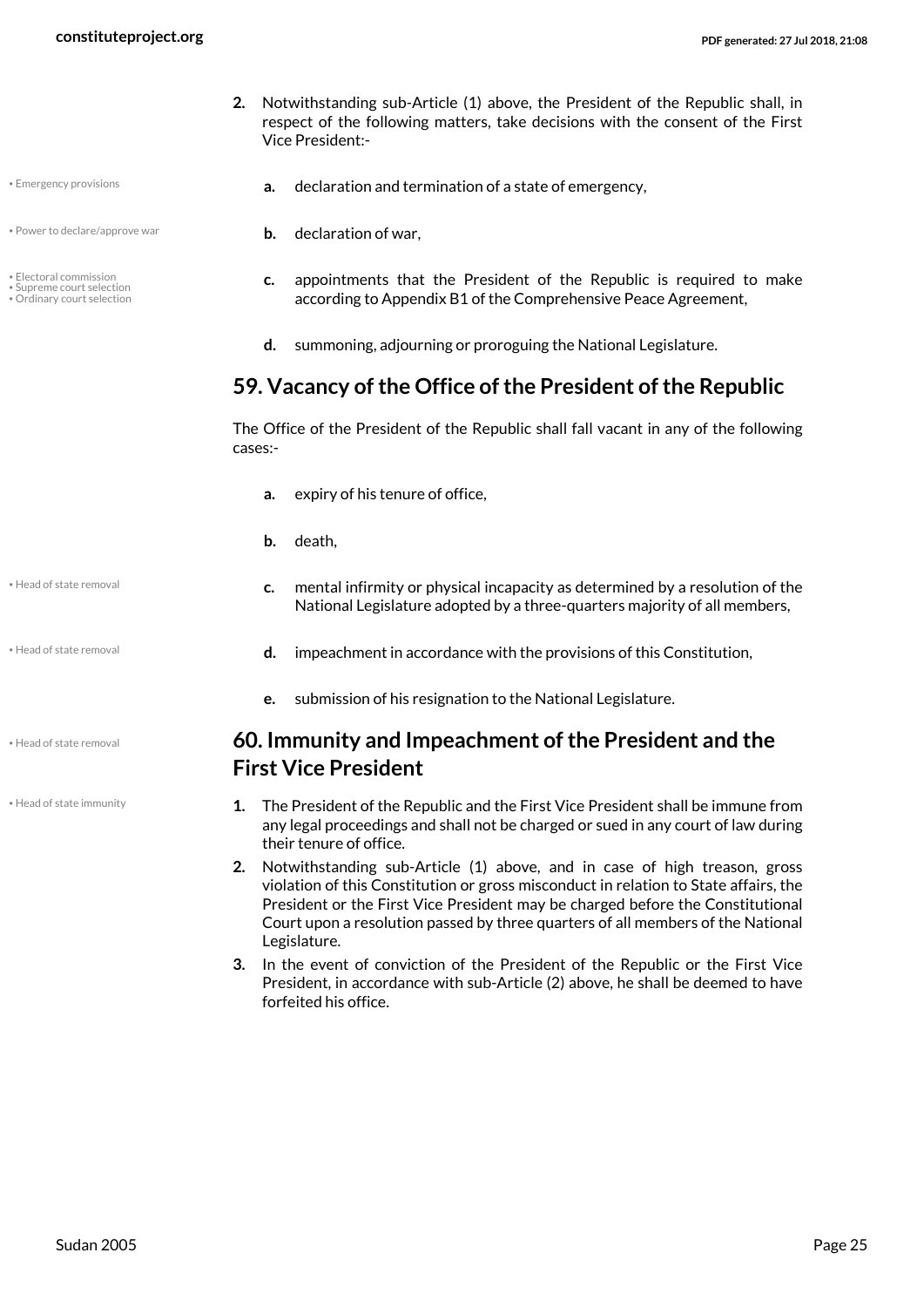2. Notwithstanding sub-Article (1) above, the President of the Republic shall, in respect of the following matters, take decisions with the consent of the First Vice President:-

   a. declaration and termination of a state of emergency,

   b. declaration of war,

   c. appointments that the President of the Republic is required to make according to Appendix B1 of the Comprehensive Peace Agreement,

   d. summoning, adjourning or proroguing the National Legislature.

## 59. Vacancy of the Office of the President of the Republic

The Office of the President of the Republic shall fall vacant in any of the following cases:-

a. expiry of his tenure of office,

b. death,

c. mental infirmity or physical incapacity as determined by a resolution of the National Legislature adopted by a three-quarters majority of all members,

d. impeachment in accordance with the provisions of this Constitution,

e. submission of his resignation to the National Legislature.

## 60. Immunity and Impeachment of the President and the First Vice President

1. The President of the Republic and the First Vice President shall be immune from any legal proceedings and shall not be charged or sued in any court of law during their tenure of office.
2. Notwithstanding sub-Article (1) above, and in case of high treason, gross violation of this Constitution or gross misconduct in relation to State affairs, the President or the First Vice President may be charged before the Constitutional Court upon a resolution passed by three quarters of all members of the National Legislature.
3. In the event of conviction of the President of the Republic or the First Vice President, in accordance with sub-Article (2) above, he shall be deemed to have forfeited his office.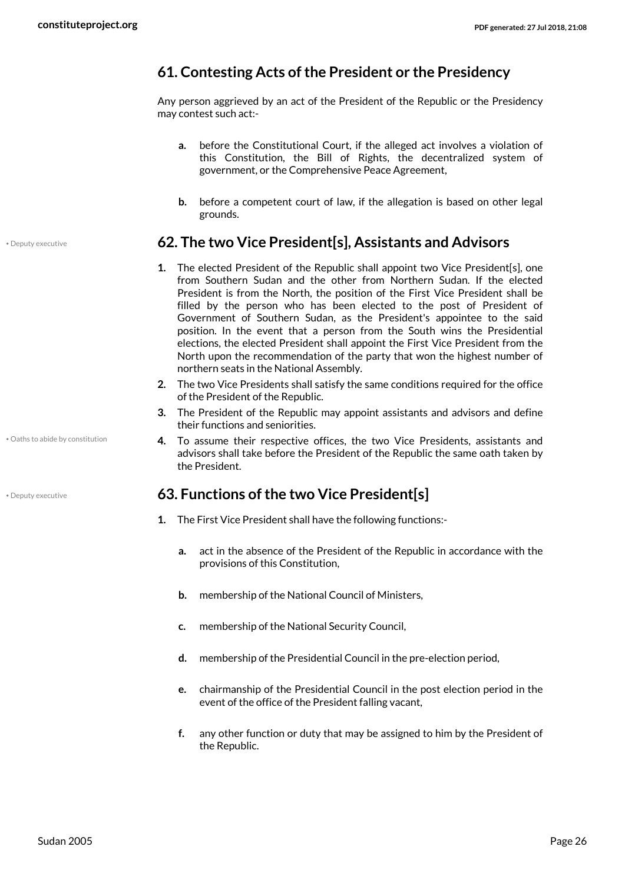## 61. Contesting Acts of the President or the Presidency

Any person aggrieved by an act of the President of the Republic or the Presidency may contest such act:-

- **a.** before the Constitutional Court, if the alleged act involves a violation of this Constitution, the Bill of Rights, the decentralized system of government, or the Comprehensive Peace Agreement,
- **b.** before a competent court of law, if the allegation is based on other legal grounds.

• Deputy executive

## 62. The two Vice President[s], Assistants and Advisors

1. The elected President of the Republic shall appoint two Vice President[s], one from Southern Sudan and the other from Northern Sudan. If the elected President is from the North, the position of the First Vice President shall be filled by the person who has been elected to the post of President of Government of Southern Sudan, as the President's appointee to the said position. In the event that a person from the South wins the Presidential elections, the elected President shall appoint the First Vice President from the North upon the recommendation of the party that won the highest number of northern seats in the National Assembly.
2. The two Vice Presidents shall satisfy the same conditions required for the office of the President of the Republic.
3. The President of the Republic may appoint assistants and advisors and define their functions and seniorities.
4. To assume their respective offices, the two Vice Presidents, assistants and advisors shall take before the President of the Republic the same oath taken by the President.

• Oaths to abide by constitution

• Deputy executive

## 63. Functions of the two Vice President[s]

1. The First Vice President shall have the following functions:-
   - **a.** act in the absence of the President of the Republic in accordance with the provisions of this Constitution,
   - **b.** membership of the National Council of Ministers,
   - **c.** membership of the National Security Council,
   - **d.** membership of the Presidential Council in the pre-election period,
   - **e.** chairmanship of the Presidential Council in the post election period in the event of the office of the President falling vacant,
   - **f.** any other function or duty that may be assigned to him by the President of the Republic.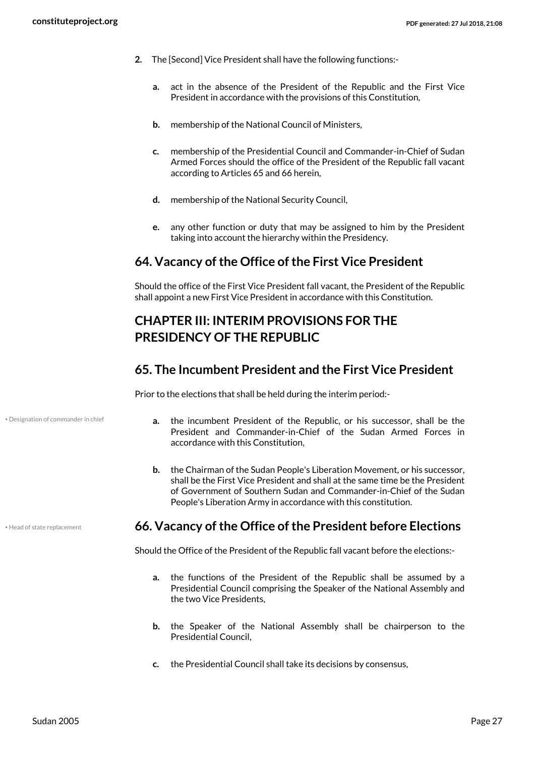2. The [Second] Vice President shall have the following functions:-

   a. act in the absence of the President of the Republic and the First Vice President in accordance with the provisions of this Constitution,

   b. membership of the National Council of Ministers,

   c. membership of the Presidential Council and Commander-in-Chief of Sudan Armed Forces should the office of the President of the Republic fall vacant according to Articles 65 and 66 herein,

   d. membership of the National Security Council,

   e. any other function or duty that may be assigned to him by the President taking into account the hierarchy within the Presidency.

## 64. Vacancy of the Office of the First Vice President

Should the office of the First Vice President fall vacant, the President of the Republic shall appoint a new First Vice President in accordance with this Constitution.

## CHAPTER III: INTERIM PROVISIONS FOR THE PRESIDENCY OF THE REPUBLIC

## 65. The Incumbent President and the First Vice President

Prior to the elections that shall be held during the interim period:-

• Designation of commander in chief

a. the incumbent President of the Republic, or his successor, shall be the President and Commander-in-Chief of the Sudan Armed Forces in accordance with this Constitution,

b. the Chairman of the Sudan People's Liberation Movement, or his successor, shall be the First Vice President and shall at the same time be the President of Government of Southern Sudan and Commander-in-Chief of the Sudan People's Liberation Army in accordance with this constitution.

• Head of state replacement

## 66. Vacancy of the Office of the President before Elections

Should the Office of the President of the Republic fall vacant before the elections:-

a. the functions of the President of the Republic shall be assumed by a Presidential Council comprising the Speaker of the National Assembly and the two Vice Presidents,

b. the Speaker of the National Assembly shall be chairperson to the Presidential Council,

c. the Presidential Council shall take its decisions by consensus,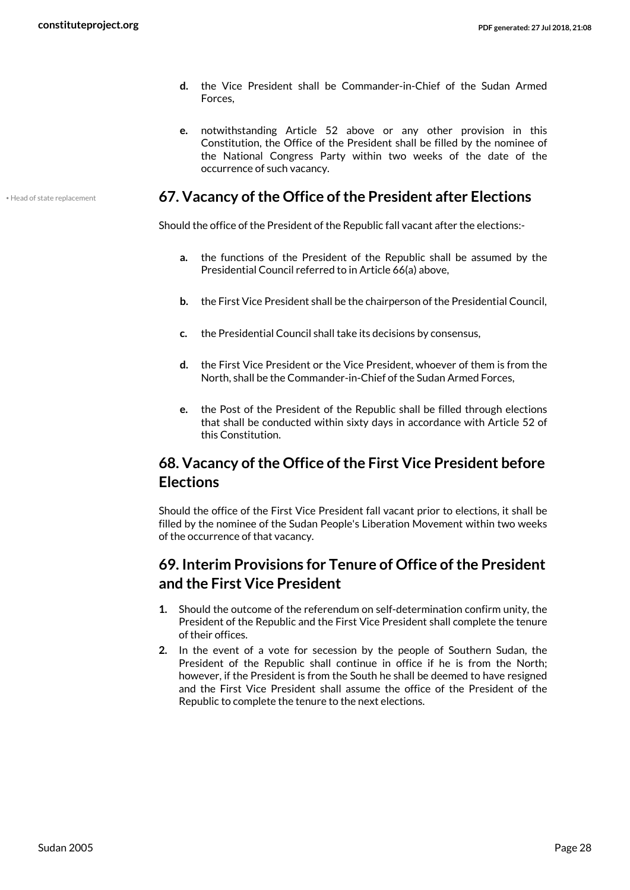d. the Vice President shall be Commander-in-Chief of the Sudan Armed Forces,

e. notwithstanding Article 52 above or any other provision in this Constitution, the Office of the President shall be filled by the nominee of the National Congress Party within two weeks of the date of the occurrence of such vacancy.

• Head of state replacement

## 67. Vacancy of the Office of the President after Elections

Should the office of the President of the Republic fall vacant after the elections:-

a. the functions of the President of the Republic shall be assumed by the Presidential Council referred to in Article 66(a) above,

b. the First Vice President shall be the chairperson of the Presidential Council,

c. the Presidential Council shall take its decisions by consensus,

d. the First Vice President or the Vice President, whoever of them is from the North, shall be the Commander-in-Chief of the Sudan Armed Forces,

e. the Post of the President of the Republic shall be filled through elections that shall be conducted within sixty days in accordance with Article 52 of this Constitution.

## 68. Vacancy of the Office of the First Vice President before Elections

Should the office of the First Vice President fall vacant prior to elections, it shall be filled by the nominee of the Sudan People's Liberation Movement within two weeks of the occurrence of that vacancy.

## 69. Interim Provisions for Tenure of Office of the President and the First Vice President

1. Should the outcome of the referendum on self-determination confirm unity, the President of the Republic and the First Vice President shall complete the tenure of their offices.
2. In the event of a vote for secession by the people of Southern Sudan, the President of the Republic shall continue in office if he is from the North; however, if the President is from the South he shall be deemed to have resigned and the First Vice President shall assume the office of the President of the Republic to complete the tenure to the next elections.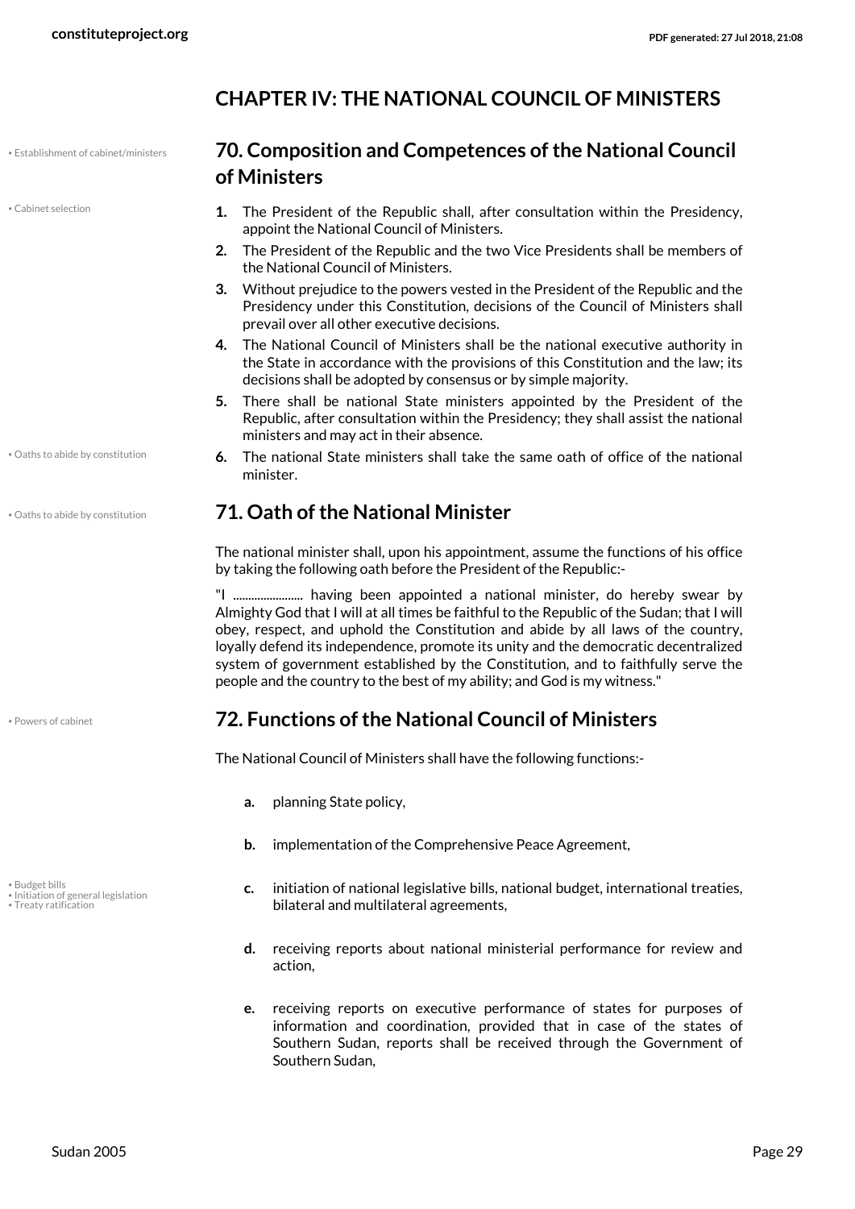## CHAPTER IV: THE NATIONAL COUNCIL OF MINISTERS

### 70. Composition and Competences of the National Council of Ministers

1. The President of the Republic shall, after consultation within the Presidency, appoint the National Council of Ministers.
2. The President of the Republic and the two Vice Presidents shall be members of the National Council of Ministers.
3. Without prejudice to the powers vested in the President of the Republic and the Presidency under this Constitution, decisions of the Council of Ministers shall prevail over all other executive decisions.
4. The National Council of Ministers shall be the national executive authority in the State in accordance with the provisions of this Constitution and the law; its decisions shall be adopted by consensus or by simple majority.
5. There shall be national State ministers appointed by the President of the Republic, after consultation within the Presidency; they shall assist the national ministers and may act in their absence.
6. The national State ministers shall take the same oath of office of the national minister.

### 71. Oath of the National Minister

The national minister shall, upon his appointment, assume the functions of his office by taking the following oath before the President of the Republic:-

"I ...................... having been appointed a national minister, do hereby swear by Almighty God that I will at all times be faithful to the Republic of the Sudan; that I will obey, respect, and uphold the Constitution and abide by all laws of the country, loyally defend its independence, promote its unity and the democratic decentralized system of government established by the Constitution, and to faithfully serve the people and the country to the best of my ability; and God is my witness."

### 72. Functions of the National Council of Ministers

The National Council of Ministers shall have the following functions:-

- **a.** planning State policy,
- **b.** implementation of the Comprehensive Peace Agreement,
- **c.** initiation of national legislative bills, national budget, international treaties, bilateral and multilateral agreements,
- **d.** receiving reports about national ministerial performance for review and action,
- **e.** receiving reports on executive performance of states for purposes of information and coordination, provided that in case of the states of Southern Sudan, reports shall be received through the Government of Southern Sudan,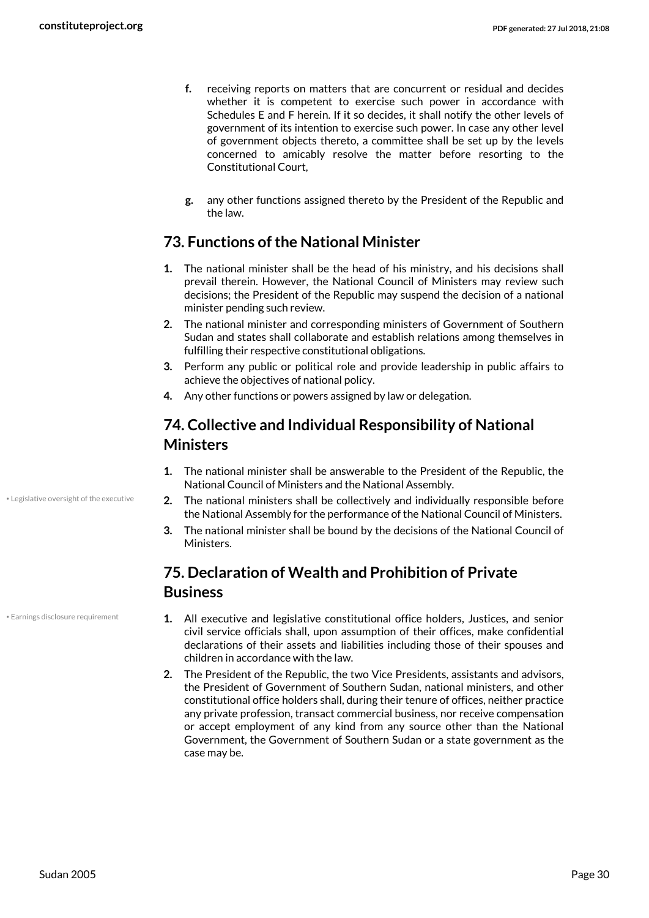f. receiving reports on matters that are concurrent or residual and decides whether it is competent to exercise such power in accordance with Schedules E and F herein. If it so decides, it shall notify the other levels of government of its intention to exercise such power. In case any other level of government objects thereto, a committee shall be set up by the levels concerned to amicably resolve the matter before resorting to the Constitutional Court,

g. any other functions assigned thereto by the President of the Republic and the law.

## 73. Functions of the National Minister

1. The national minister shall be the head of his ministry, and his decisions shall prevail therein. However, the National Council of Ministers may review such decisions; the President of the Republic may suspend the decision of a national minister pending such review.
2. The national minister and corresponding ministers of Government of Southern Sudan and states shall collaborate and establish relations among themselves in fulfilling their respective constitutional obligations.
3. Perform any public or political role and provide leadership in public affairs to achieve the objectives of national policy.
4. Any other functions or powers assigned by law or delegation.

## 74. Collective and Individual Responsibility of National Ministers

• Legislative oversight of the executive

1. The national minister shall be answerable to the President of the Republic, the National Council of Ministers and the National Assembly.
2. The national ministers shall be collectively and individually responsible before the National Assembly for the performance of the National Council of Ministers.
3. The national minister shall be bound by the decisions of the National Council of Ministers.

## 75. Declaration of Wealth and Prohibition of Private Business

• Earnings disclosure requirement

1. All executive and legislative constitutional office holders, Justices, and senior civil service officials shall, upon assumption of their offices, make confidential declarations of their assets and liabilities including those of their spouses and children in accordance with the law.
2. The President of the Republic, the two Vice Presidents, assistants and advisors, the President of Government of Southern Sudan, national ministers, and other constitutional office holders shall, during their tenure of offices, neither practice any private profession, transact commercial business, nor receive compensation or accept employment of any kind from any source other than the National Government, the Government of Southern Sudan or a state government as the case may be.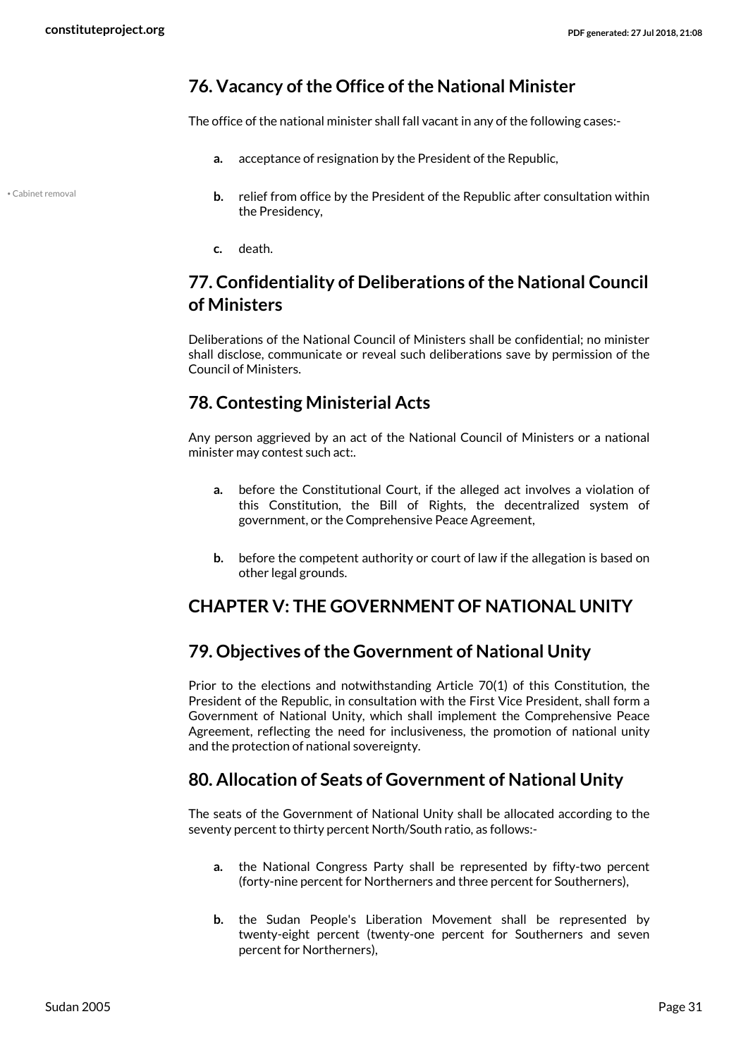## 76. Vacancy of the Office of the National Minister

The office of the national minister shall fall vacant in any of the following cases:-

- **a.** acceptance of resignation by the President of the Republic,
- **b.** relief from office by the President of the Republic after consultation within the Presidency,
- **c.** death.

## 77. Confidentiality of Deliberations of the National Council of Ministers

Deliberations of the National Council of Ministers shall be confidential; no minister shall disclose, communicate or reveal such deliberations save by permission of the Council of Ministers.

## 78. Contesting Ministerial Acts

Any person aggrieved by an act of the National Council of Ministers or a national minister may contest such act:.

- **a.** before the Constitutional Court, if the alleged act involves a violation of this Constitution, the Bill of Rights, the decentralized system of government, or the Comprehensive Peace Agreement,
- **b.** before the competent authority or court of law if the allegation is based on other legal grounds.

# CHAPTER V: THE GOVERNMENT OF NATIONAL UNITY

## 79. Objectives of the Government of National Unity

Prior to the elections and notwithstanding Article 70(1) of this Constitution, the President of the Republic, in consultation with the First Vice President, shall form a Government of National Unity, which shall implement the Comprehensive Peace Agreement, reflecting the need for inclusiveness, the promotion of national unity and the protection of national sovereignty.

## 80. Allocation of Seats of Government of National Unity

The seats of the Government of National Unity shall be allocated according to the seventy percent to thirty percent North/South ratio, as follows:-

- **a.** the National Congress Party shall be represented by fifty-two percent (forty-nine percent for Northerners and three percent for Southerners),
- **b.** the Sudan People's Liberation Movement shall be represented by twenty-eight percent (twenty-one percent for Southerners and seven percent for Northerners),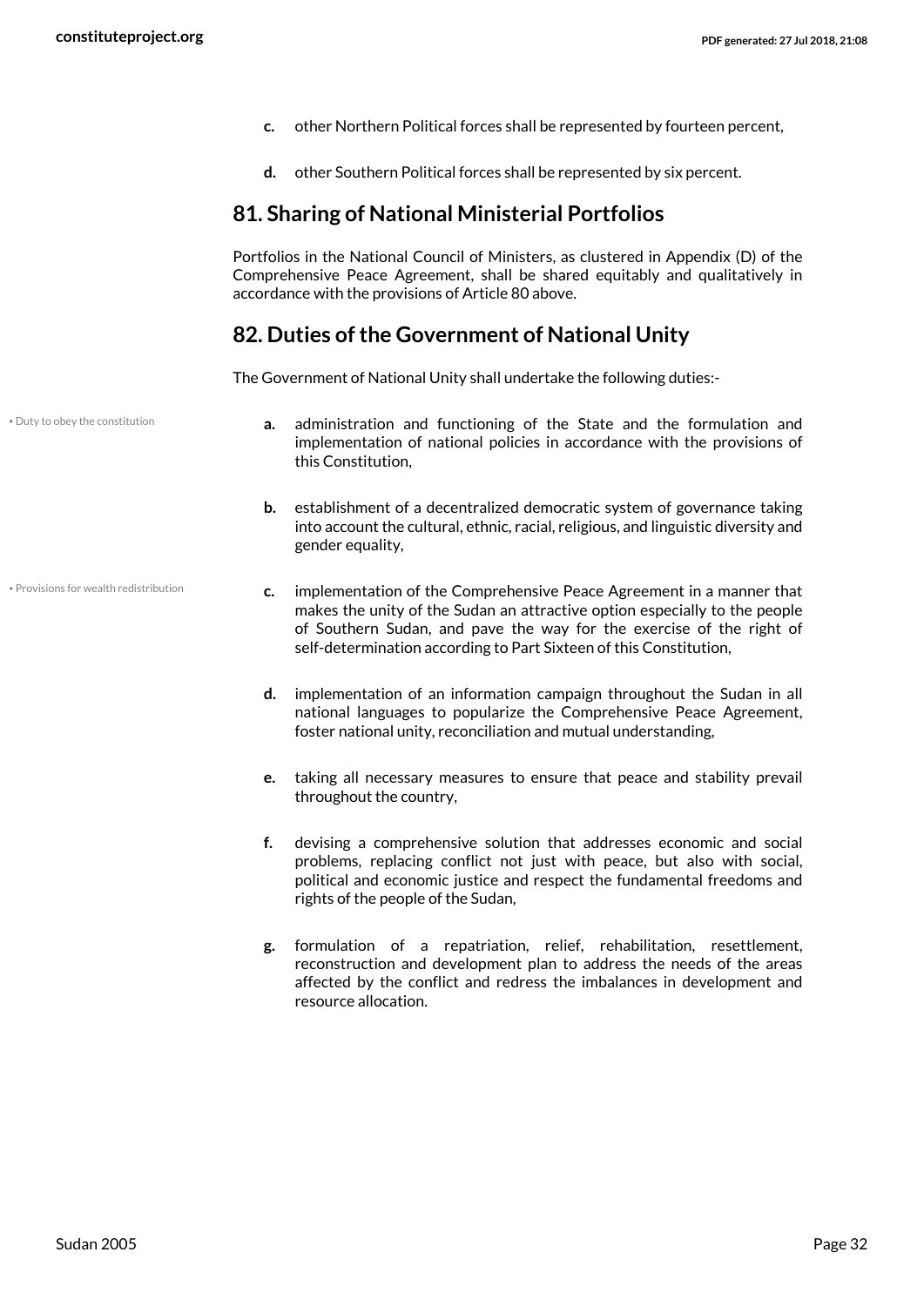c. other Northern Political forces shall be represented by fourteen percent,

d. other Southern Political forces shall be represented by six percent.

## 81. Sharing of National Ministerial Portfolios

Portfolios in the National Council of Ministers, as clustered in Appendix (D) of the Comprehensive Peace Agreement, shall be shared equitably and qualitatively in accordance with the provisions of Article 80 above.

## 82. Duties of the Government of National Unity

The Government of National Unity shall undertake the following duties:-

• Duty to obey the constitution

a. administration and functioning of the State and the formulation and implementation of national policies in accordance with the provisions of this Constitution,

b. establishment of a decentralized democratic system of governance taking into account the cultural, ethnic, racial, religious, and linguistic diversity and gender equality,

• Provisions for wealth redistribution

c. implementation of the Comprehensive Peace Agreement in a manner that makes the unity of the Sudan an attractive option especially to the people of Southern Sudan, and pave the way for the exercise of the right of self-determination according to Part Sixteen of this Constitution,

d. implementation of an information campaign throughout the Sudan in all national languages to popularize the Comprehensive Peace Agreement, foster national unity, reconciliation and mutual understanding,

e. taking all necessary measures to ensure that peace and stability prevail throughout the country,

f. devising a comprehensive solution that addresses economic and social problems, replacing conflict not just with peace, but also with social, political and economic justice and respect the fundamental freedoms and rights of the people of the Sudan,

g. formulation of a repatriation, relief, rehabilitation, resettlement, reconstruction and development plan to address the needs of the areas affected by the conflict and redress the imbalances in development and resource allocation.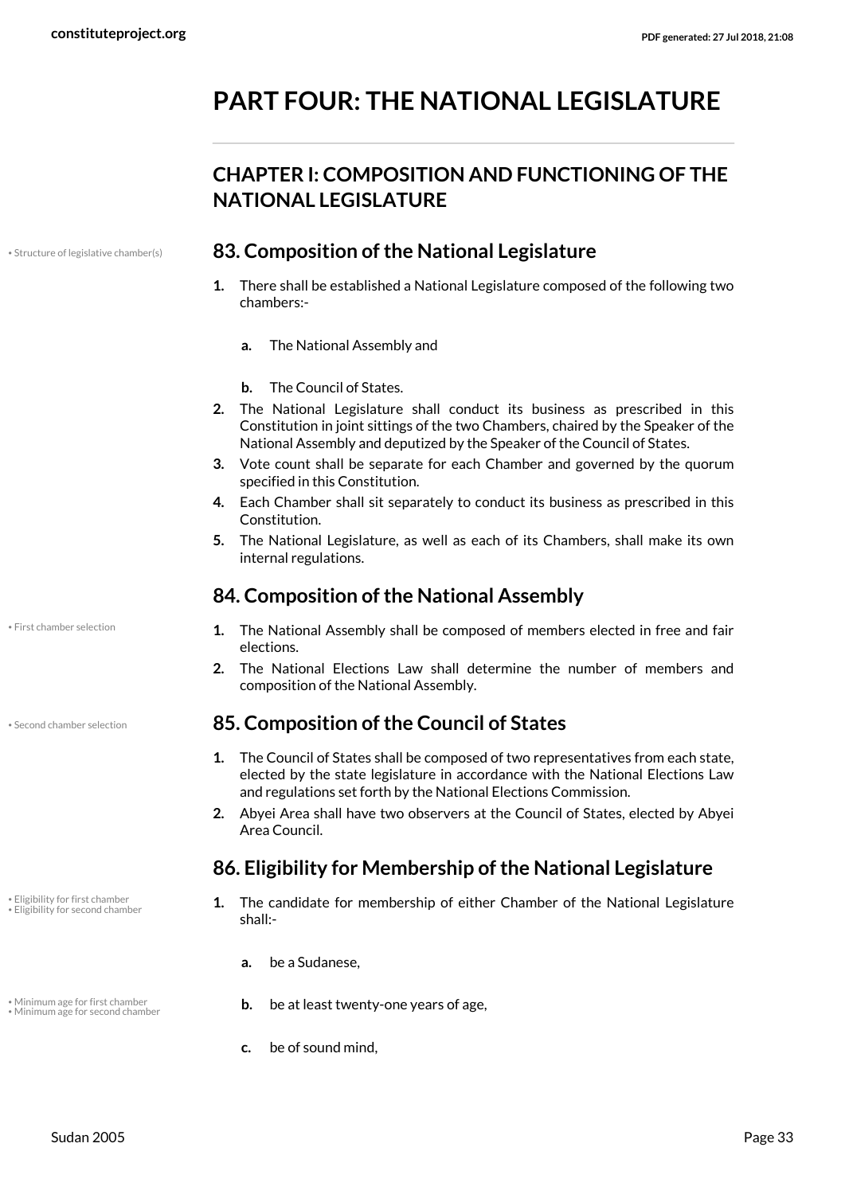# PART FOUR: THE NATIONAL LEGISLATURE

## CHAPTER I: COMPOSITION AND FUNCTIONING OF THE NATIONAL LEGISLATURE

• Structure of legislative chamber(s)

### 83. Composition of the National Legislature

1. There shall be established a National Legislature composed of the following two chambers:-

   a. The National Assembly and

   b. The Council of States.

2. The National Legislature shall conduct its business as prescribed in this Constitution in joint sittings of the two Chambers, chaired by the Speaker of the National Assembly and deputized by the Speaker of the Council of States.
3. Vote count shall be separate for each Chamber and governed by the quorum specified in this Constitution.
4. Each Chamber shall sit separately to conduct its business as prescribed in this Constitution.
5. The National Legislature, as well as each of its Chambers, shall make its own internal regulations.

### 84. Composition of the National Assembly

• First chamber selection

1. The National Assembly shall be composed of members elected in free and fair elections.
2. The National Elections Law shall determine the number of members and composition of the National Assembly.

• Second chamber selection

### 85. Composition of the Council of States

1. The Council of States shall be composed of two representatives from each state, elected by the state legislature in accordance with the National Elections Law and regulations set forth by the National Elections Commission.
2. Abyei Area shall have two observers at the Council of States, elected by Abyei Area Council.

### 86. Eligibility for Membership of the National Legislature

• Eligibility for first chamber
• Eligibility for second chamber

1. The candidate for membership of either Chamber of the National Legislature shall:-

   a. be a Sudanese,

   • Minimum age for first chamber
   • Minimum age for second chamber

   b. be at least twenty-one years of age,

   c. be of sound mind,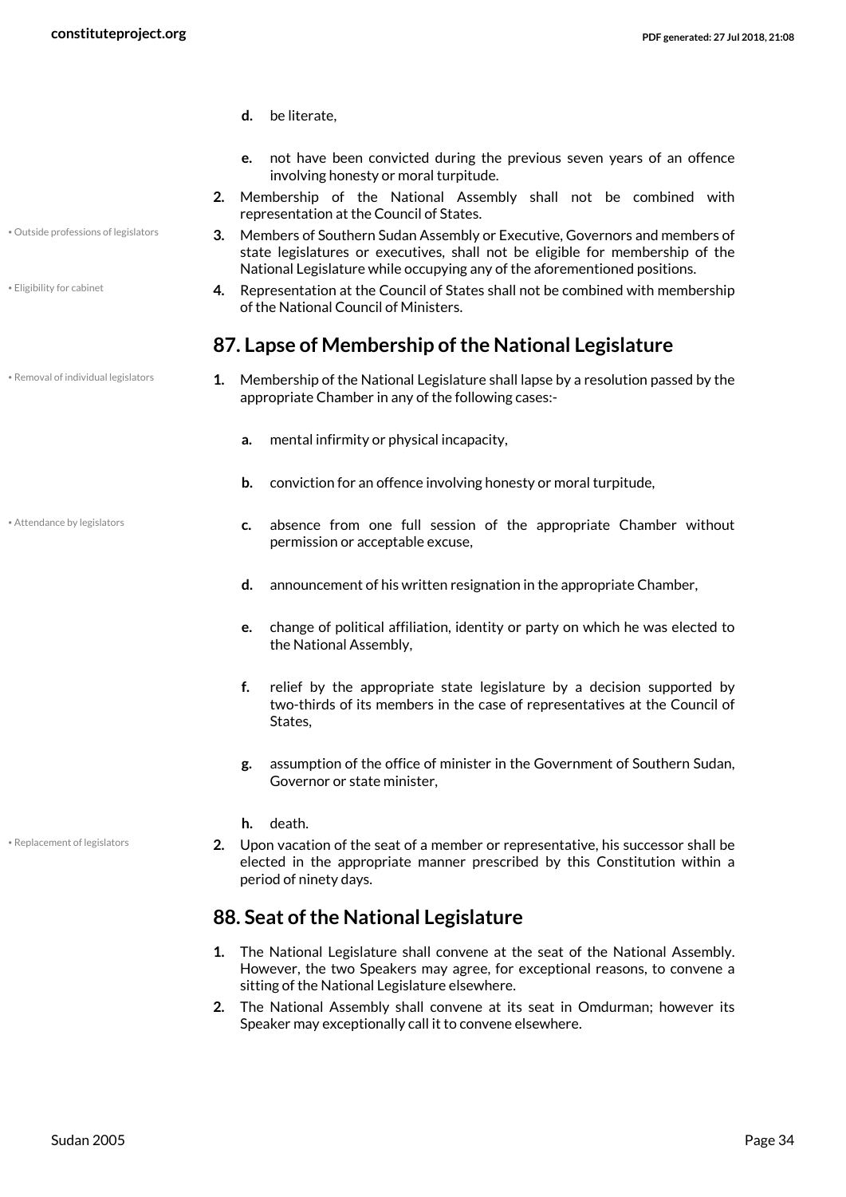d. be literate,

e. not have been convicted during the previous seven years of an offence involving honesty or moral turpitude.

2. Membership of the National Assembly shall not be combined with representation at the Council of States.

• Outside professions of legislators

3. Members of Southern Sudan Assembly or Executive, Governors and members of state legislatures or executives, shall not be eligible for membership of the National Legislature while occupying any of the aforementioned positions.

• Eligibility for cabinet

4. Representation at the Council of States shall not be combined with membership of the National Council of Ministers.

## 87. Lapse of Membership of the National Legislature

• Removal of individual legislators

1. Membership of the National Legislature shall lapse by a resolution passed by the appropriate Chamber in any of the following cases:-

   a. mental infirmity or physical incapacity,

   b. conviction for an offence involving honesty or moral turpitude,

   • Attendance by legislators

   c. absence from one full session of the appropriate Chamber without permission or acceptable excuse,

   d. announcement of his written resignation in the appropriate Chamber,

   e. change of political affiliation, identity or party on which he was elected to the National Assembly,

   f. relief by the appropriate state legislature by a decision supported by two-thirds of its members in the case of representatives at the Council of States,

   g. assumption of the office of minister in the Government of Southern Sudan, Governor or state minister,

   h. death.

• Replacement of legislators

2. Upon vacation of the seat of a member or representative, his successor shall be elected in the appropriate manner prescribed by this Constitution within a period of ninety days.

## 88. Seat of the National Legislature

1. The National Legislature shall convene at the seat of the National Assembly. However, the two Speakers may agree, for exceptional reasons, to convene a sitting of the National Legislature elsewhere.

2. The National Assembly shall convene at its seat in Omdurman; however its Speaker may exceptionally call it to convene elsewhere.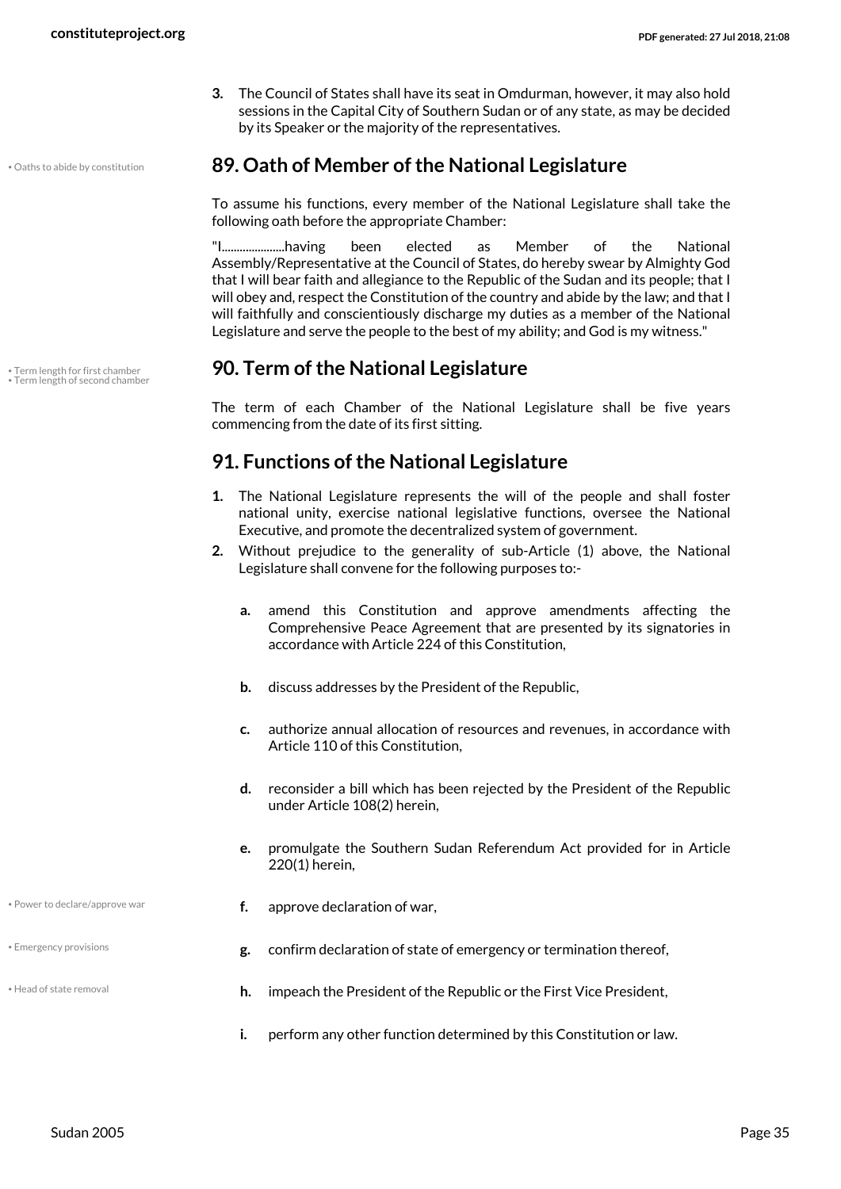3. The Council of States shall have its seat in Omdurman, however, it may also hold sessions in the Capital City of Southern Sudan or of any state, as may be decided by its Speaker or the majority of the representatives.

## 89. Oath of Member of the National Legislature

To assume his functions, every member of the National Legislature shall take the following oath before the appropriate Chamber:

"I.....................having been elected as Member of the National Assembly/Representative at the Council of States, do hereby swear by Almighty God that I will bear faith and allegiance to the Republic of the Sudan and its people; that I will obey and, respect the Constitution of the country and abide by the law; and that I will faithfully and conscientiously discharge my duties as a member of the National Legislature and serve the people to the best of my ability; and God is my witness."

## 90. Term of the National Legislature

The term of each Chamber of the National Legislature shall be five years commencing from the date of its first sitting.

## 91. Functions of the National Legislature

1. The National Legislature represents the will of the people and shall foster national unity, exercise national legislative functions, oversee the National Executive, and promote the decentralized system of government.
2. Without prejudice to the generality of sub-Article (1) above, the National Legislature shall convene for the following purposes to:-
   - a. amend this Constitution and approve amendments affecting the Comprehensive Peace Agreement that are presented by its signatories in accordance with Article 224 of this Constitution,
   - b. discuss addresses by the President of the Republic,
   - c. authorize annual allocation of resources and revenues, in accordance with Article 110 of this Constitution,
   - d. reconsider a bill which has been rejected by the President of the Republic under Article 108(2) herein,
   - e. promulgate the Southern Sudan Referendum Act provided for in Article 220(1) herein,
   - f. approve declaration of war,
   - g. confirm declaration of state of emergency or termination thereof,
   - h. impeach the President of the Republic or the First Vice President,
   - i. perform any other function determined by this Constitution or law.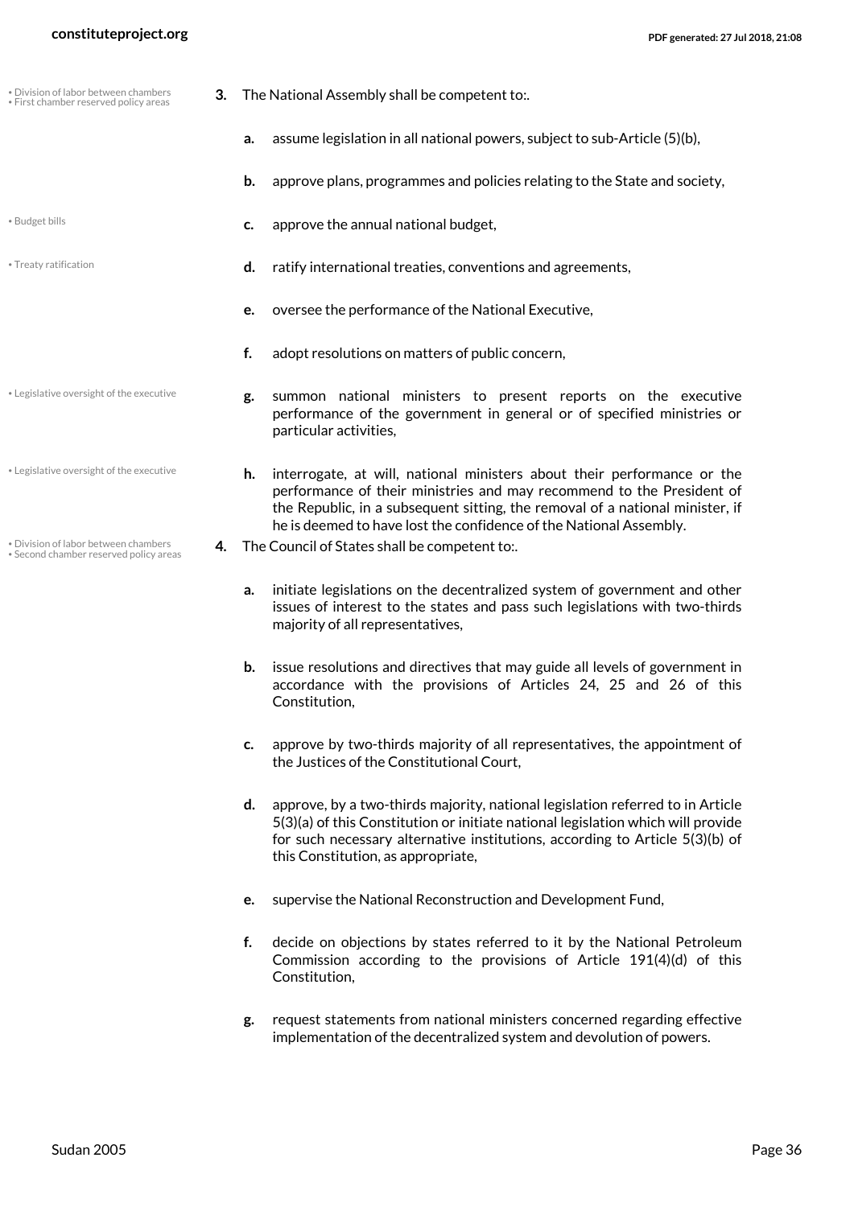• Division of labor between chambers
• First chamber reserved policy areas

3. The National Assembly shall be competent to:.

   a. assume legislation in all national powers, subject to sub-Article (5)(b),

   b. approve plans, programmes and policies relating to the State and society,

• Budget bills

   c. approve the annual national budget,

• Treaty ratification

   d. ratify international treaties, conventions and agreements,

   e. oversee the performance of the National Executive,

   f. adopt resolutions on matters of public concern,

• Legislative oversight of the executive

   g. summon national ministers to present reports on the executive performance of the government in general or of specified ministries or particular activities,

• Legislative oversight of the executive

   h. interrogate, at will, national ministers about their performance or the performance of their ministries and may recommend to the President of the Republic, in a subsequent sitting, the removal of a national minister, if he is deemed to have lost the confidence of the National Assembly.

• Division of labor between chambers
• Second chamber reserved policy areas

4. The Council of States shall be competent to:.

   a. initiate legislations on the decentralized system of government and other issues of interest to the states and pass such legislations with two-thirds majority of all representatives,

   b. issue resolutions and directives that may guide all levels of government in accordance with the provisions of Articles 24, 25 and 26 of this Constitution,

   c. approve by two-thirds majority of all representatives, the appointment of the Justices of the Constitutional Court,

   d. approve, by a two-thirds majority, national legislation referred to in Article 5(3)(a) of this Constitution or initiate national legislation which will provide for such necessary alternative institutions, according to Article 5(3)(b) of this Constitution, as appropriate,

   e. supervise the National Reconstruction and Development Fund,

   f. decide on objections by states referred to it by the National Petroleum Commission according to the provisions of Article 191(4)(d) of this Constitution,

   g. request statements from national ministers concerned regarding effective implementation of the decentralized system and devolution of powers.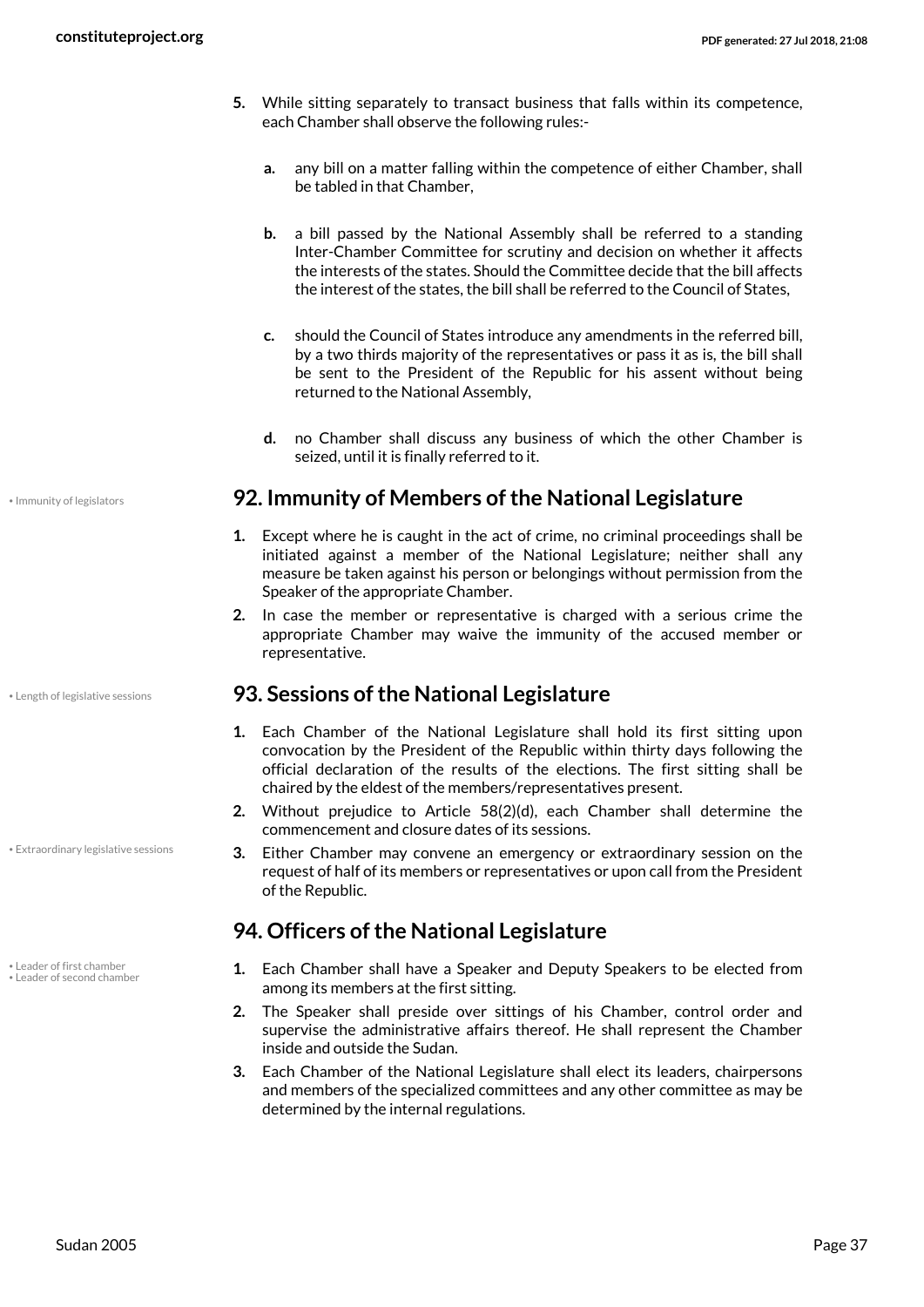5. While sitting separately to transact business that falls within its competence, each Chamber shall observe the following rules:-

   a. any bill on a matter falling within the competence of either Chamber, shall be tabled in that Chamber,

   b. a bill passed by the National Assembly shall be referred to a standing Inter-Chamber Committee for scrutiny and decision on whether it affects the interests of the states. Should the Committee decide that the bill affects the interest of the states, the bill shall be referred to the Council of States,

   c. should the Council of States introduce any amendments in the referred bill, by a two thirds majority of the representatives or pass it as is, the bill shall be sent to the President of the Republic for his assent without being returned to the National Assembly,

   d. no Chamber shall discuss any business of which the other Chamber is seized, until it is finally referred to it.

• Immunity of legislators

## 92. Immunity of Members of the National Legislature

1. Except where he is caught in the act of crime, no criminal proceedings shall be initiated against a member of the National Legislature; neither shall any measure be taken against his person or belongings without permission from the Speaker of the appropriate Chamber.
2. In case the member or representative is charged with a serious crime the appropriate Chamber may waive the immunity of the accused member or representative.

• Length of legislative sessions

## 93. Sessions of the National Legislature

1. Each Chamber of the National Legislature shall hold its first sitting upon convocation by the President of the Republic within thirty days following the official declaration of the results of the elections. The first sitting shall be chaired by the eldest of the members/representatives present.
2. Without prejudice to Article 58(2)(d), each Chamber shall determine the commencement and closure dates of its sessions.

• Extraordinary legislative sessions

3. Either Chamber may convene an emergency or extraordinary session on the request of half of its members or representatives or upon call from the President of the Republic.

## 94. Officers of the National Legislature

• Leader of first chamber
• Leader of second chamber

1. Each Chamber shall have a Speaker and Deputy Speakers to be elected from among its members at the first sitting.
2. The Speaker shall preside over sittings of his Chamber, control order and supervise the administrative affairs thereof. He shall represent the Chamber inside and outside the Sudan.
3. Each Chamber of the National Legislature shall elect its leaders, chairpersons and members of the specialized committees and any other committee as may be determined by the internal regulations.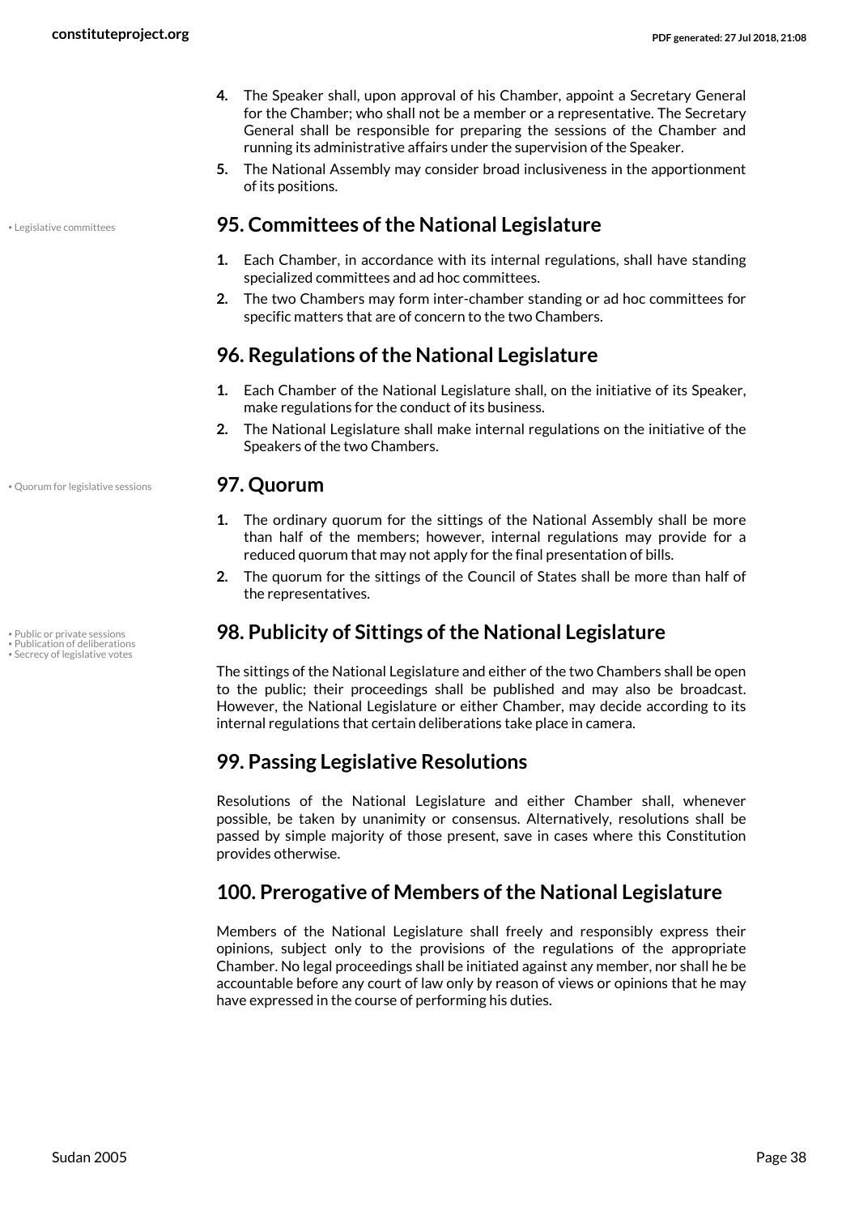4. The Speaker shall, upon approval of his Chamber, appoint a Secretary General for the Chamber; who shall not be a member or a representative. The Secretary General shall be responsible for preparing the sessions of the Chamber and running its administrative affairs under the supervision of the Speaker.
5. The National Assembly may consider broad inclusiveness in the apportionment of its positions.

• Legislative committees

## 95. Committees of the National Legislature

1. Each Chamber, in accordance with its internal regulations, shall have standing specialized committees and ad hoc committees.
2. The two Chambers may form inter-chamber standing or ad hoc committees for specific matters that are of concern to the two Chambers.

## 96. Regulations of the National Legislature

1. Each Chamber of the National Legislature shall, on the initiative of its Speaker, make regulations for the conduct of its business.
2. The National Legislature shall make internal regulations on the initiative of the Speakers of the two Chambers.

• Quorum for legislative sessions

## 97. Quorum

1. The ordinary quorum for the sittings of the National Assembly shall be more than half of the members; however, internal regulations may provide for a reduced quorum that may not apply for the final presentation of bills.
2. The quorum for the sittings of the Council of States shall be more than half of the representatives.

• Public or private sessions
• Publication of deliberations
• Secrecy of legislative votes

## 98. Publicity of Sittings of the National Legislature

The sittings of the National Legislature and either of the two Chambers shall be open to the public; their proceedings shall be published and may also be broadcast. However, the National Legislature or either Chamber, may decide according to its internal regulations that certain deliberations take place in camera.

## 99. Passing Legislative Resolutions

Resolutions of the National Legislature and either Chamber shall, whenever possible, be taken by unanimity or consensus. Alternatively, resolutions shall be passed by simple majority of those present, save in cases where this Constitution provides otherwise.

## 100. Prerogative of Members of the National Legislature

Members of the National Legislature shall freely and responsibly express their opinions, subject only to the provisions of the regulations of the appropriate Chamber. No legal proceedings shall be initiated against any member, nor shall he be accountable before any court of law only by reason of views or opinions that he may have expressed in the course of performing his duties.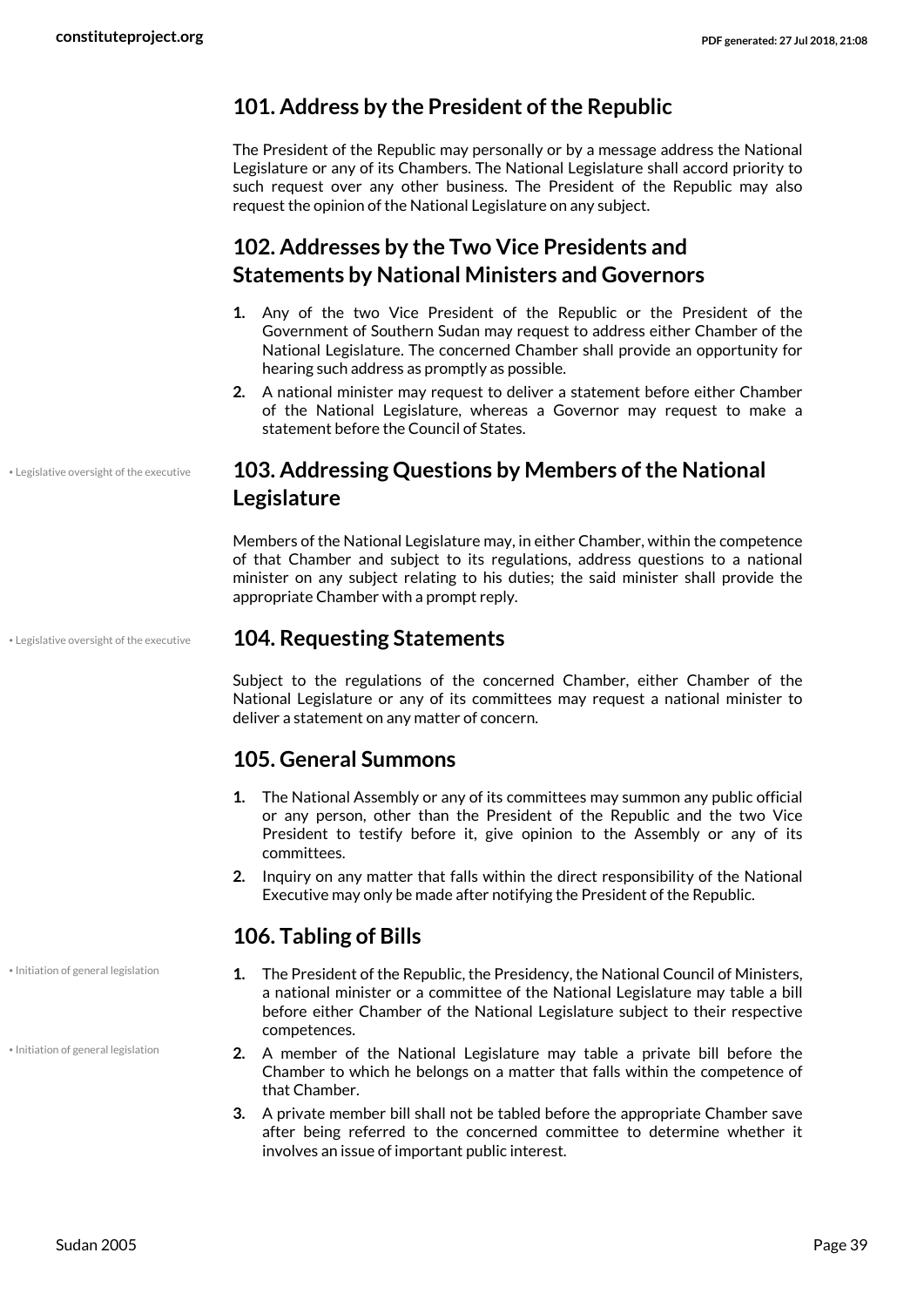## 101. Address by the President of the Republic

The President of the Republic may personally or by a message address the National Legislature or any of its Chambers. The National Legislature shall accord priority to such request over any other business. The President of the Republic may also request the opinion of the National Legislature on any subject.

## 102. Addresses by the Two Vice Presidents and Statements by National Ministers and Governors

1. Any of the two Vice President of the Republic or the President of the Government of Southern Sudan may request to address either Chamber of the National Legislature. The concerned Chamber shall provide an opportunity for hearing such address as promptly as possible.
2. A national minister may request to deliver a statement before either Chamber of the National Legislature, whereas a Governor may request to make a statement before the Council of States.

• Legislative oversight of the executive

## 103. Addressing Questions by Members of the National Legislature

Members of the National Legislature may, in either Chamber, within the competence of that Chamber and subject to its regulations, address questions to a national minister on any subject relating to his duties; the said minister shall provide the appropriate Chamber with a prompt reply.

• Legislative oversight of the executive

## 104. Requesting Statements

Subject to the regulations of the concerned Chamber, either Chamber of the National Legislature or any of its committees may request a national minister to deliver a statement on any matter of concern.

## 105. General Summons

1. The National Assembly or any of its committees may summon any public official or any person, other than the President of the Republic and the two Vice President to testify before it, give opinion to the Assembly or any of its committees.
2. Inquiry on any matter that falls within the direct responsibility of the National Executive may only be made after notifying the President of the Republic.

## 106. Tabling of Bills

• Initiation of general legislation

1. The President of the Republic, the Presidency, the National Council of Ministers, a national minister or a committee of the National Legislature may table a bill before either Chamber of the National Legislature subject to their respective competences.

• Initiation of general legislation

2. A member of the National Legislature may table a private bill before the Chamber to which he belongs on a matter that falls within the competence of that Chamber.
3. A private member bill shall not be tabled before the appropriate Chamber save after being referred to the concerned committee to determine whether it involves an issue of important public interest.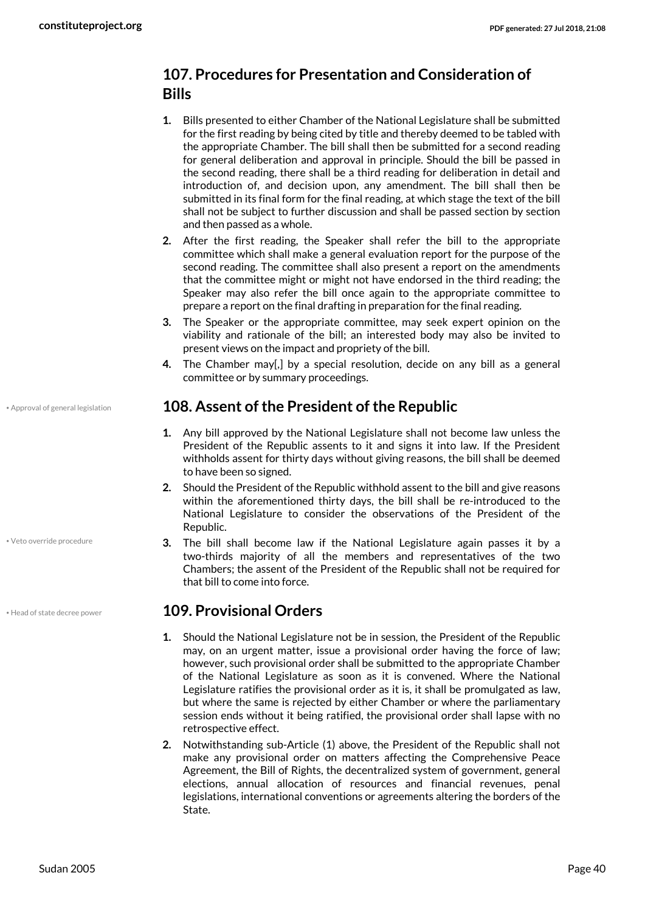## 107. Procedures for Presentation and Consideration of Bills

1. Bills presented to either Chamber of the National Legislature shall be submitted for the first reading by being cited by title and thereby deemed to be tabled with the appropriate Chamber. The bill shall then be submitted for a second reading for general deliberation and approval in principle. Should the bill be passed in the second reading, there shall be a third reading for deliberation in detail and introduction of, and decision upon, any amendment. The bill shall then be submitted in its final form for the final reading, at which stage the text of the bill shall not be subject to further discussion and shall be passed section by section and then passed as a whole.
2. After the first reading, the Speaker shall refer the bill to the appropriate committee which shall make a general evaluation report for the purpose of the second reading. The committee shall also present a report on the amendments that the committee might or might not have endorsed in the third reading; the Speaker may also refer the bill once again to the appropriate committee to prepare a report on the final drafting in preparation for the final reading.
3. The Speaker or the appropriate committee, may seek expert opinion on the viability and rationale of the bill; an interested body may also be invited to present views on the impact and propriety of the bill.
4. The Chamber may[,] by a special resolution, decide on any bill as a general committee or by summary proceedings.

• Approval of general legislation

## 108. Assent of the President of the Republic

1. Any bill approved by the National Legislature shall not become law unless the President of the Republic assents to it and signs it into law. If the President withholds assent for thirty days without giving reasons, the bill shall be deemed to have been so signed.
2. Should the President of the Republic withhold assent to the bill and give reasons within the aforementioned thirty days, the bill shall be re-introduced to the National Legislature to consider the observations of the President of the Republic.
3. The bill shall become law if the National Legislature again passes it by a two-thirds majority of all the members and representatives of the two Chambers; the assent of the President of the Republic shall not be required for that bill to come into force.

• Veto override procedure

• Head of state decree power

## 109. Provisional Orders

1. Should the National Legislature not be in session, the President of the Republic may, on an urgent matter, issue a provisional order having the force of law; however, such provisional order shall be submitted to the appropriate Chamber of the National Legislature as soon as it is convened. Where the National Legislature ratifies the provisional order as it is, it shall be promulgated as law, but where the same is rejected by either Chamber or where the parliamentary session ends without it being ratified, the provisional order shall lapse with no retrospective effect.
2. Notwithstanding sub-Article (1) above, the President of the Republic shall not make any provisional order on matters affecting the Comprehensive Peace Agreement, the Bill of Rights, the decentralized system of government, general elections, annual allocation of resources and financial revenues, penal legislations, international conventions or agreements altering the borders of the State.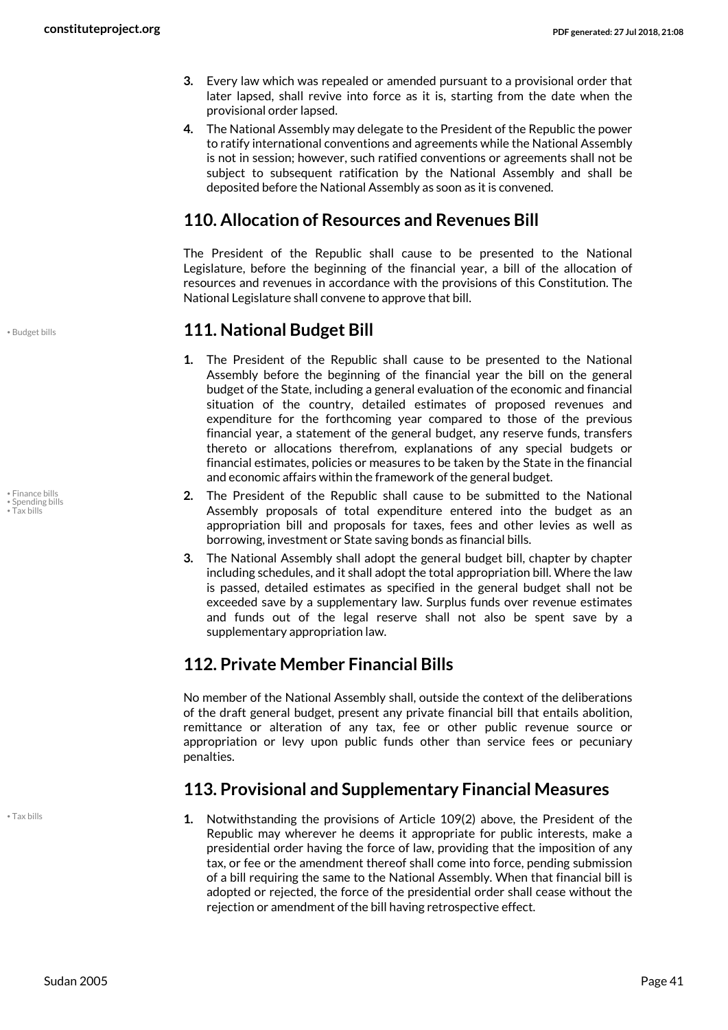3. Every law which was repealed or amended pursuant to a provisional order that later lapsed, shall revive into force as it is, starting from the date when the provisional order lapsed.
4. The National Assembly may delegate to the President of the Republic the power to ratify international conventions and agreements while the National Assembly is not in session; however, such ratified conventions or agreements shall not be subject to subsequent ratification by the National Assembly and shall be deposited before the National Assembly as soon as it is convened.

## 110. Allocation of Resources and Revenues Bill

The President of the Republic shall cause to be presented to the National Legislature, before the beginning of the financial year, a bill of the allocation of resources and revenues in accordance with the provisions of this Constitution. The National Legislature shall convene to approve that bill.

## 111. National Budget Bill

1. The President of the Republic shall cause to be presented to the National Assembly before the beginning of the financial year the bill on the general budget of the State, including a general evaluation of the economic and financial situation of the country, detailed estimates of proposed revenues and expenditure for the forthcoming year compared to those of the previous financial year, a statement of the general budget, any reserve funds, transfers thereto or allocations therefrom, explanations of any special budgets or financial estimates, policies or measures to be taken by the State in the financial and economic affairs within the framework of the general budget.
2. The President of the Republic shall cause to be submitted to the National Assembly proposals of total expenditure entered into the budget as an appropriation bill and proposals for taxes, fees and other levies as well as borrowing, investment or State saving bonds as financial bills.
3. The National Assembly shall adopt the general budget bill, chapter by chapter including schedules, and it shall adopt the total appropriation bill. Where the law is passed, detailed estimates as specified in the general budget shall not be exceeded save by a supplementary law. Surplus funds over revenue estimates and funds out of the legal reserve shall not also be spent save by a supplementary appropriation law.

## 112. Private Member Financial Bills

No member of the National Assembly shall, outside the context of the deliberations of the draft general budget, present any private financial bill that entails abolition, remittance or alteration of any tax, fee or other public revenue source or appropriation or levy upon public funds other than service fees or pecuniary penalties.

## 113. Provisional and Supplementary Financial Measures

1. Notwithstanding the provisions of Article 109(2) above, the President of the Republic may wherever he deems it appropriate for public interests, make a presidential order having the force of law, providing that the imposition of any tax, or fee or the amendment thereof shall come into force, pending submission of a bill requiring the same to the National Assembly. When that financial bill is adopted or rejected, the force of the presidential order shall cease without the rejection or amendment of the bill having retrospective effect.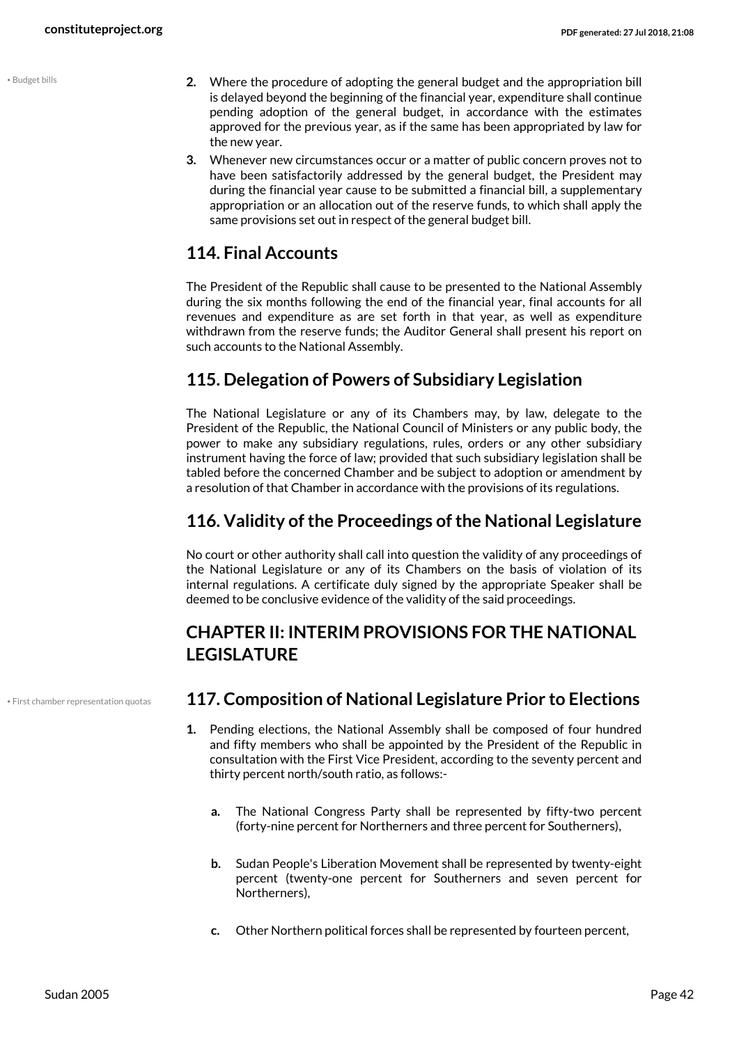• Budget bills

2. Where the procedure of adopting the general budget and the appropriation bill is delayed beyond the beginning of the financial year, expenditure shall continue pending adoption of the general budget, in accordance with the estimates approved for the previous year, as if the same has been appropriated by law for the new year.
3. Whenever new circumstances occur or a matter of public concern proves not to have been satisfactorily addressed by the general budget, the President may during the financial year cause to be submitted a financial bill, a supplementary appropriation or an allocation out of the reserve funds, to which shall apply the same provisions set out in respect of the general budget bill.

## 114. Final Accounts

The President of the Republic shall cause to be presented to the National Assembly during the six months following the end of the financial year, final accounts for all revenues and expenditure as are set forth in that year, as well as expenditure withdrawn from the reserve funds; the Auditor General shall present his report on such accounts to the National Assembly.

## 115. Delegation of Powers of Subsidiary Legislation

The National Legislature or any of its Chambers may, by law, delegate to the President of the Republic, the National Council of Ministers or any public body, the power to make any subsidiary regulations, rules, orders or any other subsidiary instrument having the force of law; provided that such subsidiary legislation shall be tabled before the concerned Chamber and be subject to adoption or amendment by a resolution of that Chamber in accordance with the provisions of its regulations.

## 116. Validity of the Proceedings of the National Legislature

No court or other authority shall call into question the validity of any proceedings of the National Legislature or any of its Chambers on the basis of violation of its internal regulations. A certificate duly signed by the appropriate Speaker shall be deemed to be conclusive evidence of the validity of the said proceedings.

# CHAPTER II: INTERIM PROVISIONS FOR THE NATIONAL LEGISLATURE

• First chamber representation quotas

## 117. Composition of National Legislature Prior to Elections

1. Pending elections, the National Assembly shall be composed of four hundred and fifty members who shall be appointed by the President of the Republic in consultation with the First Vice President, according to the seventy percent and thirty percent north/south ratio, as follows:-

   a. The National Congress Party shall be represented by fifty-two percent (forty-nine percent for Northerners and three percent for Southerners),

   b. Sudan People's Liberation Movement shall be represented by twenty-eight percent (twenty-one percent for Southerners and seven percent for Northerners),

   c. Other Northern political forces shall be represented by fourteen percent,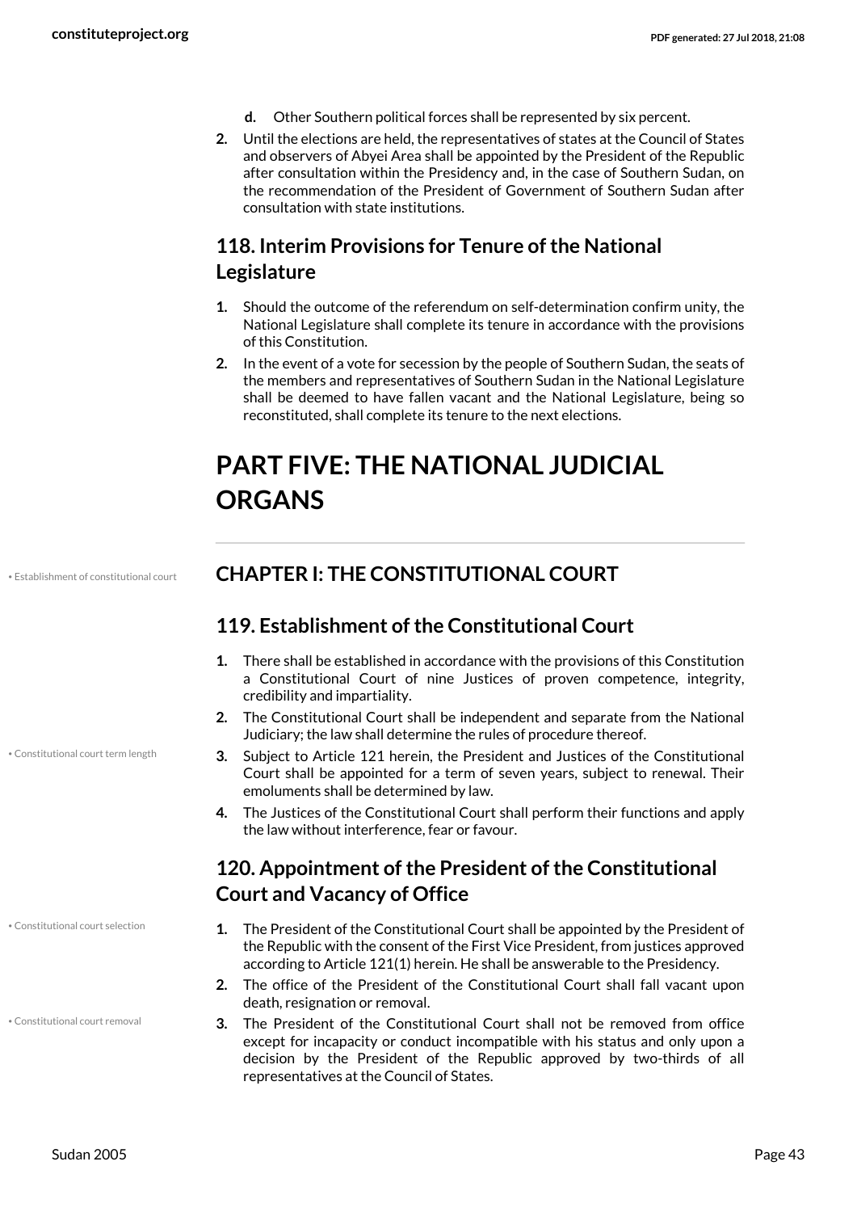d. Other Southern political forces shall be represented by six percent.

2. Until the elections are held, the representatives of states at the Council of States and observers of Abyei Area shall be appointed by the President of the Republic after consultation within the Presidency and, in the case of Southern Sudan, on the recommendation of the President of Government of Southern Sudan after consultation with state institutions.

## 118. Interim Provisions for Tenure of the National Legislature

1. Should the outcome of the referendum on self-determination confirm unity, the National Legislature shall complete its tenure in accordance with the provisions of this Constitution.
2. In the event of a vote for secession by the people of Southern Sudan, the seats of the members and representatives of Southern Sudan in the National Legislature shall be deemed to have fallen vacant and the National Legislature, being so reconstituted, shall complete its tenure to the next elections.

# PART FIVE: THE NATIONAL JUDICIAL ORGANS

• Establishment of constitutional court

## CHAPTER I: THE CONSTITUTIONAL COURT

## 119. Establishment of the Constitutional Court

1. There shall be established in accordance with the provisions of this Constitution a Constitutional Court of nine Justices of proven competence, integrity, credibility and impartiality.
2. The Constitutional Court shall be independent and separate from the National Judiciary; the law shall determine the rules of procedure thereof.
3. Subject to Article 121 herein, the President and Justices of the Constitutional Court shall be appointed for a term of seven years, subject to renewal. Their emoluments shall be determined by law.
4. The Justices of the Constitutional Court shall perform their functions and apply the law without interference, fear or favour.

• Constitutional court term length

## 120. Appointment of the President of the Constitutional Court and Vacancy of Office

• Constitutional court selection

1. The President of the Constitutional Court shall be appointed by the President of the Republic with the consent of the First Vice President, from justices approved according to Article 121(1) herein. He shall be answerable to the Presidency.
2. The office of the President of the Constitutional Court shall fall vacant upon death, resignation or removal.
3. The President of the Constitutional Court shall not be removed from office except for incapacity or conduct incompatible with his status and only upon a decision by the President of the Republic approved by two-thirds of all representatives at the Council of States.

• Constitutional court removal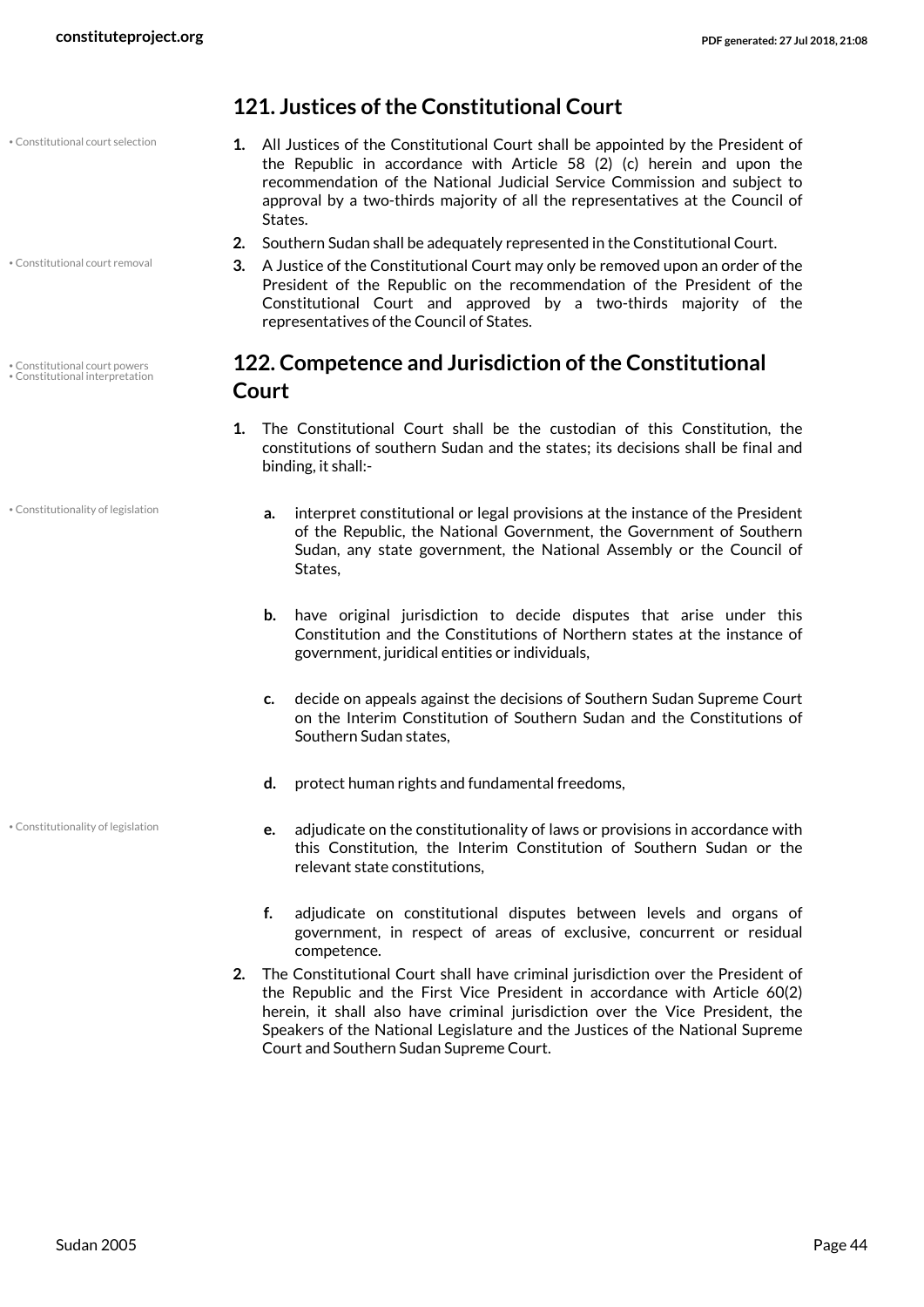## 121. Justices of the Constitutional Court

1. All Justices of the Constitutional Court shall be appointed by the President of the Republic in accordance with Article 58 (2) (c) herein and upon the recommendation of the National Judicial Service Commission and subject to approval by a two-thirds majority of all the representatives at the Council of States.
2. Southern Sudan shall be adequately represented in the Constitutional Court.
3. A Justice of the Constitutional Court may only be removed upon an order of the President of the Republic on the recommendation of the President of the Constitutional Court and approved by a two-thirds majority of the representatives of the Council of States.

## 122. Competence and Jurisdiction of the Constitutional Court

1. The Constitutional Court shall be the custodian of this Constitution, the constitutions of southern Sudan and the states; its decisions shall be final and binding, it shall:-

   a. interpret constitutional or legal provisions at the instance of the President of the Republic, the National Government, the Government of Southern Sudan, any state government, the National Assembly or the Council of States,

   b. have original jurisdiction to decide disputes that arise under this Constitution and the Constitutions of Northern states at the instance of government, juridical entities or individuals,

   c. decide on appeals against the decisions of Southern Sudan Supreme Court on the Interim Constitution of Southern Sudan and the Constitutions of Southern Sudan states,

   d. protect human rights and fundamental freedoms,

   e. adjudicate on the constitutionality of laws or provisions in accordance with this Constitution, the Interim Constitution of Southern Sudan or the relevant state constitutions,

   f. adjudicate on constitutional disputes between levels and organs of government, in respect of areas of exclusive, concurrent or residual competence.

2. The Constitutional Court shall have criminal jurisdiction over the President of the Republic and the First Vice President in accordance with Article 60(2) herein, it shall also have criminal jurisdiction over the Vice President, the Speakers of the National Legislature and the Justices of the National Supreme Court and Southern Sudan Supreme Court.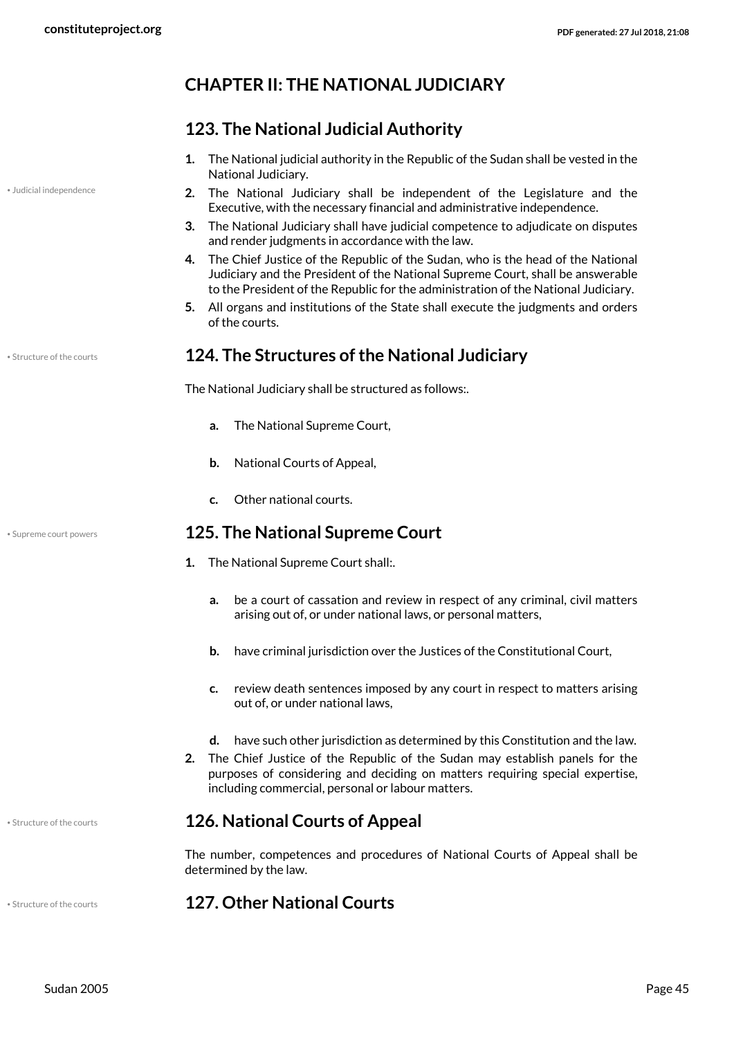## CHAPTER II: THE NATIONAL JUDICIARY

### 123. The National Judicial Authority

1. The National judicial authority in the Republic of the Sudan shall be vested in the National Judiciary.
2. The National Judiciary shall be independent of the Legislature and the Executive, with the necessary financial and administrative independence.
3. The National Judiciary shall have judicial competence to adjudicate on disputes and render judgments in accordance with the law.
4. The Chief Justice of the Republic of the Sudan, who is the head of the National Judiciary and the President of the National Supreme Court, shall be answerable to the President of the Republic for the administration of the National Judiciary.
5. All organs and institutions of the State shall execute the judgments and orders of the courts.

### 124. The Structures of the National Judiciary

The National Judiciary shall be structured as follows:.

- **a.** The National Supreme Court,
- **b.** National Courts of Appeal,
- **c.** Other national courts.

### 125. The National Supreme Court

1. The National Supreme Court shall:.
   - **a.** be a court of cassation and review in respect of any criminal, civil matters arising out of, or under national laws, or personal matters,
   - **b.** have criminal jurisdiction over the Justices of the Constitutional Court,
   - **c.** review death sentences imposed by any court in respect to matters arising out of, or under national laws,
   - **d.** have such other jurisdiction as determined by this Constitution and the law.
2. The Chief Justice of the Republic of the Sudan may establish panels for the purposes of considering and deciding on matters requiring special expertise, including commercial, personal or labour matters.

### 126. National Courts of Appeal

The number, competences and procedures of National Courts of Appeal shall be determined by the law.

### 127. Other National Courts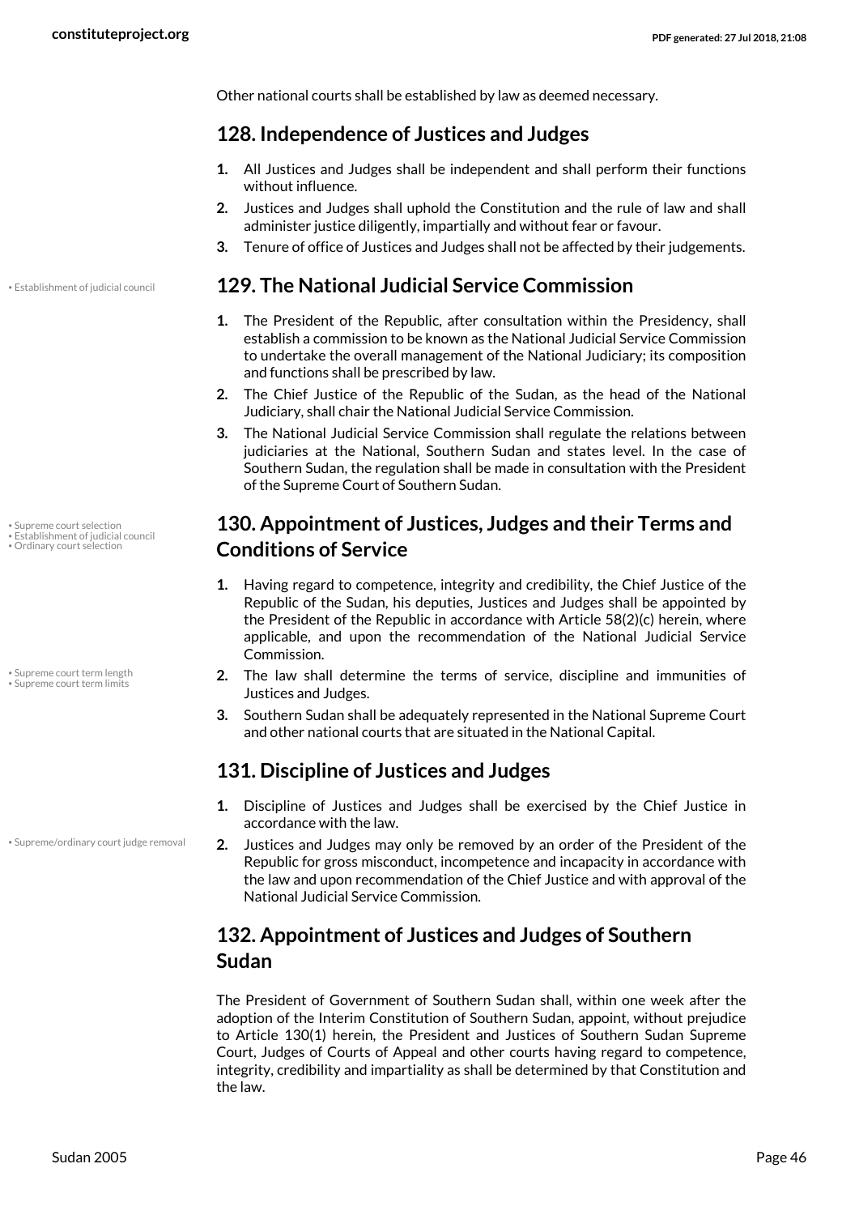Other national courts shall be established by law as deemed necessary.

## 128. Independence of Justices and Judges

1. All Justices and Judges shall be independent and shall perform their functions without influence.
2. Justices and Judges shall uphold the Constitution and the rule of law and shall administer justice diligently, impartially and without fear or favour.
3. Tenure of office of Justices and Judges shall not be affected by their judgements.

## 129. The National Judicial Service Commission

1. The President of the Republic, after consultation within the Presidency, shall establish a commission to be known as the National Judicial Service Commission to undertake the overall management of the National Judiciary; its composition and functions shall be prescribed by law.
2. The Chief Justice of the Republic of the Sudan, as the head of the National Judiciary, shall chair the National Judicial Service Commission.
3. The National Judicial Service Commission shall regulate the relations between judiciaries at the National, Southern Sudan and states level. In the case of Southern Sudan, the regulation shall be made in consultation with the President of the Supreme Court of Southern Sudan.

## 130. Appointment of Justices, Judges and their Terms and Conditions of Service

1. Having regard to competence, integrity and credibility, the Chief Justice of the Republic of the Sudan, his deputies, Justices and Judges shall be appointed by the President of the Republic in accordance with Article 58(2)(c) herein, where applicable, and upon the recommendation of the National Judicial Service Commission.
2. The law shall determine the terms of service, discipline and immunities of Justices and Judges.
3. Southern Sudan shall be adequately represented in the National Supreme Court and other national courts that are situated in the National Capital.

## 131. Discipline of Justices and Judges

1. Discipline of Justices and Judges shall be exercised by the Chief Justice in accordance with the law.
2. Justices and Judges may only be removed by an order of the President of the Republic for gross misconduct, incompetence and incapacity in accordance with the law and upon recommendation of the Chief Justice and with approval of the National Judicial Service Commission.

## 132. Appointment of Justices and Judges of Southern Sudan

The President of Government of Southern Sudan shall, within one week after the adoption of the Interim Constitution of Southern Sudan, appoint, without prejudice to Article 130(1) herein, the President and Justices of Southern Sudan Supreme Court, Judges of Courts of Appeal and other courts having regard to competence, integrity, credibility and impartiality as shall be determined by that Constitution and the law.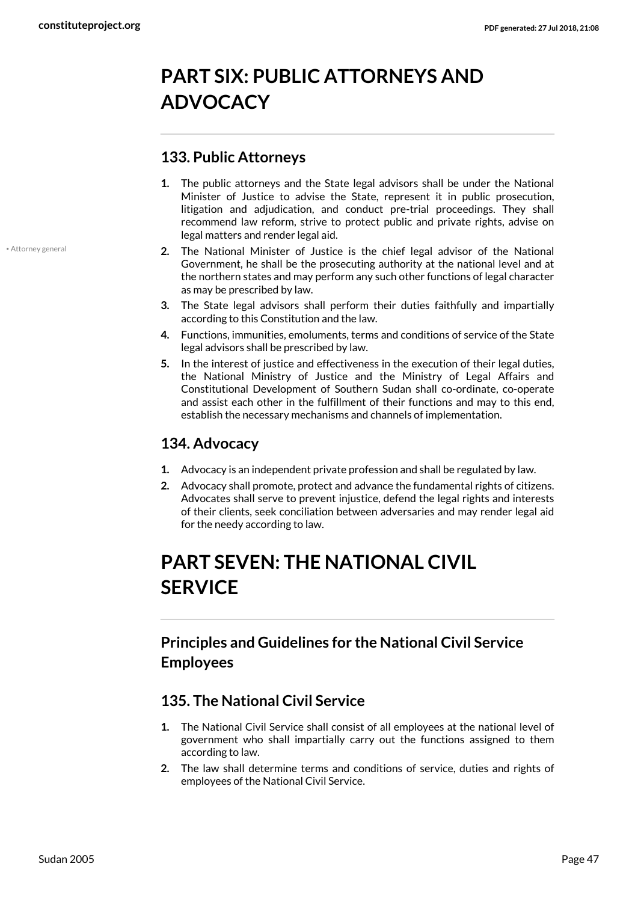# PART SIX: PUBLIC ATTORNEYS AND ADVOCACY

## 133. Public Attorneys

1. The public attorneys and the State legal advisors shall be under the National Minister of Justice to advise the State, represent it in public prosecution, litigation and adjudication, and conduct pre-trial proceedings. They shall recommend law reform, strive to protect public and private rights, advise on legal matters and render legal aid.
2. The National Minister of Justice is the chief legal advisor of the National Government, he shall be the prosecuting authority at the national level and at the northern states and may perform any such other functions of legal character as may be prescribed by law.
3. The State legal advisors shall perform their duties faithfully and impartially according to this Constitution and the law.
4. Functions, immunities, emoluments, terms and conditions of service of the State legal advisors shall be prescribed by law.
5. In the interest of justice and effectiveness in the execution of their legal duties, the National Ministry of Justice and the Ministry of Legal Affairs and Constitutional Development of Southern Sudan shall co-ordinate, co-operate and assist each other in the fulfillment of their functions and may to this end, establish the necessary mechanisms and channels of implementation.

## 134. Advocacy

1. Advocacy is an independent private profession and shall be regulated by law.
2. Advocacy shall promote, protect and advance the fundamental rights of citizens. Advocates shall serve to prevent injustice, defend the legal rights and interests of their clients, seek conciliation between adversaries and may render legal aid for the needy according to law.

# PART SEVEN: THE NATIONAL CIVIL SERVICE

## Principles and Guidelines for the National Civil Service Employees

## 135. The National Civil Service

1. The National Civil Service shall consist of all employees at the national level of government who shall impartially carry out the functions assigned to them according to law.
2. The law shall determine terms and conditions of service, duties and rights of employees of the National Civil Service.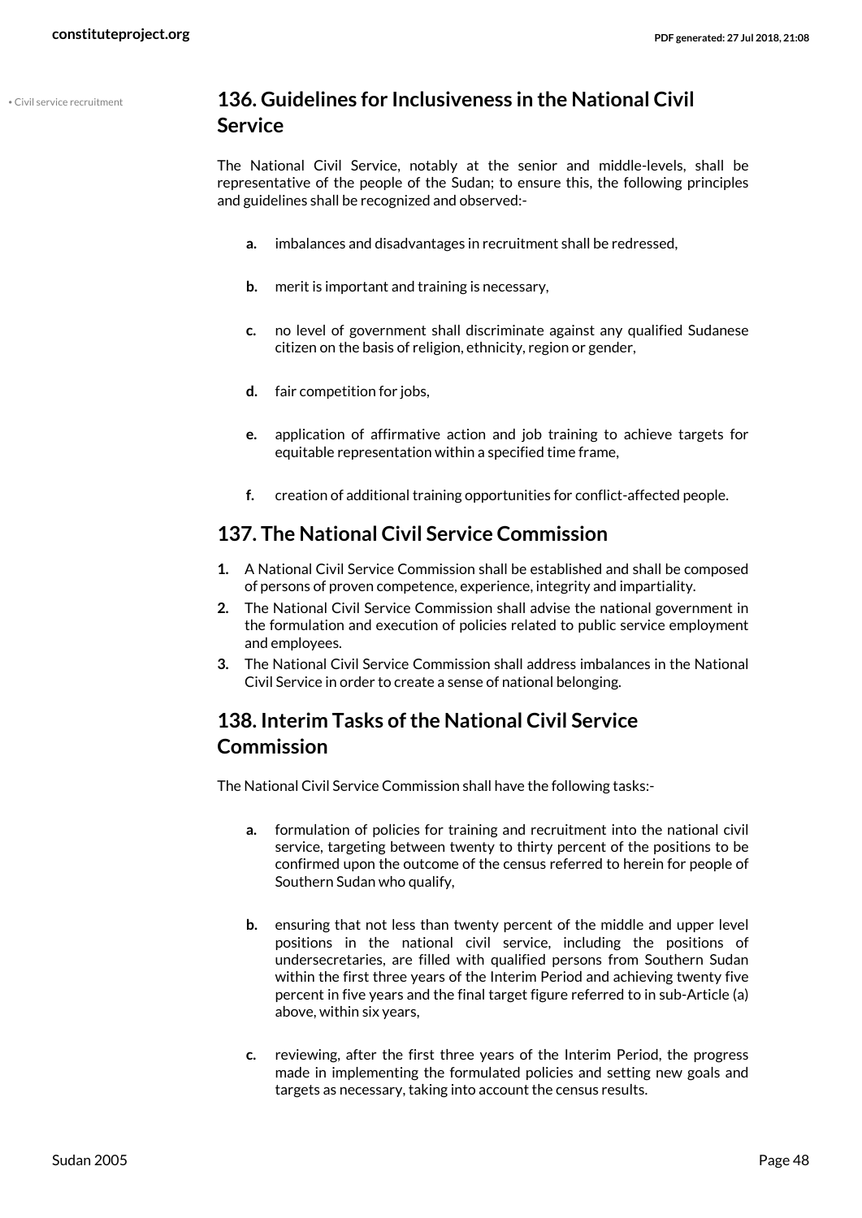## 136. Guidelines for Inclusiveness in the National Civil Service

The National Civil Service, notably at the senior and middle-levels, shall be representative of the people of the Sudan; to ensure this, the following principles and guidelines shall be recognized and observed:-

- **a.** imbalances and disadvantages in recruitment shall be redressed,
- **b.** merit is important and training is necessary,
- **c.** no level of government shall discriminate against any qualified Sudanese citizen on the basis of religion, ethnicity, region or gender,
- **d.** fair competition for jobs,
- **e.** application of affirmative action and job training to achieve targets for equitable representation within a specified time frame,
- **f.** creation of additional training opportunities for conflict-affected people.

## 137. The National Civil Service Commission

1. A National Civil Service Commission shall be established and shall be composed of persons of proven competence, experience, integrity and impartiality.
2. The National Civil Service Commission shall advise the national government in the formulation and execution of policies related to public service employment and employees.
3. The National Civil Service Commission shall address imbalances in the National Civil Service in order to create a sense of national belonging.

## 138. Interim Tasks of the National Civil Service Commission

The National Civil Service Commission shall have the following tasks:-

- **a.** formulation of policies for training and recruitment into the national civil service, targeting between twenty to thirty percent of the positions to be confirmed upon the outcome of the census referred to herein for people of Southern Sudan who qualify,
- **b.** ensuring that not less than twenty percent of the middle and upper level positions in the national civil service, including the positions of undersecretaries, are filled with qualified persons from Southern Sudan within the first three years of the Interim Period and achieving twenty five percent in five years and the final target figure referred to in sub-Article (a) above, within six years,
- **c.** reviewing, after the first three years of the Interim Period, the progress made in implementing the formulated policies and setting new goals and targets as necessary, taking into account the census results.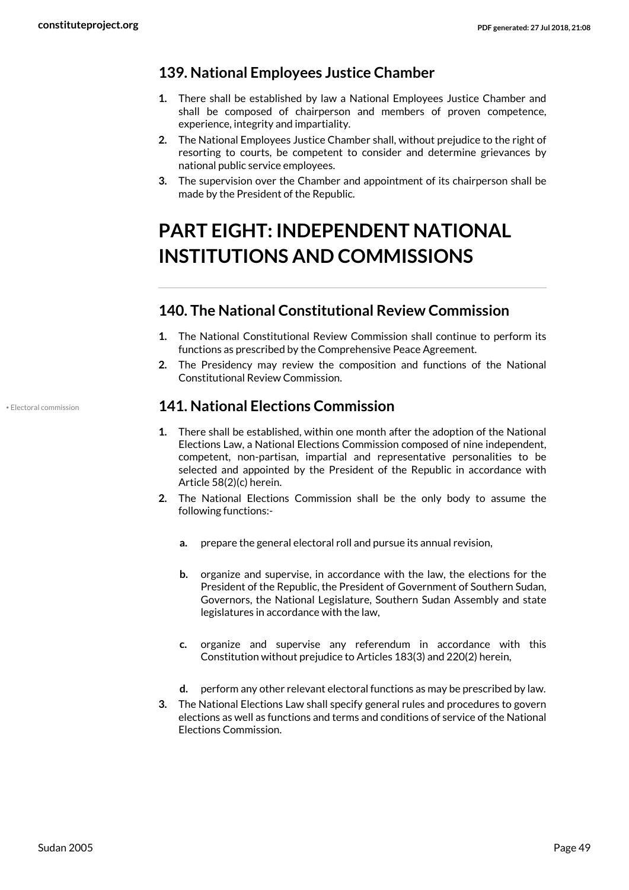### 139. National Employees Justice Chamber

1. There shall be established by law a National Employees Justice Chamber and shall be composed of chairperson and members of proven competence, experience, integrity and impartiality.
2. The National Employees Justice Chamber shall, without prejudice to the right of resorting to courts, be competent to consider and determine grievances by national public service employees.
3. The supervision over the Chamber and appointment of its chairperson shall be made by the President of the Republic.

## PART EIGHT: INDEPENDENT NATIONAL INSTITUTIONS AND COMMISSIONS

### 140. The National Constitutional Review Commission

1. The National Constitutional Review Commission shall continue to perform its functions as prescribed by the Comprehensive Peace Agreement.
2. The Presidency may review the composition and functions of the National Constitutional Review Commission.

### 141. National Elections Commission

1. There shall be established, within one month after the adoption of the National Elections Law, a National Elections Commission composed of nine independent, competent, non-partisan, impartial and representative personalities to be selected and appointed by the President of the Republic in accordance with Article 58(2)(c) herein.
2. The National Elections Commission shall be the only body to assume the following functions:-
   a. prepare the general electoral roll and pursue its annual revision,
   b. organize and supervise, in accordance with the law, the elections for the President of the Republic, the President of Government of Southern Sudan, Governors, the National Legislature, Southern Sudan Assembly and state legislatures in accordance with the law,
   c. organize and supervise any referendum in accordance with this Constitution without prejudice to Articles 183(3) and 220(2) herein,
   d. perform any other relevant electoral functions as may be prescribed by law.
3. The National Elections Law shall specify general rules and procedures to govern elections as well as functions and terms and conditions of service of the National Elections Commission.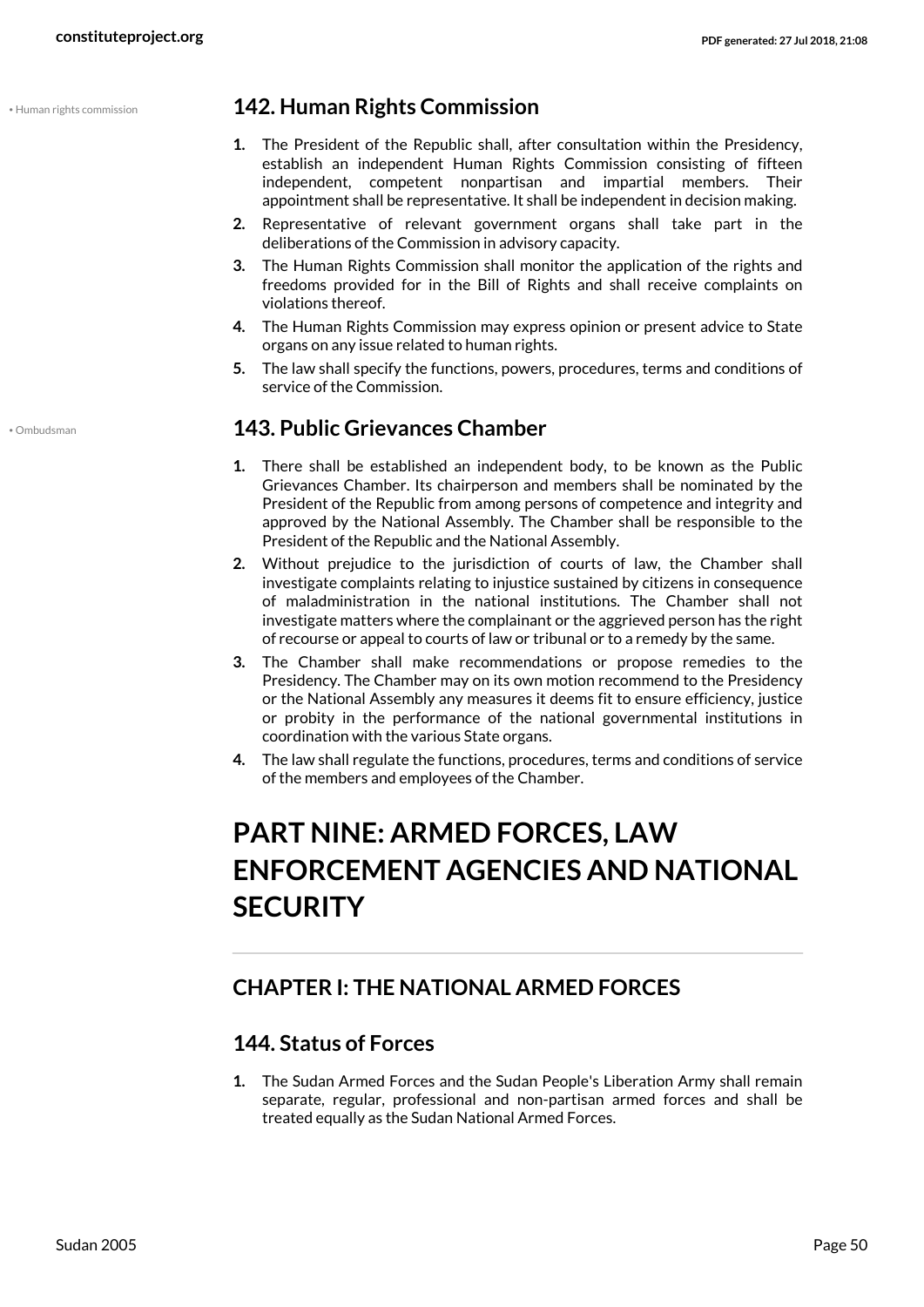## 142. Human Rights Commission

• Human rights commission

1. The President of the Republic shall, after consultation within the Presidency, establish an independent Human Rights Commission consisting of fifteen independent, competent nonpartisan and impartial members. Their appointment shall be representative. It shall be independent in decision making.
2. Representative of relevant government organs shall take part in the deliberations of the Commission in advisory capacity.
3. The Human Rights Commission shall monitor the application of the rights and freedoms provided for in the Bill of Rights and shall receive complaints on violations thereof.
4. The Human Rights Commission may express opinion or present advice to State organs on any issue related to human rights.
5. The law shall specify the functions, powers, procedures, terms and conditions of service of the Commission.

## 143. Public Grievances Chamber

• Ombudsman

1. There shall be established an independent body, to be known as the Public Grievances Chamber. Its chairperson and members shall be nominated by the President of the Republic from among persons of competence and integrity and approved by the National Assembly. The Chamber shall be responsible to the President of the Republic and the National Assembly.
2. Without prejudice to the jurisdiction of courts of law, the Chamber shall investigate complaints relating to injustice sustained by citizens in consequence of maladministration in the national institutions. The Chamber shall not investigate matters where the complainant or the aggrieved person has the right of recourse or appeal to courts of law or tribunal or to a remedy by the same.
3. The Chamber shall make recommendations or propose remedies to the Presidency. The Chamber may on its own motion recommend to the Presidency or the National Assembly any measures it deems fit to ensure efficiency, justice or probity in the performance of the national governmental institutions in coordination with the various State organs.
4. The law shall regulate the functions, procedures, terms and conditions of service of the members and employees of the Chamber.

# PART NINE: ARMED FORCES, LAW ENFORCEMENT AGENCIES AND NATIONAL SECURITY

## CHAPTER I: THE NATIONAL ARMED FORCES

## 144. Status of Forces

1. The Sudan Armed Forces and the Sudan People's Liberation Army shall remain separate, regular, professional and non-partisan armed forces and shall be treated equally as the Sudan National Armed Forces.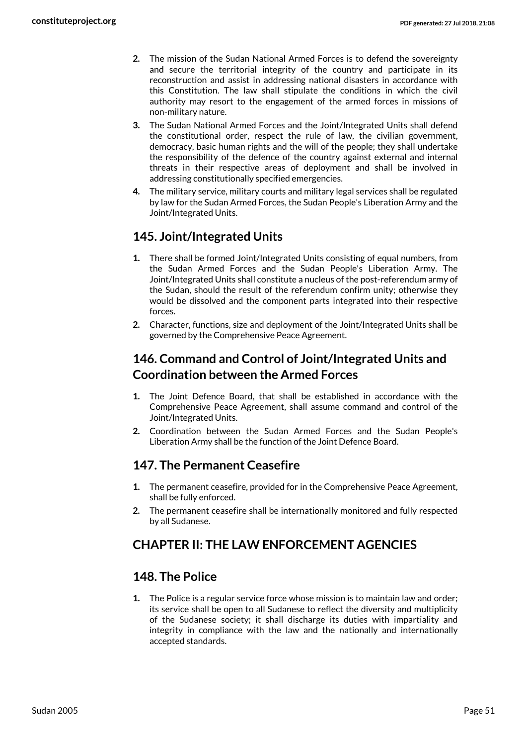2. The mission of the Sudan National Armed Forces is to defend the sovereignty and secure the territorial integrity of the country and participate in its reconstruction and assist in addressing national disasters in accordance with this Constitution. The law shall stipulate the conditions in which the civil authority may resort to the engagement of the armed forces in missions of non-military nature.
3. The Sudan National Armed Forces and the Joint/Integrated Units shall defend the constitutional order, respect the rule of law, the civilian government, democracy, basic human rights and the will of the people; they shall undertake the responsibility of the defence of the country against external and internal threats in their respective areas of deployment and shall be involved in addressing constitutionally specified emergencies.
4. The military service, military courts and military legal services shall be regulated by law for the Sudan Armed Forces, the Sudan People's Liberation Army and the Joint/Integrated Units.

## 145. Joint/Integrated Units

1. There shall be formed Joint/Integrated Units consisting of equal numbers, from the Sudan Armed Forces and the Sudan People's Liberation Army. The Joint/Integrated Units shall constitute a nucleus of the post-referendum army of the Sudan, should the result of the referendum confirm unity; otherwise they would be dissolved and the component parts integrated into their respective forces.
2. Character, functions, size and deployment of the Joint/Integrated Units shall be governed by the Comprehensive Peace Agreement.

## 146. Command and Control of Joint/Integrated Units and Coordination between the Armed Forces

1. The Joint Defence Board, that shall be established in accordance with the Comprehensive Peace Agreement, shall assume command and control of the Joint/Integrated Units.
2. Coordination between the Sudan Armed Forces and the Sudan People's Liberation Army shall be the function of the Joint Defence Board.

## 147. The Permanent Ceasefire

1. The permanent ceasefire, provided for in the Comprehensive Peace Agreement, shall be fully enforced.
2. The permanent ceasefire shall be internationally monitored and fully respected by all Sudanese.

## CHAPTER II: THE LAW ENFORCEMENT AGENCIES

## 148. The Police

1. The Police is a regular service force whose mission is to maintain law and order; its service shall be open to all Sudanese to reflect the diversity and multiplicity of the Sudanese society; it shall discharge its duties with impartiality and integrity in compliance with the law and the nationally and internationally accepted standards.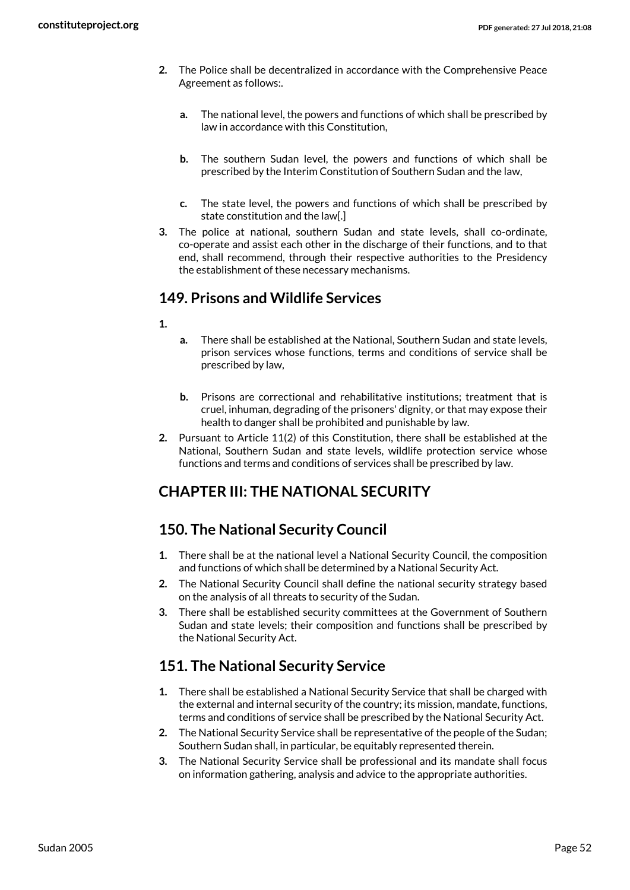2. The Police shall be decentralized in accordance with the Comprehensive Peace Agreement as follows:.

   a. The national level, the powers and functions of which shall be prescribed by law in accordance with this Constitution,

   b. The southern Sudan level, the powers and functions of which shall be prescribed by the Interim Constitution of Southern Sudan and the law,

   c. The state level, the powers and functions of which shall be prescribed by state constitution and the law[.]

3. The police at national, southern Sudan and state levels, shall co-ordinate, co-operate and assist each other in the discharge of their functions, and to that end, shall recommend, through their respective authorities to the Presidency the establishment of these necessary mechanisms.

## 149. Prisons and Wildlife Services

1.

   a. There shall be established at the National, Southern Sudan and state levels, prison services whose functions, terms and conditions of service shall be prescribed by law,

   b. Prisons are correctional and rehabilitative institutions; treatment that is cruel, inhuman, degrading of the prisoners' dignity, or that may expose their health to danger shall be prohibited and punishable by law.

2. Pursuant to Article 11(2) of this Constitution, there shall be established at the National, Southern Sudan and state levels, wildlife protection service whose functions and terms and conditions of services shall be prescribed by law.

## CHAPTER III: THE NATIONAL SECURITY

## 150. The National Security Council

1. There shall be at the national level a National Security Council, the composition and functions of which shall be determined by a National Security Act.
2. The National Security Council shall define the national security strategy based on the analysis of all threats to security of the Sudan.
3. There shall be established security committees at the Government of Southern Sudan and state levels; their composition and functions shall be prescribed by the National Security Act.

## 151. The National Security Service

1. There shall be established a National Security Service that shall be charged with the external and internal security of the country; its mission, mandate, functions, terms and conditions of service shall be prescribed by the National Security Act.
2. The National Security Service shall be representative of the people of the Sudan; Southern Sudan shall, in particular, be equitably represented therein.
3. The National Security Service shall be professional and its mandate shall focus on information gathering, analysis and advice to the appropriate authorities.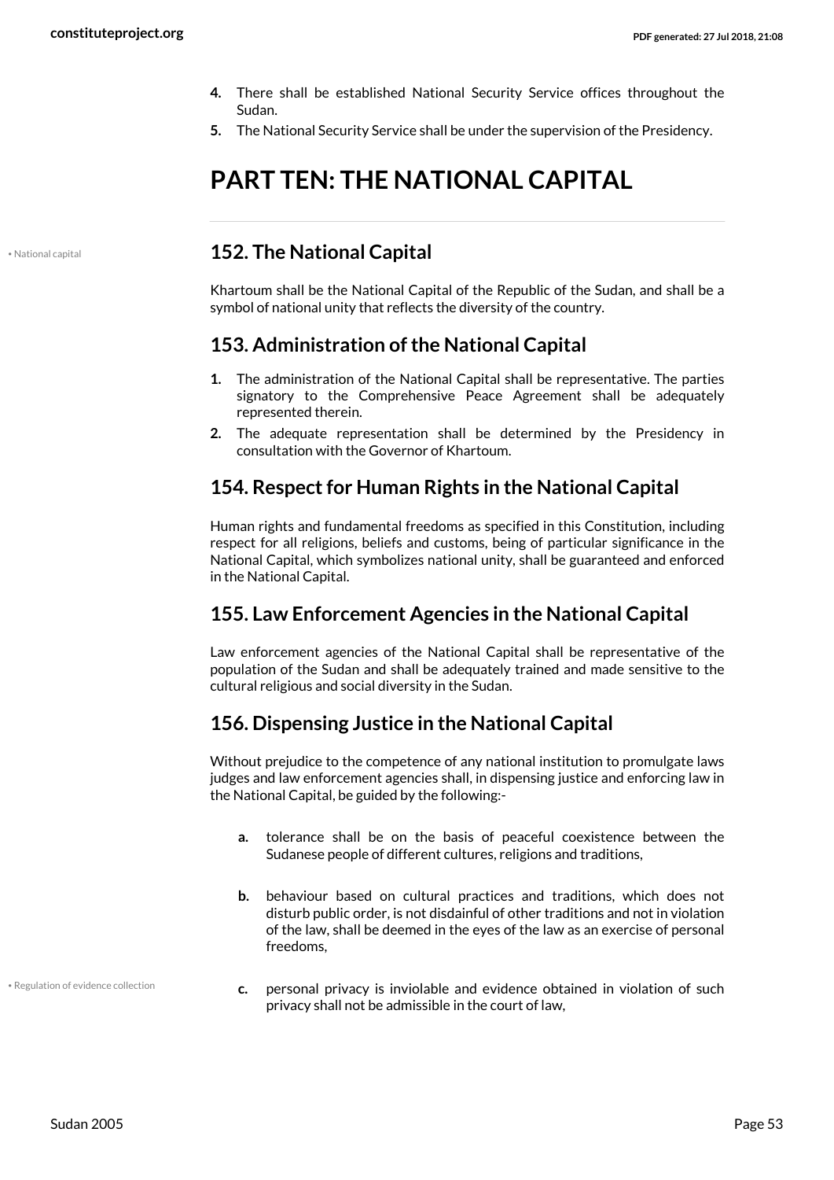4. There shall be established National Security Service offices throughout the Sudan.
5. The National Security Service shall be under the supervision of the Presidency.

# PART TEN: THE NATIONAL CAPITAL

• National capital

## 152. The National Capital

Khartoum shall be the National Capital of the Republic of the Sudan, and shall be a symbol of national unity that reflects the diversity of the country.

## 153. Administration of the National Capital

1. The administration of the National Capital shall be representative. The parties signatory to the Comprehensive Peace Agreement shall be adequately represented therein.
2. The adequate representation shall be determined by the Presidency in consultation with the Governor of Khartoum.

## 154. Respect for Human Rights in the National Capital

Human rights and fundamental freedoms as specified in this Constitution, including respect for all religions, beliefs and customs, being of particular significance in the National Capital, which symbolizes national unity, shall be guaranteed and enforced in the National Capital.

## 155. Law Enforcement Agencies in the National Capital

Law enforcement agencies of the National Capital shall be representative of the population of the Sudan and shall be adequately trained and made sensitive to the cultural religious and social diversity in the Sudan.

## 156. Dispensing Justice in the National Capital

Without prejudice to the competence of any national institution to promulgate laws judges and law enforcement agencies shall, in dispensing justice and enforcing law in the National Capital, be guided by the following:-

a. tolerance shall be on the basis of peaceful coexistence between the Sudanese people of different cultures, religions and traditions,

b. behaviour based on cultural practices and traditions, which does not disturb public order, is not disdainful of other traditions and not in violation of the law, shall be deemed in the eyes of the law as an exercise of personal freedoms,

• Regulation of evidence collection

c. personal privacy is inviolable and evidence obtained in violation of such privacy shall not be admissible in the court of law,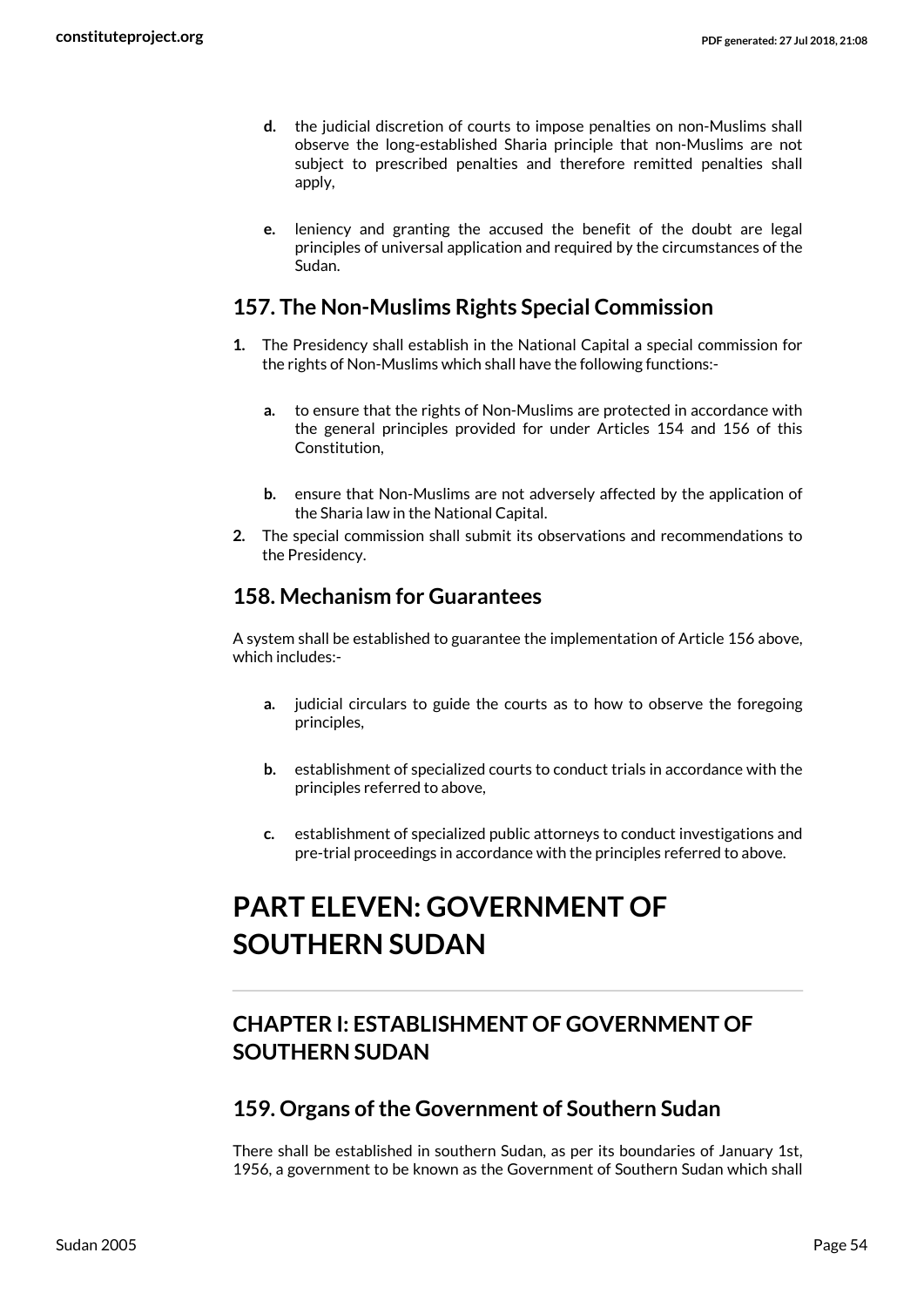d. the judicial discretion of courts to impose penalties on non-Muslims shall observe the long-established Sharia principle that non-Muslims are not subject to prescribed penalties and therefore remitted penalties shall apply,

e. leniency and granting the accused the benefit of the doubt are legal principles of universal application and required by the circumstances of the Sudan.

## 157. The Non-Muslims Rights Special Commission

1. The Presidency shall establish in the National Capital a special commission for the rights of Non-Muslims which shall have the following functions:-

   a. to ensure that the rights of Non-Muslims are protected in accordance with the general principles provided for under Articles 154 and 156 of this Constitution,

   b. ensure that Non-Muslims are not adversely affected by the application of the Sharia law in the National Capital.

2. The special commission shall submit its observations and recommendations to the Presidency.

## 158. Mechanism for Guarantees

A system shall be established to guarantee the implementation of Article 156 above, which includes:-

a. judicial circulars to guide the courts as to how to observe the foregoing principles,

b. establishment of specialized courts to conduct trials in accordance with the principles referred to above,

c. establishment of specialized public attorneys to conduct investigations and pre-trial proceedings in accordance with the principles referred to above.

# PART ELEVEN: GOVERNMENT OF SOUTHERN SUDAN

## CHAPTER I: ESTABLISHMENT OF GOVERNMENT OF SOUTHERN SUDAN

## 159. Organs of the Government of Southern Sudan

There shall be established in southern Sudan, as per its boundaries of January 1st, 1956, a government to be known as the Government of Southern Sudan which shall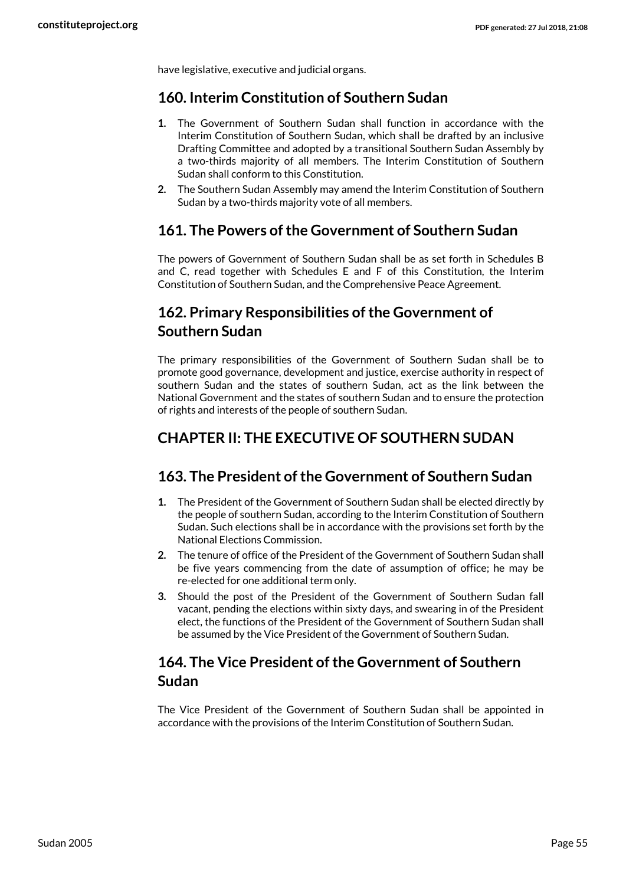have legislative, executive and judicial organs.

## 160. Interim Constitution of Southern Sudan

1. The Government of Southern Sudan shall function in accordance with the Interim Constitution of Southern Sudan, which shall be drafted by an inclusive Drafting Committee and adopted by a transitional Southern Sudan Assembly by a two-thirds majority of all members. The Interim Constitution of Southern Sudan shall conform to this Constitution.
2. The Southern Sudan Assembly may amend the Interim Constitution of Southern Sudan by a two-thirds majority vote of all members.

## 161. The Powers of the Government of Southern Sudan

The powers of Government of Southern Sudan shall be as set forth in Schedules B and C, read together with Schedules E and F of this Constitution, the Interim Constitution of Southern Sudan, and the Comprehensive Peace Agreement.

## 162. Primary Responsibilities of the Government of Southern Sudan

The primary responsibilities of the Government of Southern Sudan shall be to promote good governance, development and justice, exercise authority in respect of southern Sudan and the states of southern Sudan, act as the link between the National Government and the states of southern Sudan and to ensure the protection of rights and interests of the people of southern Sudan.

# CHAPTER II: THE EXECUTIVE OF SOUTHERN SUDAN

## 163. The President of the Government of Southern Sudan

1. The President of the Government of Southern Sudan shall be elected directly by the people of southern Sudan, according to the Interim Constitution of Southern Sudan. Such elections shall be in accordance with the provisions set forth by the National Elections Commission.
2. The tenure of office of the President of the Government of Southern Sudan shall be five years commencing from the date of assumption of office; he may be re-elected for one additional term only.
3. Should the post of the President of the Government of Southern Sudan fall vacant, pending the elections within sixty days, and swearing in of the President elect, the functions of the President of the Government of Southern Sudan shall be assumed by the Vice President of the Government of Southern Sudan.

## 164. The Vice President of the Government of Southern Sudan

The Vice President of the Government of Southern Sudan shall be appointed in accordance with the provisions of the Interim Constitution of Southern Sudan.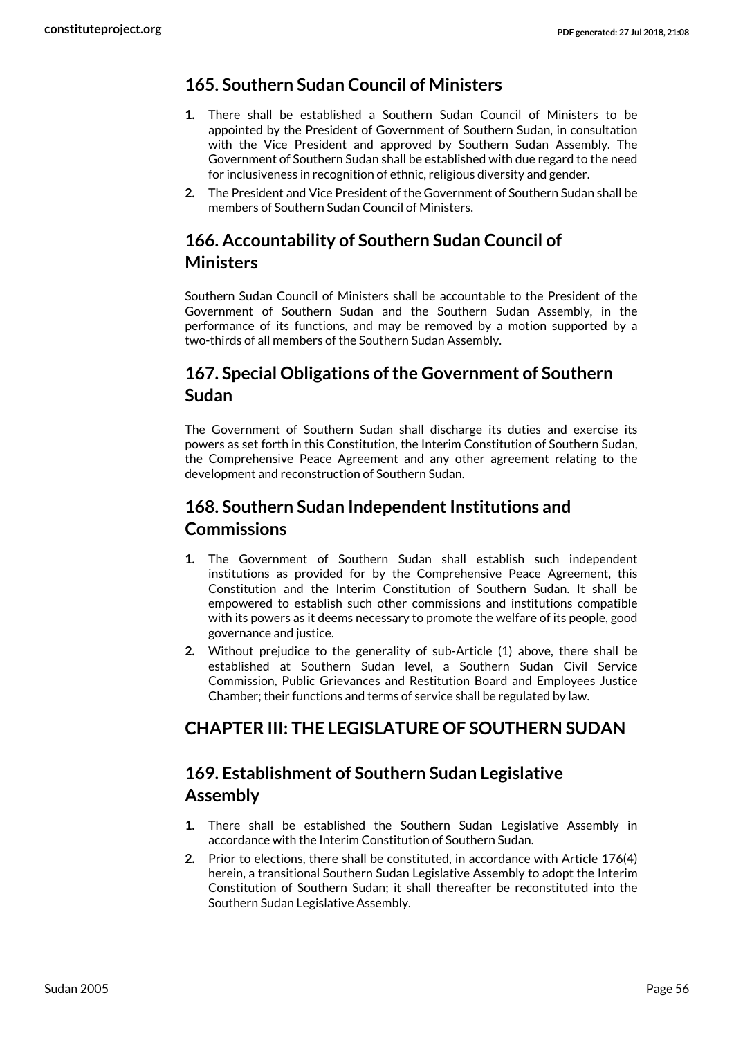## 165. Southern Sudan Council of Ministers

1. There shall be established a Southern Sudan Council of Ministers to be appointed by the President of Government of Southern Sudan, in consultation with the Vice President and approved by Southern Sudan Assembly. The Government of Southern Sudan shall be established with due regard to the need for inclusiveness in recognition of ethnic, religious diversity and gender.
2. The President and Vice President of the Government of Southern Sudan shall be members of Southern Sudan Council of Ministers.

## 166. Accountability of Southern Sudan Council of Ministers

Southern Sudan Council of Ministers shall be accountable to the President of the Government of Southern Sudan and the Southern Sudan Assembly, in the performance of its functions, and may be removed by a motion supported by a two-thirds of all members of the Southern Sudan Assembly.

## 167. Special Obligations of the Government of Southern Sudan

The Government of Southern Sudan shall discharge its duties and exercise its powers as set forth in this Constitution, the Interim Constitution of Southern Sudan, the Comprehensive Peace Agreement and any other agreement relating to the development and reconstruction of Southern Sudan.

## 168. Southern Sudan Independent Institutions and Commissions

1. The Government of Southern Sudan shall establish such independent institutions as provided for by the Comprehensive Peace Agreement, this Constitution and the Interim Constitution of Southern Sudan. It shall be empowered to establish such other commissions and institutions compatible with its powers as it deems necessary to promote the welfare of its people, good governance and justice.
2. Without prejudice to the generality of sub-Article (1) above, there shall be established at Southern Sudan level, a Southern Sudan Civil Service Commission, Public Grievances and Restitution Board and Employees Justice Chamber; their functions and terms of service shall be regulated by law.

# CHAPTER III: THE LEGISLATURE OF SOUTHERN SUDAN

## 169. Establishment of Southern Sudan Legislative Assembly

1. There shall be established the Southern Sudan Legislative Assembly in accordance with the Interim Constitution of Southern Sudan.
2. Prior to elections, there shall be constituted, in accordance with Article 176(4) herein, a transitional Southern Sudan Legislative Assembly to adopt the Interim Constitution of Southern Sudan; it shall thereafter be reconstituted into the Southern Sudan Legislative Assembly.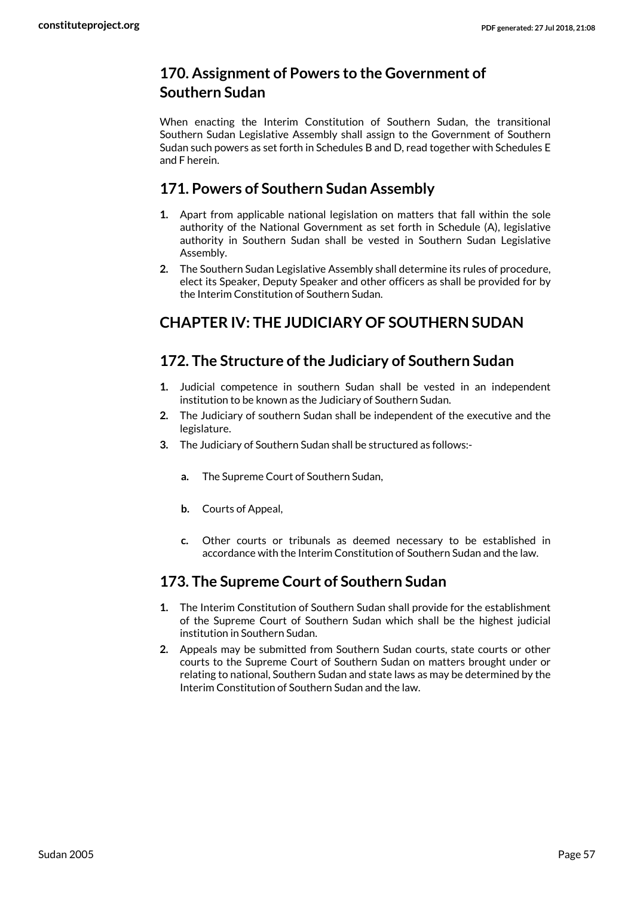## 170. Assignment of Powers to the Government of Southern Sudan

When enacting the Interim Constitution of Southern Sudan, the transitional Southern Sudan Legislative Assembly shall assign to the Government of Southern Sudan such powers as set forth in Schedules B and D, read together with Schedules E and F herein.

## 171. Powers of Southern Sudan Assembly

1. Apart from applicable national legislation on matters that fall within the sole authority of the National Government as set forth in Schedule (A), legislative authority in Southern Sudan shall be vested in Southern Sudan Legislative Assembly.
2. The Southern Sudan Legislative Assembly shall determine its rules of procedure, elect its Speaker, Deputy Speaker and other officers as shall be provided for by the Interim Constitution of Southern Sudan.

## CHAPTER IV: THE JUDICIARY OF SOUTHERN SUDAN

## 172. The Structure of the Judiciary of Southern Sudan

1. Judicial competence in southern Sudan shall be vested in an independent institution to be known as the Judiciary of Southern Sudan.
2. The Judiciary of southern Sudan shall be independent of the executive and the legislature.
3. The Judiciary of Southern Sudan shall be structured as follows:-
   a. The Supreme Court of Southern Sudan,
   b. Courts of Appeal,
   c. Other courts or tribunals as deemed necessary to be established in accordance with the Interim Constitution of Southern Sudan and the law.

## 173. The Supreme Court of Southern Sudan

1. The Interim Constitution of Southern Sudan shall provide for the establishment of the Supreme Court of Southern Sudan which shall be the highest judicial institution in Southern Sudan.
2. Appeals may be submitted from Southern Sudan courts, state courts or other courts to the Supreme Court of Southern Sudan on matters brought under or relating to national, Southern Sudan and state laws as may be determined by the Interim Constitution of Southern Sudan and the law.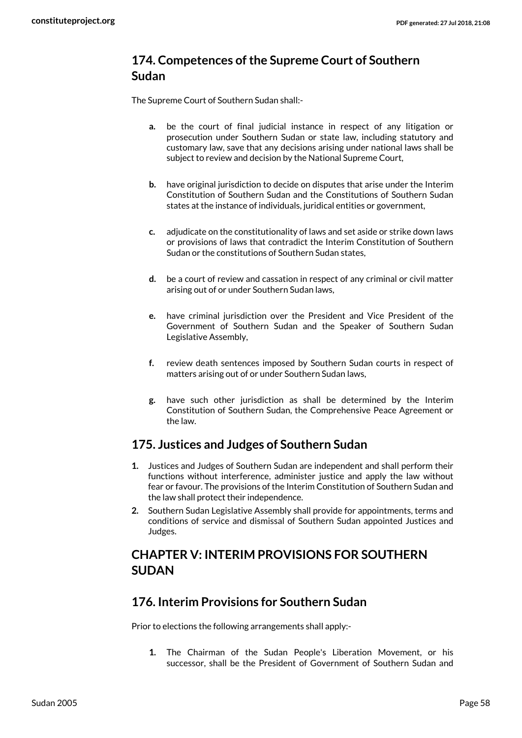## 174. Competences of the Supreme Court of Southern Sudan

The Supreme Court of Southern Sudan shall:-

- **a.** be the court of final judicial instance in respect of any litigation or prosecution under Southern Sudan or state law, including statutory and customary law, save that any decisions arising under national laws shall be subject to review and decision by the National Supreme Court,
- **b.** have original jurisdiction to decide on disputes that arise under the Interim Constitution of Southern Sudan and the Constitutions of Southern Sudan states at the instance of individuals, juridical entities or government,
- **c.** adjudicate on the constitutionality of laws and set aside or strike down laws or provisions of laws that contradict the Interim Constitution of Southern Sudan or the constitutions of Southern Sudan states,
- **d.** be a court of review and cassation in respect of any criminal or civil matter arising out of or under Southern Sudan laws,
- **e.** have criminal jurisdiction over the President and Vice President of the Government of Southern Sudan and the Speaker of Southern Sudan Legislative Assembly,
- **f.** review death sentences imposed by Southern Sudan courts in respect of matters arising out of or under Southern Sudan laws,
- **g.** have such other jurisdiction as shall be determined by the Interim Constitution of Southern Sudan, the Comprehensive Peace Agreement or the law.

## 175. Justices and Judges of Southern Sudan

1. Justices and Judges of Southern Sudan are independent and shall perform their functions without interference, administer justice and apply the law without fear or favour. The provisions of the Interim Constitution of Southern Sudan and the law shall protect their independence.
2. Southern Sudan Legislative Assembly shall provide for appointments, terms and conditions of service and dismissal of Southern Sudan appointed Justices and Judges.

## CHAPTER V: INTERIM PROVISIONS FOR SOUTHERN SUDAN

## 176. Interim Provisions for Southern Sudan

Prior to elections the following arrangements shall apply:-

1. The Chairman of the Sudan People's Liberation Movement, or his successor, shall be the President of Government of Southern Sudan and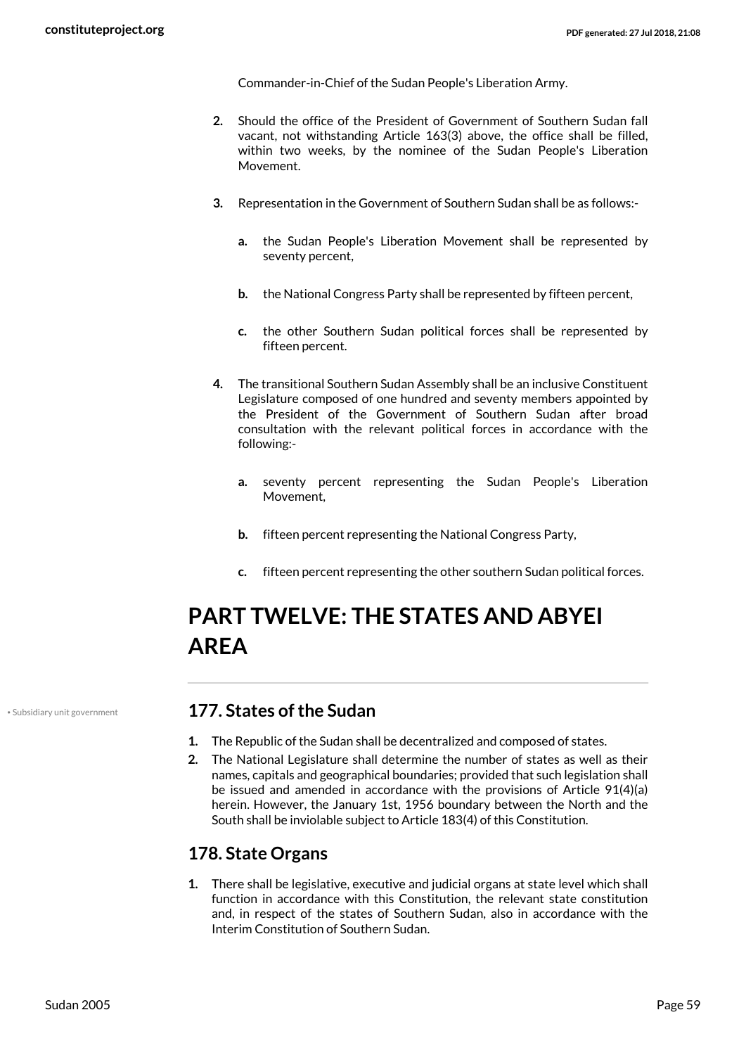Commander-in-Chief of the Sudan People's Liberation Army.

2. Should the office of the President of Government of Southern Sudan fall vacant, not withstanding Article 163(3) above, the office shall be filled, within two weeks, by the nominee of the Sudan People's Liberation Movement.

3. Representation in the Government of Southern Sudan shall be as follows:-

   a. the Sudan People's Liberation Movement shall be represented by seventy percent,

   b. the National Congress Party shall be represented by fifteen percent,

   c. the other Southern Sudan political forces shall be represented by fifteen percent.

4. The transitional Southern Sudan Assembly shall be an inclusive Constituent Legislature composed of one hundred and seventy members appointed by the President of the Government of Southern Sudan after broad consultation with the relevant political forces in accordance with the following:-

   a. seventy percent representing the Sudan People's Liberation Movement,

   b. fifteen percent representing the National Congress Party,

   c. fifteen percent representing the other southern Sudan political forces.

# PART TWELVE: THE STATES AND ABYEI AREA

• Subsidiary unit government

## 177. States of the Sudan

1. The Republic of the Sudan shall be decentralized and composed of states.
2. The National Legislature shall determine the number of states as well as their names, capitals and geographical boundaries; provided that such legislation shall be issued and amended in accordance with the provisions of Article 91(4)(a) herein. However, the January 1st, 1956 boundary between the North and the South shall be inviolable subject to Article 183(4) of this Constitution.

## 178. State Organs

1. There shall be legislative, executive and judicial organs at state level which shall function in accordance with this Constitution, the relevant state constitution and, in respect of the states of Southern Sudan, also in accordance with the Interim Constitution of Southern Sudan.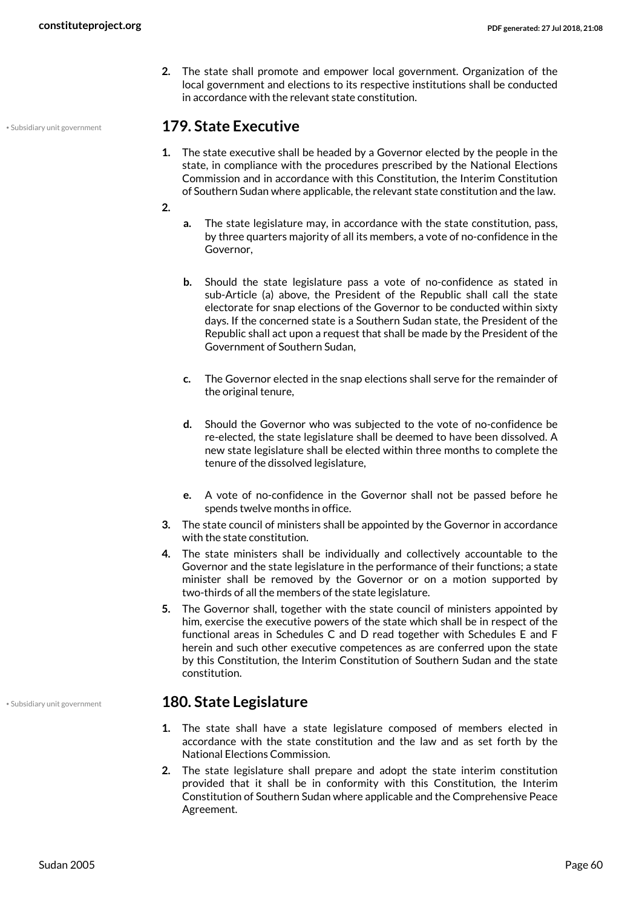2. The state shall promote and empower local government. Organization of the local government and elections to its respective institutions shall be conducted in accordance with the relevant state constitution.

• Subsidiary unit government

## 179. State Executive

1. The state executive shall be headed by a Governor elected by the people in the state, in compliance with the procedures prescribed by the National Elections Commission and in accordance with this Constitution, the Interim Constitution of Southern Sudan where applicable, the relevant state constitution and the law.
2.
   a. The state legislature may, in accordance with the state constitution, pass, by three quarters majority of all its members, a vote of no-confidence in the Governor,

   b. Should the state legislature pass a vote of no-confidence as stated in sub-Article (a) above, the President of the Republic shall call the state electorate for snap elections of the Governor to be conducted within sixty days. If the concerned state is a Southern Sudan state, the President of the Republic shall act upon a request that shall be made by the President of the Government of Southern Sudan,

   c. The Governor elected in the snap elections shall serve for the remainder of the original tenure,

   d. Should the Governor who was subjected to the vote of no-confidence be re-elected, the state legislature shall be deemed to have been dissolved. A new state legislature shall be elected within three months to complete the tenure of the dissolved legislature,

   e. A vote of no-confidence in the Governor shall not be passed before he spends twelve months in office.
3. The state council of ministers shall be appointed by the Governor in accordance with the state constitution.
4. The state ministers shall be individually and collectively accountable to the Governor and the state legislature in the performance of their functions; a state minister shall be removed by the Governor or on a motion supported by two-thirds of all the members of the state legislature.
5. The Governor shall, together with the state council of ministers appointed by him, exercise the executive powers of the state which shall be in respect of the functional areas in Schedules C and D read together with Schedules E and F herein and such other executive competences as are conferred upon the state by this Constitution, the Interim Constitution of Southern Sudan and the state constitution.

• Subsidiary unit government

## 180. State Legislature

1. The state shall have a state legislature composed of members elected in accordance with the state constitution and the law and as set forth by the National Elections Commission.
2. The state legislature shall prepare and adopt the state interim constitution provided that it shall be in conformity with this Constitution, the Interim Constitution of Southern Sudan where applicable and the Comprehensive Peace Agreement.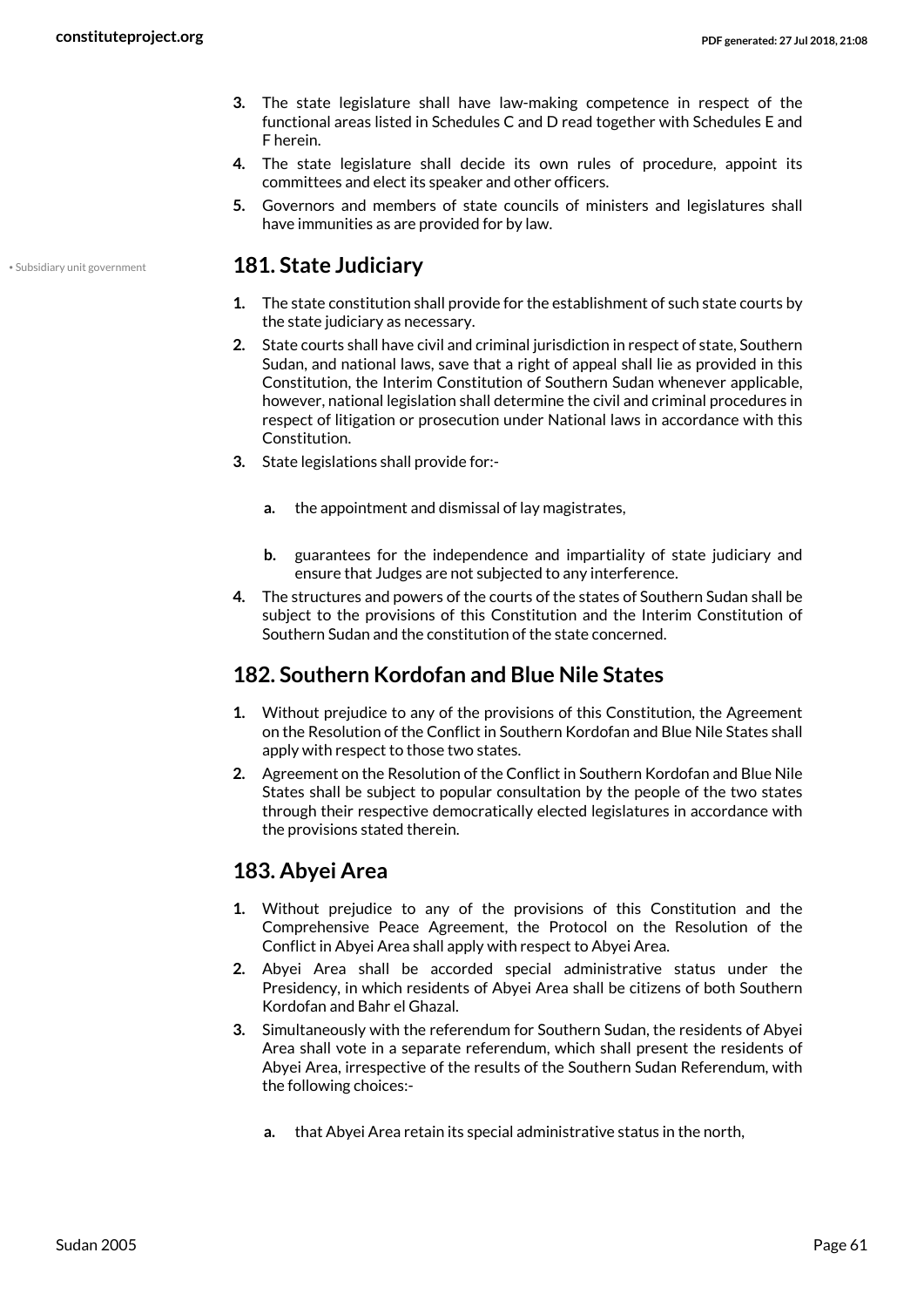3. The state legislature shall have law-making competence in respect of the functional areas listed in Schedules C and D read together with Schedules E and F herein.
4. The state legislature shall decide its own rules of procedure, appoint its committees and elect its speaker and other officers.
5. Governors and members of state councils of ministers and legislatures shall have immunities as are provided for by law.

• Subsidiary unit government

## 181. State Judiciary

1. The state constitution shall provide for the establishment of such state courts by the state judiciary as necessary.
2. State courts shall have civil and criminal jurisdiction in respect of state, Southern Sudan, and national laws, save that a right of appeal shall lie as provided in this Constitution, the Interim Constitution of Southern Sudan whenever applicable, however, national legislation shall determine the civil and criminal procedures in respect of litigation or prosecution under National laws in accordance with this Constitution.
3. State legislations shall provide for:-
   a. the appointment and dismissal of lay magistrates,
   b. guarantees for the independence and impartiality of state judiciary and ensure that Judges are not subjected to any interference.
4. The structures and powers of the courts of the states of Southern Sudan shall be subject to the provisions of this Constitution and the Interim Constitution of Southern Sudan and the constitution of the state concerned.

## 182. Southern Kordofan and Blue Nile States

1. Without prejudice to any of the provisions of this Constitution, the Agreement on the Resolution of the Conflict in Southern Kordofan and Blue Nile States shall apply with respect to those two states.
2. Agreement on the Resolution of the Conflict in Southern Kordofan and Blue Nile States shall be subject to popular consultation by the people of the two states through their respective democratically elected legislatures in accordance with the provisions stated therein.

## 183. Abyei Area

1. Without prejudice to any of the provisions of this Constitution and the Comprehensive Peace Agreement, the Protocol on the Resolution of the Conflict in Abyei Area shall apply with respect to Abyei Area.
2. Abyei Area shall be accorded special administrative status under the Presidency, in which residents of Abyei Area shall be citizens of both Southern Kordofan and Bahr el Ghazal.
3. Simultaneously with the referendum for Southern Sudan, the residents of Abyei Area shall vote in a separate referendum, which shall present the residents of Abyei Area, irrespective of the results of the Southern Sudan Referendum, with the following choices:-
   a. that Abyei Area retain its special administrative status in the north,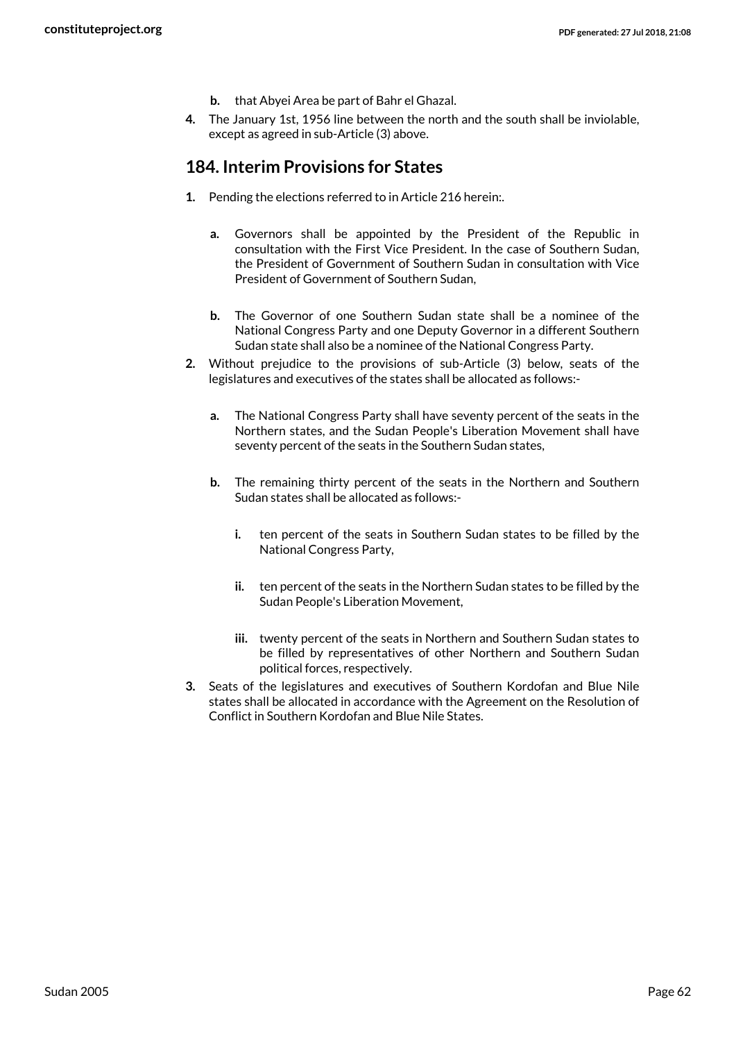b. that Abyei Area be part of Bahr el Ghazal.

4. The January 1st, 1956 line between the north and the south shall be inviolable, except as agreed in sub-Article (3) above.

## 184. Interim Provisions for States

1. Pending the elections referred to in Article 216 herein:.

   a. Governors shall be appointed by the President of the Republic in consultation with the First Vice President. In the case of Southern Sudan, the President of Government of Southern Sudan in consultation with Vice President of Government of Southern Sudan,

   b. The Governor of one Southern Sudan state shall be a nominee of the National Congress Party and one Deputy Governor in a different Southern Sudan state shall also be a nominee of the National Congress Party.

2. Without prejudice to the provisions of sub-Article (3) below, seats of the legislatures and executives of the states shall be allocated as follows:-

   a. The National Congress Party shall have seventy percent of the seats in the Northern states, and the Sudan People's Liberation Movement shall have seventy percent of the seats in the Southern Sudan states,

   b. The remaining thirty percent of the seats in the Northern and Southern Sudan states shall be allocated as follows:-

      i. ten percent of the seats in Southern Sudan states to be filled by the National Congress Party,

      ii. ten percent of the seats in the Northern Sudan states to be filled by the Sudan People's Liberation Movement,

      iii. twenty percent of the seats in Northern and Southern Sudan states to be filled by representatives of other Northern and Southern Sudan political forces, respectively.

3. Seats of the legislatures and executives of Southern Kordofan and Blue Nile states shall be allocated in accordance with the Agreement on the Resolution of Conflict in Southern Kordofan and Blue Nile States.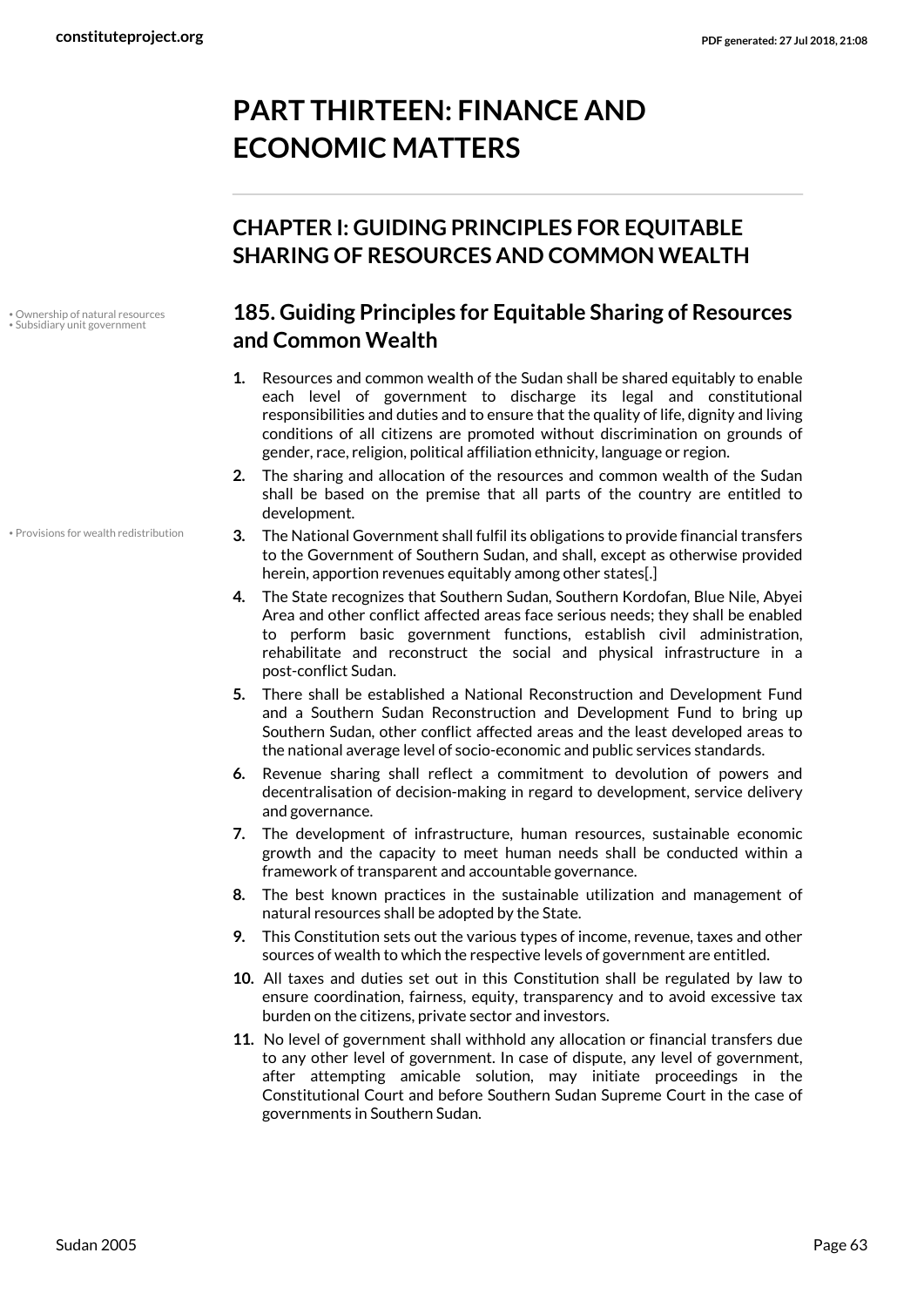# PART THIRTEEN: FINANCE AND ECONOMIC MATTERS

## CHAPTER I: GUIDING PRINCIPLES FOR EQUITABLE SHARING OF RESOURCES AND COMMON WEALTH

• Ownership of natural resources
• Subsidiary unit government

### 185. Guiding Principles for Equitable Sharing of Resources and Common Wealth

1. Resources and common wealth of the Sudan shall be shared equitably to enable each level of government to discharge its legal and constitutional responsibilities and duties and to ensure that the quality of life, dignity and living conditions of all citizens are promoted without discrimination on grounds of gender, race, religion, political affiliation ethnicity, language or region.
2. The sharing and allocation of the resources and common wealth of the Sudan shall be based on the premise that all parts of the country are entitled to development.

• Provisions for wealth redistribution

3. The National Government shall fulfil its obligations to provide financial transfers to the Government of Southern Sudan, and shall, except as otherwise provided herein, apportion revenues equitably among other states[.]
4. The State recognizes that Southern Sudan, Southern Kordofan, Blue Nile, Abyei Area and other conflict affected areas face serious needs; they shall be enabled to perform basic government functions, establish civil administration, rehabilitate and reconstruct the social and physical infrastructure in a post-conflict Sudan.
5. There shall be established a National Reconstruction and Development Fund and a Southern Sudan Reconstruction and Development Fund to bring up Southern Sudan, other conflict affected areas and the least developed areas to the national average level of socio-economic and public services standards.
6. Revenue sharing shall reflect a commitment to devolution of powers and decentralisation of decision-making in regard to development, service delivery and governance.
7. The development of infrastructure, human resources, sustainable economic growth and the capacity to meet human needs shall be conducted within a framework of transparent and accountable governance.
8. The best known practices in the sustainable utilization and management of natural resources shall be adopted by the State.
9. This Constitution sets out the various types of income, revenue, taxes and other sources of wealth to which the respective levels of government are entitled.
10. All taxes and duties set out in this Constitution shall be regulated by law to ensure coordination, fairness, equity, transparency and to avoid excessive tax burden on the citizens, private sector and investors.
11. No level of government shall withhold any allocation or financial transfers due to any other level of government. In case of dispute, any level of government, after attempting amicable solution, may initiate proceedings in the Constitutional Court and before Southern Sudan Supreme Court in the case of governments in Southern Sudan.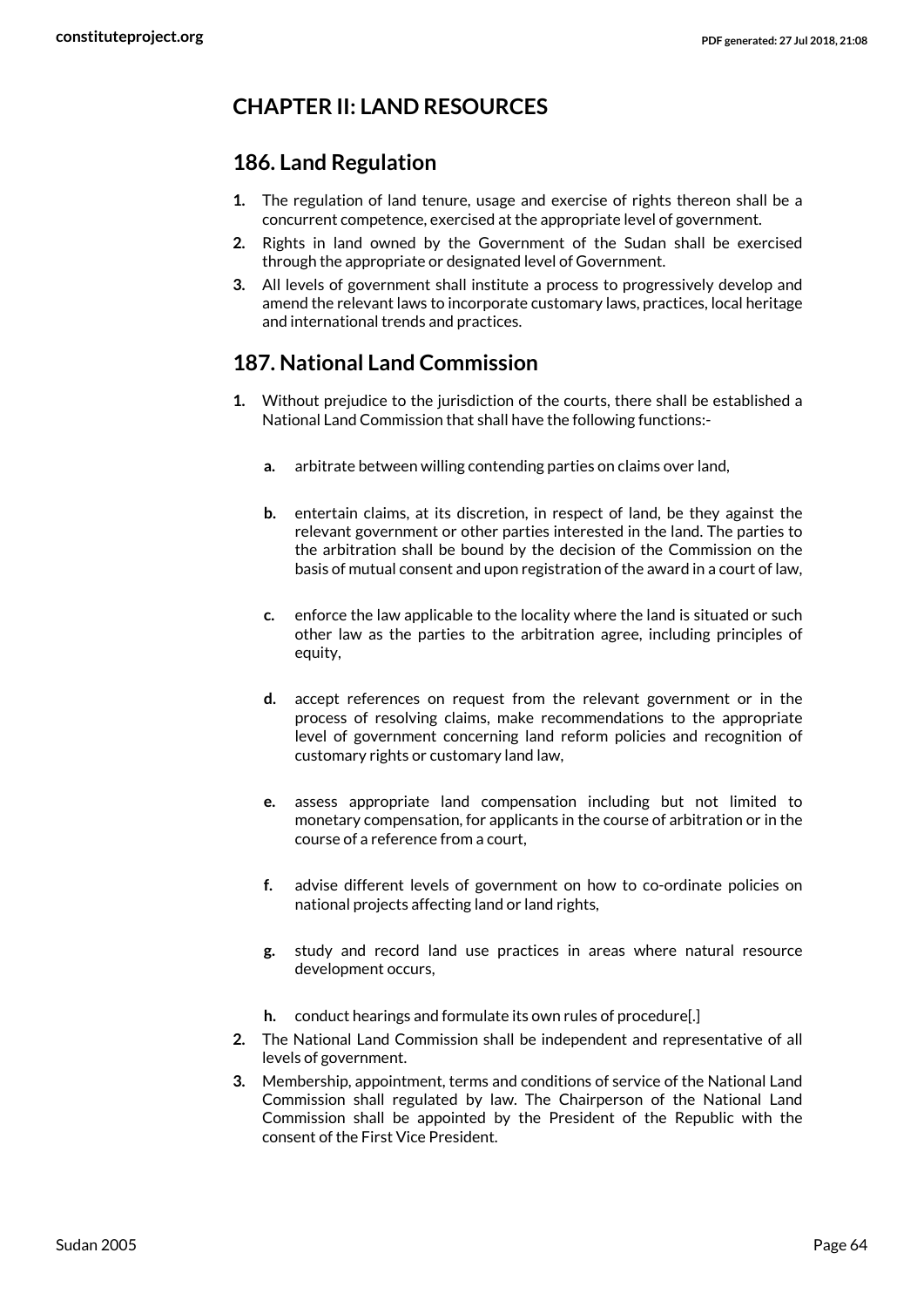## CHAPTER II: LAND RESOURCES

### 186. Land Regulation

1. The regulation of land tenure, usage and exercise of rights thereon shall be a concurrent competence, exercised at the appropriate level of government.
2. Rights in land owned by the Government of the Sudan shall be exercised through the appropriate or designated level of Government.
3. All levels of government shall institute a process to progressively develop and amend the relevant laws to incorporate customary laws, practices, local heritage and international trends and practices.

### 187. National Land Commission

1. Without prejudice to the jurisdiction of the courts, there shall be established a National Land Commission that shall have the following functions:-
   a. arbitrate between willing contending parties on claims over land,
   b. entertain claims, at its discretion, in respect of land, be they against the relevant government or other parties interested in the land. The parties to the arbitration shall be bound by the decision of the Commission on the basis of mutual consent and upon registration of the award in a court of law,
   c. enforce the law applicable to the locality where the land is situated or such other law as the parties to the arbitration agree, including principles of equity,
   d. accept references on request from the relevant government or in the process of resolving claims, make recommendations to the appropriate level of government concerning land reform policies and recognition of customary rights or customary land law,
   e. assess appropriate land compensation including but not limited to monetary compensation, for applicants in the course of arbitration or in the course of a reference from a court,
   f. advise different levels of government on how to co-ordinate policies on national projects affecting land or land rights,
   g. study and record land use practices in areas where natural resource development occurs,
   h. conduct hearings and formulate its own rules of procedure[.]
2. The National Land Commission shall be independent and representative of all levels of government.
3. Membership, appointment, terms and conditions of service of the National Land Commission shall regulated by law. The Chairperson of the National Land Commission shall be appointed by the President of the Republic with the consent of the First Vice President.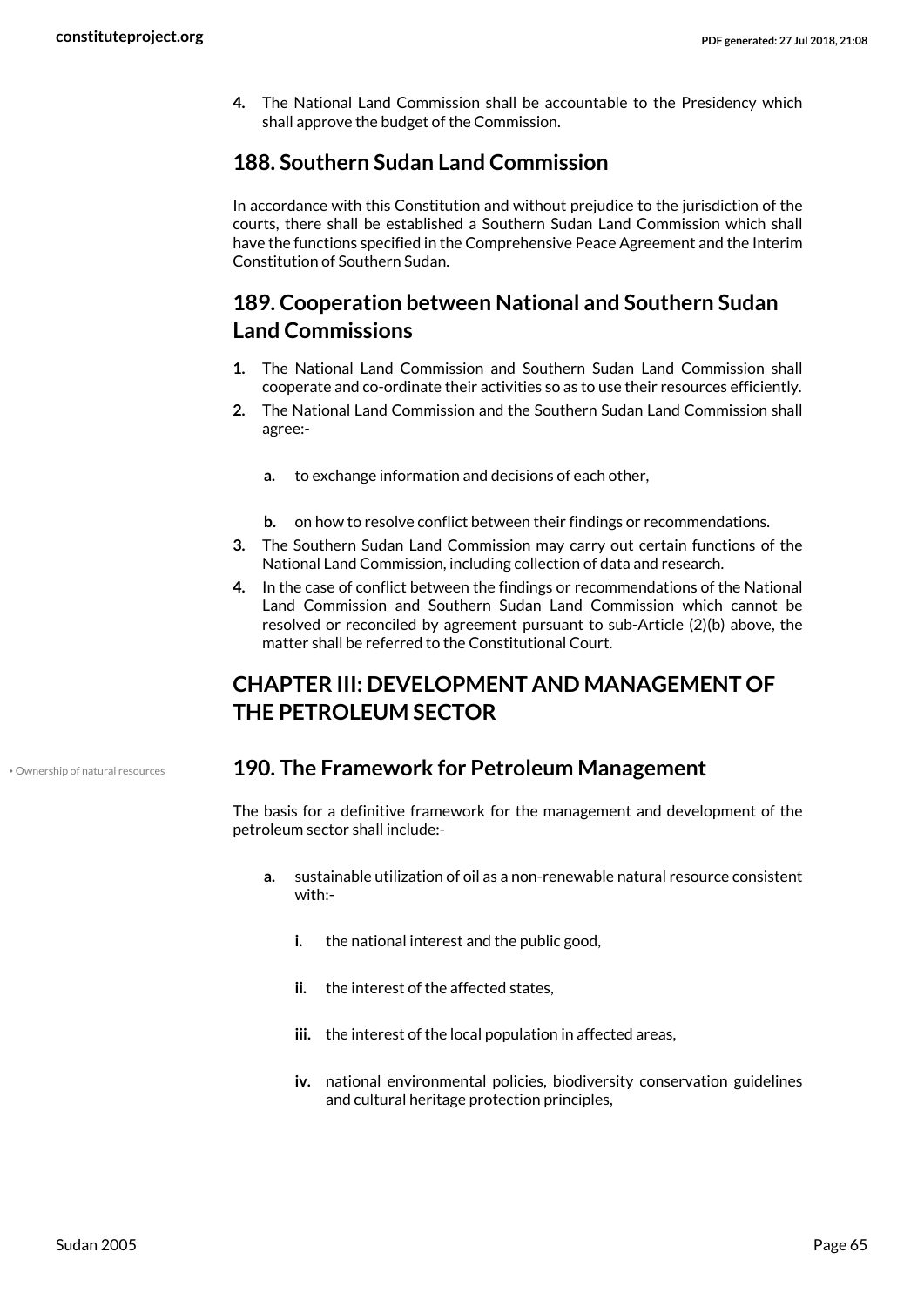4. The National Land Commission shall be accountable to the Presidency which shall approve the budget of the Commission.

## 188. Southern Sudan Land Commission

In accordance with this Constitution and without prejudice to the jurisdiction of the courts, there shall be established a Southern Sudan Land Commission which shall have the functions specified in the Comprehensive Peace Agreement and the Interim Constitution of Southern Sudan.

## 189. Cooperation between National and Southern Sudan Land Commissions

1. The National Land Commission and Southern Sudan Land Commission shall cooperate and co-ordinate their activities so as to use their resources efficiently.
2. The National Land Commission and the Southern Sudan Land Commission shall agree:-
    a. to exchange information and decisions of each other,
    b. on how to resolve conflict between their findings or recommendations.
3. The Southern Sudan Land Commission may carry out certain functions of the National Land Commission, including collection of data and research.
4. In the case of conflict between the findings or recommendations of the National Land Commission and Southern Sudan Land Commission which cannot be resolved or reconciled by agreement pursuant to sub-Article (2)(b) above, the matter shall be referred to the Constitutional Court.

# CHAPTER III: DEVELOPMENT AND MANAGEMENT OF THE PETROLEUM SECTOR

• Ownership of natural resources

## 190. The Framework for Petroleum Management

The basis for a definitive framework for the management and development of the petroleum sector shall include:-

a. sustainable utilization of oil as a non-renewable natural resource consistent with:-
    i. the national interest and the public good,
    ii. the interest of the affected states,
    iii. the interest of the local population in affected areas,
    iv. national environmental policies, biodiversity conservation guidelines and cultural heritage protection principles,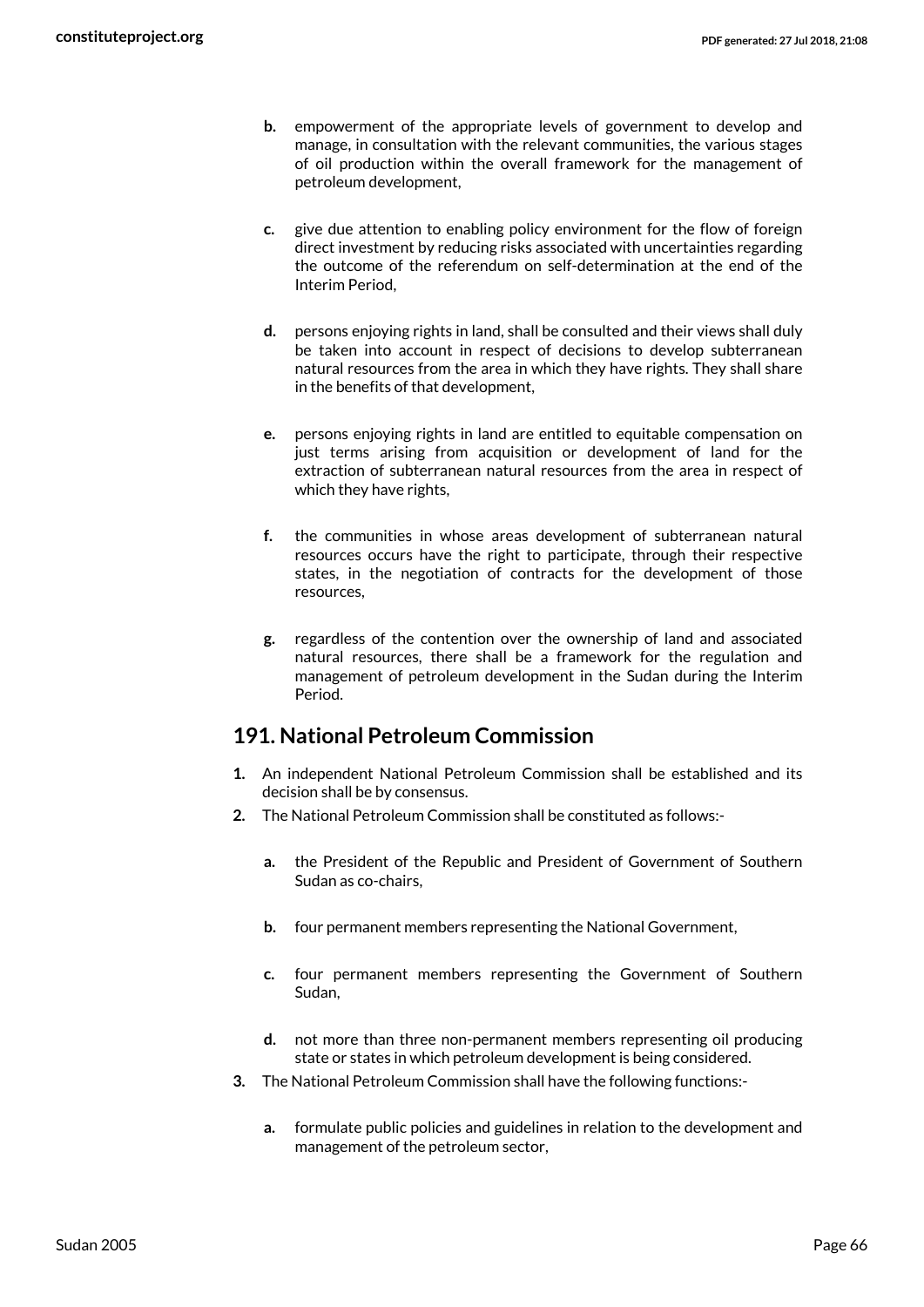- **b.** empowerment of the appropriate levels of government to develop and manage, in consultation with the relevant communities, the various stages of oil production within the overall framework for the management of petroleum development,

- **c.** give due attention to enabling policy environment for the flow of foreign direct investment by reducing risks associated with uncertainties regarding the outcome of the referendum on self-determination at the end of the Interim Period,

- **d.** persons enjoying rights in land, shall be consulted and their views shall duly be taken into account in respect of decisions to develop subterranean natural resources from the area in which they have rights. They shall share in the benefits of that development,

- **e.** persons enjoying rights in land are entitled to equitable compensation on just terms arising from acquisition or development of land for the extraction of subterranean natural resources from the area in respect of which they have rights,

- **f.** the communities in whose areas development of subterranean natural resources occurs have the right to participate, through their respective states, in the negotiation of contracts for the development of those resources,

- **g.** regardless of the contention over the ownership of land and associated natural resources, there shall be a framework for the regulation and management of petroleum development in the Sudan during the Interim Period.

## 191. National Petroleum Commission

1. An independent National Petroleum Commission shall be established and its decision shall be by consensus.
2. The National Petroleum Commission shall be constituted as follows:-

   - **a.** the President of the Republic and President of Government of Southern Sudan as co-chairs,

   - **b.** four permanent members representing the National Government,

   - **c.** four permanent members representing the Government of Southern Sudan,

   - **d.** not more than three non-permanent members representing oil producing state or states in which petroleum development is being considered.
3. The National Petroleum Commission shall have the following functions:-

   - **a.** formulate public policies and guidelines in relation to the development and management of the petroleum sector,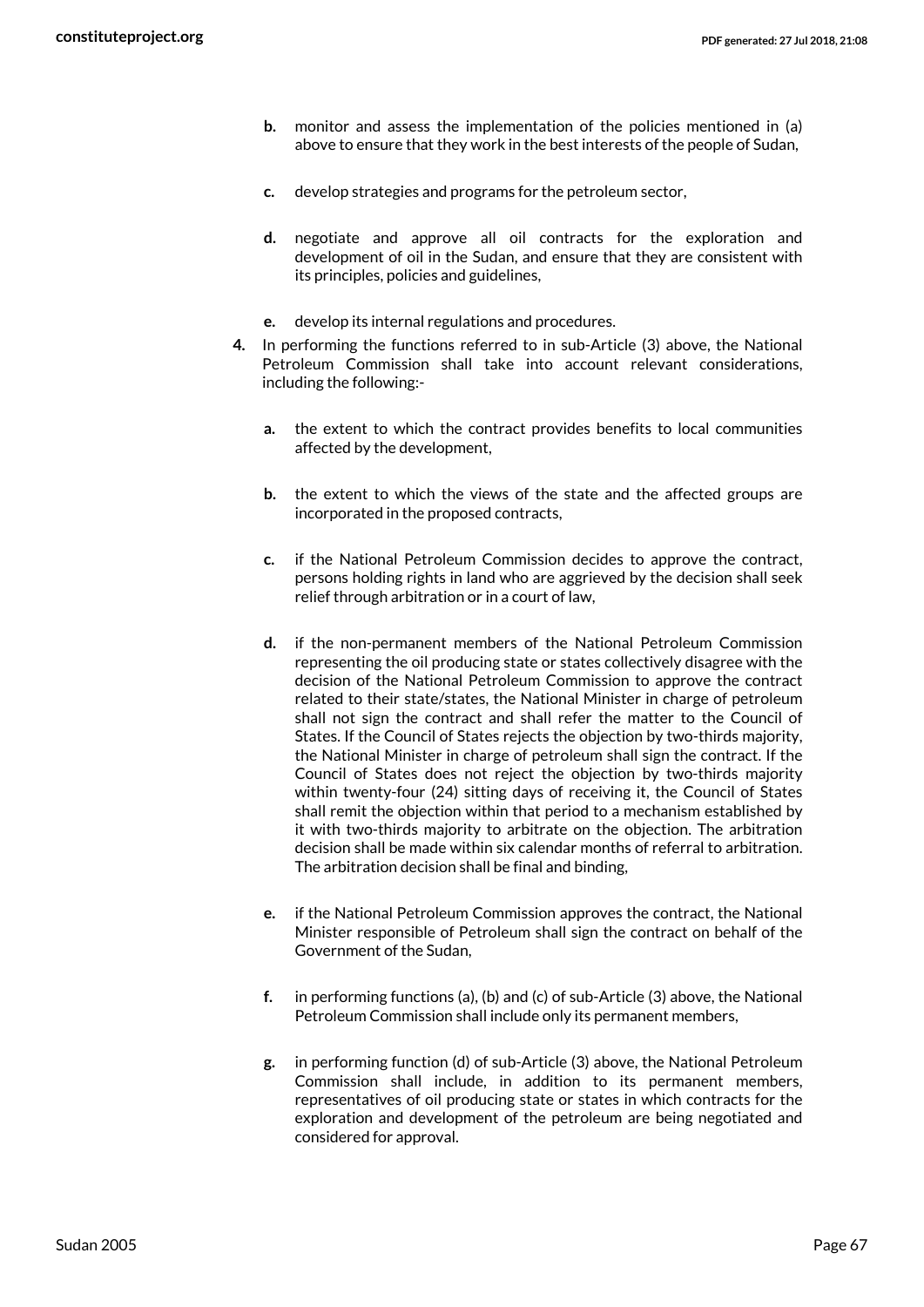- **b.** monitor and assess the implementation of the policies mentioned in (a) above to ensure that they work in the best interests of the people of Sudan,
- **c.** develop strategies and programs for the petroleum sector,
- **d.** negotiate and approve all oil contracts for the exploration and development of oil in the Sudan, and ensure that they are consistent with its principles, policies and guidelines,
- **e.** develop its internal regulations and procedures.

**4.** In performing the functions referred to in sub-Article (3) above, the National Petroleum Commission shall take into account relevant considerations, including the following:-

- **a.** the extent to which the contract provides benefits to local communities affected by the development,
- **b.** the extent to which the views of the state and the affected groups are incorporated in the proposed contracts,
- **c.** if the National Petroleum Commission decides to approve the contract, persons holding rights in land who are aggrieved by the decision shall seek relief through arbitration or in a court of law,
- **d.** if the non-permanent members of the National Petroleum Commission representing the oil producing state or states collectively disagree with the decision of the National Petroleum Commission to approve the contract related to their state/states, the National Minister in charge of petroleum shall not sign the contract and shall refer the matter to the Council of States. If the Council of States rejects the objection by two-thirds majority, the National Minister in charge of petroleum shall sign the contract. If the Council of States does not reject the objection by two-thirds majority within twenty-four (24) sitting days of receiving it, the Council of States shall remit the objection within that period to a mechanism established by it with two-thirds majority to arbitrate on the objection. The arbitration decision shall be made within six calendar months of referral to arbitration. The arbitration decision shall be final and binding,
- **e.** if the National Petroleum Commission approves the contract, the National Minister responsible of Petroleum shall sign the contract on behalf of the Government of the Sudan,
- **f.** in performing functions (a), (b) and (c) of sub-Article (3) above, the National Petroleum Commission shall include only its permanent members,
- **g.** in performing function (d) of sub-Article (3) above, the National Petroleum Commission shall include, in addition to its permanent members, representatives of oil producing state or states in which contracts for the exploration and development of the petroleum are being negotiated and considered for approval.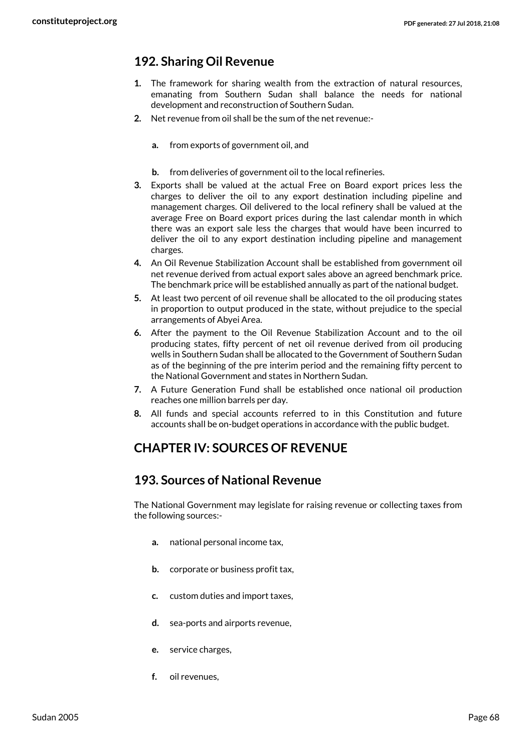## 192. Sharing Oil Revenue

1. The framework for sharing wealth from the extraction of natural resources, emanating from Southern Sudan shall balance the needs for national development and reconstruction of Southern Sudan.
2. Net revenue from oil shall be the sum of the net revenue:-
   a. from exports of government oil, and
   b. from deliveries of government oil to the local refineries.
3. Exports shall be valued at the actual Free on Board export prices less the charges to deliver the oil to any export destination including pipeline and management charges. Oil delivered to the local refinery shall be valued at the average Free on Board export prices during the last calendar month in which there was an export sale less the charges that would have been incurred to deliver the oil to any export destination including pipeline and management charges.
4. An Oil Revenue Stabilization Account shall be established from government oil net revenue derived from actual export sales above an agreed benchmark price. The benchmark price will be established annually as part of the national budget.
5. At least two percent of oil revenue shall be allocated to the oil producing states in proportion to output produced in the state, without prejudice to the special arrangements of Abyei Area.
6. After the payment to the Oil Revenue Stabilization Account and to the oil producing states, fifty percent of net oil revenue derived from oil producing wells in Southern Sudan shall be allocated to the Government of Southern Sudan as of the beginning of the pre interim period and the remaining fifty percent to the National Government and states in Northern Sudan.
7. A Future Generation Fund shall be established once national oil production reaches one million barrels per day.
8. All funds and special accounts referred to in this Constitution and future accounts shall be on-budget operations in accordance with the public budget.

# CHAPTER IV: SOURCES OF REVENUE

## 193. Sources of National Revenue

The National Government may legislate for raising revenue or collecting taxes from the following sources:-

a. national personal income tax,

b. corporate or business profit tax,

c. custom duties and import taxes,

d. sea-ports and airports revenue,

e. service charges,

f. oil revenues,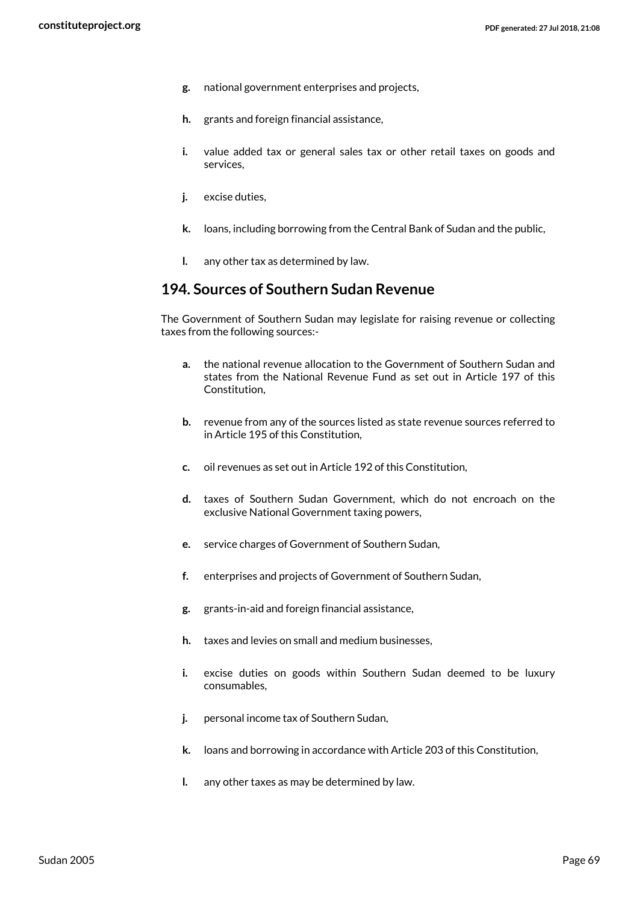- **g.** national government enterprises and projects,
- **h.** grants and foreign financial assistance,
- **i.** value added tax or general sales tax or other retail taxes on goods and services,
- **j.** excise duties,
- **k.** loans, including borrowing from the Central Bank of Sudan and the public,
- **l.** any other tax as determined by law.

## 194. Sources of Southern Sudan Revenue

The Government of Southern Sudan may legislate for raising revenue or collecting taxes from the following sources:-

- **a.** the national revenue allocation to the Government of Southern Sudan and states from the National Revenue Fund as set out in Article 197 of this Constitution,
- **b.** revenue from any of the sources listed as state revenue sources referred to in Article 195 of this Constitution,
- **c.** oil revenues as set out in Article 192 of this Constitution,
- **d.** taxes of Southern Sudan Government, which do not encroach on the exclusive National Government taxing powers,
- **e.** service charges of Government of Southern Sudan,
- **f.** enterprises and projects of Government of Southern Sudan,
- **g.** grants-in-aid and foreign financial assistance,
- **h.** taxes and levies on small and medium businesses,
- **i.** excise duties on goods within Southern Sudan deemed to be luxury consumables,
- **j.** personal income tax of Southern Sudan,
- **k.** loans and borrowing in accordance with Article 203 of this Constitution,
- **l.** any other taxes as may be determined by law.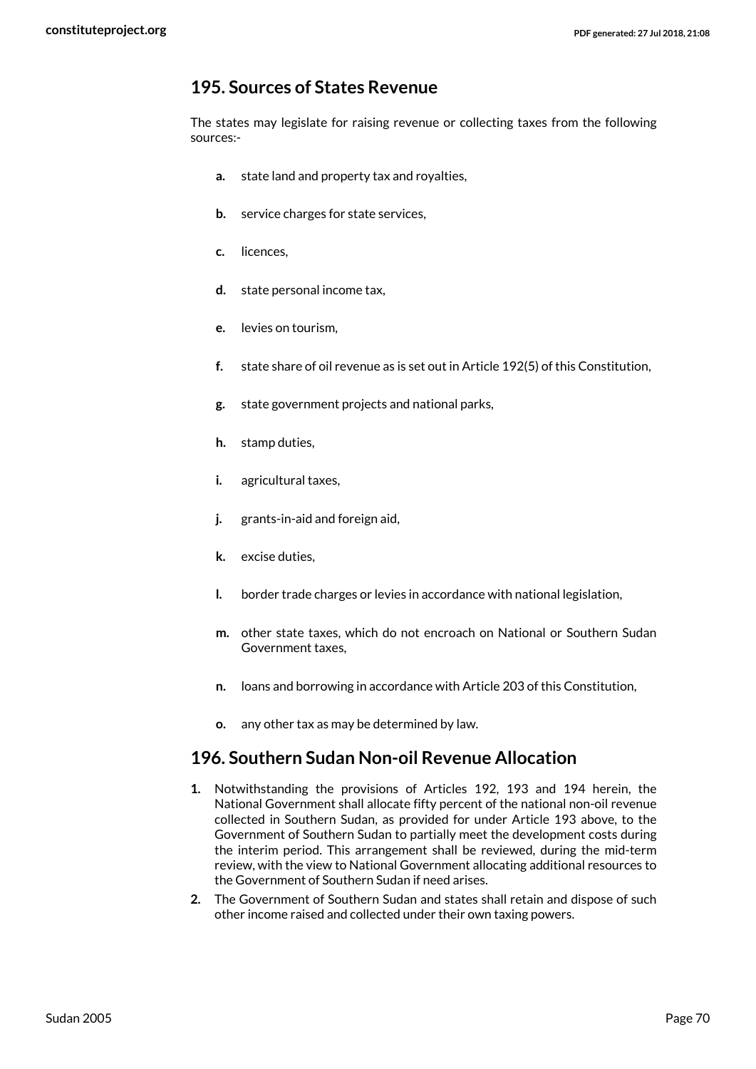## 195. Sources of States Revenue

The states may legislate for raising revenue or collecting taxes from the following sources:-

- **a.** state land and property tax and royalties,
- **b.** service charges for state services,
- **c.** licences,
- **d.** state personal income tax,
- **e.** levies on tourism,
- **f.** state share of oil revenue as is set out in Article 192(5) of this Constitution,
- **g.** state government projects and national parks,
- **h.** stamp duties,
- **i.** agricultural taxes,
- **j.** grants-in-aid and foreign aid,
- **k.** excise duties,
- **l.** border trade charges or levies in accordance with national legislation,
- **m.** other state taxes, which do not encroach on National or Southern Sudan Government taxes,
- **n.** loans and borrowing in accordance with Article 203 of this Constitution,
- **o.** any other tax as may be determined by law.

## 196. Southern Sudan Non-oil Revenue Allocation

1. Notwithstanding the provisions of Articles 192, 193 and 194 herein, the National Government shall allocate fifty percent of the national non-oil revenue collected in Southern Sudan, as provided for under Article 193 above, to the Government of Southern Sudan to partially meet the development costs during the interim period. This arrangement shall be reviewed, during the mid-term review, with the view to National Government allocating additional resources to the Government of Southern Sudan if need arises.
2. The Government of Southern Sudan and states shall retain and dispose of such other income raised and collected under their own taxing powers.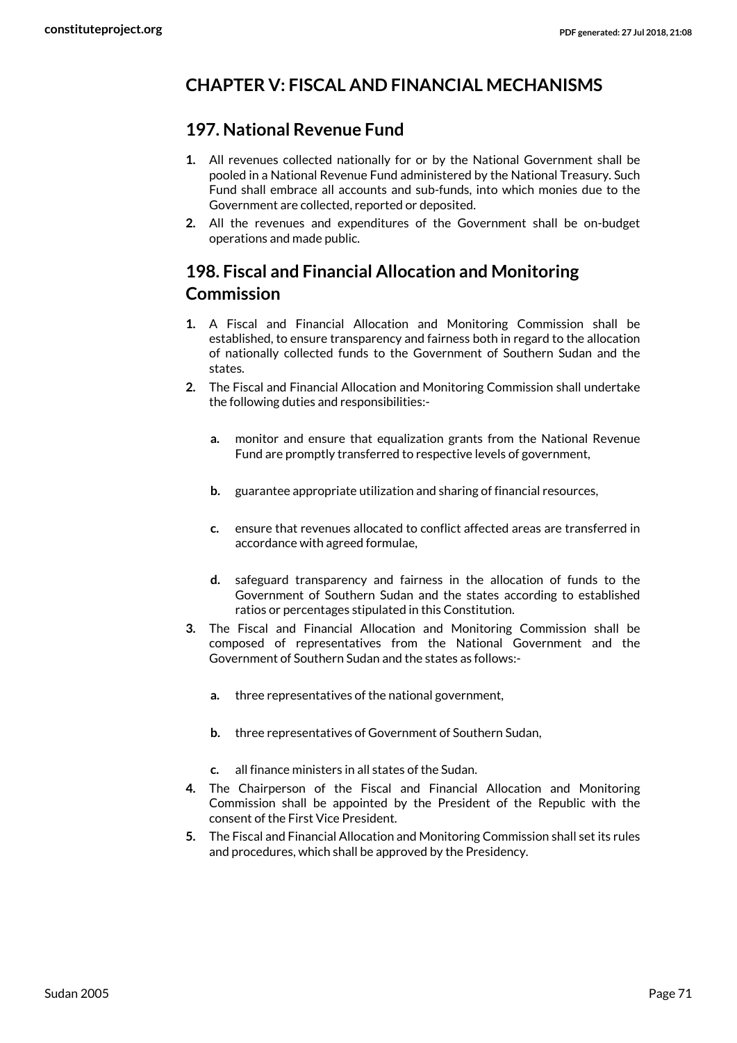## CHAPTER V: FISCAL AND FINANCIAL MECHANISMS

### 197. National Revenue Fund

1. All revenues collected nationally for or by the National Government shall be pooled in a National Revenue Fund administered by the National Treasury. Such Fund shall embrace all accounts and sub-funds, into which monies due to the Government are collected, reported or deposited.
2. All the revenues and expenditures of the Government shall be on-budget operations and made public.

### 198. Fiscal and Financial Allocation and Monitoring Commission

1. A Fiscal and Financial Allocation and Monitoring Commission shall be established, to ensure transparency and fairness both in regard to the allocation of nationally collected funds to the Government of Southern Sudan and the states.
2. The Fiscal and Financial Allocation and Monitoring Commission shall undertake the following duties and responsibilities:-
   a. monitor and ensure that equalization grants from the National Revenue Fund are promptly transferred to respective levels of government,
   b. guarantee appropriate utilization and sharing of financial resources,
   c. ensure that revenues allocated to conflict affected areas are transferred in accordance with agreed formulae,
   d. safeguard transparency and fairness in the allocation of funds to the Government of Southern Sudan and the states according to established ratios or percentages stipulated in this Constitution.
3. The Fiscal and Financial Allocation and Monitoring Commission shall be composed of representatives from the National Government and the Government of Southern Sudan and the states as follows:-
   a. three representatives of the national government,
   b. three representatives of Government of Southern Sudan,
   c. all finance ministers in all states of the Sudan.
4. The Chairperson of the Fiscal and Financial Allocation and Monitoring Commission shall be appointed by the President of the Republic with the consent of the First Vice President.
5. The Fiscal and Financial Allocation and Monitoring Commission shall set its rules and procedures, which shall be approved by the Presidency.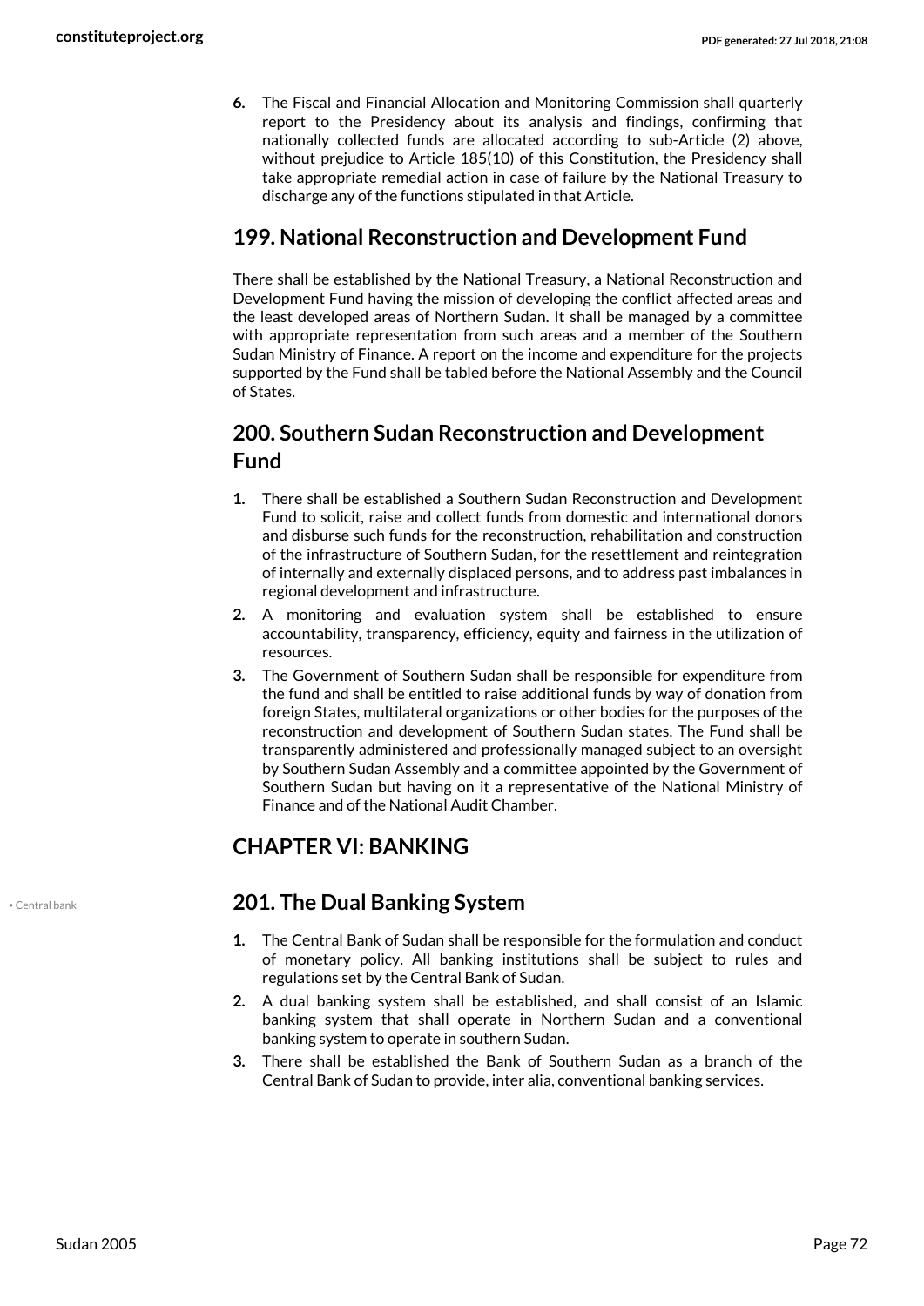6. The Fiscal and Financial Allocation and Monitoring Commission shall quarterly report to the Presidency about its analysis and findings, confirming that nationally collected funds are allocated according to sub-Article (2) above, without prejudice to Article 185(10) of this Constitution, the Presidency shall take appropriate remedial action in case of failure by the National Treasury to discharge any of the functions stipulated in that Article.

## 199. National Reconstruction and Development Fund

There shall be established by the National Treasury, a National Reconstruction and Development Fund having the mission of developing the conflict affected areas and the least developed areas of Northern Sudan. It shall be managed by a committee with appropriate representation from such areas and a member of the Southern Sudan Ministry of Finance. A report on the income and expenditure for the projects supported by the Fund shall be tabled before the National Assembly and the Council of States.

## 200. Southern Sudan Reconstruction and Development Fund

1. There shall be established a Southern Sudan Reconstruction and Development Fund to solicit, raise and collect funds from domestic and international donors and disburse such funds for the reconstruction, rehabilitation and construction of the infrastructure of Southern Sudan, for the resettlement and reintegration of internally and externally displaced persons, and to address past imbalances in regional development and infrastructure.
2. A monitoring and evaluation system shall be established to ensure accountability, transparency, efficiency, equity and fairness in the utilization of resources.
3. The Government of Southern Sudan shall be responsible for expenditure from the fund and shall be entitled to raise additional funds by way of donation from foreign States, multilateral organizations or other bodies for the purposes of the reconstruction and development of Southern Sudan states. The Fund shall be transparently administered and professionally managed subject to an oversight by Southern Sudan Assembly and a committee appointed by the Government of Southern Sudan but having on it a representative of the National Ministry of Finance and of the National Audit Chamber.

## CHAPTER VI: BANKING

• Central bank

## 201. The Dual Banking System

1. The Central Bank of Sudan shall be responsible for the formulation and conduct of monetary policy. All banking institutions shall be subject to rules and regulations set by the Central Bank of Sudan.
2. A dual banking system shall be established, and shall consist of an Islamic banking system that shall operate in Northern Sudan and a conventional banking system to operate in southern Sudan.
3. There shall be established the Bank of Southern Sudan as a branch of the Central Bank of Sudan to provide, inter alia, conventional banking services.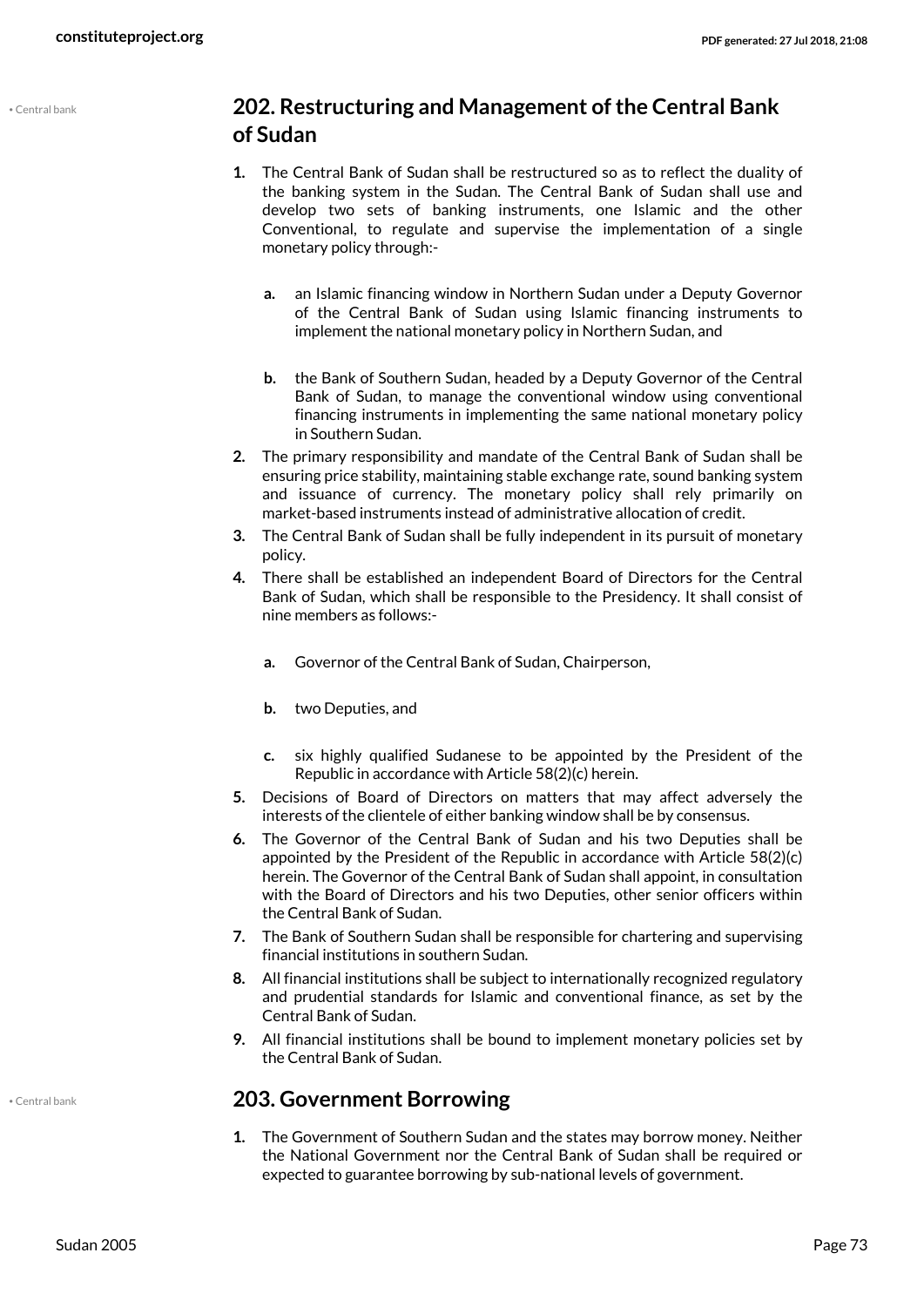## 202. Restructuring and Management of the Central Bank of Sudan

1. The Central Bank of Sudan shall be restructured so as to reflect the duality of the banking system in the Sudan. The Central Bank of Sudan shall use and develop two sets of banking instruments, one Islamic and the other Conventional, to regulate and supervise the implementation of a single monetary policy through:-
   a. an Islamic financing window in Northern Sudan under a Deputy Governor of the Central Bank of Sudan using Islamic financing instruments to implement the national monetary policy in Northern Sudan, and
   b. the Bank of Southern Sudan, headed by a Deputy Governor of the Central Bank of Sudan, to manage the conventional window using conventional financing instruments in implementing the same national monetary policy in Southern Sudan.
2. The primary responsibility and mandate of the Central Bank of Sudan shall be ensuring price stability, maintaining stable exchange rate, sound banking system and issuance of currency. The monetary policy shall rely primarily on market-based instruments instead of administrative allocation of credit.
3. The Central Bank of Sudan shall be fully independent in its pursuit of monetary policy.
4. There shall be established an independent Board of Directors for the Central Bank of Sudan, which shall be responsible to the Presidency. It shall consist of nine members as follows:-
   a. Governor of the Central Bank of Sudan, Chairperson,
   b. two Deputies, and
   c. six highly qualified Sudanese to be appointed by the President of the Republic in accordance with Article 58(2)(c) herein.
5. Decisions of Board of Directors on matters that may affect adversely the interests of the clientele of either banking window shall be by consensus.
6. The Governor of the Central Bank of Sudan and his two Deputies shall be appointed by the President of the Republic in accordance with Article 58(2)(c) herein. The Governor of the Central Bank of Sudan shall appoint, in consultation with the Board of Directors and his two Deputies, other senior officers within the Central Bank of Sudan.
7. The Bank of Southern Sudan shall be responsible for chartering and supervising financial institutions in southern Sudan.
8. All financial institutions shall be subject to internationally recognized regulatory and prudential standards for Islamic and conventional finance, as set by the Central Bank of Sudan.
9. All financial institutions shall be bound to implement monetary policies set by the Central Bank of Sudan.

## 203. Government Borrowing

1. The Government of Southern Sudan and the states may borrow money. Neither the National Government nor the Central Bank of Sudan shall be required or expected to guarantee borrowing by sub-national levels of government.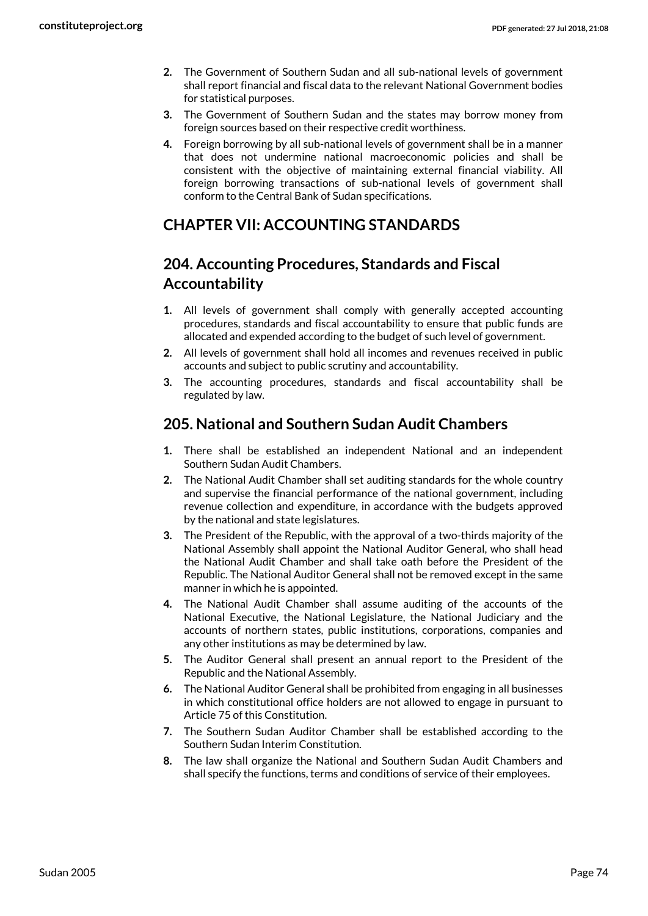2. The Government of Southern Sudan and all sub-national levels of government shall report financial and fiscal data to the relevant National Government bodies for statistical purposes.
3. The Government of Southern Sudan and the states may borrow money from foreign sources based on their respective credit worthiness.
4. Foreign borrowing by all sub-national levels of government shall be in a manner that does not undermine national macroeconomic policies and shall be consistent with the objective of maintaining external financial viability. All foreign borrowing transactions of sub-national levels of government shall conform to the Central Bank of Sudan specifications.

## CHAPTER VII: ACCOUNTING STANDARDS

### 204. Accounting Procedures, Standards and Fiscal Accountability

1. All levels of government shall comply with generally accepted accounting procedures, standards and fiscal accountability to ensure that public funds are allocated and expended according to the budget of such level of government.
2. All levels of government shall hold all incomes and revenues received in public accounts and subject to public scrutiny and accountability.
3. The accounting procedures, standards and fiscal accountability shall be regulated by law.

### 205. National and Southern Sudan Audit Chambers

1. There shall be established an independent National and an independent Southern Sudan Audit Chambers.
2. The National Audit Chamber shall set auditing standards for the whole country and supervise the financial performance of the national government, including revenue collection and expenditure, in accordance with the budgets approved by the national and state legislatures.
3. The President of the Republic, with the approval of a two-thirds majority of the National Assembly shall appoint the National Auditor General, who shall head the National Audit Chamber and shall take oath before the President of the Republic. The National Auditor General shall not be removed except in the same manner in which he is appointed.
4. The National Audit Chamber shall assume auditing of the accounts of the National Executive, the National Legislature, the National Judiciary and the accounts of northern states, public institutions, corporations, companies and any other institutions as may be determined by law.
5. The Auditor General shall present an annual report to the President of the Republic and the National Assembly.
6. The National Auditor General shall be prohibited from engaging in all businesses in which constitutional office holders are not allowed to engage in pursuant to Article 75 of this Constitution.
7. The Southern Sudan Auditor Chamber shall be established according to the Southern Sudan Interim Constitution.
8. The law shall organize the National and Southern Sudan Audit Chambers and shall specify the functions, terms and conditions of service of their employees.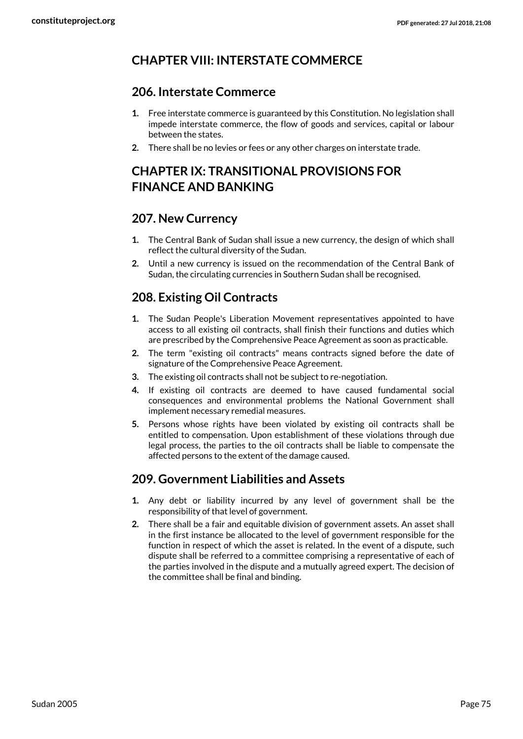## CHAPTER VIII: INTERSTATE COMMERCE

### 206. Interstate Commerce

1. Free interstate commerce is guaranteed by this Constitution. No legislation shall impede interstate commerce, the flow of goods and services, capital or labour between the states.
2. There shall be no levies or fees or any other charges on interstate trade.

## CHAPTER IX: TRANSITIONAL PROVISIONS FOR FINANCE AND BANKING

### 207. New Currency

1. The Central Bank of Sudan shall issue a new currency, the design of which shall reflect the cultural diversity of the Sudan.
2. Until a new currency is issued on the recommendation of the Central Bank of Sudan, the circulating currencies in Southern Sudan shall be recognised.

### 208. Existing Oil Contracts

1. The Sudan People's Liberation Movement representatives appointed to have access to all existing oil contracts, shall finish their functions and duties which are prescribed by the Comprehensive Peace Agreement as soon as practicable.
2. The term "existing oil contracts" means contracts signed before the date of signature of the Comprehensive Peace Agreement.
3. The existing oil contracts shall not be subject to re-negotiation.
4. If existing oil contracts are deemed to have caused fundamental social consequences and environmental problems the National Government shall implement necessary remedial measures.
5. Persons whose rights have been violated by existing oil contracts shall be entitled to compensation. Upon establishment of these violations through due legal process, the parties to the oil contracts shall be liable to compensate the affected persons to the extent of the damage caused.

### 209. Government Liabilities and Assets

1. Any debt or liability incurred by any level of government shall be the responsibility of that level of government.
2. There shall be a fair and equitable division of government assets. An asset shall in the first instance be allocated to the level of government responsible for the function in respect of which the asset is related. In the event of a dispute, such dispute shall be referred to a committee comprising a representative of each of the parties involved in the dispute and a mutually agreed expert. The decision of the committee shall be final and binding.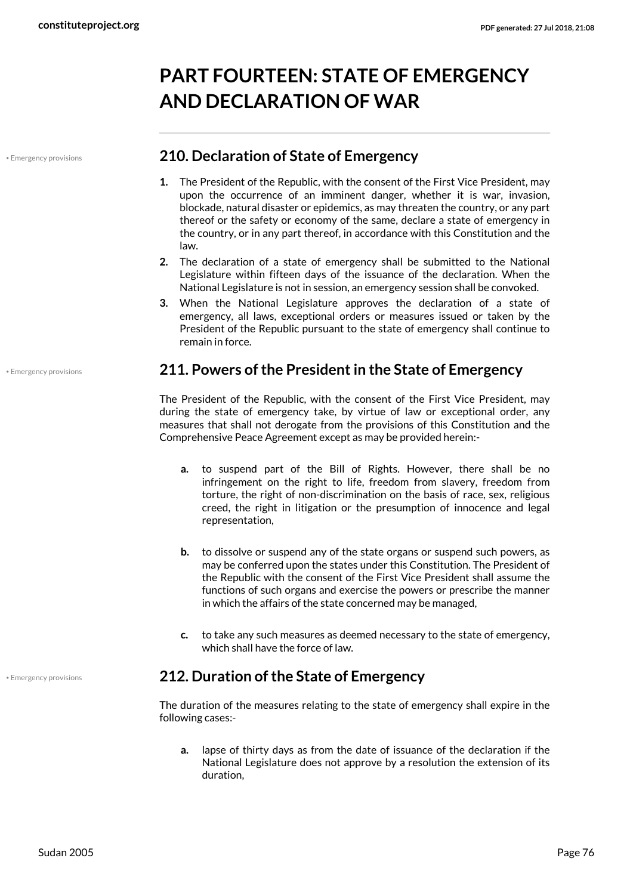# PART FOURTEEN: STATE OF EMERGENCY AND DECLARATION OF WAR

• Emergency provisions

## 210. Declaration of State of Emergency

1. The President of the Republic, with the consent of the First Vice President, may upon the occurrence of an imminent danger, whether it is war, invasion, blockade, natural disaster or epidemics, as may threaten the country, or any part thereof or the safety or economy of the same, declare a state of emergency in the country, or in any part thereof, in accordance with this Constitution and the law.
2. The declaration of a state of emergency shall be submitted to the National Legislature within fifteen days of the issuance of the declaration. When the National Legislature is not in session, an emergency session shall be convoked.
3. When the National Legislature approves the declaration of a state of emergency, all laws, exceptional orders or measures issued or taken by the President of the Republic pursuant to the state of emergency shall continue to remain in force.

• Emergency provisions

## 211. Powers of the President in the State of Emergency

The President of the Republic, with the consent of the First Vice President, may during the state of emergency take, by virtue of law or exceptional order, any measures that shall not derogate from the provisions of this Constitution and the Comprehensive Peace Agreement except as may be provided herein:-

- **a.** to suspend part of the Bill of Rights. However, there shall be no infringement on the right to life, freedom from slavery, freedom from torture, the right of non-discrimination on the basis of race, sex, religious creed, the right in litigation or the presumption of innocence and legal representation,
- **b.** to dissolve or suspend any of the state organs or suspend such powers, as may be conferred upon the states under this Constitution. The President of the Republic with the consent of the First Vice President shall assume the functions of such organs and exercise the powers or prescribe the manner in which the affairs of the state concerned may be managed,
- **c.** to take any such measures as deemed necessary to the state of emergency, which shall have the force of law.

• Emergency provisions

## 212. Duration of the State of Emergency

The duration of the measures relating to the state of emergency shall expire in the following cases:-

- **a.** lapse of thirty days as from the date of issuance of the declaration if the National Legislature does not approve by a resolution the extension of its duration,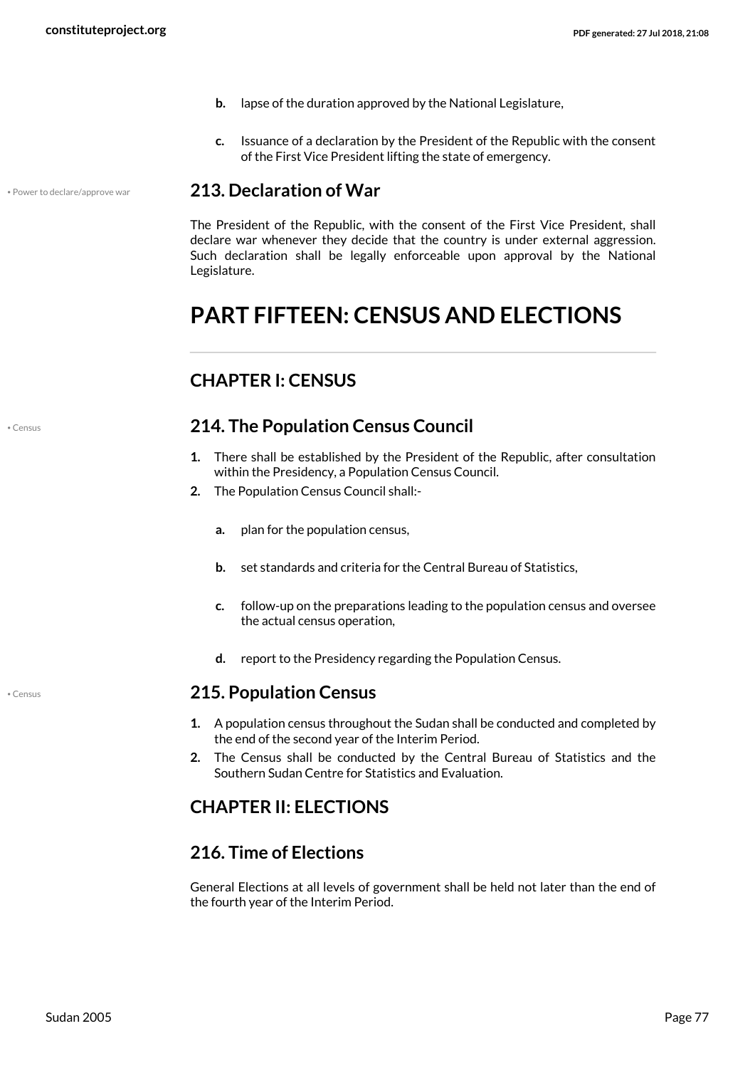b. lapse of the duration approved by the National Legislature,

c. Issuance of a declaration by the President of the Republic with the consent of the First Vice President lifting the state of emergency.

### 213. Declaration of War

The President of the Republic, with the consent of the First Vice President, shall declare war whenever they decide that the country is under external aggression. Such declaration shall be legally enforceable upon approval by the National Legislature.

# PART FIFTEEN: CENSUS AND ELECTIONS

## CHAPTER I: CENSUS

### 214. The Population Census Council

1. There shall be established by the President of the Republic, after consultation within the Presidency, a Population Census Council.
2. The Population Census Council shall:-

   a. plan for the population census,

   b. set standards and criteria for the Central Bureau of Statistics,

   c. follow-up on the preparations leading to the population census and oversee the actual census operation,

   d. report to the Presidency regarding the Population Census.

### 215. Population Census

1. A population census throughout the Sudan shall be conducted and completed by the end of the second year of the Interim Period.
2. The Census shall be conducted by the Central Bureau of Statistics and the Southern Sudan Centre for Statistics and Evaluation.

## CHAPTER II: ELECTIONS

### 216. Time of Elections

General Elections at all levels of government shall be held not later than the end of the fourth year of the Interim Period.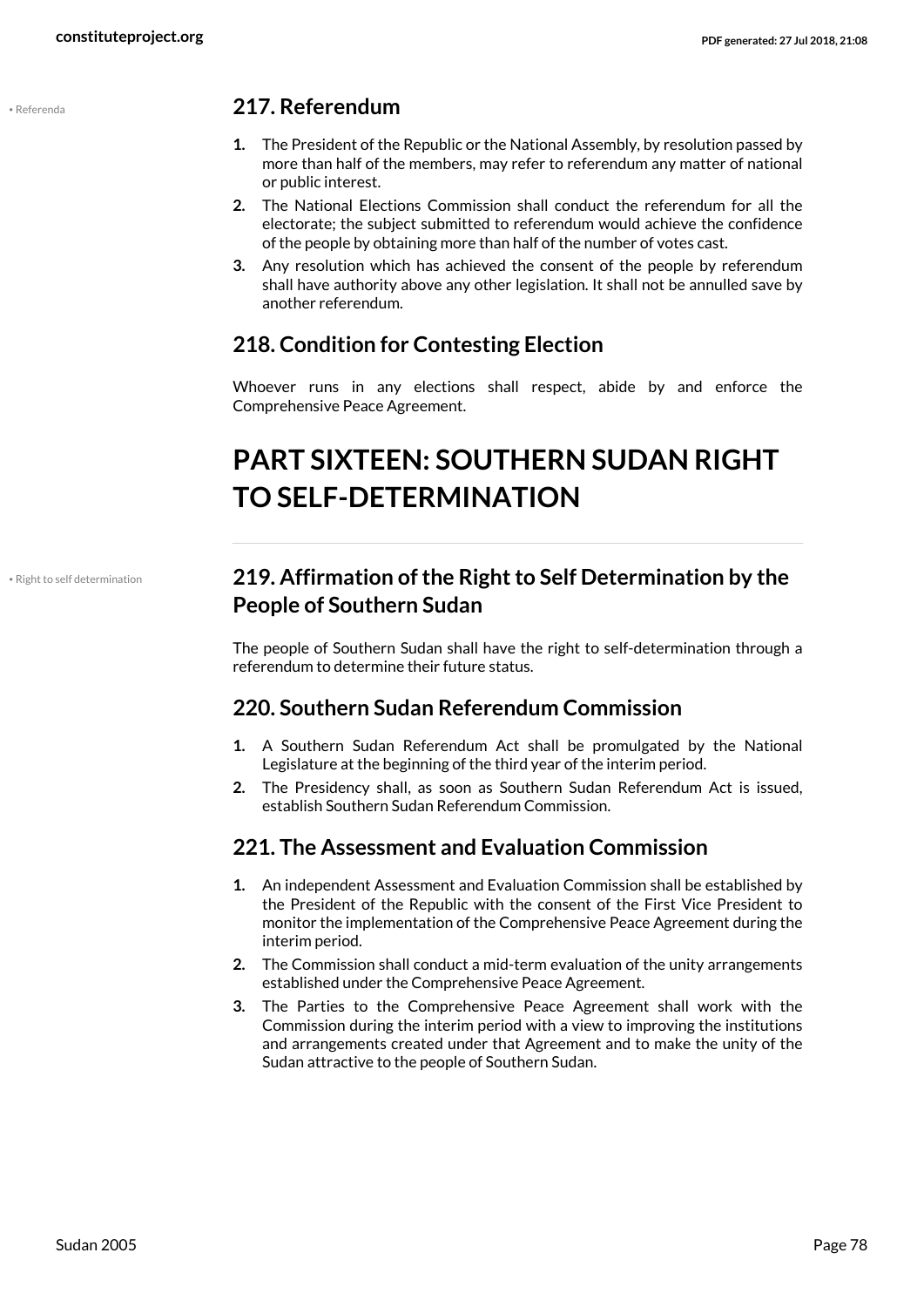## 217. Referendum

1. The President of the Republic or the National Assembly, by resolution passed by more than half of the members, may refer to referendum any matter of national or public interest.
2. The National Elections Commission shall conduct the referendum for all the electorate; the subject submitted to referendum would achieve the confidence of the people by obtaining more than half of the number of votes cast.
3. Any resolution which has achieved the consent of the people by referendum shall have authority above any other legislation. It shall not be annulled save by another referendum.

## 218. Condition for Contesting Election

Whoever runs in any elections shall respect, abide by and enforce the Comprehensive Peace Agreement.

# PART SIXTEEN: SOUTHERN SUDAN RIGHT TO SELF-DETERMINATION

## 219. Affirmation of the Right to Self Determination by the People of Southern Sudan

The people of Southern Sudan shall have the right to self-determination through a referendum to determine their future status.

## 220. Southern Sudan Referendum Commission

1. A Southern Sudan Referendum Act shall be promulgated by the National Legislature at the beginning of the third year of the interim period.
2. The Presidency shall, as soon as Southern Sudan Referendum Act is issued, establish Southern Sudan Referendum Commission.

## 221. The Assessment and Evaluation Commission

1. An independent Assessment and Evaluation Commission shall be established by the President of the Republic with the consent of the First Vice President to monitor the implementation of the Comprehensive Peace Agreement during the interim period.
2. The Commission shall conduct a mid-term evaluation of the unity arrangements established under the Comprehensive Peace Agreement.
3. The Parties to the Comprehensive Peace Agreement shall work with the Commission during the interim period with a view to improving the institutions and arrangements created under that Agreement and to make the unity of the Sudan attractive to the people of Southern Sudan.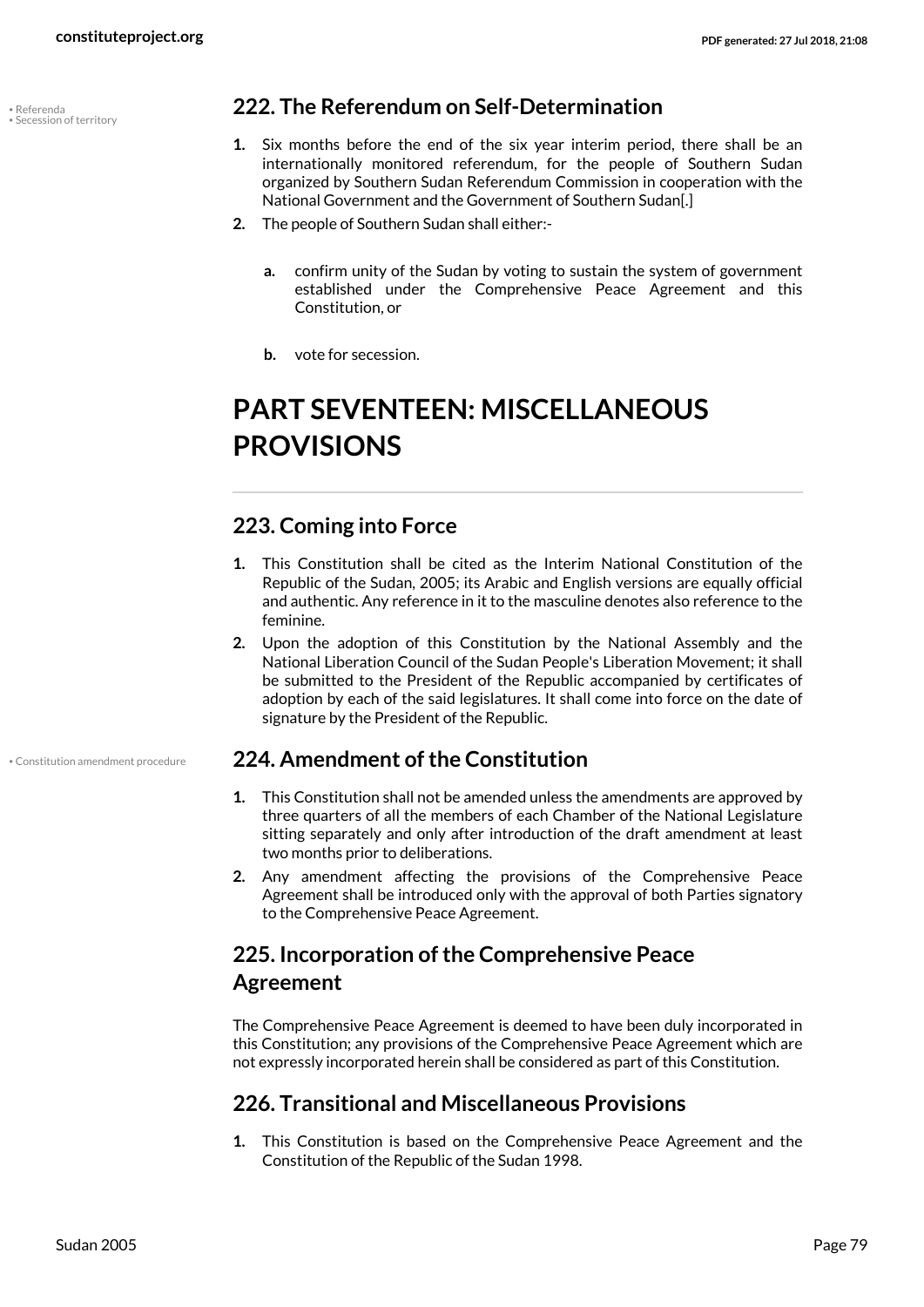## 222. The Referendum on Self-Determination

1. Six months before the end of the six year interim period, there shall be an internationally monitored referendum, for the people of Southern Sudan organized by Southern Sudan Referendum Commission in cooperation with the National Government and the Government of Southern Sudan[.]
2. The people of Southern Sudan shall either:-

   a. confirm unity of the Sudan by voting to sustain the system of government established under the Comprehensive Peace Agreement and this Constitution, or

   b. vote for secession.

# PART SEVENTEEN: MISCELLANEOUS PROVISIONS

## 223. Coming into Force

1. This Constitution shall be cited as the Interim National Constitution of the Republic of the Sudan, 2005; its Arabic and English versions are equally official and authentic. Any reference in it to the masculine denotes also reference to the feminine.
2. Upon the adoption of this Constitution by the National Assembly and the National Liberation Council of the Sudan People's Liberation Movement; it shall be submitted to the President of the Republic accompanied by certificates of adoption by each of the said legislatures. It shall come into force on the date of signature by the President of the Republic.

## 224. Amendment of the Constitution

1. This Constitution shall not be amended unless the amendments are approved by three quarters of all the members of each Chamber of the National Legislature sitting separately and only after introduction of the draft amendment at least two months prior to deliberations.
2. Any amendment affecting the provisions of the Comprehensive Peace Agreement shall be introduced only with the approval of both Parties signatory to the Comprehensive Peace Agreement.

## 225. Incorporation of the Comprehensive Peace Agreement

The Comprehensive Peace Agreement is deemed to have been duly incorporated in this Constitution; any provisions of the Comprehensive Peace Agreement which are not expressly incorporated herein shall be considered as part of this Constitution.

## 226. Transitional and Miscellaneous Provisions

1. This Constitution is based on the Comprehensive Peace Agreement and the Constitution of the Republic of the Sudan 1998.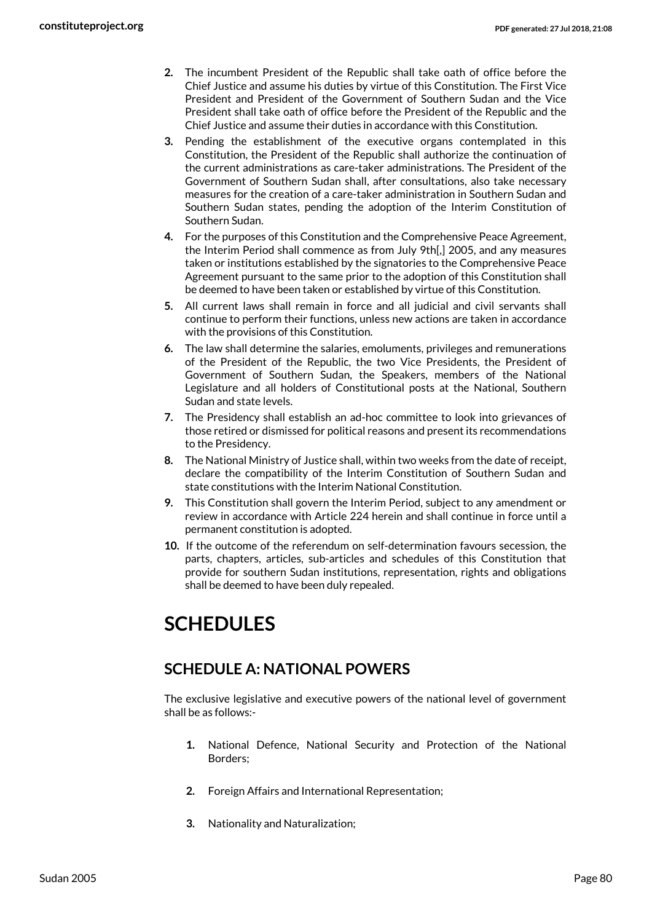2. The incumbent President of the Republic shall take oath of office before the Chief Justice and assume his duties by virtue of this Constitution. The First Vice President and President of the Government of Southern Sudan and the Vice President shall take oath of office before the President of the Republic and the Chief Justice and assume their duties in accordance with this Constitution.
3. Pending the establishment of the executive organs contemplated in this Constitution, the President of the Republic shall authorize the continuation of the current administrations as care-taker administrations. The President of the Government of Southern Sudan shall, after consultations, also take necessary measures for the creation of a care-taker administration in Southern Sudan and Southern Sudan states, pending the adoption of the Interim Constitution of Southern Sudan.
4. For the purposes of this Constitution and the Comprehensive Peace Agreement, the Interim Period shall commence as from July 9th[,] 2005, and any measures taken or institutions established by the signatories to the Comprehensive Peace Agreement pursuant to the same prior to the adoption of this Constitution shall be deemed to have been taken or established by virtue of this Constitution.
5. All current laws shall remain in force and all judicial and civil servants shall continue to perform their functions, unless new actions are taken in accordance with the provisions of this Constitution.
6. The law shall determine the salaries, emoluments, privileges and remunerations of the President of the Republic, the two Vice Presidents, the President of Government of Southern Sudan, the Speakers, members of the National Legislature and all holders of Constitutional posts at the National, Southern Sudan and state levels.
7. The Presidency shall establish an ad-hoc committee to look into grievances of those retired or dismissed for political reasons and present its recommendations to the Presidency.
8. The National Ministry of Justice shall, within two weeks from the date of receipt, declare the compatibility of the Interim Constitution of Southern Sudan and state constitutions with the Interim National Constitution.
9. This Constitution shall govern the Interim Period, subject to any amendment or review in accordance with Article 224 herein and shall continue in force until a permanent constitution is adopted.
10. If the outcome of the referendum on self-determination favours secession, the parts, chapters, articles, sub-articles and schedules of this Constitution that provide for southern Sudan institutions, representation, rights and obligations shall be deemed to have been duly repealed.

# SCHEDULES

## SCHEDULE A: NATIONAL POWERS

The exclusive legislative and executive powers of the national level of government shall be as follows:-

1. National Defence, National Security and Protection of the National Borders;
2. Foreign Affairs and International Representation;
3. Nationality and Naturalization;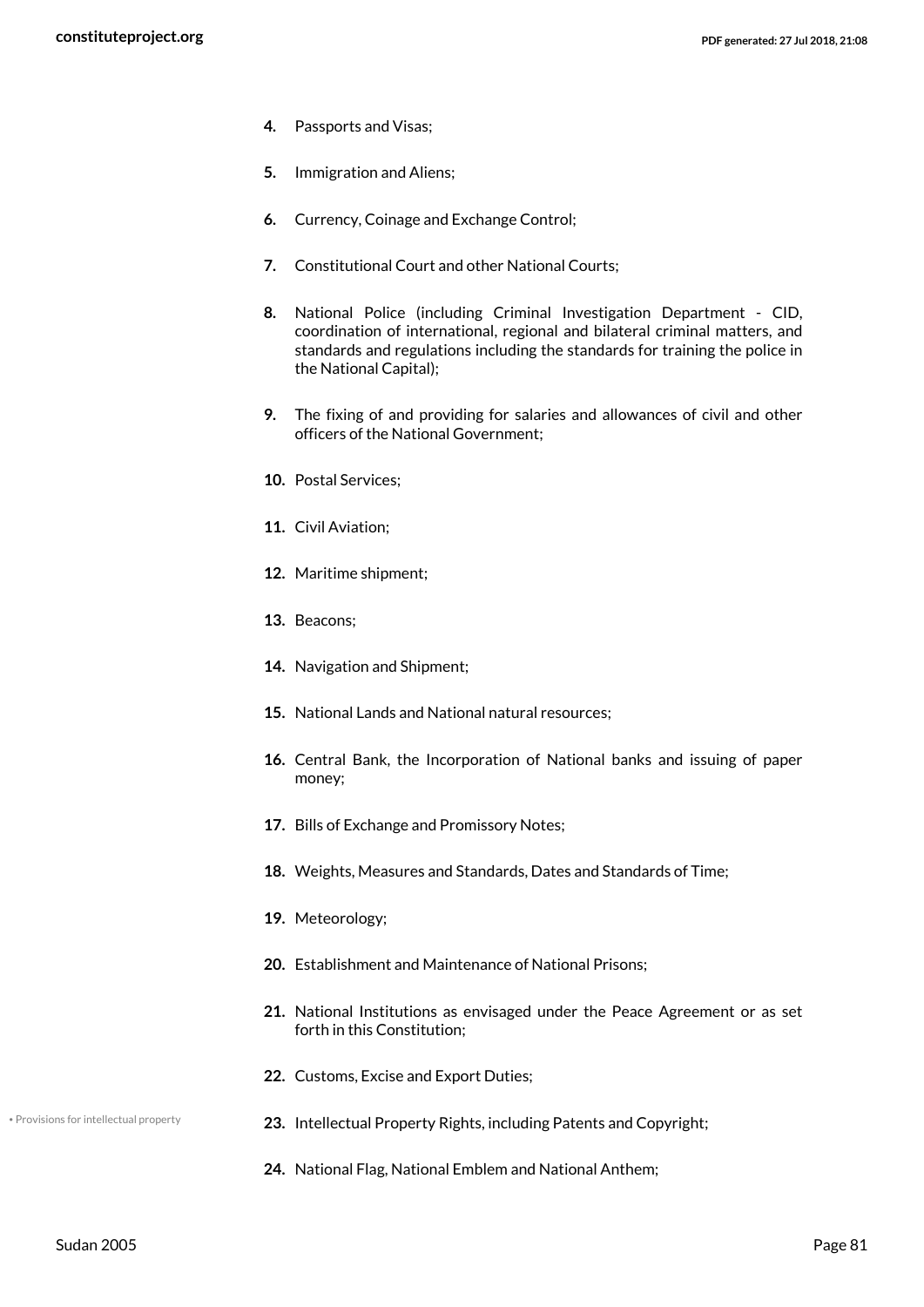4. Passports and Visas;

5. Immigration and Aliens;

6. Currency, Coinage and Exchange Control;

7. Constitutional Court and other National Courts;

8. National Police (including Criminal Investigation Department - CID, coordination of international, regional and bilateral criminal matters, and standards and regulations including the standards for training the police in the National Capital);

9. The fixing of and providing for salaries and allowances of civil and other officers of the National Government;

10. Postal Services;

11. Civil Aviation;

12. Maritime shipment;

13. Beacons;

14. Navigation and Shipment;

15. National Lands and National natural resources;

16. Central Bank, the Incorporation of National banks and issuing of paper money;

17. Bills of Exchange and Promissory Notes;

18. Weights, Measures and Standards, Dates and Standards of Time;

19. Meteorology;

20. Establishment and Maintenance of National Prisons;

21. National Institutions as envisaged under the Peace Agreement or as set forth in this Constitution;

22. Customs, Excise and Export Duties;

• Provisions for intellectual property

23. Intellectual Property Rights, including Patents and Copyright;

24. National Flag, National Emblem and National Anthem;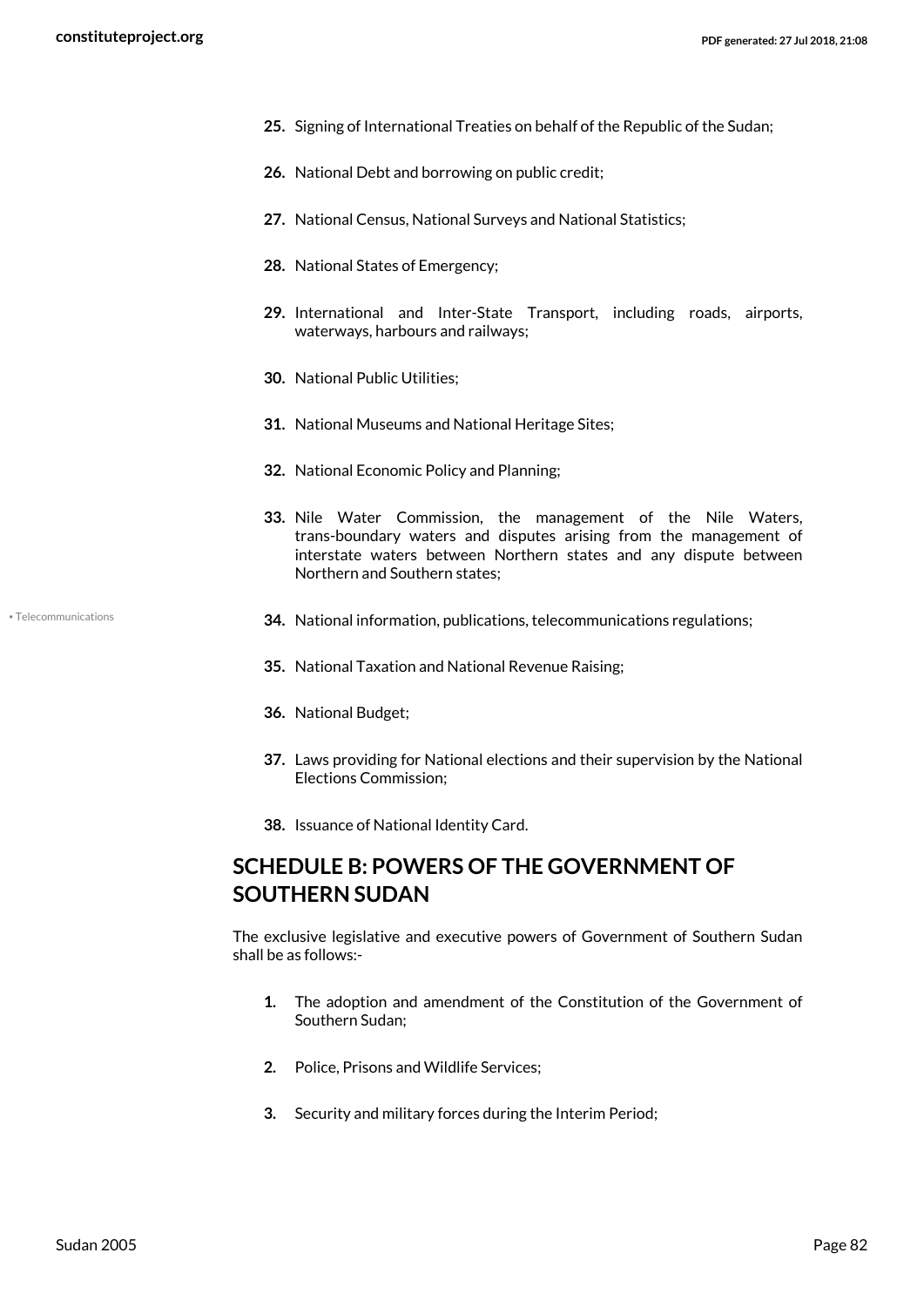25. Signing of International Treaties on behalf of the Republic of the Sudan;

26. National Debt and borrowing on public credit;

27. National Census, National Surveys and National Statistics;

28. National States of Emergency;

29. International and Inter-State Transport, including roads, airports, waterways, harbours and railways;

30. National Public Utilities;

31. National Museums and National Heritage Sites;

32. National Economic Policy and Planning;

33. Nile Water Commission, the management of the Nile Waters, trans-boundary waters and disputes arising from the management of interstate waters between Northern states and any dispute between Northern and Southern states;

34. National information, publications, telecommunications regulations;

35. National Taxation and National Revenue Raising;

36. National Budget;

37. Laws providing for National elections and their supervision by the National Elections Commission;

38. Issuance of National Identity Card.

## SCHEDULE B: POWERS OF THE GOVERNMENT OF SOUTHERN SUDAN

The exclusive legislative and executive powers of Government of Southern Sudan shall be as follows:-

1. The adoption and amendment of the Constitution of the Government of Southern Sudan;

2. Police, Prisons and Wildlife Services;

3. Security and military forces during the Interim Period;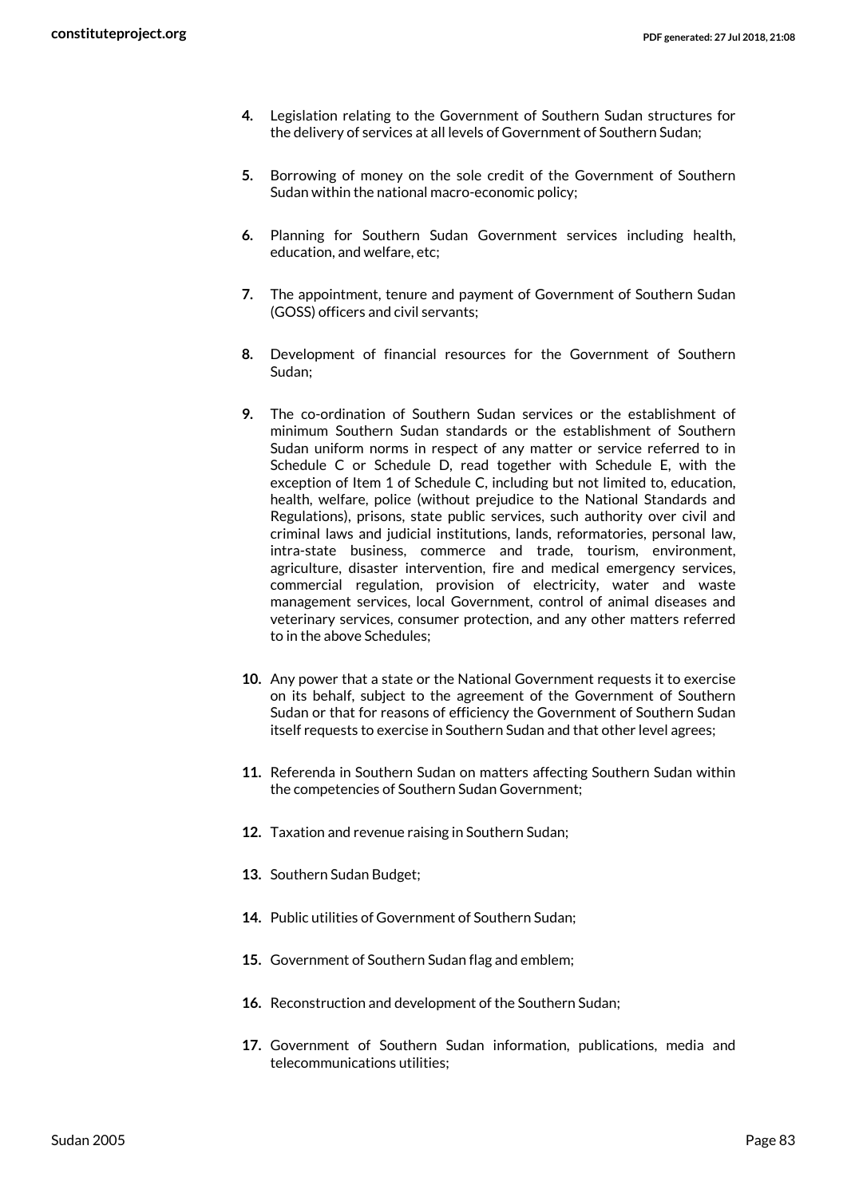4. Legislation relating to the Government of Southern Sudan structures for the delivery of services at all levels of Government of Southern Sudan;

5. Borrowing of money on the sole credit of the Government of Southern Sudan within the national macro-economic policy;

6. Planning for Southern Sudan Government services including health, education, and welfare, etc;

7. The appointment, tenure and payment of Government of Southern Sudan (GOSS) officers and civil servants;

8. Development of financial resources for the Government of Southern Sudan;

9. The co-ordination of Southern Sudan services or the establishment of minimum Southern Sudan standards or the establishment of Southern Sudan uniform norms in respect of any matter or service referred to in Schedule C or Schedule D, read together with Schedule E, with the exception of Item 1 of Schedule C, including but not limited to, education, health, welfare, police (without prejudice to the National Standards and Regulations), prisons, state public services, such authority over civil and criminal laws and judicial institutions, lands, reformatories, personal law, intra-state business, commerce and trade, tourism, environment, agriculture, disaster intervention, fire and medical emergency services, commercial regulation, provision of electricity, water and waste management services, local Government, control of animal diseases and veterinary services, consumer protection, and any other matters referred to in the above Schedules;

10. Any power that a state or the National Government requests it to exercise on its behalf, subject to the agreement of the Government of Southern Sudan or that for reasons of efficiency the Government of Southern Sudan itself requests to exercise in Southern Sudan and that other level agrees;

11. Referenda in Southern Sudan on matters affecting Southern Sudan within the competencies of Southern Sudan Government;

12. Taxation and revenue raising in Southern Sudan;

13. Southern Sudan Budget;

14. Public utilities of Government of Southern Sudan;

15. Government of Southern Sudan flag and emblem;

16. Reconstruction and development of the Southern Sudan;

17. Government of Southern Sudan information, publications, media and telecommunications utilities;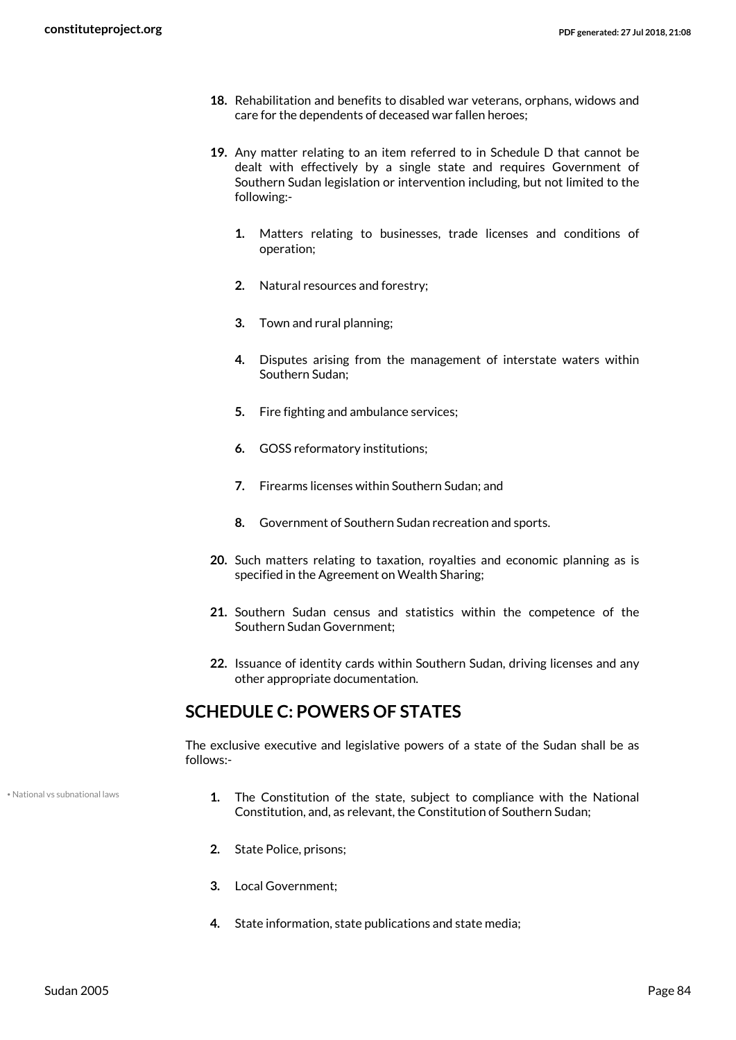18. Rehabilitation and benefits to disabled war veterans, orphans, widows and care for the dependents of deceased war fallen heroes;

19. Any matter relating to an item referred to in Schedule D that cannot be dealt with effectively by a single state and requires Government of Southern Sudan legislation or intervention including, but not limited to the following:-

    1. Matters relating to businesses, trade licenses and conditions of operation;

    2. Natural resources and forestry;

    3. Town and rural planning;

    4. Disputes arising from the management of interstate waters within Southern Sudan;

    5. Fire fighting and ambulance services;

    6. GOSS reformatory institutions;

    7. Firearms licenses within Southern Sudan; and

    8. Government of Southern Sudan recreation and sports.

20. Such matters relating to taxation, royalties and economic planning as is specified in the Agreement on Wealth Sharing;

21. Southern Sudan census and statistics within the competence of the Southern Sudan Government;

22. Issuance of identity cards within Southern Sudan, driving licenses and any other appropriate documentation.

## SCHEDULE C: POWERS OF STATES

The exclusive executive and legislative powers of a state of the Sudan shall be as follows:-

• National vs subnational laws

1. The Constitution of the state, subject to compliance with the National Constitution, and, as relevant, the Constitution of Southern Sudan;

2. State Police, prisons;

3. Local Government;

4. State information, state publications and state media;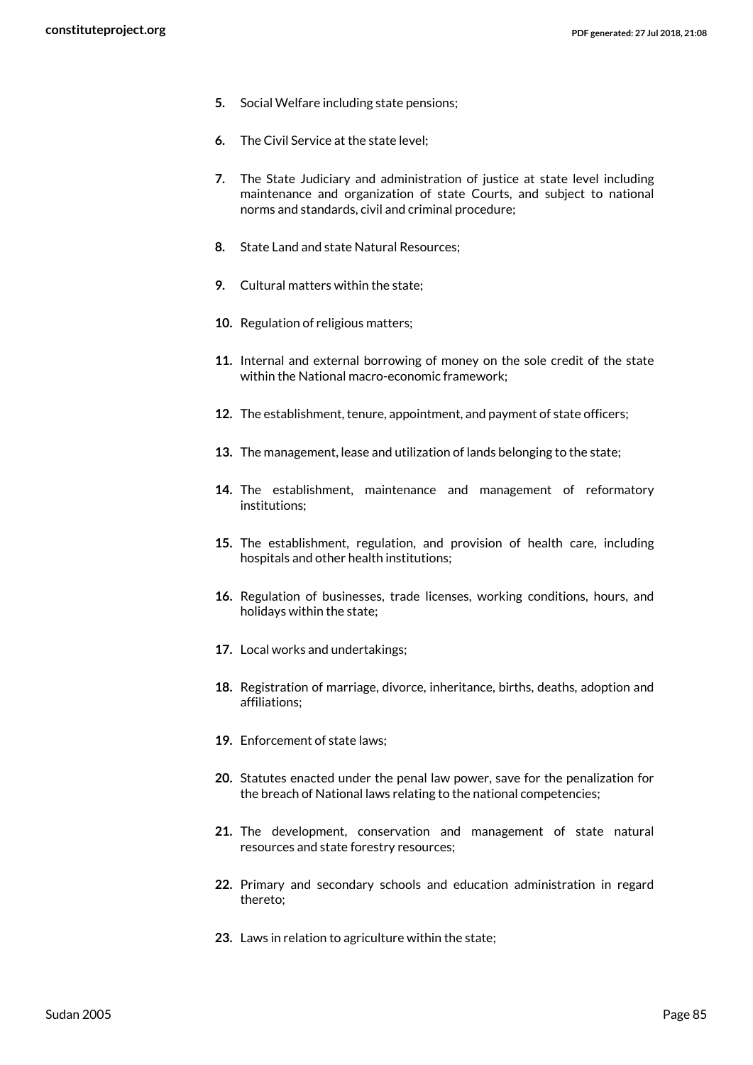5. Social Welfare including state pensions;

6. The Civil Service at the state level;

7. The State Judiciary and administration of justice at state level including maintenance and organization of state Courts, and subject to national norms and standards, civil and criminal procedure;

8. State Land and state Natural Resources;

9. Cultural matters within the state;

10. Regulation of religious matters;

11. Internal and external borrowing of money on the sole credit of the state within the National macro-economic framework;

12. The establishment, tenure, appointment, and payment of state officers;

13. The management, lease and utilization of lands belonging to the state;

14. The establishment, maintenance and management of reformatory institutions;

15. The establishment, regulation, and provision of health care, including hospitals and other health institutions;

16. Regulation of businesses, trade licenses, working conditions, hours, and holidays within the state;

17. Local works and undertakings;

18. Registration of marriage, divorce, inheritance, births, deaths, adoption and affiliations;

19. Enforcement of state laws;

20. Statutes enacted under the penal law power, save for the penalization for the breach of National laws relating to the national competencies;

21. The development, conservation and management of state natural resources and state forestry resources;

22. Primary and secondary schools and education administration in regard thereto;

23. Laws in relation to agriculture within the state;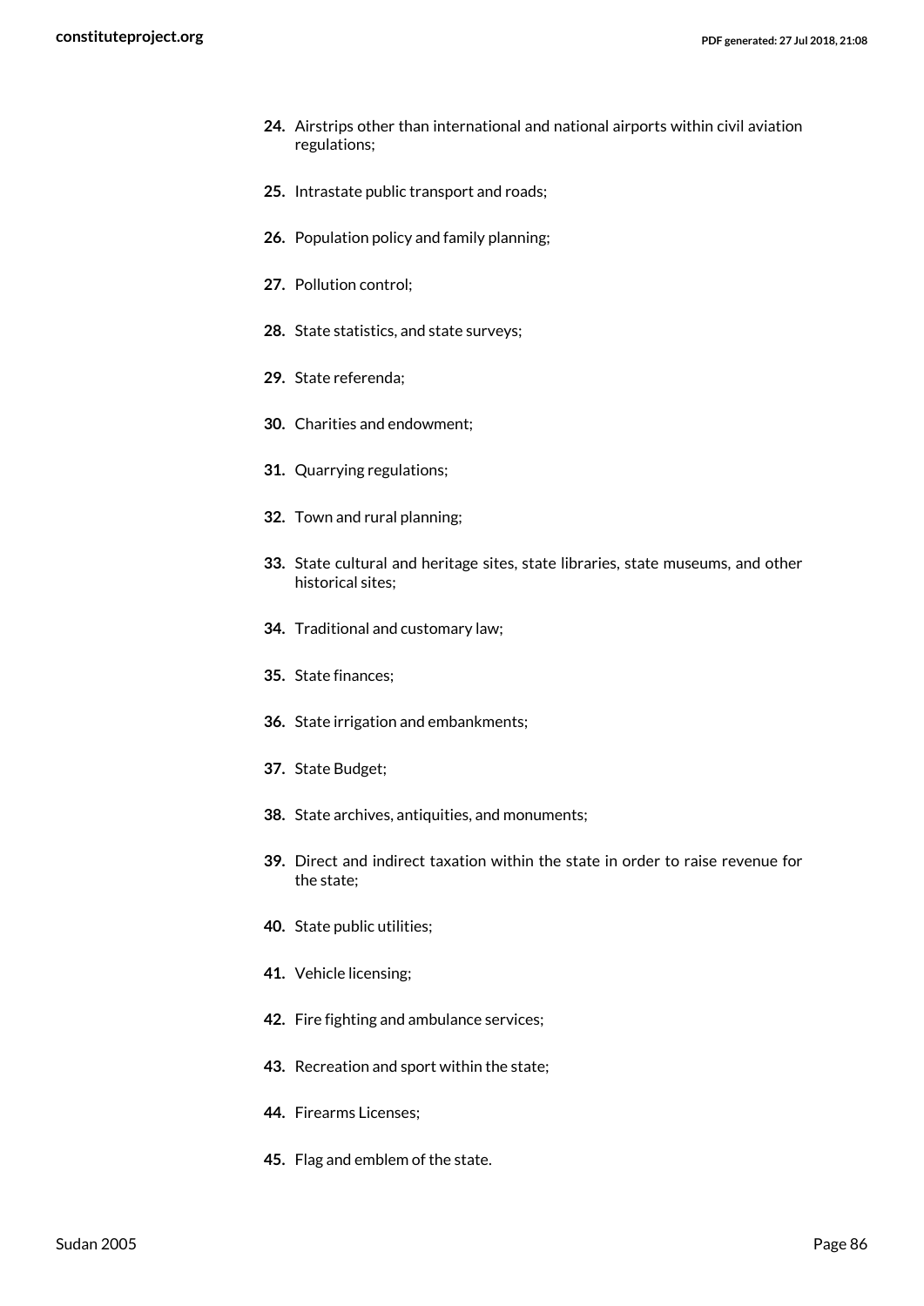24. Airstrips other than international and national airports within civil aviation regulations;
25. Intrastate public transport and roads;
26. Population policy and family planning;
27. Pollution control;
28. State statistics, and state surveys;
29. State referenda;
30. Charities and endowment;
31. Quarrying regulations;
32. Town and rural planning;
33. State cultural and heritage sites, state libraries, state museums, and other historical sites;
34. Traditional and customary law;
35. State finances;
36. State irrigation and embankments;
37. State Budget;
38. State archives, antiquities, and monuments;
39. Direct and indirect taxation within the state in order to raise revenue for the state;
40. State public utilities;
41. Vehicle licensing;
42. Fire fighting and ambulance services;
43. Recreation and sport within the state;
44. Firearms Licenses;
45. Flag and emblem of the state.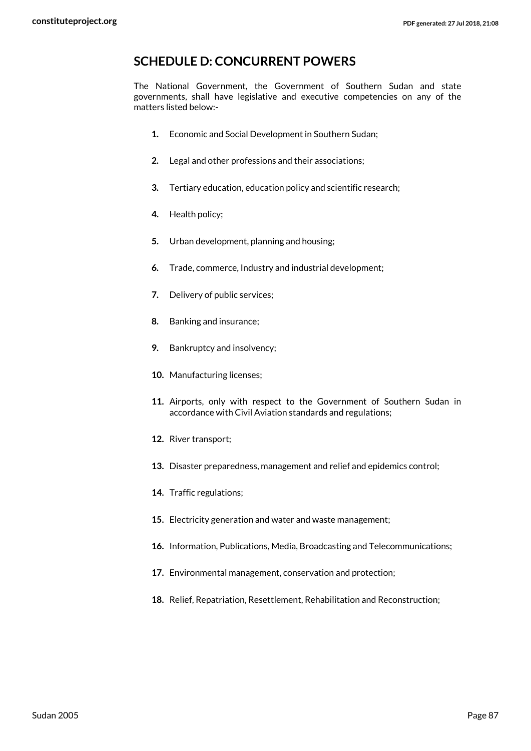## SCHEDULE D: CONCURRENT POWERS

The National Government, the Government of Southern Sudan and state governments, shall have legislative and executive competencies on any of the matters listed below:-

1. Economic and Social Development in Southern Sudan;
2. Legal and other professions and their associations;
3. Tertiary education, education policy and scientific research;
4. Health policy;
5. Urban development, planning and housing;
6. Trade, commerce, Industry and industrial development;
7. Delivery of public services;
8. Banking and insurance;
9. Bankruptcy and insolvency;
10. Manufacturing licenses;
11. Airports, only with respect to the Government of Southern Sudan in accordance with Civil Aviation standards and regulations;
12. River transport;
13. Disaster preparedness, management and relief and epidemics control;
14. Traffic regulations;
15. Electricity generation and water and waste management;
16. Information, Publications, Media, Broadcasting and Telecommunications;
17. Environmental management, conservation and protection;
18. Relief, Repatriation, Resettlement, Rehabilitation and Reconstruction;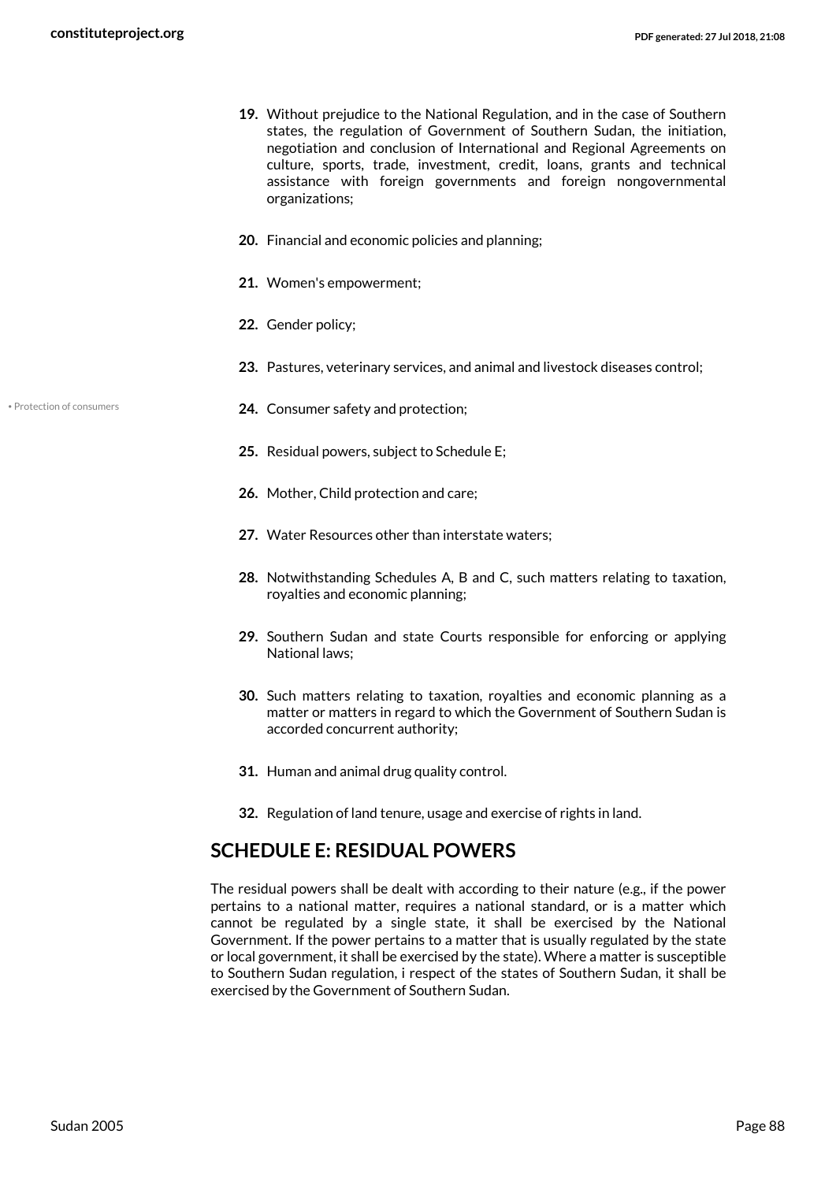19. Without prejudice to the National Regulation, and in the case of Southern states, the regulation of Government of Southern Sudan, the initiation, negotiation and conclusion of International and Regional Agreements on culture, sports, trade, investment, credit, loans, grants and technical assistance with foreign governments and foreign nongovernmental organizations;

20. Financial and economic policies and planning;

21. Women's empowerment;

22. Gender policy;

23. Pastures, veterinary services, and animal and livestock diseases control;

• Protection of consumers

24. Consumer safety and protection;

25. Residual powers, subject to Schedule E;

26. Mother, Child protection and care;

27. Water Resources other than interstate waters;

28. Notwithstanding Schedules A, B and C, such matters relating to taxation, royalties and economic planning;

29. Southern Sudan and state Courts responsible for enforcing or applying National laws;

30. Such matters relating to taxation, royalties and economic planning as a matter or matters in regard to which the Government of Southern Sudan is accorded concurrent authority;

31. Human and animal drug quality control.

32. Regulation of land tenure, usage and exercise of rights in land.

## SCHEDULE E: RESIDUAL POWERS

The residual powers shall be dealt with according to their nature (e.g., if the power pertains to a national matter, requires a national standard, or is a matter which cannot be regulated by a single state, it shall be exercised by the National Government. If the power pertains to a matter that is usually regulated by the state or local government, it shall be exercised by the state). Where a matter is susceptible to Southern Sudan regulation, i respect of the states of Southern Sudan, it shall be exercised by the Government of Southern Sudan.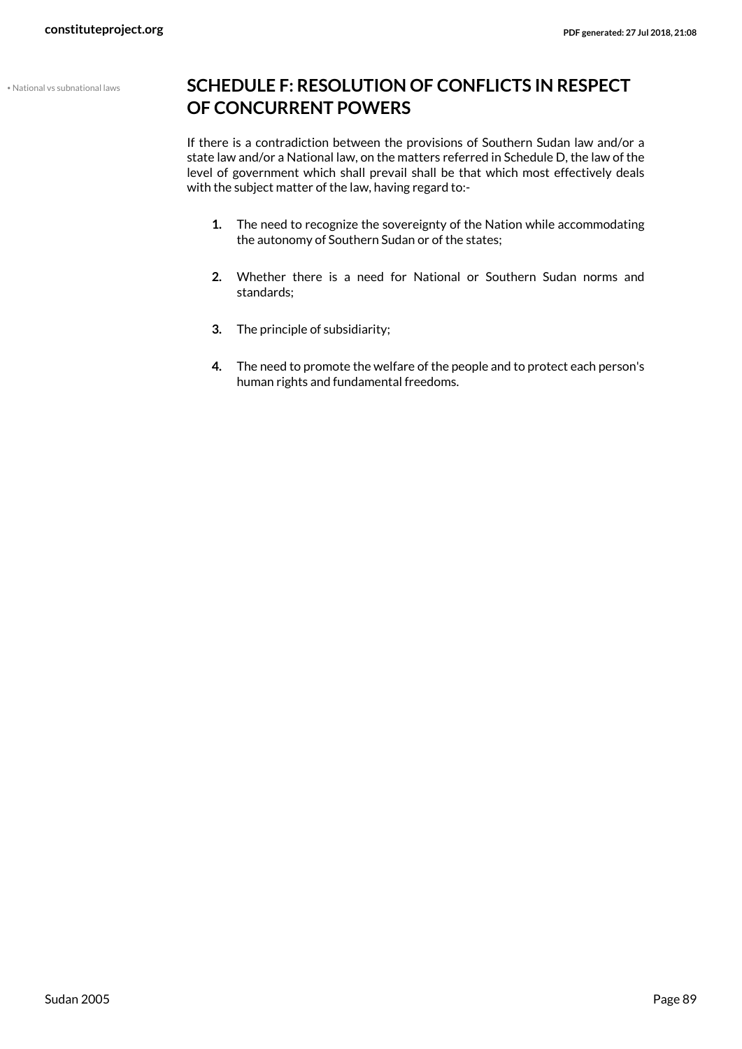• National vs subnational laws

## SCHEDULE F: RESOLUTION OF CONFLICTS IN RESPECT OF CONCURRENT POWERS

If there is a contradiction between the provisions of Southern Sudan law and/or a state law and/or a National law, on the matters referred in Schedule D, the law of the level of government which shall prevail shall be that which most effectively deals with the subject matter of the law, having regard to:-

1. The need to recognize the sovereignty of the Nation while accommodating the autonomy of Southern Sudan or of the states;

2. Whether there is a need for National or Southern Sudan norms and standards;

3. The principle of subsidiarity;

4. The need to promote the welfare of the people and to protect each person's human rights and fundamental freedoms.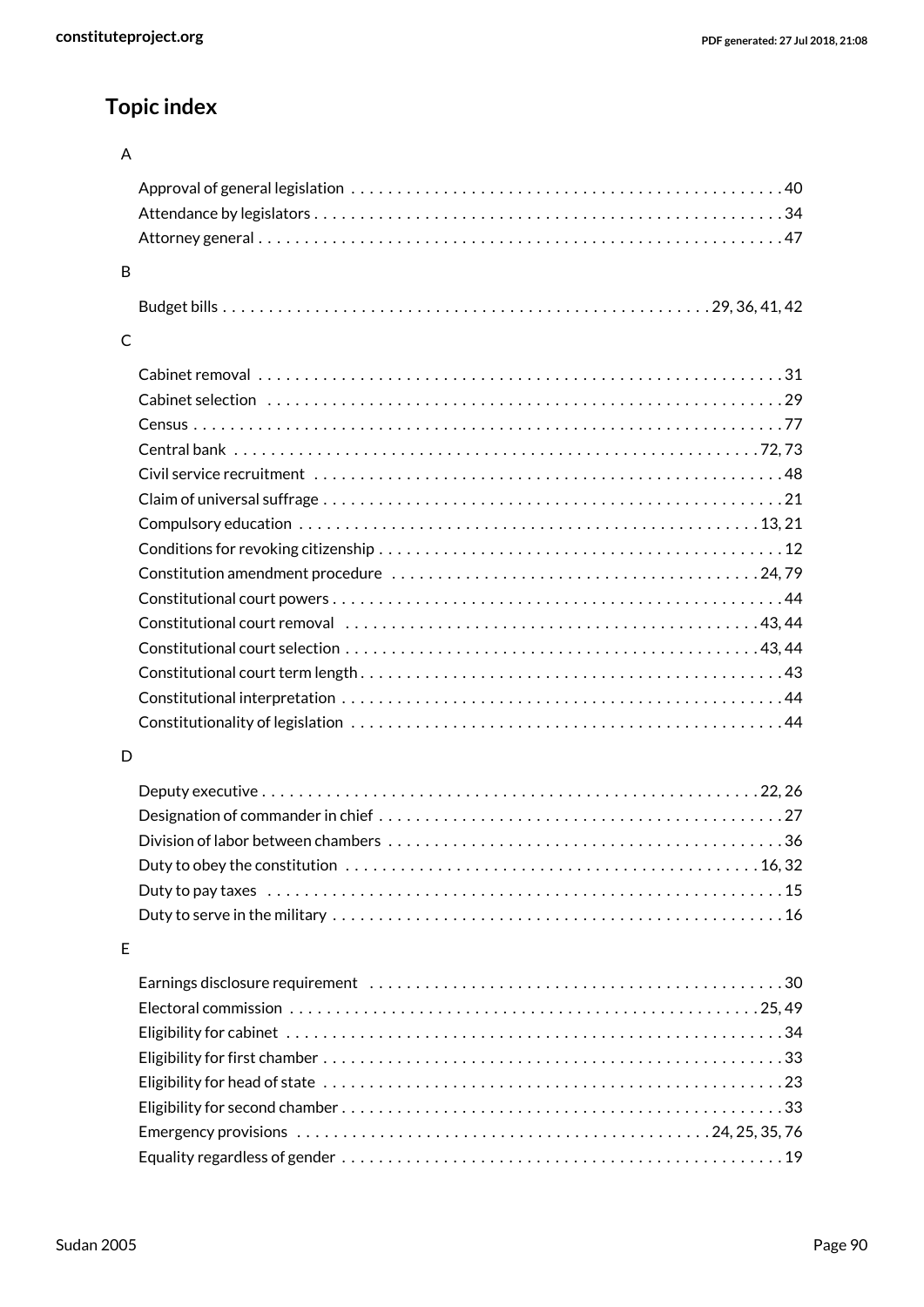## Topic index

### A

- Approval of general legislation . . . . . . . . . . 40
- Attendance by legislators . . . . . . . . . . 34
- Attorney general . . . . . . . . . . 47

### B

- Budget bills . . . . . . . . . . 29, 36, 41, 42

### C

- Cabinet removal . . . . . . . . . . 31
- Cabinet selection . . . . . . . . . . 29
- Census . . . . . . . . . . 77
- Central bank . . . . . . . . . . 72, 73
- Civil service recruitment . . . . . . . . . . 48
- Claim of universal suffrage . . . . . . . . . . 21
- Compulsory education . . . . . . . . . . 13, 21
- Conditions for revoking citizenship . . . . . . . . . . 12
- Constitution amendment procedure . . . . . . . . . . 24, 79
- Constitutional court powers . . . . . . . . . . 44
- Constitutional court removal . . . . . . . . . . 43, 44
- Constitutional court selection . . . . . . . . . . 43, 44
- Constitutional court term length . . . . . . . . . . 43
- Constitutional interpretation . . . . . . . . . . 44
- Constitutionality of legislation . . . . . . . . . . 44

### D

- Deputy executive . . . . . . . . . . 22, 26
- Designation of commander in chief . . . . . . . . . . 27
- Division of labor between chambers . . . . . . . . . . 36
- Duty to obey the constitution . . . . . . . . . . 16, 32
- Duty to pay taxes . . . . . . . . . . 15
- Duty to serve in the military . . . . . . . . . . 16

### E

- Earnings disclosure requirement . . . . . . . . . . 30
- Electoral commission . . . . . . . . . . 25, 49
- Eligibility for cabinet . . . . . . . . . . 34
- Eligibility for first chamber . . . . . . . . . . 33
- Eligibility for head of state . . . . . . . . . . 23
- Eligibility for second chamber . . . . . . . . . . 33
- Emergency provisions . . . . . . . . . . 24, 25, 35, 76
- Equality regardless of gender . . . . . . . . . . 19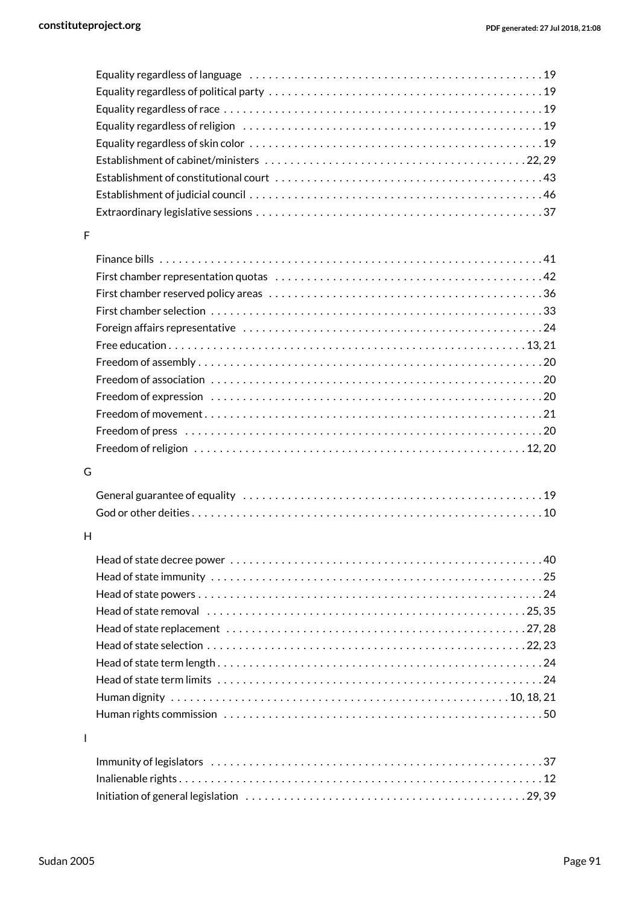Equality regardless of language . . . . . . . . . . . . . . . . . . . . . . . . . . . . . . . . . . . . . . . . . . . . . . 19
Equality regardless of political party . . . . . . . . . . . . . . . . . . . . . . . . . . . . . . . . . . . . . . . . . . 19
Equality regardless of race . . . . . . . . . . . . . . . . . . . . . . . . . . . . . . . . . . . . . . . . . . . . . . . . . . 19
Equality regardless of religion . . . . . . . . . . . . . . . . . . . . . . . . . . . . . . . . . . . . . . . . . . . . . . . 19
Equality regardless of skin color . . . . . . . . . . . . . . . . . . . . . . . . . . . . . . . . . . . . . . . . . . . . . 19
Establishment of cabinet/ministers . . . . . . . . . . . . . . . . . . . . . . . . . . . . . . . . . . . . . . . . 22, 29
Establishment of constitutional court . . . . . . . . . . . . . . . . . . . . . . . . . . . . . . . . . . . . . . . . . 43
Establishment of judicial council . . . . . . . . . . . . . . . . . . . . . . . . . . . . . . . . . . . . . . . . . . . . . 46
Extraordinary legislative sessions . . . . . . . . . . . . . . . . . . . . . . . . . . . . . . . . . . . . . . . . . . . . 37

F

Finance bills . . . . . . . . . . . . . . . . . . . . . . . . . . . . . . . . . . . . . . . . . . . . . . . . . . . . . . . . . . . . 41
First chamber representation quotas . . . . . . . . . . . . . . . . . . . . . . . . . . . . . . . . . . . . . . . . . 42
First chamber reserved policy areas . . . . . . . . . . . . . . . . . . . . . . . . . . . . . . . . . . . . . . . . . . 36
First chamber selection . . . . . . . . . . . . . . . . . . . . . . . . . . . . . . . . . . . . . . . . . . . . . . . . . . . . 33
Foreign affairs representative . . . . . . . . . . . . . . . . . . . . . . . . . . . . . . . . . . . . . . . . . . . . . . . 24
Free education . . . . . . . . . . . . . . . . . . . . . . . . . . . . . . . . . . . . . . . . . . . . . . . . . . . . . . . 13, 21
Freedom of assembly . . . . . . . . . . . . . . . . . . . . . . . . . . . . . . . . . . . . . . . . . . . . . . . . . . . . . . 20
Freedom of association . . . . . . . . . . . . . . . . . . . . . . . . . . . . . . . . . . . . . . . . . . . . . . . . . . . . 20
Freedom of expression . . . . . . . . . . . . . . . . . . . . . . . . . . . . . . . . . . . . . . . . . . . . . . . . . . . . 20
Freedom of movement . . . . . . . . . . . . . . . . . . . . . . . . . . . . . . . . . . . . . . . . . . . . . . . . . . . . . 21
Freedom of press . . . . . . . . . . . . . . . . . . . . . . . . . . . . . . . . . . . . . . . . . . . . . . . . . . . . . . . . 20
Freedom of religion . . . . . . . . . . . . . . . . . . . . . . . . . . . . . . . . . . . . . . . . . . . . . . . . . . . 12, 20

G

General guarantee of equality . . . . . . . . . . . . . . . . . . . . . . . . . . . . . . . . . . . . . . . . . . . . . . . 19
God or other deities . . . . . . . . . . . . . . . . . . . . . . . . . . . . . . . . . . . . . . . . . . . . . . . . . . . . . . . 10

H

Head of state decree power . . . . . . . . . . . . . . . . . . . . . . . . . . . . . . . . . . . . . . . . . . . . . . . . . 40
Head of state immunity . . . . . . . . . . . . . . . . . . . . . . . . . . . . . . . . . . . . . . . . . . . . . . . . . . . . 25
Head of state powers . . . . . . . . . . . . . . . . . . . . . . . . . . . . . . . . . . . . . . . . . . . . . . . . . . . . . . 24
Head of state removal . . . . . . . . . . . . . . . . . . . . . . . . . . . . . . . . . . . . . . . . . . . . . . . . . . 25, 35
Head of state replacement . . . . . . . . . . . . . . . . . . . . . . . . . . . . . . . . . . . . . . . . . . . . . . . 27, 28
Head of state selection . . . . . . . . . . . . . . . . . . . . . . . . . . . . . . . . . . . . . . . . . . . . . . . . . 22, 23
Head of state term length . . . . . . . . . . . . . . . . . . . . . . . . . . . . . . . . . . . . . . . . . . . . . . . . . . . 24
Head of state term limits . . . . . . . . . . . . . . . . . . . . . . . . . . . . . . . . . . . . . . . . . . . . . . . . . . . 24
Human dignity . . . . . . . . . . . . . . . . . . . . . . . . . . . . . . . . . . . . . . . . . . . . . . . . . . . . . 10, 18, 21
Human rights commission . . . . . . . . . . . . . . . . . . . . . . . . . . . . . . . . . . . . . . . . . . . . . . . . . . 50

I

Immunity of legislators . . . . . . . . . . . . . . . . . . . . . . . . . . . . . . . . . . . . . . . . . . . . . . . . . . . . 37
Inalienable rights . . . . . . . . . . . . . . . . . . . . . . . . . . . . . . . . . . . . . . . . . . . . . . . . . . . . . . . . . 12
Initiation of general legislation . . . . . . . . . . . . . . . . . . . . . . . . . . . . . . . . . . . . . . . . . . . . 29, 39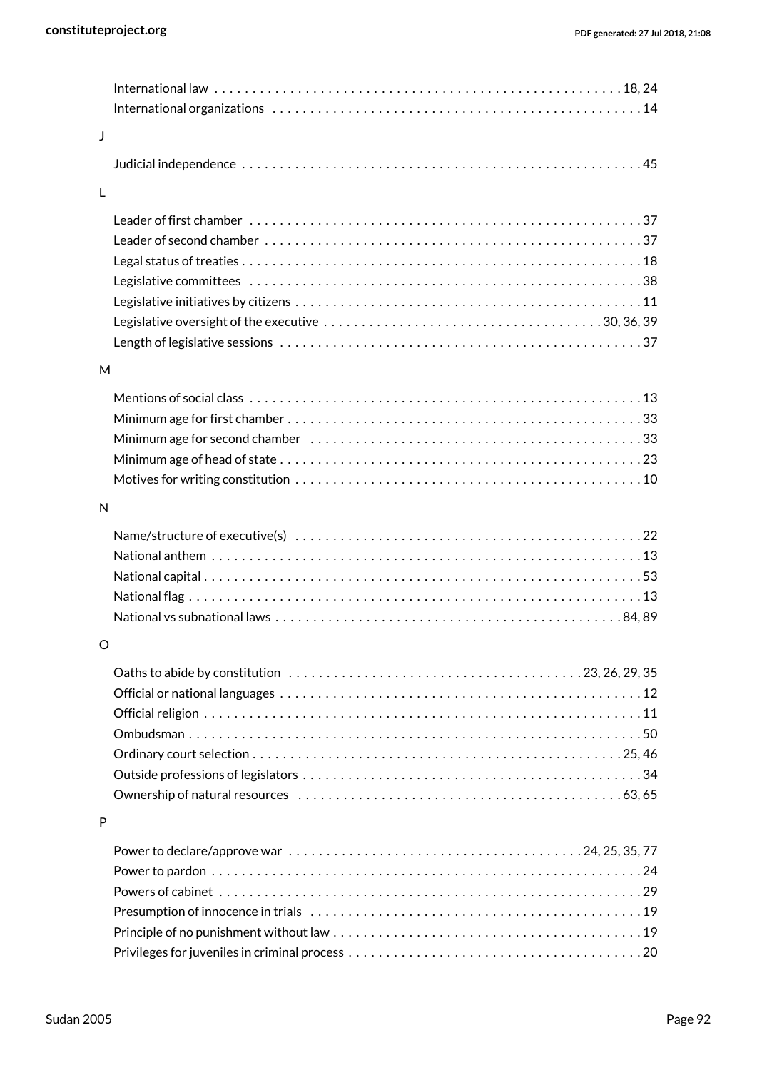International law . . . . . . . . . . . . . . . . . . . . . . . . . . . . . . . . . . . . . . . . . . . . . . . . . . . . . 18, 24
International organizations . . . . . . . . . . . . . . . . . . . . . . . . . . . . . . . . . . . . . . . . . . . . . . . . 14

J

Judicial independence . . . . . . . . . . . . . . . . . . . . . . . . . . . . . . . . . . . . . . . . . . . . . . . . . . . . 45

L

Leader of first chamber . . . . . . . . . . . . . . . . . . . . . . . . . . . . . . . . . . . . . . . . . . . . . . . . . . . 37
Leader of second chamber . . . . . . . . . . . . . . . . . . . . . . . . . . . . . . . . . . . . . . . . . . . . . . . . . 37
Legal status of treaties . . . . . . . . . . . . . . . . . . . . . . . . . . . . . . . . . . . . . . . . . . . . . . . . . . . . 18
Legislative committees . . . . . . . . . . . . . . . . . . . . . . . . . . . . . . . . . . . . . . . . . . . . . . . . . . . 38
Legislative initiatives by citizens . . . . . . . . . . . . . . . . . . . . . . . . . . . . . . . . . . . . . . . . . . . . . 11
Legislative oversight of the executive . . . . . . . . . . . . . . . . . . . . . . . . . . . . . . . . . . . . 30, 36, 39
Length of legislative sessions . . . . . . . . . . . . . . . . . . . . . . . . . . . . . . . . . . . . . . . . . . . . . . . 37

M

Mentions of social class . . . . . . . . . . . . . . . . . . . . . . . . . . . . . . . . . . . . . . . . . . . . . . . . . . . 13
Minimum age for first chamber . . . . . . . . . . . . . . . . . . . . . . . . . . . . . . . . . . . . . . . . . . . . . . 33
Minimum age for second chamber . . . . . . . . . . . . . . . . . . . . . . . . . . . . . . . . . . . . . . . . . . . 33
Minimum age of head of state . . . . . . . . . . . . . . . . . . . . . . . . . . . . . . . . . . . . . . . . . . . . . . . 23
Motives for writing constitution . . . . . . . . . . . . . . . . . . . . . . . . . . . . . . . . . . . . . . . . . . . . . 10

N

Name/structure of executive(s) . . . . . . . . . . . . . . . . . . . . . . . . . . . . . . . . . . . . . . . . . . . . . 22
National anthem . . . . . . . . . . . . . . . . . . . . . . . . . . . . . . . . . . . . . . . . . . . . . . . . . . . . . . . . 13
National capital . . . . . . . . . . . . . . . . . . . . . . . . . . . . . . . . . . . . . . . . . . . . . . . . . . . . . . . . . 53
National flag . . . . . . . . . . . . . . . . . . . . . . . . . . . . . . . . . . . . . . . . . . . . . . . . . . . . . . . . . . . 13
National vs subnational laws . . . . . . . . . . . . . . . . . . . . . . . . . . . . . . . . . . . . . . . . . . . . . 84, 89

O

Oaths to abide by constitution . . . . . . . . . . . . . . . . . . . . . . . . . . . . . . . . . . . . . . 23, 26, 29, 35
Official or national languages . . . . . . . . . . . . . . . . . . . . . . . . . . . . . . . . . . . . . . . . . . . . . . . 12
Official religion . . . . . . . . . . . . . . . . . . . . . . . . . . . . . . . . . . . . . . . . . . . . . . . . . . . . . . . . . 11
Ombudsman . . . . . . . . . . . . . . . . . . . . . . . . . . . . . . . . . . . . . . . . . . . . . . . . . . . . . . . . . . . 50
Ordinary court selection . . . . . . . . . . . . . . . . . . . . . . . . . . . . . . . . . . . . . . . . . . . . . . . . 25, 46
Outside professions of legislators . . . . . . . . . . . . . . . . . . . . . . . . . . . . . . . . . . . . . . . . . . . . 34
Ownership of natural resources . . . . . . . . . . . . . . . . . . . . . . . . . . . . . . . . . . . . . . . . . . . 63, 65

P

Power to declare/approve war . . . . . . . . . . . . . . . . . . . . . . . . . . . . . . . . . . . . . . 24, 25, 35, 77
Power to pardon . . . . . . . . . . . . . . . . . . . . . . . . . . . . . . . . . . . . . . . . . . . . . . . . . . . . . . . . . 24
Powers of cabinet . . . . . . . . . . . . . . . . . . . . . . . . . . . . . . . . . . . . . . . . . . . . . . . . . . . . . . . . 29
Presumption of innocence in trials . . . . . . . . . . . . . . . . . . . . . . . . . . . . . . . . . . . . . . . . . . . 19
Principle of no punishment without law . . . . . . . . . . . . . . . . . . . . . . . . . . . . . . . . . . . . . . . . 19
Privileges for juveniles in criminal process . . . . . . . . . . . . . . . . . . . . . . . . . . . . . . . . . . . . . . 20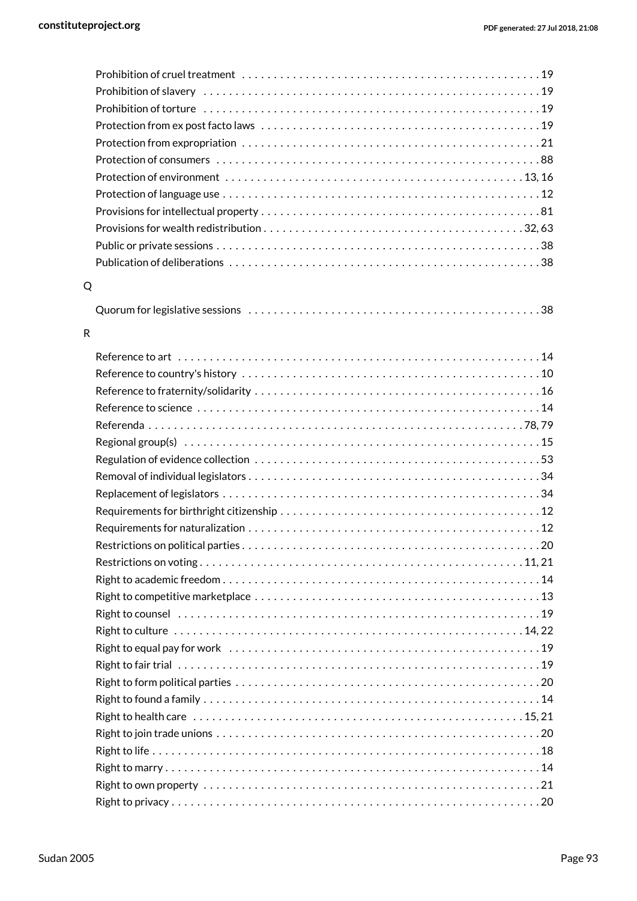Prohibition of cruel treatment . . . . . . . . . . . . . . . . . . . . . . . . . . . . . . . . . . . . . . . . . . . . . . . . 19
Prohibition of slavery . . . . . . . . . . . . . . . . . . . . . . . . . . . . . . . . . . . . . . . . . . . . . . . . . . . . . . 19
Prohibition of torture . . . . . . . . . . . . . . . . . . . . . . . . . . . . . . . . . . . . . . . . . . . . . . . . . . . . . . 19
Protection from ex post facto laws . . . . . . . . . . . . . . . . . . . . . . . . . . . . . . . . . . . . . . . . . . . . 19
Protection from expropriation . . . . . . . . . . . . . . . . . . . . . . . . . . . . . . . . . . . . . . . . . . . . . . . . 21
Protection of consumers . . . . . . . . . . . . . . . . . . . . . . . . . . . . . . . . . . . . . . . . . . . . . . . . . . . . 88
Protection of environment . . . . . . . . . . . . . . . . . . . . . . . . . . . . . . . . . . . . . . . . . . . . . . . 13, 16
Protection of language use . . . . . . . . . . . . . . . . . . . . . . . . . . . . . . . . . . . . . . . . . . . . . . . . . . 12
Provisions for intellectual property . . . . . . . . . . . . . . . . . . . . . . . . . . . . . . . . . . . . . . . . . . . . 81
Provisions for wealth redistribution . . . . . . . . . . . . . . . . . . . . . . . . . . . . . . . . . . . . . . . . 32, 63
Public or private sessions . . . . . . . . . . . . . . . . . . . . . . . . . . . . . . . . . . . . . . . . . . . . . . . . . . . 38
Publication of deliberations . . . . . . . . . . . . . . . . . . . . . . . . . . . . . . . . . . . . . . . . . . . . . . . . . 38

Q

Quorum for legislative sessions . . . . . . . . . . . . . . . . . . . . . . . . . . . . . . . . . . . . . . . . . . . . . . 38

R

Reference to art . . . . . . . . . . . . . . . . . . . . . . . . . . . . . . . . . . . . . . . . . . . . . . . . . . . . . . . . . . 14
Reference to country's history . . . . . . . . . . . . . . . . . . . . . . . . . . . . . . . . . . . . . . . . . . . . . . . 10
Reference to fraternity/solidarity . . . . . . . . . . . . . . . . . . . . . . . . . . . . . . . . . . . . . . . . . . . . . 16
Reference to science . . . . . . . . . . . . . . . . . . . . . . . . . . . . . . . . . . . . . . . . . . . . . . . . . . . . . . 14
Referenda . . . . . . . . . . . . . . . . . . . . . . . . . . . . . . . . . . . . . . . . . . . . . . . . . . . . . . . . . . . . 78, 79
Regional group(s) . . . . . . . . . . . . . . . . . . . . . . . . . . . . . . . . . . . . . . . . . . . . . . . . . . . . . . . . 15
Regulation of evidence collection . . . . . . . . . . . . . . . . . . . . . . . . . . . . . . . . . . . . . . . . . . . . . 53
Removal of individual legislators . . . . . . . . . . . . . . . . . . . . . . . . . . . . . . . . . . . . . . . . . . . . . . 34
Replacement of legislators . . . . . . . . . . . . . . . . . . . . . . . . . . . . . . . . . . . . . . . . . . . . . . . . . . 34
Requirements for birthright citizenship . . . . . . . . . . . . . . . . . . . . . . . . . . . . . . . . . . . . . . . . . 12
Requirements for naturalization . . . . . . . . . . . . . . . . . . . . . . . . . . . . . . . . . . . . . . . . . . . . . . 12
Restrictions on political parties . . . . . . . . . . . . . . . . . . . . . . . . . . . . . . . . . . . . . . . . . . . . . . . 20
Restrictions on voting . . . . . . . . . . . . . . . . . . . . . . . . . . . . . . . . . . . . . . . . . . . . . . . . . . . 11, 21
Right to academic freedom . . . . . . . . . . . . . . . . . . . . . . . . . . . . . . . . . . . . . . . . . . . . . . . . . . 14
Right to competitive marketplace . . . . . . . . . . . . . . . . . . . . . . . . . . . . . . . . . . . . . . . . . . . . . 13
Right to counsel . . . . . . . . . . . . . . . . . . . . . . . . . . . . . . . . . . . . . . . . . . . . . . . . . . . . . . . . . . 19
Right to culture . . . . . . . . . . . . . . . . . . . . . . . . . . . . . . . . . . . . . . . . . . . . . . . . . . . . . . . . 14, 22
Right to equal pay for work . . . . . . . . . . . . . . . . . . . . . . . . . . . . . . . . . . . . . . . . . . . . . . . . . . 19
Right to fair trial . . . . . . . . . . . . . . . . . . . . . . . . . . . . . . . . . . . . . . . . . . . . . . . . . . . . . . . . . . 19
Right to form political parties . . . . . . . . . . . . . . . . . . . . . . . . . . . . . . . . . . . . . . . . . . . . . . . . 20
Right to found a family . . . . . . . . . . . . . . . . . . . . . . . . . . . . . . . . . . . . . . . . . . . . . . . . . . . . . 14
Right to health care . . . . . . . . . . . . . . . . . . . . . . . . . . . . . . . . . . . . . . . . . . . . . . . . . . . . . 15, 21
Right to join trade unions . . . . . . . . . . . . . . . . . . . . . . . . . . . . . . . . . . . . . . . . . . . . . . . . . . . 20
Right to life . . . . . . . . . . . . . . . . . . . . . . . . . . . . . . . . . . . . . . . . . . . . . . . . . . . . . . . . . . . . . 18
Right to marry . . . . . . . . . . . . . . . . . . . . . . . . . . . . . . . . . . . . . . . . . . . . . . . . . . . . . . . . . . . 14
Right to own property . . . . . . . . . . . . . . . . . . . . . . . . . . . . . . . . . . . . . . . . . . . . . . . . . . . . . . 21
Right to privacy . . . . . . . . . . . . . . . . . . . . . . . . . . . . . . . . . . . . . . . . . . . . . . . . . . . . . . . . . . 20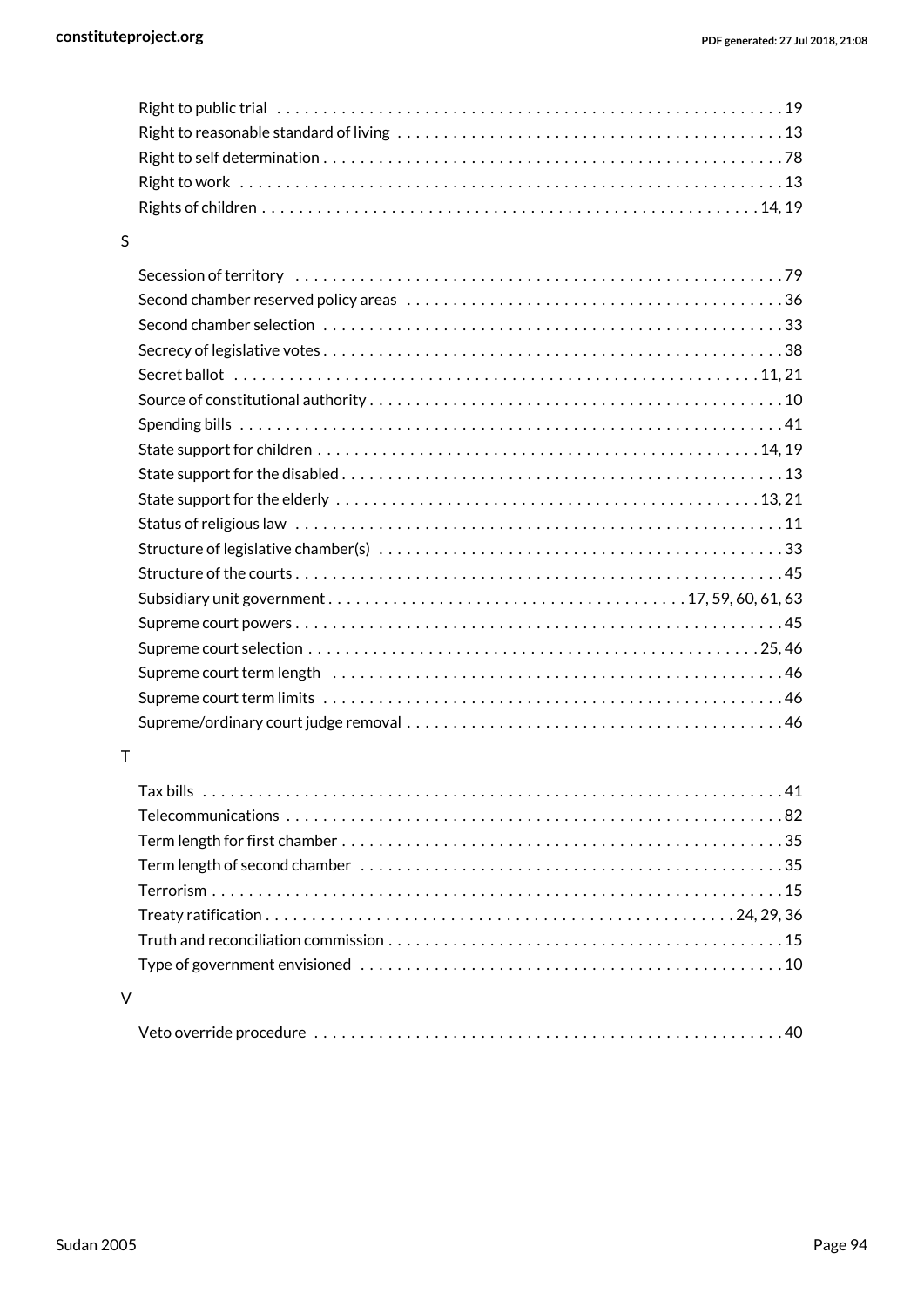Right to public trial . . . . . . . . . . . . . . . . . . . . . . . . . . . . . . . . . . . . . . . . . . . . . . . . . . . . . . 19
Right to reasonable standard of living . . . . . . . . . . . . . . . . . . . . . . . . . . . . . . . . . . . . . . . . . 13
Right to self determination . . . . . . . . . . . . . . . . . . . . . . . . . . . . . . . . . . . . . . . . . . . . . . . . . . 78
Right to work . . . . . . . . . . . . . . . . . . . . . . . . . . . . . . . . . . . . . . . . . . . . . . . . . . . . . . . . . . . 13
Rights of children . . . . . . . . . . . . . . . . . . . . . . . . . . . . . . . . . . . . . . . . . . . . . . . . . . . . . 14, 19

S

Secession of territory . . . . . . . . . . . . . . . . . . . . . . . . . . . . . . . . . . . . . . . . . . . . . . . . . . . . 79
Second chamber reserved policy areas . . . . . . . . . . . . . . . . . . . . . . . . . . . . . . . . . . . . . . . . 36
Second chamber selection . . . . . . . . . . . . . . . . . . . . . . . . . . . . . . . . . . . . . . . . . . . . . . . . . . 33
Secrecy of legislative votes . . . . . . . . . . . . . . . . . . . . . . . . . . . . . . . . . . . . . . . . . . . . . . . . . 38
Secret ballot . . . . . . . . . . . . . . . . . . . . . . . . . . . . . . . . . . . . . . . . . . . . . . . . . . . . . . . . 11, 21
Source of constitutional authority . . . . . . . . . . . . . . . . . . . . . . . . . . . . . . . . . . . . . . . . . . . . 10
Spending bills . . . . . . . . . . . . . . . . . . . . . . . . . . . . . . . . . . . . . . . . . . . . . . . . . . . . . . . . . . . 41
State support for children . . . . . . . . . . . . . . . . . . . . . . . . . . . . . . . . . . . . . . . . . . . . . . . 14, 19
State support for the disabled . . . . . . . . . . . . . . . . . . . . . . . . . . . . . . . . . . . . . . . . . . . . . . . 13
State support for the elderly . . . . . . . . . . . . . . . . . . . . . . . . . . . . . . . . . . . . . . . . . . . . . 13, 21
Status of religious law . . . . . . . . . . . . . . . . . . . . . . . . . . . . . . . . . . . . . . . . . . . . . . . . . . . . 11
Structure of legislative chamber(s) . . . . . . . . . . . . . . . . . . . . . . . . . . . . . . . . . . . . . . . . . . . 33
Structure of the courts . . . . . . . . . . . . . . . . . . . . . . . . . . . . . . . . . . . . . . . . . . . . . . . . . . . . 45
Subsidiary unit government . . . . . . . . . . . . . . . . . . . . . . . . . . . . . . . . . . . . . 17, 59, 60, 61, 63
Supreme court powers . . . . . . . . . . . . . . . . . . . . . . . . . . . . . . . . . . . . . . . . . . . . . . . . . . . . 45
Supreme court selection . . . . . . . . . . . . . . . . . . . . . . . . . . . . . . . . . . . . . . . . . . . . . . . . 25, 46
Supreme court term length . . . . . . . . . . . . . . . . . . . . . . . . . . . . . . . . . . . . . . . . . . . . . . . . . 46
Supreme court term limits . . . . . . . . . . . . . . . . . . . . . . . . . . . . . . . . . . . . . . . . . . . . . . . . . . 46
Supreme/ordinary court judge removal . . . . . . . . . . . . . . . . . . . . . . . . . . . . . . . . . . . . . . . . 46

T

Tax bills . . . . . . . . . . . . . . . . . . . . . . . . . . . . . . . . . . . . . . . . . . . . . . . . . . . . . . . . . . . . . . 41
Telecommunications . . . . . . . . . . . . . . . . . . . . . . . . . . . . . . . . . . . . . . . . . . . . . . . . . . . . . . 82
Term length for first chamber . . . . . . . . . . . . . . . . . . . . . . . . . . . . . . . . . . . . . . . . . . . . . . . 35
Term length of second chamber . . . . . . . . . . . . . . . . . . . . . . . . . . . . . . . . . . . . . . . . . . . . . 35
Terrorism . . . . . . . . . . . . . . . . . . . . . . . . . . . . . . . . . . . . . . . . . . . . . . . . . . . . . . . . . . . . . 15
Treaty ratification . . . . . . . . . . . . . . . . . . . . . . . . . . . . . . . . . . . . . . . . . . . . . . . . . . 24, 29, 36
Truth and reconciliation commission . . . . . . . . . . . . . . . . . . . . . . . . . . . . . . . . . . . . . . . . . . 15
Type of government envisioned . . . . . . . . . . . . . . . . . . . . . . . . . . . . . . . . . . . . . . . . . . . . . 10

V

Veto override procedure . . . . . . . . . . . . . . . . . . . . . . . . . . . . . . . . . . . . . . . . . . . . . . . . . . . 40